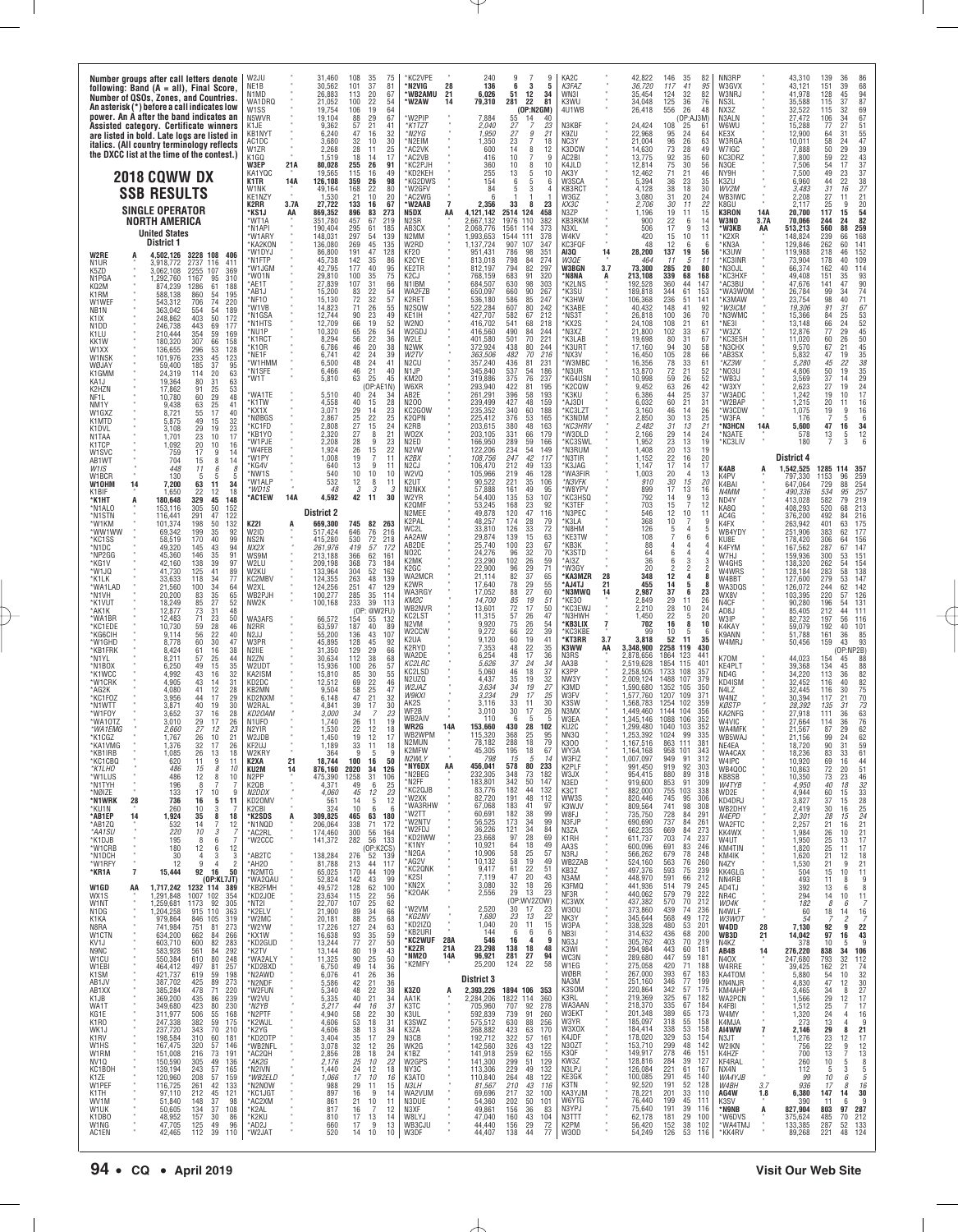Number groups after call letters denote following: Band (A = all), Final Score, Number of QSOs, Zones, and Countries. An asterisk (*) before a call indicates low power. An A after the band indicates an Assisted category. Certificate winners are listed in bold. Late logs are listed in italics. (All country terminology reflects the DXCC list at the time of the contest.)

# 2018 CQWW DX SSB RESULTS

## SINGLE OPERATOR

## NORTH AMERICA

### United States

#### District 1

**W2RE** A 4,502,126 3228 108 406
N1UR " 3,918,772 2737 116 411
K5ZD " 3,062,108 2255 107 369
N1PGA " 1,292,760 1167 95 310
KQ2M " 874,239 1286 61 188
K1RM " 588,138 860 54 195
W1WEF " 543,312 706 74 220
NB1N " 363,042 554 54 189
K1IX " 248,862 403 50 172
N1DD " 246,738 443 69 177
K1LU " 210,444 354 59 169
KK1W " 180,320 307 66 158
W1XX " 136,655 296 53 128
W1NSK " 101,976 233 45 123
W0JAY " 59,400 185 37 95
K1GMM " 24,319 114 20 63
KA1J " 19,364 80 31 63
K2HZN " 17,862 91 25 53
NF1L " 10,780 60 29 48
NM1Y " 9,438 63 25 41
W1GXZ " 8,721 55 17 40
K1MTD " 5,875 49 15 32
K1DVL " 3,108 29 19 23
N1TAA " 1,701 23 10 17
K1TCP " 1,092 20 10 16
W1SVC " 759 17 9 14
AB1WT " 704 15 8 14
*W1IS* " 448 11 6 8
W1BCR " 130 5 5 5
**W1OHM** 14 7,200 63 11 34
K1BIF " 1,650 22 12 18
**\*K1HT** A 180,648 329 45 148
*N1ALO " 153,116 305 50 152
*N1STN " 116,441 291 47 122
*W1KM " 101,374 198 50 132
*WW1WW " 69,342 199 35 92
*KC1SS " 58,519 170 40 99
*N1DC " 49,320 145 43 94
*NP2GG " 45,360 146 35 91
*KG1V " 42,160 138 39 97
*N1FTP " 41,730 125 41 89
*K1LK " 33,633 118 34 77
*WA1LAD " 21,560 100 34 64
*N1VH " 20,200 83 35 65
*K1VUT " 18,249 85 27 52
*AK1K " 12,877 73 31 48
*WA1BR " 12,483 71 23 50
*KC1EDE " 10,730 59 28 46
*KG6CIH " 9,114 56 22 40
*W1GHD " 8,778 60 30 47
*KB1FRK " 8,424 61 16 38
*N1YL " 8,211 57 25 44
*N1BOX " 6,250 49 15 35
*K1WCC " 4,992 43 16 32
*W1CRK " 4,905 43 14 31
*AG2K " 4,080 41 12 28
*KC1FDZ " 3,956 44 17 29
*N1WTT " 3,871 40 19 30
*W1FOY " 3,652 37 16 28
*WA1OTZ " 3,010 29 17 26
*\*WA1EMG* " 2,660 27 12 23
*K1CGZ " 1,767 26 10 21
*KA1VMG " 1,376 32 17 26
*KB1IRB " 1,085 26 13 18
*KC1CBQ " 620 11 9 11
*\*K1LHO* " 486 15 8 10
*W1LUS " 486 12 8 10
*N1TYH " 196 8 7 7
*N0IZE " 133 17 10 9
**\*N1WRK** 28 736 16 5 11
*KU1N " 260 10 3 7
**\*AB1EP** 14 1,924 35 8 18
*AB1ZQ " 532 14 7 12
*\*AA1SU* " 220 10 3 7
*K1DJB " 195 8 6 7
*W1CRB " 180 12 6 12
*N1DCH " 30 4 3 3
*W1RFY " 12 9 4 2
**\*KR1A** 7 15,444 92 16 50
(OP:KL7JT)
W1GD AA 1,717,242 1232 114 389
WX1S " 1,291,848 1007 102 354
W1NT " 1,259,681 1173 92 305
N1DG " 1,204,258 915 110 363
K1KA " 979,864 846 105 319
N8RA " 741,984 751 81 273
W1CTN " 634,200 662 84 266
KV1J " 603,710 600 82 283
N9NC " 583,928 561 84 292
W1CU " 550,384 610 80 248
W1EBI " 464,412 497 81 257
K1SM " 421,737 619 59 198
AB1JV " 387,702 425 89 273
AB1XX " 385,284 478 71 220
K1JB " 369,200 435 86 239
WA1T " 349,680 423 80 230
KG1E " 311,997 506 55 168
K1RO " 247,338 382 59 175
WK1J " 237,720 343 70 210
K1RV " 198,584 310 60 181
W1HS " 167,475 320 57 146
W1RM " 151,008 216 73 191
NV1Q " 150,590 305 49 136
KC1BOH " 139,194 243 57 165
K1ZE " 120,960 208 57 159
W1PEF " 116,725 261 42 133
K1TH " 97,110 212 45 121
W1PM " 51,840 148 37 98
W1UK " 50,605 134 37 108
K1DBO " 48,952 157 30 86
W1NG " 47,705 125 49 96
AC1EN " 42,465 112 39 110
W2JU " 31,460 108 35 75
NE1B " 30,562 101 37 81
N1MD " 26,883 113 20 67
WA1DRQ " 21,052 100 22 54
W1SS " 19,754 106 19 64
N5WVR " 19,104 88 29 67
K1JE " 9,362 57 21 41
KB1NYT " 6,240 47 16 32
AC1DC " 3,680 32 10 30
W1ZR " 2,268 28 11 25
K1GQ " 1,519 18 14 17
**W3EP** 21A 80,028 255 26 91
KA1YQC " 19,565 115 16 49
**K1TR** 14A 126,108 359 26 98
W1NK " 49,164 168 22 80
KE1NZY " 1,530 21 10 20
**K2RR** 3.7A 27,722 133 16 67
**\*KS1J** AA 869,352 896 83 273
*WT1A " 351,780 457 67 219
*N1API " 190,404 295 61 185
*W1ARY " 148,031 297 54 139
*KA2KON " 136,080 269 45 135
*W1DYJ " 86,800 191 47 128
*N1FTP " 45,738 142 35 86
*W1JGM " 42,795 177 40 75
*WD1N " 29,810 100 35 75
*AE1T " 27,839 107 31 66
*AB1J " 15,200 83 22 54
*NF1O " 15,130 72 32 57
*W1VB " 14,823 71 26 55
*N1GSA " 12,744 90 23 49
*N1HTS " 12,709 66 19 52
*NU1P " 10,320 65 26 54
*K1RCT " 8,294 56 22 36
*K1OR " 6,786 46 20 38
*NE1F " 6,741 42 24 39
*W1HMM " 6,500 48 24 41
*N1SFE " 6,466 46 21 40
*W1T " 5,810 63 25 45
(OP:AE1N)
*WA1TE " 5,510 40 24 34
*K1TW " 4,558 40 15 28
*KX1X " 3,071 29 14 23
*N0BGS " 2,867 25 22 25
*KC1FD " 2,808 27 15 24
*KB1YO " 2,320 27 8 21
*W1PJE " 2,208 28 9 23
*W4FEB " 1,924 26 15 22
*W1PY " 1,008 19 7 11
*KG4V " 640 13 9 11
*NW1S " 540 10 10 10
*W1ALP " 532 12 8 11
*\*WD1S* " 48 3 3 3
**\*AC1EW** 14A 4,592 42 11 30

#### District 2

**KZ2I** A 669,300 745 82 263
W2ID " 517,424 646 76 216
NS2N " 415,280 530 72 218
*NX2X* " 261,976 419 57 172
WS9M " 213,188 366 62 161
W2LU " 209,198 368 73 184
W2KU " 133,964 304 52 162
KC2MBV " 124,355 263 48 139
W2XL " 124,256 251 47 129
WB2PJH " 100,277 285 35 114
NW2K " 100,168 233 39 113
(OP: @W2FU)
WA3AFS " 66,572 154 55 132
N2RR " 63,597 187 40 89
N2JJ " 55,200 136 43 107
W3PR " 45,895 128 45 92
N2IIE " 31,350 129 29 66
N2ZN " 30,634 112 38 68
W2UDT " 15,936 100 26 57
KA2ISM " 15,810 85 30 55
KD2DC " 12,512 69 22 46
KB2MN " 9,504 58 25 47
KD2NXM " 6,148 47 21 32
W2RAL " 4,841 39 17 30
*KD2OAM* " 3,000 34 7 23
N1UFO " 1,740 26 11 19
N2YIR " 1,530 22 12 18
W2JDB " 1,450 19 12 17
KF2UJ " 1,189 33 11 18
W2KRY " 364 9 5 9
**K2XA** 21 18,744 100 16 50
**KU2M** 14 876,160 2020 34 126
N2PP " 475,390 1258 31 106
K2QB " 4,371 49 6 25
*N2DDX* " 4,060 45 12 23
KD2OMV " 561 14 5 12
K2CBI " 324 10 6 6
**\*K2SDS** A 309,825 465 63 180
*N1NQD " 206,064 338 71 172
*AC2RL " 174,460 300 56 164
*W2CCC " 141,372 282 56 133
(OP:KC2S)
*AB2TC " 138,284 276 52 139
*AH2O " 81,788 213 44 117
*N2MTG " 65,025 170 44 109
*WA2QAU " 52,824 142 43 99
*KB2FMH " 49,572 128 62 100
*KD2JOE " 23,634 115 22 56
*NT2I " 22,707 107 25 62
*K2ELV " 21,000 89 34 66
*W2MC " 20,181 88 25 62
*W2YW " 17,226 127 24 63
*KX1W " 16,638 93 35 59
*KD2GUD " 13,244 77 27 50
*K2TV " 13,144 80 19 43
*WA2ALY " 11,325 90 25 50
*KD2BXD " 6,750 49 14 36
*N2AWD " 6,076 41 26 36
*N2NDF " 5,586 42 21 36
*W2FUN " 5,340 48 22 38
*W2VU " 5,335 40 21 34
*\*N2YB* " 5,217 44 16 31
*N2PTF " 4,940 58 22 38
*K2WJL " 4,606 53 18 31
*K2YG " 4,606 38 13 34
*KD2OTP " 3,404 35 17 29
*WB2NFL " 3,078 32 12 26
*KC2QH " 2,856 28 18 24
*\*AK2G* " 2,176 25 10 22
*KD2OPO " 1,440 24 12 18
*\*WB2ELD* " 1,066 17 10 16
*N2NOW " 988 29 11 15
*KC1JGT " 897 16 9 14
*AC2XM " 861 21 10 11
*K2AIL " 817 16 7 12
*K2KU " 810 17 13 14
*AD2J " 660 17 9 13
*W2JAT " 520 14 10 10
*KC2VPE " 240 9 7 9
**\*N2VIG** 28 136 6 3 5
**\*WB2AMU** 21 6,026 51 12 34
**\*W2AW** 14 79,310 281 22 81
(OP:N2GM)
*W2PIP " 7,884 55 14 40
*\*K1TZT* " 2,040 27 7 23
*\*N2YG* " 1,950 27 9 21
*N2EIM " 1,350 23 7 18
*AC2VK " 600 14 8 12
*AC2VB " 416 10 7 9
*KC2PJH " 360 10 8 10
*KD2KEH " 255 13 5 10
*KG2DWS " 154 6 5 6
*W2GFV " 84 5 3 4
*AC2WG " 6 1 1 1
**\*W2AAB** 7 2,356 33 8 23
N5DX AA 4,121,142 2514 124 458
N2SR " 2,667,132 1976 110 382
AB3CX " 2,068,776 1561 114 373
N2MM " 1,993,653 1544 111 378
W2RD " 1,137,724 907 107 347
KF2O " 951,431 786 98 351
K2CYE " 813,018 798 84 274
KE2TR " 812,197 794 82 297
K2CJ " 768,159 683 91 320
N1IBM " 684,507 630 98 303
WA2FZB " 650,097 660 90 267
K2RET " 536,180 586 85 247
N2SQW " 522,284 607 80 242
KE1IH " 427,707 582 67 212
W2NO " 416,702 541 68 218
W2GDJ " 416,560 490 84 244
W2LE " 401,580 501 70 221
N2WK " 372,924 438 80 244
*W2TY* " 363,506 482 70 216
N2CU " 357,240 436 81 231
N1JP " 345,840 537 54 186
KM2O " 319,886 375 76 237
W6XR " 293,940 422 81 195
AB2E " 261,291 396 58 193
N2OO " 239,499 427 48 159
KC2GOW " 235,352 340 60 188
K2QPN " 225,412 376 53 165
K2RB " 203,615 380 48 163
WO2X " 203,105 331 66 179
N2ED " 166,950 289 59 166
N2VW " 122,206 234 54 149
*K2BX* " 108,756 247 42 117
N2CJ " 106,470 212 49 133
W2VQ " 105,966 219 46 128
N2JFT " 90,522 221 35 106
N2NKX " 57,888 161 49 95
W2YR " 54,400 135 53 107
K2QMF " 53,245 168 23 92
N2MEE " 49,878 120 47 116
K2PAL " 48,257 174 28 79
WC2L " 33,810 126 32 73
AA2AW " 29,874 139 15 63
AB2DE " 25,740 100 23 67
NO2C " 24,276 96 32 70
K2MK " 23,290 102 26 59
K2GC " 22,900 96 29 71
WA2MCR " 21,114 82 37 65
K2WR " 17,640 78 29 55
WA3RGY " 17,052 88 27 60
*KM2C* " 14,700 85 19 51
WB2NVR " 13,601 72 17 50
KC2LST " 11,315 57 26 47
N2VM " 9,920 75 26 54
W2CCW " 9,272 66 22 39
K2UA " 9,120 60 19 41
K2RYD " 7,353 48 22 35
WA2DE " 6,254 48 17 36
*KC2LRC* " 5,626 37 24 34
KC2LSD " 5,060 46 18 37
N2UZQ " 4,437 35 19 32
*W2JAZ* " 3,634 29 17 29
*W9KXI* " 3,234 29 17 25
AK2S " 3,116 33 11 30
WF2B " 3,010 30 17 26
WB2AIV " 110 6 5 5
**WR2G** 14A 153,660 430 28 102
WB2WPM " 115,320 368 25 95
N2MUN " 78,182 288 18 79
K2MFW " 45,305 195 18 67
*N2WLY* " 798 15 5 14
**\*NY6DX** AA 456,041 578 80 233
*N2BEG " 232,305 348 73 182
*N2FF " 183,801 342 50 147
*KC2QJB " 83,776 192 44 132
*W2XK " 82,720 191 48 112
*WA3RHW " 67,068 183 41 97
*W2TT " 60,697 182 38 99
*W2NTV " 56,525 173 34 99
*W2FDJ " 36,226 121 34 84
*KD2IWW " 23,668 97 28 69
*K1NY " 10,921 64 18 49
*N2GA " 10,906 58 25 57
*AG2V " 10,132 58 19 49
*KC2QNK " 9,417 61 22 51
*K2SI " 7,119 47 20 43
*KN2X " 3,080 32 18 26
*K2OAK " 2,556 29 13 23
(OP:WV2ZOW)
*W2VM " 2,520 30 17 23
*\*KG2NV* " 1,680 25 13 22
*KD2IZQ " 1,040 20 11 15
*KB2URI " 144 6 6 6
**\*KC2WUF** 28A 546 16 4 9
**\*KZ2R** 21A 23,298 138 18 48
**\*NM2O** 14A 96,921 281 27 94
*K2MFY " 25,200 124 22 58

#### District 3

**K3ZO** A 2,393,226 1894 106 353
AA1K " 2,284,206 1822 114 360
K3TC " 705,960 707 92 278
K3UL " 592,839 739 79 260
K3SWZ " 575,512 630 88 256
K3ZA " 268,882 423 63 170
N3CB " 192,712 322 57 161
WK2G " 142,560 326 43 122
K1BZ " 141,918 259 62 155
W2GPS " 141,300 299 51 129
NY3C " 113,400 229 49 132
K3ATO " 110,840 264 42 130
*N3LH* " 81,567 210 43 116
WA2VUM " 69,696 217 32 100
N3DUE " 54,360 202 31 100
N3XF " 49,861 156 36 83
W8LYJ " 47,040 160 43 104
WB3CJU " 44,440 156 29 72
W3DF " 44,400 138 44 77
KA2C " 42,822 146 35 82
*K3FAZ* " 36,720 117 41 95
WN3I " 35,454 124 32 82
K3WU " 34,048 125 36 76
4U1WB " 26,418 556 26 48
(OP:AJ3M)
N3KBF " 24,424 108 25 61
K9ZU " 22,968 95 24 64
NC3Y " 21,004 96 26 63
K3DCW " 14,630 73 28 49
AC2BI " 13,775 92 35 60
K4JLD " 12,814 75 30 56
AK3Y " 12,462 71 21 46
W3SCA " 5,394 36 23 35
KB3RCT " 4,128 38 18 30
W3GZ " 3,080 31 20 24
*KX3C* " 2,706 30 11 22
N3ZP " 1,196 19 11 15
KB3RKM " 900 22 6 14
N3XL " 506 17 9 13
W4KV " 420 15 10 11
KC3FQF " 48 12 6 6
**AI3Q** 14 28,200 137 19 56
*W3QE* " 464 11 5 11
**W3BGN** 3.7 73,300 285 20 80
**\*N0NA** A 213,108 339 68 168
*K2LNS " 192,528 360 44 147
*K3SU " 189,818 344 61 153
*K3HW " 106,368 236 51 141
*K3ABE " 40,432 148 41 92
*NS3T " 26,818 100 36 70
*KX2S " 24,108 108 21 61
*N3XZ " 21,800 102 33 67
*K3LAB " 19,698 80 31 67
*K3URT " 17,160 94 30 58
*NX3V " 16,450 105 28 66
*W3MBC " 16,356 78 33 61
*K3JC " 13,870 72 21 52
*N3UR " 10,998 59 26 52
*KG4USN " 9,452 63 26 42
*KC2QW " 6,386 44 25 37
*K3KU " 6,032 60 21 31
*AJ3DI " 3,160 46 14 26
*KC3LZT " 2,850 30 13 25
*\*KC3HRV* " 2,482 31 13 21
*W3DLD " 2,166 29 14 24
*KC3SWL " 1,952 23 13 19
*N3RUM " 1,408 20 13 19
*N3TIR " 1,152 22 16 20
*K3JAG " 1,147 17 14 17
*WA3FIR " 1,003 20 4 13
*\*N3VFK* " 910 30 15 20
*W8YPV " 899 17 13 16
*KC3HSQ " 792 14 9 13
*K3TEF " 703 15 7 12
*N3FQE " 546 12 10 11
*K3LA " 368 10 7 9
*N8HM " 126 5 4 5
*KE3TW " 108 7 6 6
*KB3K " 88 4 4 4
*K3STD " 64 6 4 4
*AI3Z " 36 6 3 3
*W3GY " 20 2 2 2
**\*KA3MZR** 28 348 12 4 8
**\*AJ4TJ** 21 455 14 5 8
**\*N3MWQ** 14 2,987 37 6 23
*KE3O " 2,849 29 11 26
*K3EWQ " 2,210 28 10 24
*N3HWH " 1,450 22 5 20
**\*KB3LIX** 7 702 16 8 10
*KC3KBE " 99 10 5 6
**\*KT3RR** 3.7 3,818 52 11 35
K3WW AA 3,348,900 2258 119 430
N3RS " 2,878,656 1864 123 441
AA3B " 2,519,628 1854 115 401
K3PP " 2,258,505 1733 108 357
NW3Y " 2,009,124 1488 107 379
K3MD " 1,590,680 1352 105 350
W3FV " 1,577,760 1207 109 371
K3SW " 1,568,783 1254 102 359
N3MX " 1,449,460 1144 104 356
W3EA " 1,345,146 1088 106 352
KU2C " 1,299,480 1040 103 352
NN3Q " 1,253,392 1024 99 335
K3OO " 1,167,516 863 111 381
WY3A " 1,164,168 958 101 343
W3FIZ " 1,007,097 949 91 312
K2PLF " 991,450 919 92 303
W3JX " 954,415 880 89 318
N3ED " 919,600 853 91 309
K3CT " 882,000 755 103 338
WW3S " 820,446 745 95 306
K3WJV " 809,564 741 98 308
W8FJ " 735,750 728 84 291
N3FJP " 690,690 737 84 261
N3ZA " 662,235 669 84 273
K3KO " 611,737 703 74 237
AA3S " 600,096 691 83 246
N3RJ " 566,262 679 78 248
WB2ZAB " 524,160 563 76 260
KB3Z " 497,376 593 75 239
N3AM " 448,970 591 66 212
K3FMQ " 441,936 514 79 245
NF3R " 440,062 579 79 222
KC3WX " 437,382 570 70 212
W3OU " 373,860 439 74 236
NK3Y " 345,644 546 49 172
W3PA " 338,328 480 53 201
NB3I " 314,632 436 68 200
N3ZZT " 305,762 403 70 219
K3WI " 294,984 443 60 181
WC3N " 289,680 447 59 181
W1EG " 275,058 420 71 188
WD8MR " 267,600 393 67 183
N3RM " 251,160 346 77 199
K3SOM " 220,864 342 57 175
K3RL " 219,369 325 67 182
WA3AAN " 218,370 335 67 184
W3EKT " 201,348 389 65 173
W3YR " 185,097 318 55 158
W3XOX " 184,414 338 53 158
K4JDF " 178,020 323 57 154
N3OZT " 153,710 299 48 142
K3QF " 149,917 278 46 151
KW3Z " 128,816 284 39 127
K3NJ " 126,084 221 61 167
KE3GK " 100,085 291 45 140
K3TN " 92,520 191 52 128
KA3YJM " 78,221 201 33 110
W6YTG " 76,440 199 45 111
N3YPJ " 75,640 190 52 103
N3TTT " 62,178 181 29 100
K2PM " 56,420 152 38 102
W3OD " 54,249 126 53 116
NN3RP " 43,310 139 36 86
W3GVX " 43,121 151 39 68
W3NRJ " 41,978 128 45 94
NS3L " 35,588 115 37 87
NX3Z " 32,522 115 32 69
N3ALN " 27,472 106 34 67
W6WU " 15,288 77 27 51
KE3X " 12,900 64 31 55
W3RGA " 10,011 58 24 45
W7IGC " 7,888 50 29 39
KC3DRZ " 7,800 59 22 43
N3QE " 7,506 54 17 37
NY9H " 7,500 49 23 37
K3ZU " 6,960 44 22 38
*WV2M* " 3,483 31 16 27
WB3IWC " 2,208 27 11 21
K8GU " 2,117 25 9 20
**K3RON** 14A 20,700 117 15 54
**W3NO** 3.7A 70,066 244 24 82
**\*W3KB** AA 513,213 560 88 259
*K2XR " 148,824 239 66 168
*KN3A " 129,846 262 60 141
*K3UW " 119,988 218 46 152
*KC3INR " 73,904 178 40 109
*N3OJL " 66,374 162 40 114
*KC3HXF " 49,408 151 35 93
*AC3BU " 47,676 141 47 90
*WA3WOM " 26,784 99 34 74
*K3MAW " 23,754 98 40 71
*\*W3ICM* " 19,306 91 31 67
*N3WMC " 15,366 84 25 53
*NE3I " 13,148 66 24 52
*W3ZX " 12,876 77 29 45
*KC3ESH " 11,020 60 26 50
*N3CHX " 9,570 67 21 45
*AB3SX " 5,832 47 19 35
*\*KZ3W* " 5,280 45 22 38
*NO3U " 4,806 50 19 35
*WB3J " 3,569 37 14 29
*W3XY " 2,623 27 19 24
*W3ADC " 1,242 19 10 17
*W2BAP " 1,215 20 11 16
*W3CDW " 1,075 19 9 16
*W3FA " 176 7 5 6
**\*N3HCN** 14A 5,600 47 16 34
*N3ATE " 578 13 5 12
*KC3LIV " 180 7 3 6

#### District 4

**K4AB** A 1,542,525 1285 114 357
K4PV " 797,330 1153 96 259
K4BAI " 647,064 729 88 254
*N4MM* " 490,336 534 95 257
ND4Y " 413,028 582 79 219
KA8Q " 408,293 520 68 213
AC4G " 376,200 492 84 216
K4FX " 263,942 401 63 175
WB4YDY " 251,906 383 62 177
KU8E " 178,420 306 64 156
K4FYM " 167,562 287 67 147
W7HJ " 159,936 300 53 151
W4GHS " 138,320 262 54 154
W4WRS " 128,184 283 58 138
W4BBT " 127,600 279 53 147
WA3DQS " 126,072 244 62 142
WX8V " 103,395 220 57 126
N4CF " 90,280 196 54 131
AD8J " 85,405 212 44 111
W3IP " 82,732 197 56 116
K4KAY " 59,079 192 40 101
K9ANN " 51,788 161 36 85
W4MRJ " 50,456 159 43 93
(OP:NP2B)
K7OM " 44,023 154 45 88
KE4PLT " 39,368 134 45 88
ND4G " 34,220 113 36 82
KD4ISM " 32,452 116 40 82
N4LZ " 32,445 116 30 75
W4NZ " 30,394 117 21 70
*K0STP* " 28,392 135 31 73
KA2NFG " 27,918 111 36 63
W4VIC " 27,664 114 36 76
WA4MFK " 21,567 87 29 62
WB5WAJ " 21,156 99 24 62
NE4EA " 18,720 90 31 59
WA4CAX " 18,236 83 33 61
W4IPC " 10,920 69 16 44
WB4QOC " 10,863 72 20 51
KB8SB " 10,350 73 23 46
*W4TYB* " 4,950 40 18 32
WD2E " 4,944 60 15 33
KD4DRJ " 3,827 37 15 28
WB2DHY " 2,419 40 16 27
*N4FPD* " 2,301 28 15 24
WA2FTC " 2,257 21 16 21
KK4WX " 1,984 26 10 21
W4UT " 1,950 25 13 17
KM4TIN " 1,820 25 11 17
KM4IK " 1,620 21 12 18
N4ZY " 1,530 21 9 21
KK4GLG " 504 15 10 11
NN4RB " 493 11 8 9
AD4TJ " 392 13 6 8
NR4C " 294 14 10 11
*WO4K* " 182 8 6 7
N4WLF " 60 18 14 16
*W3WDT* " 54 7 3 3
**W4DD** 28 7,130 92 9 22
**WB3D** 21 14,042 97 16 43
N4KZ " 378 10 5 9
**AB4B** 14 276,220 838 34 106
N4OX " 247,680 793 32 112
W4RRE " 39,425 162 21 74
KA4TOM " 5,880 54 10 32
KN4NJR " 4,830 47 12 30
KM4AHP " 3,465 34 8 27
WA2PCN " 1,566 29 12 17
K4FBI " 1,512 25 7 17
W4MY " 1,320 24 4 16
K4MJA " 273 13 4 9
**AI4WW** 7 2,146 29 8 21
N3JT " 1,276 23 12 17
N2KIM " 756 22 9 12
K4HZF " 700 13 7 13
KF4RAL " 260 10 5 8
NX4N " 112 5 3 5
*WA4YJB* " 99 10 6 5
W4BH 3.7 936 17 8 16
**AG4W** 1.8 6,380 147 14 30
K3SV " 390 11 6 9
**\*N9NB** A 827,904 803 97 287
*W6DVS " 375,624 485 70 212
*WA4TMJ " 133,385 287 52 133
*KK4RV " 89,268 221 48 124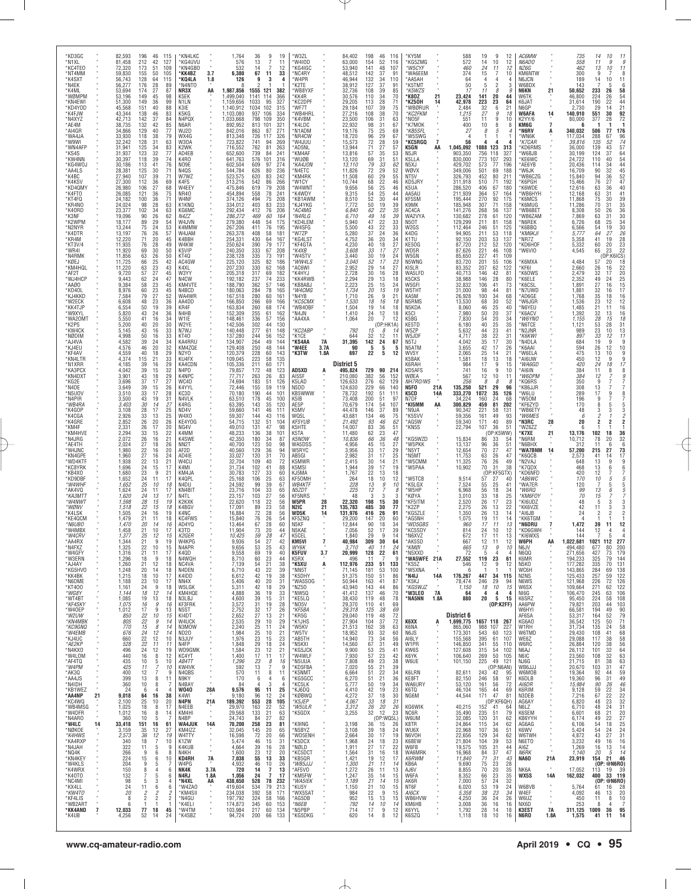| Call | Class | Score | QSOs | | |
|---|---|---|---|---|---|
| *KD3GC | | 82,593 | 196 | 46 | 115 |
| *N1XL | | 81,458 | 212 | 42 | 127 |
| *KC4TEO | | 72,320 | 173 | 51 | 109 |
| *NT4MM | | 59,830 | 155 | 50 | 105 |
| *K4SXT | | 56,743 | 128 | 64 | 115 |
| *N4EK | | 56,277 | 176 | 28 | 89 |
| *K4ML | | 53,694 | 174 | 27 | 87 |
| *W0MPM | | 53,196 | 149 | 45 | 98 |
| *KN4EWI | | 51,300 | 149 | 36 | 99 |
| *KD4YDD | | 45,568 | 151 | 40 | 88 |
| *K4FJW | | 43,344 | 138 | 46 | 83 |
| *N4XYZ | | 42,713 | 142 | 37 | 84 |
| *AE4M | | 38,735 | 132 | 42 | 85 |
| *AI4GR | | 34,866 | 129 | 40 | 77 |
| *WA4JA | | 33,930 | 118 | 38 | 79 |
| *W9WI | | 32,242 | 128 | 31 | 63 |
| *WN4AFP | | 31,941 | 125 | 34 | 83 |
| *KS4S | | 31,937 | 123 | 32 | 77 |
| *KW4NN | | 30,397 | 118 | 39 | 74 |
| *KG4WOJ | | 30,186 | 113 | 41 | 76 |
| *AA4LS | | 28,381 | 125 | 30 | 71 |
| *K4BC | | 27,940 | 107 | 39 | 71 |
| *K4KSV | | 27,300 | 112 | 36 | 69 |
| *KD4QMY | | 26,980 | 106 | 27 | 68 |
| *K4FTO | | 26,085 | 121 | 36 | 75 |
| *KT4FQ | | 24,182 | 100 | 36 | 71 |
| *KR4NO | | 24,024 | 98 | 28 | 63 |
| *K4ORD | | 23,377 | 102 | 34 | 63 |
| *K3NF | | 19,096 | 90 | 26 | 62 |
| *K2WPM | | 18,177 | 89 | 29 | 54 |
| *N2NYR | | 13,244 | 75 | 24 | 53 |
| *K4DTR | | 13,197 | 76 | 26 | 57 |
| *KR4M | | 12,220 | 71 | 20 | 45 |
| *KT3V/4 | | 11,935 | 76 | 28 | 49 |
| *WR4I | | 11,920 | 69 | 30 | 50 |
| *N4RMK | | 11,856 | 63 | 26 | 50 |
| *KØEJ | | 11,725 | 66 | 25 | 42 |
| *KM4HQL | | 11,220 | 63 | 23 | 43 |
| *AF2T | | 9,720 | 57 | 27 | 45 |
| *WJ4HCP | | 9,443 | 62 | 24 | 47 |
| *AAØO | | 9,384 | 58 | 23 | 45 |
| *KO4DL | | 8,976 | 60 | 23 | 45 |
| *KJ4KKD | | 7,584 | 79 | 27 | 52 |
| *W2ECK | | 6,608 | 48 | 23 | 36 |
| *KK4TJP | | 6,554 | 50 | 19 | 39 |
| *W9XYL | | 5,820 | 43 | 24 | 36 |
| *WA2OMT | | 5,550 | 41 | 16 | 34 |
| *K2PS | | 5,200 | 40 | 20 | 30 |
| *KW4CK | | 5,145 | 43 | 16 | 33 |
| *NØDIM | | 4,998 | 50 | 16 | 33 |
| *AJ4VA | | 4,582 | 39 | 24 | 34 |
| *KJ4EU | | 4,576 | 46 | 20 | 32 |
| *KF4AV | | 4,559 | 40 | 18 | 29 |
| *KN4LTR | | 4,374 | 115 | 21 | 33 |
| *N1XRR | | 4,185 | 39 | 16 | 29 |
| *KA3PCX | | 4,042 | 39 | 15 | 32 |
| *KN4DXT | | 3,901 | 43 | 18 | 29 |
| *KE2E | | 3,696 | 37 | 17 | 27 |
| *N4DE | | 3,649 | 39 | 15 | 26 |
| *N5UOV | | 3,510 | 33 | 17 | 28 |
| *N4PIR | | 3,500 | 43 | 19 | 31 |
| *WB4RA | | 3,403 | 30 | 14 | 27 |
| *K4GOP | | 3,108 | 28 | 17 | 25 |
| *K4CGA | | 2,926 | 33 | 13 | 25 |
| *K4GRE | | 2,852 | 26 | 20 | 26 |
| *KM4F | | 2,331 | 26 | 17 | 20 |
| *KM4HVE | | 2,294 | 33 | 15 | 22 |
| *N4JRG | | 2,072 | 26 | 16 | 21 |
| *AE4TH | | 2,024 | 27 | 18 | 26 |
| *W4JNC | | 1,980 | 22 | 16 | 20 |
| *KN4GPE | | 1,960 | 27 | 16 | 24 |
| *WD4KTF | | 1,938 | 22 | 13 | 21 |
| *KC8YRK | | 1,696 | 24 | 15 | 17 |
| *KD4OY | | 1,680 | 23 | 9 | 21 |
| *KD9DBF | | 1,652 | 24 | 11 | 17 |
| *W4WHF | | 1,652 | 25 | 10 | 18 |
| *AK4VQ | | 1,624 | 24 | 11 | 17 |
| *KA3MTT | | 1,620 | 24 | 13 | 17 |
| *KN4WNT | | 1,598 | 28 | 15 | 19 |
| *WØNV | | 1,518 | 22 | 15 | 18 |
| *K4LSK | | 1,505 | 24 | 16 | 19 |
| *KE4QCM | | 1,479 | 21 | 11 | 18 |
| *N6UBO | | 1,470 | 20 | 14 | 16 |
| *W4MBX | | 1,458 | 21 | 10 | 17 |
| *W4CRV | | 1,377 | 25 | 12 | 15 |
| *AA4RX | | 1,344 | 21 | 9 | 19 |
| *N4FXZ | | 1,325 | 22 | 10 | 15 |
| *W4GFY | | 1,316 | 21 | 11 | 17 |
| *W3ERN | | 1,296 | 18 | 9 | 18 |
| *AJ4AY | | 1,260 | 21 | 12 | 18 |
| *KG5HVO | | 1,248 | 20 | 14 | 18 |
| *KK4BK | | 1,215 | 18 | 10 | 17 |
| *N6DME | | 1,188 | 23 | 10 | 17 |
| *KT4OO | | 1,161 | 24 | 9 | 18 |
| *WG8Y | | 1,144 | 18 | 12 | 14 |
| *WT4BT | | 1,085 | 19 | 13 | 18 |
| *KF4SKY | | 1,075 | 16 | 9 | 16 |
| *W4OEP | | 1,012 | 17 | 9 | 13 |
| *W2UW | | 850 | 22 | 10 | 15 |
| *KN4MBK | | 805 | 22 | 9 | 14 |
| *KC9GNQ | | 770 | 15 | 8 | 14 |
| *W4EMB | | 676 | 24 | 12 | 14 |
| *KJ4UC | | 660 | 22 | 12 | 10 |
| *AE2KP | | 528 | 22 | 11 | 11 |
| *N4KXO | | 496 | 24 | 12 | 19 |
| *W4LOM | | 440 | 16 | 8 | 12 |
| *AF4TQ | | 435 | 10 | 5 | 10 |
| *W4PM | | 425 | 11 | 7 | 10 |
| *AK3Q | | 400 | 12 | 7 | 9 |
| *AA4JS | | 399 | 13 | 8 | 11 |
| *N4IDH | | 360 | 10 | 8 | 7 |
| *KB1WEZ | | 24 | 6 | 4 | 4 |
| *AA4NP | 21 | 9,018 | 64 | 16 | 38 |
| *KC4WQ | | 2,100 | 25 | 10 | 20 |
| *WB4MSG | | 1,025 | 18 | 8 | 17 |
| *W4DFR | | 1,012 | 16 | 8 | 14 |
| *N4ARO | | 360 | 10 | 5 | 7 |
| *W4LC | 14 | 33,418 | 151 | 16 | 61 |
| *NØKOE | | 3,159 | 35 | 12 | 27 |
| *K4HWS | | 2,573 | 36 | 12 | 19 |
| *KA4RXP | | 340 | 18 | 7 | 10 |
| *N4JAH | | 322 | 11 | 5 | 9 |
| *NQ4K | | 266 | 9 | 6 | 8 |
| *KN4KEY | | 224 | 15 | 6 | 10 |
| *KW4LS | | 204 | 9 | 5 | 7 |
| *K4WRX | | 150 | 8 | 4 | 6 |
| *K4OTO | | 132 | 7 | 5 | 6 |
| *NC4MI | | 98 | 5 | 3 | 4 |
| *KX4LL | | 24 | 11 | 6 | 6 |
| *KW4TO | | 20 | 2 | 2 | 2 |
| *KF4LIS | | 8 | 2 | 2 | 2 |
| *WB2ART | | 6 | 1 | 1 | 1 |
| *KK4AND | 7 | 12,033 | 77 | 18 | 45 |
| *K4UB | | 4,256 | 52 | 14 | 24 |
| *KN4LKC | | 1,764 | 36 | 9 | 19 |
| *KG4UVU | | 576 | 13 | 7 | 11 |
| *KN4GBO | | 532 | 14 | 7 | 12 |
| *KK4BZ | 3.7 | 6,380 | 67 | 11 | 33 |
| *KQ4LA | 1.8 | 126 | 9 | 3 | 4 |
| *N4NTO | | 8 | 2 | 1 | 1 |
| NR3X | AA | 1,987,856 | 1555 | 121 | 382 |
| K5EK | | 1,499,040 | 1141 | 114 | 366 |
| N1LN | | 1,159,656 | 1033 | 95 | 327 |
| K3IE | | 1,140,912 | 1034 | 102 | 315 |
| K5KG | | 1,103,080 | 937 | 106 | 334 |
| N4PQX | | 1,033,668 | 798 | 109 | 350 |
| N6AR | | 892,952 | 813 | 101 | 321 |
| WJ2D | | 842,016 | 863 | 87 | 271 |
| WX4G | | 813,348 | 726 | 117 | 326 |
| W3OA | | 723,822 | 741 | 94 | 269 |
| K2WK | | 716,552 | 762 | 81 | 263 |
| AD4EB | | 652,600 | 739 | 84 | 241 |
| K4RO | | 641,763 | 576 | 101 | 316 |
| NO9E | | 602,504 | 609 | 97 | 274 |
| N4QS | | 544,784 | 626 | 80 | 236 |
| W7WZ | | 523,575 | 620 | 83 | 242 |
| K4FS | | 513,216 | 542 | 86 | 266 |
| W4EEY | | 475,846 | 619 | 79 | 208 |
| NR4O | | 454,894 | 558 | 78 | 241 |
| W4NF | | 374,126 | 494 | 75 | 208 |
| K1KNQ | | 334,012 | 403 | 83 | 233 |
| KG6MC | | 292,434 | 412 | 76 | 206 |
| N4ZZ | | 286,272 | 469 | 60 | 164 |
| W4JVN | | 279,380 | 448 | 54 | 175 |
| K4MMW | | 267,206 | 411 | 76 | 195 |
| W4JAM | | 263,378 | 408 | 58 | 181 |
| K4KBB | | 254,331 | 430 | 64 | 167 |
| W4KW | | 250,624 | 390 | 79 | 177 |
| K5VIP | | 240,350 | 333 | 67 | 208 |
| K7AQ | | 238,128 | 335 | 73 | 191 |
| AC4GW | | 225,120 | 325 | 82 | 186 |
| K4XL | | 207,230 | 330 | 62 | 168 |
| W3YY | | 205,318 | 317 | 69 | 182 |
| N4CW | | 192,182 | 237 | 74 | 233 |
| KM4VTE | | 188,790 | 362 | 57 | 146 |
| N4BCD | | 180,063 | 284 | 78 | 165 |
| WA4WR | | 167,518 | 280 | 60 | 161 |
| AA4DD | | 166,850 | 266 | 69 | 166 |
| KR4F | | 163,834 | 260 | 68 | 174 |
| N4HB | | 152,309 | 265 | 61 | 162 |
| W1IE | | 148,461 | 336 | 57 | 156 |
| W2YE | | 142,506 | 302 | 44 | 130 |
| N7WJ | | 140,448 | 277 | 61 | 148 |
| KT4O | | 137,280 | 244 | 56 | 152 |
| KA4RRU | | 134,907 | 264 | 49 | 144 |
| KM4ZQE | | 129,408 | 250 | 48 | 144 |
| N2YO | | 120,379 | 228 | 60 | 143 |
| KU4FX | | 109,045 | 223 | 58 | 135 |
| KA4CDN | | 105,336 | 211 | 60 | 171 |
| N4PD | | 79,857 | 172 | 48 | 123 |
| K4NPC | | 77,717 | 263 | 26 | 83 |
| WC4D | | 74,694 | 183 | 51 | 126 |
| K4YYL | | 72,446 | 155 | 59 | 119 |
| KC3D | | 70,180 | 190 | 44 | 101 |
| N4VLK | | 63,510 | 178 | 45 | 100 |
| K4RG | | 63,395 | 143 | 35 | 120 |
| ND4V | | 59,660 | 141 | 46 | 111 |
| W4XO | | 59,307 | 144 | 43 | 116 |
| KE4YOG | | 54,715 | 132 | 51 | 104 |
| NG4V | | 49,010 | 131 | 47 | 98 |
| K4MM | | 48,233 | 136 | 38 | 101 |
| K4SWE | | 42,350 | 180 | 34 | 87 |
| NN2T | | 40,700 | 123 | 50 | 98 |
| AF2D | | 40,560 | 129 | 36 | 94 |
| AD4IE | | 33,027 | 120 | 31 | 70 |
| W4CU | | 32,704 | 109 | 40 | 72 |
| K4MI | | 31,734 | 102 | 41 | 88 |
| KM4JA | | 30,783 | 127 | 33 | 60 |
| K4QPL | | 25,168 | 106 | 25 | 63 |
| N4DU | | 24,592 | 99 | 39 | 67 |
| KN4BIT | | 23,716 | 104 | 33 | 65 |
| N4TL | | 23,157 | 103 | 27 | 56 |
| K2KXK | | 22,620 | 118 | 22 | 56 |
| K4BGV | | 17,091 | 89 | 23 | 58 |
| K4NC | | 16,884 | 72 | 28 | 56 |
| KC4FWS | | 15,840 | 76 | 26 | 54 |
| AD4YQ | | 13,464 | 67 | 28 | 60 |
| K3TD | | 11,904 | 73 | 20 | 44 |
| K2GER | | 10,425 | 59 | 28 | 47 |
| W4KPG | | 9,936 | 54 | 27 | 42 |
| N4APR | | 9,656 | 53 | 25 | 43 |
| K4QD | | 9,558 | 69 | 19 | 40 |
| N4WQH | | 8,710 | 60 | 23 | 44 |
| NC4VA | | 7,139 | 54 | 21 | 38 |
| N4DEN | | 6,710 | 43 | 22 | 39 |
| K4IDD | | 6,612 | 42 | 19 | 38 |
| NN4X | | 5,406 | 40 | 20 | 31 |
| W5LGK | | 5,311 | 42 | 18 | 29 |
| KM4HQE | | 4,888 | 36 | 19 | 33 |
| N3LBJ | | 4,600 | 39 | 15 | 31 |
| KF3FRK | | 3,572 | 31 | 19 | 28 |
| N5ST | | 2,752 | 32 | 17 | 26 |
| KI4DT | | 2,652 | 27 | 13 | 21 |
| W4UCK | | 2,535 | 29 | 10 | 29 |
| N3MOW | | 2,240 | 25 | 11 | 24 |
| ND2O | | 1,984 | 25 | 10 | 21 |
| N3JUY | | 1,976 | 23 | 15 | 23 |
| N4FP | | 1,848 | 29 | 18 | 24 |
| WD9GMK | | 1,584 | 23 | 12 | 21 |
| KC4YT | | 1,400 | 17 | 11 | 17 |
| AB4TT | | 1,296 | 23 | 8 | 16 |
| KW4VK | | 592 | 13 | 7 | 9 |
| N4GBS | | 570 | 11 | 8 | 11 |
| K9QY | | 170 | 6 | 4 | 6 |
| N4BAY | | 84 | 4 | 3 | 4 |
| WO4O | 28A | 9,576 | 95 | 11 | 25 |
| K4WI | | 9,180 | 96 | 12 | 24 |
| N4PN | 21A | 189,392 | 553 | 28 | 105 |
| N4EEB | | 29,970 | 163 | 22 | 52 |
| KM4HI | | 29,568 | 133 | 21 | 63 |
| N4BP | | 24,743 | 84 | 27 | 82 |
| WA4JUK | 14A | 70,200 | 258 | 23 | 81 |
| KM4IZZ | | 32,045 | 145 | 20 | 65 |
| W4TTY | | 16,598 | 72 | 20 | 66 |
| K1ZW | | 5,474 | 46 | 15 | 31 |
| K4KUB | | 4,664 | 39 | 16 | 28 |
| N4KH | | 1,600 | 23 | 12 | 20 |
| KD4RH | 7A | 7,038 | 55 | 13 | 33 |
| W4PG | | 4,932 | 46 | 10 | 26 |
| NK4K | 3.7A | 720 | 14 | 7 | 13 |
| N4RJ | 1.8A | 1,056 | 24 | 7 | 17 |
| *N4XL | AA | 438,650 | 528 | 78 | 232 |
| *W4ZAO | | 419,604 | 534 | 79 | 213 |
| *KM4SII | | 234,038 | 392 | 58 | 171 |
| *N4GU | | 197,792 | 324 | 66 | 166 |
| *K4ELI | | 174,873 | 345 | 60 | 153 |
| *W4TM | | 103,984 | 217 | 60 | 134 |
| *K4SBZ | | 94,724 | 200 | 66 | 133 |
| *W3ZL | | 84,402 | 198 | 46 | 116 |
| *W4IOD | | 63,000 | 154 | 52 | 116 |
| *KG4IGC | | 53,940 | 141 | 48 | 107 |
| *NC4RY | | 48,512 | 142 | 37 | 91 |
| *W4PR | | 46,944 | 132 | 34 | 110 |
| *K2TE | | 38,912 | 127 | 37 | 91 |
| *WB8YXF | | 32,736 | 108 | 39 | 85 |
| *KK4R | | 30,576 | 110 | 34 | 70 |
| *KC2DPF | | 29,205 | 113 | 28 | 71 |
| *WF7T | | 29,184 | 107 | 39 | 75 |
| *WB4HRL | | 27,216 | 108 | 38 | 70 |
| *K4VBM | | 23,500 | 106 | 31 | 63 |
| *K4LDC | | 22,932 | 98 | 31 | 67 |
| *N1ADM | | 19,176 | 75 | 25 | 69 |
| *NR4CW | | 18,720 | 96 | 29 | 67 |
| *W4JUU | | 15,573 | 72 | 28 | 59 |
| *AD5NL | | 13,944 | 71 | 27 | 57 |
| *KM4AF | | 13,816 | 57 | 35 | 53 |
| *WUØB | | 13,120 | 69 | 31 | 51 |
| *KA4JON | | 13,110 | 79 | 33 | 62 |
| *N4ETC | | 11,826 | 72 | 29 | 52 |
| *KM4RK | | 11,508 | 60 | 29 | 55 |
| *W1CY | | 10,744 | 68 | 22 | 46 |
| *W4WNT | | 9,656 | 56 | 25 | 46 |
| *K4WDY | | 9,315 | 54 | 25 | 44 |
| *KB1AWM | | 8,510 | 52 | 30 | 44 |
| *KJ4YKG | | 7,772 | 50 | 19 | 39 |
| *AC4MG | | 6,840 | 62 | 22 | 35 |
| *N4RLG | | 6,710 | 49 | 16 | 39 |
| *KD4LEM | | 5,940 | 47 | 22 | 33 |
| *W4SFG | | 5,500 | 43 | 22 | 33 |
| *W7ZP | | 5,280 | 37 | 24 | 36 |
| *KG4LST | | 4,752 | 36 | 20 | 34 |
| *KF4GTA | | 4,230 | 40 | 18 | 27 |
| *K4XB | | 3,608 | 33 | 17 | 27 |
| *W4STV | | 3,440 | 30 | 19 | 24 |
| *WW4LS | | 3,040 | 52 | 17 | 23 |
| *AC6WI | | 2,952 | 29 | 14 | 27 |
| *K4HYJ | | 2,728 | 30 | 16 | 28 |
| *KK4RWB | | 2,294 | 29 | 13 | 18 |
| *KB8ABJ | | 2,223 | 25 | 15 | 24 |
| *W4CMG | | 1,734 | 20 | 15 | 19 |
| *N4YB | | 1,710 | 26 | 9 | 21 |
| *KC5CMX | | 1,530 | 18 | 16 | 18 |
| *WB4OBF | | 1,504 | 19 | 14 | 18 |
| *N4JN | | 1,410 | 24 | 12 | 18 |
| *AA4XA | | 1,064 | 20 | 7 | 12 |
| (OP:HK1A) | | | | | |
| *KC2ABP | | 792 | 15 | 8 | 14 |
| *K1CE | | 644 | 32 | 12 | 11 |
| *KS4AA | 7A | 31,395 | 142 | 24 | 67 |
| *W4EE | 3.7A | 90 | 5 | 5 | 5 |
| *K3TW | 1.8A | 697 | 22 | 5 | 12 |

## District 5

| Call | Class | Score | QSOs | | |
|---|---|---|---|---|---|
| AD5XD | A | 495,824 | 729 | 90 | 214 |
| AI5SF | | 210,080 | 382 | 56 | 152 |
| K5LAD | | 126,633 | 276 | 62 | 129 |
| N5DD | | 124,630 | 229 | 66 | 140 |
| KB5WWW | | 78,732 | 192 | 51 | 101 |
| K5IB | | 73,408 | 200 | 51 | 97 |
| AE5P | | 70,679 | 174 | 54 | 107 |
| K5MV | | 44,478 | 146 | 37 | 89 |
| WQ5L | | 43,681 | 134 | 46 | 75 |
| KF5YUB | | 41,742 | 93 | 46 | 62 |
| K5HTE | | 14,007 | 83 | 36 | 51 |
| K5TA | | 11,480 | 62 | 23 | 47 |
| K5NOW | | 10,836 | 66 | 36 | 48 |
| WA5DSS | | 4,956 | 45 | 15 | 27 |
| W5RYC | | 3,956 | 33 | 17 | 29 |
| AB5GI | | 2,982 | 31 | 17 | 25 |
| K5MWR | | 2,415 | 30 | 14 | 21 |
| K5MSI | | 1,944 | 39 | 17 | 19 |
| KJ5MA | | 1,767 | 22 | 13 | 18 |
| KF5OMH | | 264 | 18 | 10 | 12 |
| WB4KTF | | 228 | 13 | 9 | 10 |
| N5ZDT | | 225 | 12 | 7 | 8 |
| KF5NRS | | 48 | 3 | 3 | 3 |
| W5PR | 28 | 22,320 | 198 | 15 | 30 |
| N2IC | 21 | 135,783 | 485 | 30 | 77 |
| WD5K | 14 | 131,976 | 416 | 26 | 91 |
| KF5ZNQ | | 29,200 | 147 | 20 | 60 |
| N5KF | | 12,844 | 90 | 18 | 34 |
| N5KAE | | 7,056 | 52 | 17 | 39 |
| K5CEL | | 1,840 | 29 | 9 | 14 |
| KM5VI | 7 | 40,984 | 309 | 30 | 64 |
| WY6K | | 3,710 | 40 | 11 | 24 |
| K5FUV | 3.7 | 20,999 | 128 | 22 | 81 |
| K5RX | | 496 | 11 | 7 | 9 |
| *K5XU | A | 112,976 | 233 | 51 | 133 |
| *NN5T | | 71,145 | 181 | 53 | 100 |
| *K5DHY | | 51,375 | 150 | 51 | 86 |
| *WA5OOG | | 50,944 | 163 | 41 | 87 |
| *NZ5O | | 43,940 | 143 | 44 | 86 |
| *NW5Q | | 41,412 | 137 | 46 | 70 |
| *KE5LQ | | 38,430 | 119 | 48 | 78 |
| *NO5V | | 29,370 | 110 | 41 | 69 |
| *KF5BA | | 29,318 | 125 | 38 | 69 |
| *KR5G | | 29,040 | 119 | 48 | 72 |
| *K1JHS | | 27,904 | 104 | 37 | 72 |
| *W5KV | | 21,513 | 162 | 38 | 63 |
| *W5TV | | 18,952 | 93 | 32 | 60 |
| *AB5TH | | 14,940 | 73 | 34 | 56 |
| *N5KXI | | 14,560 | 67 | 31 | 49 |
| *KG5JCK | | 9,900 | 53 | 25 | 41 |
| *W4WLF | | 7,930 | 57 | 23 | 42 |
| *N5UUA | | 7,808 | 43 | 23 | 38 |
| *KD5FBA | | 7,020 | 55 | 21 | 33 |
| *K5NMT | | 6,664 | 51 | 22 | 34 |
| *KG5GCC | | 6,270 | 51 | 22 | 34 |
| *KC5LK | | 5,777 | 50 | 19 | 34 |
| *KJ6DQ | | 4,410 | 42 | 19 | 23 |
| *KDØWQ | | 4,272 | 37 | 18 | 30 |
| *K5JEP | | 4,067 | 33 | 18 | 31 |
| *W5ULR | | 3,312 | 26 | 20 | 26 |
| *K5GDX | | 3,255 | 32 | 12 | 23 |
| (OP:WQ5L) | | | | | |
| *K9ING | | 3,198 | 36 | 15 | 26 |
| *N5BYZ | | 3,108 | 39 | 18 | 24 |
| *WD5ENH | | 2,664 | 30 | 17 | 19 |
| *K5DCX | | 1,968 | 24 | 18 | 23 |
| *NØLD | | 1,911 | 27 | 17 | 22 |
| *KC5DCT | | 1,564 | 31 | 16 | 18 |
| *KB5QR | | 1,421 | 19 | 12 | 17 |
| *WB5JJJ | | 1,300 | 21 | 11 | 14 |
| *AF5VO | | 1,272 | 26 | 11 | 13 |
| *KM5FW | | 1,247 | 35 | 14 | 15 |
| *WA5IEK | | 1,189 | 21 | 14 | 15 |
| *KU5Y | | 1,150 | 21 | 10 | 15 |
| *WX5SAT | | 984 | 22 | 9 | 15 |
| *AG5DB | | 952 | 15 | 13 | 15 |
| *N6EB | | 792 | 14 | 10 | 14 |
| *N5PBP | | 620 | 14 | 7 | 13 |
| *KG5DKG | | 620 | 11 | 6 | 14 |
| *KY5M | | 588 | 19 | 9 | 12 |
| *KG5ZMG | | 572 | 14 | 10 | 12 |
| *W5CYF | | 460 | 24 | 11 | 12 |
| *WA6EEM | | 374 | 15 | 7 | 10 |
| *AA5AH | | 64 | 4 | 4 | 4 |
| *K5TMT | | 50 | 5 | 2 | 3 |
| *K5WZS | | 17 | 11 | 8 | 9 |
| *K8OZ | 21 | 23,424 | 141 | 20 | 44 |
| *KZ5OH | 14 | 42,978 | 223 | 23 | 64 |
| *WBØRUR | | 2,484 | 32 | 6 | 21 |
| *KC2FKM | | 1,215 | 27 | 9 | 18 |
| *NO5F | | 551 | 11 | 9 | 10 |
| *K7MOK | | 400 | 10 | 8 | 8 |
| *KB5SPL | | 27 | 8 | 5 | 4 |
| *W5SWG | | 4 | 1 | 1 | 1 |
| *KC5RGQ | 7 | 56 | 4 | 4 | 4 |
| K5GN | AA | 1,045,092 | 1088 | 123 | 313 |
| N5JR | | 903,350 | 756 | 118 | 327 |
| K5LLA | | 830,000 | 773 | 107 | 293 |
| N5XJ | | 429,702 | 573 | 77 | 196 |
| WØVX | | 349,006 | 501 | 69 | 188 |
| NT5V | | 326,793 | 452 | 80 | 211 |
| KD5JRY | | 311,918 | 510 | 71 | 192 |
| K5UA | | 286,520 | 406 | 67 | 180 |
| AA5AU | | 211,939 | 364 | 57 | 164 |
| KF5SM | | 195,444 | 270 | 92 | 175 |
| K9MK | | 185,948 | 307 | 71 | 158 |
| AC4CA | | 141,276 | 268 | 56 | 137 |
| WA2VYA | | 130,682 | 278 | 61 | 120 |
| N5OT | | 129,299 | 211 | 81 | 158 |
| W2GS | | 112,464 | 246 | 51 | 125 |
| K4DG | | 94,905 | 211 | 53 | 118 |
| K1TU | | 92,150 | 203 | 53 | 137 |
| KE5OG | | 87,720 | 212 | 52 | 120 |
| WD5R | | 87,626 | 221 | 46 | 108 |
| W5GN | | 85,650 | 227 | 41 | 109 |
| N5WNG | | 83,720 | 201 | 55 | 106 |
| KI5LR | | 83,352 | 207 | 62 | 122 |
| WA5LFD | | 40,713 | 146 | 42 | 81 |
| K5CKS | | 38,988 | 146 | 28 | 80 |
| W5GFI | | 32,832 | 106 | 41 | 73 |
| WS5THT | | 31,000 | 98 | 44 | 81 |
| KA5M | | 26,928 | 100 | 34 | 68 |
| N5RMS | | 13,530 | 68 | 30 | 52 |
| N5KDA | | 8,060 | 46 | 25 | 40 |
| K5CI | | 7,980 | 50 | 20 | 37 |
| K5BG | | 7,830 | 54 | 20 | 34 |
| KE5TD | | 6,180 | 40 | 25 | 35 |
| W5ZP | | 5,632 | 44 | 23 | 41 |
| W5JDF | | 4,717 | 38 | 22 | 31 |
| N5TJ | | 4,042 | 35 | 17 | 30 |
| N5ATM | | 3,655 | 42 | 17 | 26 |
| WV5Y | | 2,065 | 25 | 14 | 21 |
| K5BAK | | 1,581 | 18 | 13 | 18 |
| K6RAH | | 984 | 17 | 9 | 15 |
| KD5AFS | | 741 | 16 | 9 | 10 |
| WØEA | | 567 | 12 | 10 | 11 |
| NH7RO/W5 | | 256 | 8 | 8 | 8 |
| N5FD | 21A | 135,250 | 521 | 29 | 96 |
| K5CD | 14A | 333,270 | 1072 | 35 | 126 |
| N7DF | | 34,224 | 160 | 24 | 68 |
| *KI5MM | AA | 300,829 | 459 | 81 | 202 |
| *N9JA | | 90,342 | 221 | 58 | 131 |
| *K5SVV | | 59,356 | 161 | 49 | 93 |
| *AG5W | | 59,340 | 171 | 40 | 89 |
| *KN5S | | 22,794 | 107 | 36 | 51 |
| (OP:K5WW) | | | | | |
| *KG5WZD | | 15,834 | 86 | 33 | 54 |
| *W5PKK | | 13,137 | 96 | 36 | 51 |
| *N5YT | | 12,654 | 70 | 27 | 47 |
| *N5MT | | 11,753 | 63 | 26 | 47 |
| *W5CMM | | 11,325 | 76 | 26 | 49 |
| *W5PAA | | 10,902 | 70 | 31 | 38 |
| (OP:KF5GTX) | | | | | |
| *W5TCB | | 9,514 | 57 | 27 | 40 |
| *K5LGX | | 7,524 | 55 | 25 | 41 |
| *W5HP | | 6,968 | 56 | 18 | 34 |
| *KØYA | | 3,010 | 33 | 18 | 25 |
| *KF5ITM | | 2,520 | 26 | 17 | 23 |
| *K2ZP | | 2,275 | 26 | 13 | 22 |
| *KG5ZLE | | 1,350 | 26 | 13 | 14 |
| *AG5NH | | 1,075 | 19 | 11 | 14 |
| *WD5GBS | | 960 | 17 | 11 | 13 |
| *KC5SDY | | 814 | 24 | 10 | 12 |
| *N6XVZ | | 672 | 17 | 11 | 13 |
| *AK5SD | | 667 | 12 | 11 | 12 |
| *KMØI | | 665 | 13 | 9 | 10 |
| *KG5WJZ | | 72 | 5 | 4 | 4 |
| *WA5WFE | 21A | 27,552 | 119 | 23 | 61 |
| *K5SZ | | 546 | 12 | 9 | 12 |
| *W5XNA | | 6 | 1 | 1 | 1 |
| *N4IJ | 14A | 176,267 | 447 | 34 | 115 |
| *K5KJ | | 78,474 | 246 | 29 | 94 |
| *KG5WJZ | | 1,150 | 18 | 10 | 15 |
| *W3LEO | 7A | 64 | 4 | 4 | 4 |
| *NA5NN | 1.8A | 880 | 20 | 5 | 15 |
| (OP:K2FF) | | | | | |

## District 6

| Call | Class | Score | QSOs | | |
|---|---|---|---|---|---|
| K6XX | A | 1,699,775 | 1657 | 118 | 267 |
| K6NA | | 865,060 | 988 | 107 | 227 |
| N6JS | | 731,280 | 543 | 60 | 123 |
| AI6LY | | 155,568 | 395 | 61 | 107 |
| W1PR | | 146,850 | 341 | 55 | 110 |
| KW6S | | 127,608 | 315 | 54 | 102 |
| K6YK | | 106,640 | 269 | 50 | 105 |
| W6UE | | 101,150 | 225 | 49 | 121 |
| (OP:N6AN) | | | | | |
| K6LRN | | 82,611 | 243 | 42 | 95 |
| KE8FT | | 82,150 | 246 | 58 | 97 |
| KU6F | | 53,120 | 161 | 56 | 72 |
| K6TQ | | 46,104 | 165 | 44 | 69 |
| NG6M | | 44,544 | 171 | 47 | 81 |
| (OP:KF6QH) | | | | | |
| KG6WIK | | 40,215 | 152 | 41 | 64 |
| NC6R | | 35,490 | 235 | 15 | 79 |
| W6UM | | 32,085 | 120 | 31 | 62 |
| K8TR | | 24,864 | 115 | 34 | 62 |
| WU6X | | 22,968 | 107 | 36 | 51 |
| N6VOH | | 22,656 | 129 | 35 | 61 |
| K6BEW | | 21,804 | 104 | 39 | 53 |
| W6FB | | 19,575 | 105 | 31 | 44 |
| K6RWM | | 11,840 | 71 | 31 | 43 |
| KB6A | | 9,690 | 75 | 23 | 28 |
| W6FA | | 8,352 | 66 | 23 | 35 |
| AK6R | | 7,000 | 57 | 24 | 32 |
| NT6F | | 6,020 | 53 | 19 | 24 |
| AI6CX | | 5,358 | 38 | 23 | 34 |
| WB6HVW | | 4,250 | 36 | 24 | 26 |
| KM6HB | | 3,008 | 36 | 16 | 16 |
| K6YYL | | 1,792 | 28 | 14 | 18 |
| K6SZQ | | 1,118 | 18 | 10 | 16 |
| AC6MW | | 735 | 14 | 10 | 11 |
| N6ADO | | 558 | 11 | 9 | 9 |
| NZ6G | | 462 | 13 | 10 | 11 |
| KM6NTW | | 300 | 9 | 7 | 8 |
| N6JCN | | 189 | 14 | 10 | 11 |
| W6BDX | | 143 | 7 | 5 | 6 |
| N6KN | 21 | 50,652 | 233 | 26 | 58 |
| W6TK | | 46,800 | 224 | 26 | 54 |
| K6JAT | | 31,614 | 190 | 22 | 44 |
| N6GP | | 2,730 | 29 | 14 | 21 |
| W6AFA | 14 | 140,910 | 551 | 30 | 92 |
| K2YY/6 | | 80,000 | 377 | 28 | 72 |
| KM6G | 7 | 6 | 1 | 1 | 1 |
| *N6RV | A | 340,032 | 506 | 77 | 176 |
| *WN6K | | 117,034 | 288 | 67 | 96 |
| *K7CAR | | 39,816 | 135 | 52 | 74 |
| *KD6RMS | | 36,000 | 139 | 43 | 57 |
| *W6BJB | | 30,199 | 124 | 37 | 64 |
| *KE6WC | | 24,722 | 110 | 40 | 54 |
| *AE6YB | | 20,436 | 114 | 34 | 44 |
| *W6JK | | 16,709 | 90 | 32 | 45 |
| *WB6CZG | | 15,840 | 94 | 36 | 52 |
| *K6PGH | | 15,466 | 76 | 27 | 47 |
| *K6WDE | | 12,616 | 63 | 36 | 40 |
| *WB6HYH | | 12,168 | 63 | 31 | 41 |
| *K6MCS | | 11,868 | 75 | 30 | 39 |
| *K6MUG | | 11,286 | 70 | 31 | 35 |
| *WB6BET | | 8,308 | 50 | 26 | 36 |
| *WB6ZAM | | 7,869 | 63 | 31 | 30 |
| *N6REK | | 6,726 | 68 | 25 | 34 |
| *K6BBQ | | 6,566 | 54 | 19 | 30 |
| *KM6KJI | | 5,777 | 64 | 27 | 26 |
| *NR7Z | | 5,358 | 41 | 19 | 28 |
| *KD6HOF | | 5,332 | 60 | 20 | 23 |
| *W6VIO | | 4,545 | 65 | 23 | 22 |
| (OP:K6CIS) | | | | | |
| *K6MXA | | 4,484 | 57 | 20 | 18 |
| *KF6I | | 2,660 | 26 | 16 | 22 |
| *K6OWS | | 2,479 | 32 | 17 | 20 |
| *K6ELE | | 2,352 | 49 | 24 | 25 |
| *K6CSL | | 1,891 | 27 | 16 | 15 |
| *N7UWD | | 1,881 | 32 | 16 | 17 |
| *AD6GE | | 1,768 | 35 | 18 | 16 |
| *W6JGR | | 1,536 | 23 | 12 | 12 |
| *N6YEU | | 1,485 | 21 | 11 | 16 |
| *K6ACV | | 1,392 | 32 | 13 | 16 |
| *W6YNO | | 1,155 | 28 | 15 | 18 |
| *N6TCE | | 1,121 | 53 | 28 | 31 |
| *N2JNR | | 989 | 23 | 10 | 13 |
| *K6KWI | | 897 | 33 | 12 | 11 |
| *N4DLA | | 684 | 19 | 9 | 9 |
| *K6AAI | | 594 | 26 | 12 | 10 |
| *W6ELA | | 475 | 13 | 10 | 9 |
| *AI6UW | | 450 | 12 | 9 | 9 |
| *WA6GD | | 420 | 24 | 18 | 17 |
| *AI6IN | | 384 | 11 | 8 | 8 |
| *W6DPM | | 384 | 12 | 7 | 9 |
| *KQ6RS | | 350 | 9 | 7 | 7 |
| *KB6JJR | | 308 | 13 | 7 | 7 |
| *W6LU | | 289 | 17 | 9 | 8 |
| *W5OM | | 196 | 9 | 7 | 7 |
| *KF6ZYD | | 170 | 8 | 5 | 5 |
| *WB6ETY | | 48 | 3 | 3 | 3 |
| *W6MES | | 6 | 2 | 2 | 2 |
| *N3RC | 28 | 20 | 2 | 2 | 2 |
| *WZ6ZZ | | 6 | 1 | 1 | 1 |
| *K7XE | 21 | 13,176 | 102 | 18 | 36 |
| *N6RM | | 10,712 | 78 | 20 | 32 |
| *N6BHX | | 312 | 11 | 6 | 6 |
| *WA7BNM | 14 | 57,200 | 215 | 27 | 73 |
| *K6OCB | | 2,573 | 41 | 14 | 17 |
| *N2VAJ | | 648 | 13 | 9 | 9 |
| *K7QDX | | 468 | 13 | 6 | 6 |
| *KD6NFD | | 420 | 12 | 7 | 7 |
| *AB6WC | | 170 | 10 | 5 | 5 |
| *WA7ER | | 120 | 7 | 5 | 5 |
| *W6RQ | | 99 | 13 | 6 | 5 |
| *KM6FOY | | 70 | 15 | 7 | 7 |
| *KI6UDZ | | 48 | 5 | 3 | 3 |
| *KK6VZE | | 42 | 11 | 3 | 3 |
| *AI6JB | | 24 | 2 | 2 | 2 |
| *KK6TGM | | 4 | 1 | 1 | 1 |
| *N6DRU | 7 | 1,472 | 39 | 11 | 12 |
| *KD6GWH | | 144 | 12 | 4 | 4 |
| *KI6WXS | | 144 | 7 | 5 | 4 |
| W6PH | AA | 1,022,681 | 1021 | 112 | 277 |
| N6JV | | 494,480 | 677 | 80 | 200 |
| N6QQ | | 271,656 | 427 | 73 | 179 |
| K6MR | | 194,233 | 325 | 79 | 144 |
| N5KO | | 177,282 | 335 | 70 | 131 |
| WC6H | | 143,865 | 284 | 69 | 138 |
| N2NS | | 125,433 | 257 | 59 | 122 |
| N6WS | | 121,968 | 226 | 72 | 126 |
| W6SX | | 109,664 | 271 | 62 | 122 |
| NI6G | | 106,470 | 245 | 63 | 106 |
| K6SRZ | | 95,450 | 224 | 58 | 108 |
| AA6PW | | 79,821 | 203 | 44 | 103 |
| W6HYI | | 66,581 | 194 | 49 | 90 |
| AF6SA | | 53,317 | 164 | 52 | 79 |
| KG6AO | | 36,542 | 125 | 50 | 71 |
| W1RH | | 31,734 | 135 | 24 | 58 |
| W6TMD | | 29,430 | 108 | 41 | 68 |
| WE6Z | | 29,088 | 117 | 38 | 58 |
| W6RC | | 26,884 | 120 | 38 | 56 |
| N6AJ | | 26,112 | 101 | 32 | 64 |
| N6IC | | 23,560 | 108 | 32 | 63 |
| NJ6G | | 21,715 | 81 | 35 | 63 |
| WB6JJJ | | 20,670 | 103 | 31 | 47 |
| W6MOB | | 19,364 | 92 | 44 | 59 |
| K6DLB | | 19,360 | 96 | 31 | 49 |
| AI6DR | | 15,984 | 90 | 26 | 46 |
| K6RIM | | 9,128 | 59 | 22 | 34 |
| N3DEB | | 7,216 | 67 | 22 | 22 |
| AG6AY | | 6,820 | 48 | 23 | 32 |
| N6LZ | | 6,710 | 48 | 24 | 31 |
| K6SEM | | 6,601 | 68 | 21 | 20 |
| KB6YYH | | 6,174 | 49 | 22 | 27 |
| AG6AG | | 6,106 | 54 | 18 | 25 |
| K6WV | | 5,424 | 54 | 24 | 24 |
| W6ATV | | 4,872 | 43 | 27 | 31 |
| N6ETO | | 3,232 | 49 | 16 | 20 |
| AI6Z | | 1,269 | 16 | 13 | 14 |
| N6RK | | 1,140 | 20 | 5 | 15 |
| NA6O | 21A | 23,919 | 154 | 21 | 46 |
| (OP: @N6RO) | | | | | |
| NX6A | | 17,052 | 113 | 19 | 39 |
| WX5S | 14A | 162,032 | 400 | 33 | 119 |
| (OP: @N6RO) | | | | | |
| W6BVB | | 5,764 | 61 | 16 | 28 |
| W4EF | | 4,092 | 46 | 13 | 20 |
| KU6J | | 450 | 11 | 8 | 10 |
| NX6D | | 253 | 8 | 4 | 7 |
| K3EST | 7A | 311,125 | 1009 | 36 | 95 |
| N6RO | 1.8A | 1,575 | 41 | 11 | 14 |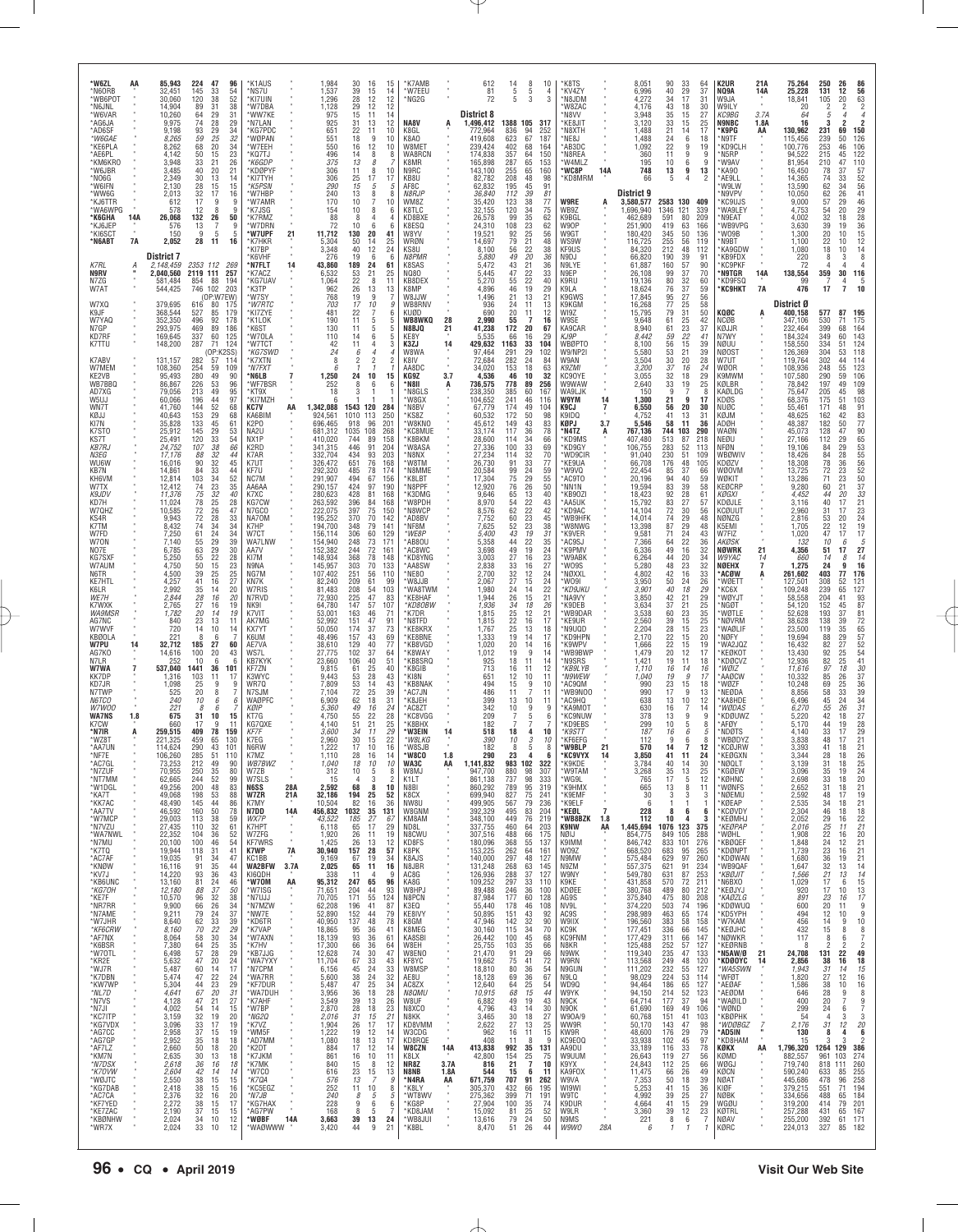| Call | Cat | Score | QSOs | Zones | Countries |
|---|---|---|---|---|---|
| *W6ZL | AA | 85,943 | 224 | 47 | 96 |
| *N6ORB | " | 32,451 | 145 | 33 | 54 |
| *WB6POT | | 30,060 | 120 | 38 | 52 |
| *N6JNL | | 14,904 | 89 | 31 | 38 |
| *W6VAR | | 10,260 | 64 | 29 | 31 |
| *AG6JA | | 9,975 | 74 | 28 | 29 |
| *AD6SF | | 9,198 | 93 | 29 | 34 |
| *W6GAE | | 8,265 | 59 | 25 | 32 |
| *KE6PLA | | 8,262 | 68 | 20 | 34 |
| *AE6PL | | 4,142 | 50 | 15 | 23 |
| *KM6KRO | | 3,948 | 33 | 21 | 26 |
| *W6JBR | | 3,485 | 40 | 20 | 21 |
| *NO6G | | 2,349 | 30 | 13 | 14 |
| *W6IFN | | 2,130 | 28 | 15 | 15 |
| *WW6G | | 2,013 | 32 | 17 | 16 |
| *KJ6TTR | | 612 | 17 | 9 | 9 |
| *WA6WPG | | 578 | 12 | 8 | 9 |
| **\*K6GHA** | 14A | 26,068 | 132 | 26 | 50 |
| *KJ6JEP | | 576 | 13 | 7 | 9 |
| *KI6SCT | | 150 | 9 | 5 | 5 |
| **\*N6ABT** | 7A | 2,052 | 28 | 11 | 16 |
| **District 7** | | | | | |
| K7RL | A | 2,148,459 | 2353 | 112 | 269 |
| **N9RV** | " | 2,040,560 | 2119 | 111 | 257 |
| N7ZG | | 581,484 | 854 | 88 | 194 |
| W7AT | | 544,425 | 746 | 102 | 203 |
| (OP:W7EW) | | | | | |
| W7XQ | | 379,695 | 616 | 80 | 175 |
| K9JF | | 368,544 | 527 | 85 | 179 |
| W7YAQ | | 352,350 | 496 | 92 | 178 |
| N7GP | | 293,975 | 469 | 89 | 186 |
| KD7RF | | 169,645 | 337 | 60 | 125 |
| K7TTU | | 148,200 | 287 | 71 | 124 |
| (OP:K2SS) | | | | | |
| K7ABV | | 131,157 | 282 | 57 | 114 |
| W7MEM | | 108,360 | 254 | 59 | 109 |
| KE2VB | | 95,493 | 280 | 49 | 90 |
| WB7BBQ | | 86,867 | 226 | 53 | 96 |
| AD7XG | | 79,056 | 213 | 49 | 95 |
| W5UJ | | 60,066 | 196 | 44 | 97 |
| WN7T | | 41,760 | 144 | 52 | 68 |
| K8JJ | | 40,643 | 153 | 29 | 68 |
| KI7N | | 35,828 | 133 | 45 | 61 |
| K7STO | | 25,912 | 145 | 29 | 53 |
| KS7T | | 25,491 | 120 | 33 | 54 |
| KB7RJ | | 24,752 | 107 | 38 | 66 |
| N3EG | | 17,176 | 88 | 32 | 44 |
| WU6W | | 16,016 | 90 | 32 | 45 |
| KB7N | | 14,861 | 84 | 33 | 44 |
| KH6VM | | 12,814 | 103 | 34 | 52 |
| W7TX | | 12,412 | 74 | 23 | 35 |
| K8JDV | | 11,376 | 75 | 32 | 40 |
| KD7H | | 11,024 | 78 | 25 | 28 |
| W7QHZ | | 10,585 | 72 | 26 | 47 |
| KS4R | | 9,943 | 72 | 28 | 33 |
| K7TM | | 8,432 | 74 | 34 | 34 |
| W7FD | | 7,250 | 61 | 24 | 34 |
| W7ON | | 7,140 | 55 | 29 | 39 |
| NO7E | | 6,785 | 63 | 29 | 30 |
| KG7SXF | | 5,250 | 55 | 22 | 28 |
| W7AUM | | 4,750 | 50 | 15 | 23 |
| N6TR | | 4,500 | 39 | 25 | 25 |
| KE7HTL | | 4,257 | 41 | 16 | 27 |
| K6LR | | 2,992 | 35 | 14 | 20 |
| WE7H | | 2,844 | 28 | 16 | 20 |
| K7WXK | | 2,765 | 27 | 16 | 19 |
| WA9MSR | | 1,782 | 20 | 14 | 19 |
| AG7NC | | 840 | 23 | 13 | 11 |
| W7WVF | | 720 | 14 | 10 | 14 |
| KBØOLA | | 221 | 8 | 6 | 7 |
| **W7PU** | 14 | 32,712 | 185 | 27 | 60 |
| AG7KO | | 14,616 | 100 | 20 | 43 |
| N7LR | | 252 | 10 | 6 | 6 |
| **W7WA** | 7 | 537,040 | 1441 | 36 | 101 |
| KK7DP | | 1,316 | 103 | 11 | 17 |
| KD7JR | | 1,098 | 25 | 9 | 9 |
| N7TWP | | 525 | 20 | 8 | 7 |
| N6TCO | | 240 | 10 | 6 | 6 |
| W7WOO | | 221 | 8 | 6 | 7 |
| **WA7NS** | 1.8 | 675 | 31 | 10 | 15 |
| K7CW | | 660 | 17 | 9 | 11 |
| **\*N7IR** | A | 259,515 | 409 | 78 | 159 |
| *WZ8T | | 221,325 | 459 | 65 | 130 |
| *KA7UN | | 114,624 | 290 | 43 | 101 |
| *NF7E | | 106,260 | 285 | 51 | 110 |
| *AC7GL | | 73,253 | 212 | 49 | 90 |
| *N7ZUF | | 70,955 | 250 | 35 | 80 |
| *NT7MM | | 62,665 | 244 | 52 | 99 |
| *W1DGL | | 49,256 | 200 | 48 | 83 |
| *KA7T | | 49,068 | 198 | 53 | 88 |
| *KK7AC | | 48,490 | 145 | 44 | 86 |
| *AA7TV | | 46,592 | 160 | 50 | 78 |
| *W7MCP | | 29,003 | 113 | 38 | 59 |
| *W7ZU | | 27,435 | 110 | 32 | 61 |
| *WA7NWL | | 22,352 | 104 | 36 | 52 |
| *N7MU | | 20,100 | 100 | 46 | 54 |
| *K7TQ | | 19,944 | 118 | 31 | 41 |
| *AC7AF | | 19,035 | 91 | 34 | 47 |
| *KNØW | | 16,116 | 91 | 35 | 44 |
| *KV7J | | 14,220 | 93 | 36 | 43 |
| *KB6UNC | | 13,160 | 81 | 24 | 46 |
| *KG7OH | | 12,180 | 88 | 37 | 50 |
| *KE7F | | 10,570 | 96 | 32 | 38 |
| *NR7RR | | 9,900 | 66 | 26 | 34 |
| *N7AME | | 9,211 | 79 | 24 | 37 |
| *W7JHR | | 8,640 | 62 | 33 | 39 |
| *KF6CRW | | 8,160 | 70 | 22 | 29 |
| *AF7NX | | 8,064 | 58 | 30 | 34 |
| *K6BSR | | 7,380 | 64 | 25 | 35 |
| *W7OTL | | 6,498 | 57 | 28 | 29 |
| *KR2E | | 5,632 | 47 | 20 | 24 |
| *WJ7R | | 5,487 | 60 | 14 | 17 |
| *K7DBN | | 5,474 | 47 | 22 | 24 |
| *KW7WP | | 5,304 | 44 | 23 | 29 |
| *NL7D | | 4,641 | 67 | 20 | 31 |
| *N7VS | | 4,128 | 47 | 21 | 27 |
| *NZ4I | | 4,002 | 54 | 14 | 15 |
| *KC7ITP | | 3,159 | 32 | 19 | 20 |
| *KG7VDX | | 3,096 | 33 | 17 | 19 |
| *AG7CC | | 2,958 | 37 | 15 | 19 |
| *AG7GP | | 2,952 | 35 | 18 | 18 |
| *AF7LZ | | 2,660 | 50 | 18 | 20 |
| *KM7N | | 2,635 | 30 | 13 | 18 |
| *N7DSX | | 2,618 | 36 | 16 | 18 |
| *K7OVW | | 2,604 | 42 | 14 | 14 |
| *W6UTC | | 2,550 | 38 | 15 | 15 |
| *KG7DAB | | 2,418 | 38 | 15 | 16 |
| *AC7CA | | 2,376 | 32 | 16 | 20 |
| *KF7YED | | 2,272 | 38 | 15 | 17 |
| *KE7ZAC | | 2,190 | 37 | 15 | 15 |
| *KBØNHW | | 2,024 | 34 | 10 | 12 |
| *WR7X | | 2,024 | 33 | 10 | 12 |
| *K1AUS | | 1,984 | 30 | 16 | 15 |
| *NS7U | | 1,537 | 39 | 15 | 14 |
| *KI7UIN | | 1,296 | 28 | 12 | 12 |
| *W7DBA | | 1,128 | 29 | 12 | 12 |
| *WW7KE | | 975 | 15 | 11 | 14 |
| *N7LAN | | 925 | 31 | 13 | 12 |
| *KG7PDC | | 651 | 22 | 11 | 10 |
| *WØPAN | | 551 | 18 | 9 | 10 |
| *W7EEH | | 550 | 16 | 12 | 10 |
| *KQ7TJ | | 496 | 14 | 8 | 8 |
| *K6GDP | | 375 | 13 | 8 | 7 |
| *KDØPYF | | 306 | 11 | 8 | 10 |
| *KI7TYH | | 306 | 25 | 17 | 17 |
| *K5PSN | | 290 | 15 | 5 | 5 |
| *W7HBP | | 240 | 13 | 8 | 8 |
| *W7AMR | | 170 | 10 | 7 | 10 |
| *K7JSG | | 154 | 10 | 8 | 6 |
| *K7RMZ | | 88 | 8 | 4 | 4 |
| *W7DRN | | 72 | 10 | 6 | 6 |
| **\*W7UPF** | 21 | 11,712 | 130 | 20 | 41 |
| *K7HKR | | 5,304 | 50 | 14 | 25 |
| *KI7BP | | 3,348 | 40 | 12 | 24 |
| *K6VHF | | 276 | 19 | 6 | 6 |
| **\*N7FLT** | 14 | 43,860 | 189 | 24 | 61 |
| *K7ACZ | | 6,532 | 53 | 21 | 25 |
| *KG7UAV | | 1,064 | 22 | 8 | 11 |
| *K3TP | | 962 | 26 | 13 | 13 |
| *W7SY | | 768 | 19 | 9 | 7 |
| *W7RTC | | 703 | 17 | 10 | 9 |
| *KI7ZYE | | 481 | 22 | 7 | 6 |
| *K1LOK | | 190 | 11 | 5 | 5 |
| *K6ST | | 130 | 11 | 5 | 5 |
| *W7OLA | | 110 | 14 | 6 | 5 |
| *W7TCT | | 42 | 11 | 4 | 3 |
| *KG7SWD | | 24 | 6 | 4 | 4 |
| *K7XTN | | 8 | 2 | 2 | 2 |
| *N7FXT | | 6 | 7 | 1 | 2 |
| **\*N6LB** | 7 | 1,250 | 24 | 10 | 15 |
| *WF7BSR | | 252 | 8 | 6 | 6 |
| *KT9X | | 18 | 3 | 1 | 1 |
| *KI7MZH | | 6 | 1 | 1 | 1 |
| **KC7V** | AA | 1,342,088 | 1543 | 120 | 284 |
| KA6BIM | | 924,561 | 1010 | 113 | 250 |
| K2PO | | 696,465 | 918 | 96 | 201 |
| NA2U | | 681,312 | 1035 | 108 | 268 |
| NX1P | | 410,020 | 744 | 89 | 158 |
| K2RD | | 341,315 | 446 | 91 | 204 |
| K7AR | | 332,704 | 434 | 93 | 203 |
| K7UT | | 326,472 | 651 | 76 | 168 |
| KF7U | | 292,320 | 485 | 78 | 174 |
| NC7M | | 291,907 | 494 | 67 | 156 |
| AA6AA | | 290,157 | 424 | 97 | 190 |
| K7XC | | 280,623 | 428 | 81 | 168 |
| KG7CW | | 263,592 | 396 | 84 | 168 |
| N7GCO | | 222,075 | 397 | 75 | 150 |
| NA7OM | | 195,252 | 370 | 70 | 142 |
| K7HP | | 194,700 | 348 | 79 | 141 |
| W7CT | | 156,114 | 306 | 60 | 129 |
| WA7LNW | | 154,940 | 248 | 73 | 171 |
| AA7V | | 152,382 | 244 | 72 | 161 |
| KI7M | | 148,934 | 368 | 78 | 148 |
| N9NA | | 145,957 | 303 | 70 | 133 |
| NG7M | | 107,402 | 251 | 56 | 110 |
| KN7K | | 82,240 | 209 | 61 | 99 |
| W7RIS | | 81,483 | 208 | 54 | 103 |
| N7RVD | | 72,930 | 225 | 47 | 83 |
| NK9I | | 64,780 | 147 | 57 | 107 |
| K7VIT | | 53,001 | 163 | 46 | 71 |
| AK7MG | | 52,992 | 151 | 47 | 91 |
| KX7YT | | 50,050 | 174 | 37 | 73 |
| K6UM | | 48,496 | 157 | 43 | 69 |
| AE7VA | | 38,610 | 129 | 40 | 77 |
| WS7L | | 27,775 | 102 | 37 | 64 |
| KB7KYK | | 23,660 | 106 | 40 | 51 |
| KF7ZN | | 9,815 | 61 | 25 | 40 |
| K3WYC | | 9,443 | 53 | 28 | 43 |
| WR7Q | | 7,809 | 53 | 14 | 43 |
| N7SJM | | 7,104 | 72 | 25 | 39 |
| WAØPFC | | 6,909 | 62 | 18 | 31 |
| KØIP | | 5,360 | 49 | 16 | 24 |
| KT7G | | 4,750 | 55 | 22 | 28 |
| KG7QXE | | 4,140 | 51 | 21 | 25 |
| KF7F | | 3,600 | 34 | 11 | 29 |
| K7EG | | 2,960 | 30 | 15 | 22 |
| N6RW | | 1,222 | 17 | 10 | 16 |
| K7MZ | | 1,110 | 28 | 16 | 14 |
| WB7BWZ | | 1,040 | 18 | 10 | 10 |
| W7ZB | | 312 | 10 | 5 | 8 |
| W7SLS | | 15 | 4 | 3 | 2 |
| **N6SS** | 28A | 2,592 | 68 | 8 | 10 |
| **W7ZR** | 21A | 32,186 | 194 | 25 | 52 |
| K7MY | | 10,504 | 82 | 16 | 36 |
| **N7DD** | 14A | 456,832 | 1032 | 35 | 131 |
| WX7P | | 43,522 | 185 | 27 | 67 |
| K7HPT | | 6,118 | 65 | 17 | 29 |
| W7ZFG | | 1,920 | 26 | 11 | 19 |
| KF7WRS | | 1,425 | 26 | 13 | 12 |
| **K7WP** | 7A | 30,940 | 157 | 28 | 57 |
| KC1BB | | 9,169 | 67 | 19 | 34 |
| **WA2BFW** | 3.7A | 2,025 | 65 | 11 | 16 |
| KI6QDH | | 336 | 11 | 4 | 4 |
| **\*W7OM** | AA | 95,312 | 247 | 65 | 96 |
| *W7ISG | | 71,651 | 204 | 44 | 93 |
| *N7UJJ | | 70,705 | 171 | 55 | 124 |
| *W7MZW | | 62,208 | 196 | 41 | 87 |
| *N7OJ | | 52,890 | 152 | 44 | 79 |
| *KD6TR | | 40,950 | 137 | 48 | 78 |
| *K7VAP | | 18,865 | 95 | 36 | 41 |
| *W7AXN | | 18,139 | 93 | 36 | 61 |
| *K7HV | | 17,300 | 66 | 36 | 64 |
| *KB7JJG | | 12,628 | 74 | 30 | 47 |
| *WA7YXY | | 11,704 | 67 | 33 | 43 |
| *N7CPM | | 6,156 | 45 | 24 | 33 |
| *WA7RR | | 5,600 | 38 | 24 | 32 |
| *KF7DUR | | 5,487 | 47 | 25 | 34 |
| *WA7DUH | | 3,956 | 36 | 18 | 28 |
| *K7AHF | | 3,549 | 39 | 13 | 26 |
| *W7BP | | 2,870 | 28 | 18 | 23 |
| *NG2Q | | 2,016 | 31 | 15 | 21 |
| *K7VZ | | 1,904 | 26 | 17 | 17 |
| *WM5F | | 1,222 | 19 | 12 | 14 |
| *AD7MM | | 1,080 | 18 | 13 | 14 |
| *K2DT | | 884 | 17 | 12 | 14 |
| *K7JKM | | 861 | 16 | 10 | 11 |
| *K7MK | | 840 | 15 | 8 | 12 |
| *W7CO | | 616 | 23 | 13 | 15 |
| *K7OA | | 576 | 12 | 13 | 13 |
| *KC5EGZ | | 252 | 11 | 10 | 11 |
| *N7JB | | 240 | 8 | 5 | 7 |
| *KG7HAX | | 228 | 9 | 6 | 6 |
| *AG7PW | | 168 | 8 | 5 | 7 |
| **\*WØBF** | 14A | 3,663 | 39 | 13 | 24 |
| *WAØWWW | | 3,420 | 44 | 9 | 21 |
| *K7AMB | | 612 | 14 | 8 | 10 |
| *W7EEU | | 81 | 5 | 5 | 4 |
| *NG2G | | 72 | 5 | 5 | 3 |
| **District 8** | | | | | |
| **NA8V** | A | 1,496,412 | 1388 | 105 | 317 |
| K8GL | | 772,964 | 836 | 94 | 252 |
| K8AO | | 419,608 | 623 | 67 | 187 |
| W8MET | | 239,424 | 402 | 68 | 164 |
| WA8RCN | | 174,838 | 357 | 64 | 150 |
| K8MR | | 165,898 | 287 | 65 | 153 |
| N9RC | | 143,100 | 255 | 65 | 160 |
| KB8U | | 82,782 | 208 | 48 | 98 |
| AF8C | | 62,832 | 195 | 45 | 91 |
| N8RJP | | 36,840 | 112 | 39 | 81 |
| WM8Z | | 35,420 | 123 | 38 | 77 |
| K8TLC | | 32,155 | 120 | 34 | 75 |
| KD8BXE | | 26,578 | 99 | 35 | 62 |
| K8ESQ | | 24,310 | 108 | 23 | 62 |
| W8YV | | 19,521 | 92 | 25 | 56 |
| WRØN | | 14,697 | 79 | 21 | 48 |
| KS8U | | 8,100 | 56 | 22 | 38 |
| N8PMR | | 5,880 | 49 | 20 | 36 |
| K8SAS | | 5,472 | 43 | 21 | 36 |
| NO8D | | 5,445 | 47 | 22 | 33 |
| KB8DEX | | 5,270 | 55 | 22 | 40 |
| K8MP | | 4,896 | 46 | 19 | 29 |
| W8JJW | | 1,496 | 21 | 13 | 21 |
| WB8RNV | | 936 | 24 | 11 | 13 |
| KUØD | | 690 | 20 | 11 | 12 |
| **WB8WKQ** | 28 | 2,990 | 55 | 7 | 16 |
| **N8BJQ** | 21 | 41,238 | 172 | 20 | 67 |
| KE8Y | | 5,535 | 66 | 16 | 29 |
| **K3ZJ** | 14 | 429,632 | 1163 | 33 | 104 |
| W8WA | | 97,464 | 291 | 29 | 102 |
| K8IV | | 72,684 | 282 | 24 | 84 |
| AA8DC | | 34,020 | 153 | 18 | 63 |
| **KG9Z** | 3.7 | 4,536 | 46 | 10 | 32 |
| **\*N8II** | A | 736,575 | 778 | 89 | 256 |
| *N8GLS | | 238,350 | 385 | 60 | 167 |
| *W8GX | | 104,652 | 241 | 46 | 116 |
| *N8BV | | 67,779 | 174 | 49 | 104 |
| *KS8Z | | 60,532 | 172 | 50 | 98 |
| *WB8KNO | | 45,612 | 149 | 43 | 83 |
| *KC8MUE | | 33,174 | 117 | 36 | 78 |
| *KB8KM | | 28,600 | 114 | 34 | 66 |
| *W8ASA | | 27,336 | 100 | 33 | 69 |
| *N8NX | | 27,234 | 114 | 32 | 70 |
| *W8TM | | 26,730 | 91 | 33 | 77 |
| *N8MME | | 20,584 | 99 | 24 | 59 |
| *K8LBT | | 17,304 | 75 | 29 | 55 |
| *N8PPF | | 12,920 | 76 | 26 | 50 |
| *K3DMG | | 9,646 | 65 | 13 | 40 |
| *W8PDH | | 8,970 | 54 | 22 | 43 |
| *N8WCP | | 8,576 | 62 | 22 | 42 |
| *AD8BV | | 7,752 | 60 | 23 | 45 |
| *NF8M | | 7,625 | 52 | 23 | 38 |
| *WE8P | | 5,400 | 43 | 19 | 31 |
| *AB8OU | | 5,358 | 44 | 22 | 35 |
| *AC8WC | | 3,698 | 49 | 19 | 24 |
| *KD8YNG | | 3,003 | 27 | 16 | 23 |
| *AA8SW | | 2,838 | 33 | 16 | 27 |
| *NE8O | | 2,700 | 32 | 12 | 24 |
| *W8JJB | | 2,067 | 27 | 15 | 24 |
| *WA8TWM | | 1,980 | 24 | 14 | 22 |
| *KE8HAF | | 1,944 | 26 | 15 | 21 |
| *KD8OBW | | 1,926 | 24 | 18 | 26 |
| *K7DR | | 1,815 | 25 | 12 | 21 |
| *N8TFD | | 1,815 | 22 | 16 | 17 |
| *KE8KRX | | 1,767 | 25 | 13 | 18 |
| *KE8BNE | | 1,333 | 19 | 14 | 17 |
| *KB8VGD | | 1,020 | 20 | 14 | 16 |
| *K8WAY | | 1,012 | 19 | 9 | 14 |
| *KB8SRQ | | 925 | 18 | 11 | 14 |
| *K8GIB | | 713 | 16 | 11 | 12 |
| *KI8N | | 651 | 12 | 10 | 11 |
| *KB8NAK | | 494 | 15 | 9 | 10 |
| *AC7JN | | 486 | 11 | 11 | 7 |
| *K8JEH | | 399 | 13 | 10 | 11 |
| *AC8ZT | | 342 | 10 | 9 | 9 |
| *KC8VGG | | 209 | 7 | 5 | 6 |
| *KB8HX | | 182 | 7 | 7 | 7 |
| **\*W3EIN** | 14 | 518 | 18 | 4 | 10 |
| *W8LKG | | 390 | 10 | 3 | 10 |
| *W8SJB | | 182 | 8 | 5 | 8 |
| **\*W8CO** | 1.8 | 290 | 23 | 4 | 6 |
| **WA3C** | AA | 1,141,832 | 983 | 102 | 322 |
| W8MJ | | 947,700 | 880 | 98 | 307 |
| K1LT | | 861,138 | 737 | 98 | 333 |
| N8BI | | 860,292 | 789 | 95 | 319 |
| K8CX | | 699,940 | 827 | 75 | 241 |
| NW8U | | 499,909 | 567 | 79 | 236 |
| W8GNM | | 392,329 | 495 | 83 | 204 |
| KM8AM | | 348,100 | 449 | 76 | 219 |
| ND8L | | 337,755 | 460 | 64 | 203 |
| N8CWU | | 307,516 | 488 | 66 | 175 |
| KD8FS | | 180,096 | 368 | 55 | 137 |
| K8PK | | 153,225 | 262 | 64 | 161 |
| K8AJS | | 140,000 | 297 | 48 | 127 |
| N8JBR | | 131,248 | 268 | 63 | 145 |
| AC8G | | 126,936 | 288 | 37 | 127 |
| KA8G | | 109,252 | 297 | 33 | 110 |
| W8HPJ | | 89,488 | 246 | 36 | 100 |
| N8PCN | | 87,984 | 177 | 60 | 128 |
| K3EQ | | 55,440 | 178 | 46 | 108 |
| KE8IVY | | 50,895 | 151 | 43 | 92 |
| K8GM | | 47,946 | 142 | 32 | 90 |
| W8MEQ | | 30,160 | 115 | 34 | 70 |
| KA8SBI | | 26,442 | 100 | 45 | 68 |
| W8EH | | 25,755 | 103 | 35 | 66 |
| W8ENO | | 21,470 | 91 | 29 | 66 |
| KF8YC | | 19,662 | 75 | 41 | 72 |
| W8MSP | | 18,810 | 80 | 36 | 54 |
| AE8U | | 18,128 | 69 | 36 | 67 |
| AC8ZX | | 12,640 | 64 | 25 | 54 |
| N8QMU | | 10,915 | 68 | 15 | 44 |
| W8UF | | 6,882 | 49 | 19 | 43 |
| N8XCO | | 4,796 | 43 | 14 | 30 |
| N8KK | | 3,465 | 30 | 18 | 27 |
| KD8VMM | | 2,622 | 27 | 13 | 25 |
| W3CDG | | 962 | 16 | 11 | 15 |
| KD8RQE | | 408 | 11 | 8 | 9 |
| **W8CZN** | 14A | 413,838 | 992 | 35 | 131 |
| K8LX | | 42,800 | 154 | 25 | 75 |
| **NR8Z** | 3.7A | 816 | 21 | 7 | 10 |
| **N8NB** | 1.8A | 544 | 15 | 6 | 11 |
| **\*N4RA** | AA | 671,759 | 707 | 91 | 262 |
| *K8LY | | 305,370 | 432 | 66 | 195 |
| *WT8WV | | 275,362 | 399 | 71 | 191 |
| *KG8P | | 27,900 | 104 | 40 | 60 |
| *KD8JAM | | 15,092 | 81 | 25 | 52 |
| *WB8JUI | | 13,616 | 79 | 24 | 50 |
| *K8BL | | 8,470 | 51 | 20 | 35 |
| *K8TS | | 8,051 | 90 | 33 | 64 |
| *KV4ZY | | 6,996 | 40 | 29 | 37 |
| *N8JDM | | 4,272 | 34 | 17 | 31 |
| *W8ZAC | | 4,176 | 43 | 18 | 30 |
| *N8VV | | 3,948 | 35 | 15 | 27 |
| *KE8JIT | | 3,120 | 33 | 15 | 25 |
| *N8XTH | | 1,488 | 21 | 14 | 17 |
| *NE8J | | 1,488 | 24 | 6 | 18 |
| *AE8DC | | 1,092 | 22 | 9 | 19 |
| *N8REA | | 360 | 11 | 9 | 9 |
| *W4MLZ | | 195 | 10 | 6 | 9 |
| **\*WC8P** | 14A | 748 | 13 | 9 | 13 |
| *KD8MRM | | 66 | 5 | 4 | 2 |
| **District 9** | | | | | |
| **W9RE** | A | 3,580,577 | 2583 | 130 | 409 |
| WB9Z | | 1,696,940 | 1346 | 121 | 339 |
| W9OP | | 251,900 | 419 | 63 | 166 |
| W9GT | | 180,420 | 345 | 50 | 136 |
| WS9W | | 116,725 | 255 | 56 | 119 |
| KF9US | | 84,320 | 212 | 48 | 112 |
| N9DJ | | 66,820 | 190 | 39 | 91 |
| N9LYE | | 61,887 | 160 | 57 | 90 |
| N9EP | | 26,108 | 99 | 37 | 70 |
| K9RU | | 19,136 | 80 | 32 | 60 |
| K9LA | | 18,624 | 76 | 37 | 59 |
| K9GWS | | 17,845 | 95 | 27 | 56 |
| K9GKM | | 16,268 | 77 | 25 | 58 |
| WI9Z | | 15,795 | 79 | 31 | 50 |
| W9SE | | 9,648 | 61 | 25 | 42 |
| KA9CAR | | 8,940 | 61 | 23 | 37 |
| KJ9P | | 8,442 | 59 | 22 | 41 |
| WBØPTO | | 8,100 | 56 | 15 | 39 |
| W9/NP2I | | 5,580 | 53 | 21 | 39 |
| W9AN | | 3,504 | 30 | 20 | 28 |
| K9ZMI | | 3,200 | 37 | 16 | 24 |
| KC9OYE | | 3,055 | 32 | 18 | 29 |
| W9WAW | | 2,640 | 33 | 19 | 25 |
| WA9LJK | | 150 | 9 | 7 | 8 |
| **W9YM** | 14 | 1,300 | 21 | 9 | 17 |
| **K9CJ** | 7 | 6,550 | 56 | 20 | 30 |
| K9IDQ | | 4,752 | 41 | 13 | 31 |
| **KØPJ** | 3.7 | 5,546 | 58 | 11 | 36 |
| **\*N4TZ** | A | 767,136 | 744 | 103 | 290 |
| *KD9MS | | 407,480 | 513 | 87 | 218 |
| *KD9GY | | 106,755 | 283 | 52 | 113 |
| *WD9CIR | | 91,040 | 230 | 51 | 109 |
| *KE9UA | | 66,708 | 176 | 48 | 105 |
| *W9VQ | | 22,454 | 85 | 37 | 66 |
| *AC9TO | | 20,196 | 94 | 40 | 59 |
| *NN1N | | 19,594 | 83 | 39 | 58 |
| *KB9OZI | | 18,423 | 92 | 28 | 61 |
| *AA5UK | | 15,792 | 83 | 27 | 57 |
| *KD9AC | | 14,104 | 72 | 30 | 56 |
| *WB9HFK | | 14,014 | 74 | 29 | 48 |
| *W8NWG | | 13,398 | 87 | 29 | 48 |
| *K9VER | | 9,581 | 71 | 24 | 43 |
| *AC9SJ | | 7,366 | 64 | 22 | 36 |
| *K9PMV | | 6,336 | 49 | 16 | 32 |
| *W9ABK | | 6,264 | 44 | 20 | 34 |
| *WO9S | | 5,280 | 48 | 23 | 32 |
| *N8XXL | | 4,802 | 42 | 16 | 33 |
| *WO9I | | 3,950 | 50 | 24 | 26 |
| *KD9JKU | | 3,901 | 40 | 18 | 29 |
| *NA9VY | | 3,850 | 42 | 21 | 29 |
| *K9DEB | | 3,634 | 27 | 21 | 25 |
| *WB9DAR | | 3,538 | 60 | 23 | 35 |
| *KE9UR | | 2,560 | 39 | 15 | 25 |
| *W9JQD | | 2,204 | 28 | 15 | 23 |
| *KD9HPN | | 2,170 | 22 | 15 | 20 |
| *K9WPV | | 1,666 | 22 | 15 | 19 |
| *WB9BWP | | 1,479 | 20 | 16 | 17 |
| *N9SRS | | 1,421 | 19 | 11 | 18 |
| *KB9LYB | | 1,110 | 16 | 14 | 16 |
| *N9WEW | | 1,040 | 19 | 9 | 17 |
| *AC9QM | | 990 | 23 | 15 | 18 |
| *WB9NOO | | 990 | 17 | 9 | 13 |
| *AC9HQ | | 638 | 13 | 10 | 12 |
| *KA9MOT | | 630 | 16 | 7 | 14 |
| *KC9NUW | | 378 | 13 | 9 | 9 |
| *KD9ERS | | 299 | 10 | 5 | 8 |
| *K9STT | | 187 | 16 | 6 | 5 |
| *KF6EFG | | 112 | 9 | 6 | 8 |
| **\*W9BLP** | 21 | 570 | 14 | 7 | 12 |
| **\*KC9VYX** | 14 | 3,850 | 41 | 11 | 24 |
| *K9KDE | | 3,784 | 40 | 14 | 30 |
| *W9TAM | | 3,268 | 35 | 13 | 25 |
| *WG9L | | 765 | 17 | 5 | 12 |
| *K9HMX | | 665 | 13 | 8 | 11 |
| *K9EMF | | 30 | 3 | 3 | 3 |
| *K9ELF | | 6 | 1 | 1 | 1 |
| **\*KE8L** | 7 | 228 | 8 | 6 | 6 |
| **\*WB8BZK** | 1.8 | 112 | 10 | 4 | 3 |
| **K9NW** | AA | 1,445,694 | 1076 | 123 | 375 |
| N9IJ | | 854,775 | 849 | 105 | 288 |
| K9IMM | | 846,742 | 833 | 101 | 276 |
| W9XZ | | 668,520 | 683 | 95 | 265 |
| N9MW | | 575,484 | 629 | 97 | 260 |
| N9ZM | | 557,375 | 621 | 91 | 234 |
| W9NY | | 549,780 | 631 | 87 | 253 |
| K9KE | | 431,858 | 570 | 72 | 211 |
| KDØEE | | 380,768 | 489 | 80 | 212 |
| AG9S | | 375,840 | 475 | 80 | 208 |
| NV9L | | 374,220 | 503 | 74 | 196 |
| AC9S | | 298,989 | 463 | 65 | 174 |
| W9IIX | | 196,560 | 383 | 58 | 158 |
| KC9K | | 177,451 | 336 | 66 | 145 |
| KC9FNM | | 177,429 | 311 | 66 | 147 |
| N8KR | | 125,488 | 252 | 57 | 127 |
| N9WSS | | 119,340 | 235 | 47 | 133 |
| W9RN | | 113,568 | 249 | 48 | 120 |
| N9GUN | | 111,200 | 232 | 55 | 127 |
| N9LQ | | 98,029 | 224 | 53 | 114 |
| WD9Q | | 94,464 | 186 | 65 | 127 |
| W9YK | | 94,150 | 214 | 52 | 123 |
| N9CK | | 64,714 | 177 | 37 | 94 |
| N9OK | | 61,690 | 169 | 49 | 106 |
| W9OA/9 | | 60,768 | 151 | 41 | 103 |
| WW9R | | 50,170 | 143 | 47 | 98 |
| KW9R | | 48,600 | 176 | 29 | 79 |
| KC9EOQ | | 33,938 | 102 | 45 | 77 |
| AA9DU | | 33,189 | 116 | 33 | 78 |
| W9UUM | | 26,643 | 119 | 27 | 56 |
| K9YX | | 24,843 | 112 | 25 | 66 |
| KA9FOX | | 11,475 | 66 | 26 | 49 |
| W9VA | | 7,353 | 50 | 18 | 39 |
| WI9WI | | 5,115 | 50 | 18 | 37 |
| W9CC | | 4,292 | 38 | 16 | 28 |
| W9FKA | | 2,992 | 39 | 25 | 29 |
| KD9GUR | | 2,668 | 40 | 13 | 16 |
| W9LR | | 1,360 | 29 | 15 | 25 |
| N9MS | | 221 | 8 | 6 | 7 |
| W9WO | 28A | 6 | 1 | 1 | 1 |
| **K2UR** | 21A | 75,264 | 250 | 26 | 86 |
| **NO9A** | 14A | 25,228 | 131 | 12 | 56 |
| W9JA | | 18,841 | 105 | 20 | 63 |
| W9ILY | | 20 | 2 | 2 | 2 |
| KC9BG | 3.7A | 64 | 5 | 4 | 4 |
| **N9NBC** | 1.8A | 16 | 3 | 2 | 2 |
| **\*K9PG** | AA | 130,962 | 231 | 69 | 150 |
| *N9TP | | 115,456 | 239 | 50 | 126 |
| *KD9CLH | | 100,776 | 253 | 46 | 106 |
| *N5RP | | 94,522 | 215 | 45 | 122 |
| *W9AV | | 81,954 | 210 | 47 | 110 |
| *KA9O | | 16,450 | 78 | 37 | 57 |
| *AE9LL | | 14,365 | 74 | 33 | 52 |
| *W9LW | | 13,590 | 62 | 34 | 56 |
| *N9VPV | | 10,050 | 62 | 26 | 41 |
| *KC9UJS | | 9,000 | 57 | 29 | 46 |
| *WA9LEY | | 4,753 | 54 | 20 | 29 |
| *N9EAT | | 4,002 | 32 | 18 | 28 |
| *WB9VPG | | 3,630 | 39 | 19 | 36 |
| *WO9B | | 1,300 | 20 | 10 | 15 |
| *N9BT | | 1,100 | 22 | 10 | 12 |
| *KA9GDW | | 1,080 | 18 | 10 | 14 |
| *KB9FDX | | 220 | 8 | 3 | 8 |
| *KC9PKF | | 72 | 4 | 4 | 4 |
| **\*N9TGR** | 14A | 138,554 | 359 | 30 | 116 |
| *KD9FSQ | | 99 | 7 | 4 | 5 |
| **\*KC9HKT** | 7A | 476 | 17 | 7 | 10 |
| **District Ø** | | | | | |
| **KØQC** | A | 400,158 | 577 | 87 | 195 |
| NCØB | | 347,106 | 530 | 71 | 175 |
| KØJJR | | 232,464 | 399 | 68 | 164 |
| N7WY | | 184,324 | 349 | 60 | 143 |
| NØUU | | 158,550 | 334 | 51 | 124 |
| NØOST | | 126,369 | 304 | 53 | 118 |
| W7UT | | 119,764 | 302 | 44 | 114 |
| WØGR | | 108,936 | 248 | 55 | 123 |
| K9MWM | | 107,580 | 290 | 59 | 106 |
| KØLBR | | 78,842 | 197 | 49 | 109 |
| KAØLDG | | 75,647 | 205 | 45 | 98 |
| KDØS | | 68,376 | 175 | 51 | 103 |
| NUØC | | 55,461 | 171 | 48 | 91 |
| KØJM | | 48,625 | 162 | 42 | 83 |
| ADØH | | 48,387 | 182 | 50 | 77 |
| WAØN | | 45,073 | 128 | 47 | 90 |
| NEØU | | 27,166 | 112 | 29 | 65 |
| NFØN | | 19,106 | 84 | 29 | 53 |
| WBØWIV | | 18,426 | 84 | 28 | 55 |
| KDØZV | | 18,308 | 78 | 36 | 56 |
| WØOVM | | 13,725 | 72 | 25 | 52 |
| WØKIT | | 13,286 | 71 | 23 | 50 |
| KEØCRP | | 9,280 | 60 | 21 | 37 |
| KØGXI | | 4,452 | 44 | 20 | 33 |
| KDØJLE | | 3,116 | 40 | 17 | 21 |
| KCØUUT | | 2,960 | 31 | 17 | 23 |
| NØNZG | | 2,816 | 53 | 20 | 24 |
| K5EMI | | 1,705 | 22 | 12 | 19 |
| W7FIZ | | 1,020 | 47 | 17 | 17 |
| AKØSK | | 132 | 10 | 6 | 5 |
| **NØWRK** | 21 | 4,356 | 51 | 17 | 27 |
| WØYAC | 14 | 660 | 14 | 8 | 14 |
| **NØEHX** | 7 | 1,275 | 24 | 9 | 16 |
| **\*ACØW** | A | 261,602 | 403 | 77 | 176 |
| *WØETT | | 127,501 | 308 | 52 | 121 |
| *KC6X | | 109,248 | 239 | 65 | 127 |
| *WØYJT | | 58,558 | 204 | 41 | 93 |
| *NGØT | | 54,120 | 152 | 45 | 87 |
| *WØTLE | | 52,628 | 193 | 37 | 81 |
| *NØVRM | | 38,628 | 138 | 39 | 72 |
| *WAØLIF | | 23,500 | 119 | 35 | 65 |
| *NØFY | | 19,694 | 88 | 29 | 57 |
| *WA2JQZ | | 16,432 | 82 | 27 | 52 |
| *KEØKOT | | 13,430 | 92 | 25 | 54 |
| *KDØCVZ | | 12,936 | 82 | 25 | 41 |
| *WØIZ | | 11,616 | 97 | 18 | 30 |
| *AAØCW | | 10,332 | 85 | 26 | 37 |
| *WØZF | | 10,248 | 69 | 25 | 36 |
| *NEØDA | | 8,856 | 58 | 33 | 39 |
| *KA8HDE | | 6,496 | 45 | 24 | 34 |
| *WØDAS | | 6,270 | 55 | 26 | 31 |
| *KDØUWZ | | 5,220 | 42 | 18 | 27 |
| *AFØY | | 5,170 | 44 | 19 | 28 |
| *NØDTS | | 4,140 | 33 | 17 | 29 |
| *WBØDYZ | | 3,838 | 48 | 17 | 21 |
| *KCØJRW | | 3,393 | 41 | 18 | 21 |
| *KEØGXN | | 3,344 | 28 | 18 | 26 |
| *NØQLT | | 3,139 | 31 | 18 | 25 |
| *KGØEW | | 3,096 | 35 | 19 | 24 |
| *KØHNC | | 2,698 | 33 | 18 | 20 |
| *WØNFS | | 2,652 | 31 | 18 | 21 |
| *NEØMU | | 2,592 | 48 | 17 | 19 |
| *KØEAP | | 2,535 | 34 | 18 | 21 |
| *KCØVDY | | 2,304 | 46 | 18 | 18 |
| *KEØMHJ | | 2,052 | 29 | 16 | 22 |
| *KEØPAP | | 2,016 | 25 | 17 | 21 |
| *WØHL | | 1,908 | 22 | 16 | 20 |
| *KBØQEF | | 1,848 | 24 | 12 | 21 |
| *KDØNPT | | 1,739 | 23 | 16 | 21 |
| *KDØWAN | | 1,680 | 36 | 19 | 21 |
| *WB9QAF | | 1,647 | 32 | 13 | 14 |
| *KBØJIT | | 1,566 | 21 | 13 | 14 |
| *N8BXO | | 1,029 | 17 | 6 | 15 |
| *KEØJYJ | | 920 | 17 | 10 | 13 |
| *KAØZLG | | 891 | 23 | 16 | 17 |
| *KDØWUQ | | 600 | 20 | 11 | 9 |
| *KD5YPH | | 494 | 12 | 10 | 9 |
| *W7KAM | | 456 | 14 | 9 | 10 |
| *KEØJHC | | 432 | 15 | 8 | 8 |
| *NØWKR | | 117 | 8 | 6 | 7 |
| *KEØRNB | | 8 | 2 | 2 | 2 |
| **\*N5AW/Ø** | 21 | 24,708 | 131 | 22 | 49 |
| **\*KDØYC** | 14 | 2,856 | 38 | 16 | 18 |
| *WA5SWN | | 1,943 | 31 | 14 | 15 |
| *WFØT | | 1,820 | 27 | 13 | 15 |
| *AEØAF | | 1,586 | 38 | 10 | 16 |
| *AEØDM | | 646 | 28 | 9 | 8 |
| *WAØILD | | 400 | 20 | 7 | 9 |
| *WØND | | 299 | 24 | 6 | 7 |
| *KBØPHK | | 54 | 4 | 3 | 3 |
| *WDØBGZ | 7 | 2,176 | 31 | 12 | 20 |
| **\*ADØIN** | | 130 | 8 | 4 | 6 |
| *KD8HAM | | 15 | 3 | 3 | 2 |
| **KØKX** | AA | 1,796,320 | 1264 | 129 | 386 |
| KØMD | | 882,557 | 961 | 103 | 274 |
| WØGJ | | 719,740 | 818 | 111 | 260 |
| KØCN | | 590,240 | 633 | 85 | 255 |
| NØAT | | 445,636 | 478 | 96 | 258 |
| KIØF | | 379,215 | 551 | 74 | 193 |
| NØBK | | 334,656 | 488 | 65 | 184 |
| WØGU | | 319,200 | 414 | 79 | 221 |
| KØTRL | | 257,288 | 431 | 65 | 167 |
| NØAV | | 255,200 | 392 | 61 | 171 |
| KØRC | | 224,013 | 327 | 85 | 182 |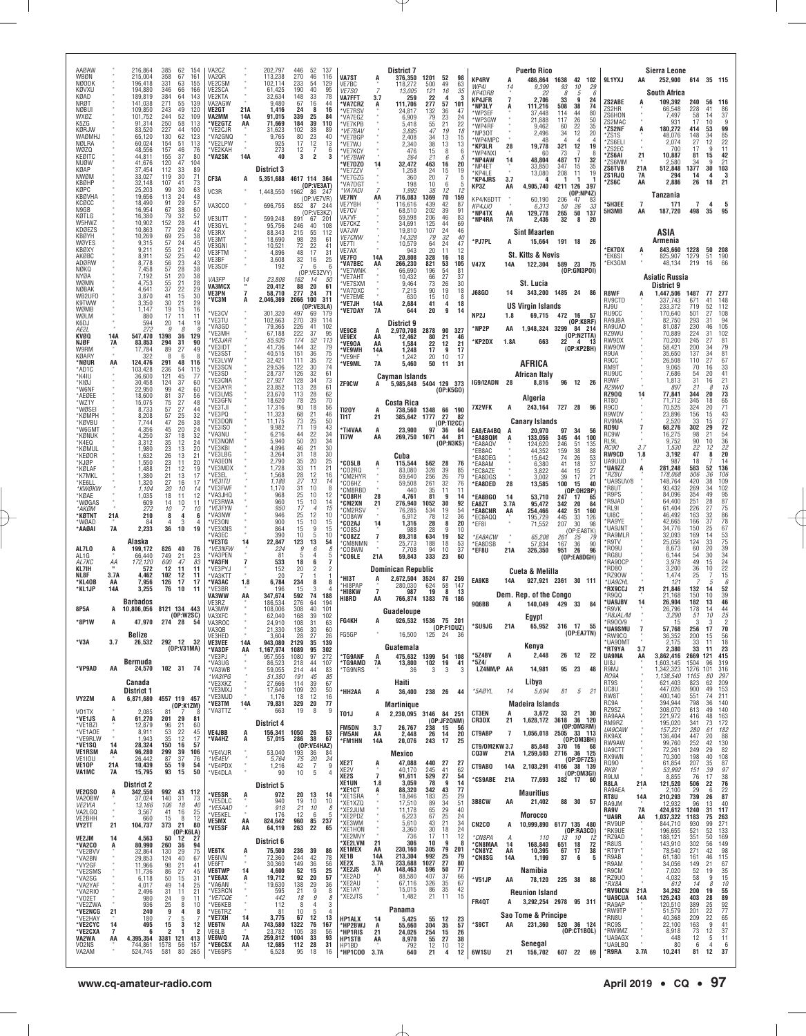AA0AW * 216,864 385 62 154
WB0N * 215,004 358 67 161
N0ODK * 196,418 331 63 155
K0VXU * 194,880 346 66 166
KR0D * 189,819 384 64 143
NR0T * 141,038 271 55 139
N0BUI * 109,850 243 49 120
WX0Z * 101,752 244 52 109
K5ZG * 91,314 250 58 113
K0RJW * 83,520 227 44 100
WA0MHJ * 65,120 130 62 123
N0LRA * 60,024 154 51 113
W0ZQ * 48,556 157 46 76
KE0ITC * 44,811 155 37 80
NU0W * 41,676 120 47 104
K0AP * 37,454 112 33 89
NW0M * 33,027 119 30 71
KB0HP * 32,148 107 41 73
K0PC * 25,203 99 30 63
KB0VHA * 19,656 113 24 48
KC0CC * 18,490 91 29 57
N9GB * 16,954 67 38 60
K0TLG * 16,380 79 32 52
W5HWZ * 10,902 152 28 41
KD0EZS * 10,863 77 29 42
KB0YH * 10,269 69 25 38
W0YES * 9,315 57 24 45
KB0XY * 9,211 55 21 40
AK0BC * 8,911 52 25 42
AD0RW * 8,778 56 23 43
N0KG * 7,458 57 28 38
NY0A * 7,192 51 20 38
W0MN * 4,753 55 21 28
N0BAK * 4,641 37 22 29
WB2UFO * 3,870 41 15 30
K9TWW * 3,350 30 21 29
W0MB * 1,147 19 15 16
W0LM * 880 17 11 11
K6DJ * 594 20 14 19
*AE2L * 272 9 8 9*
KV0Q 14A 547,470 1398 36 129
NJ0F 7A 83,853 294 31 90
W9RM * 17,784 89 27 49
K0ARY * 322 8 6 8
*N0UR AA 124,476 291 48 116
*AD1C * 103,428 236 54 115
*K4IU * 36,600 121 45 77
*KI0J * 30,458 124 37 60
*W6NF * 22,950 99 42 60
*AE0EE * 18,600 81 37 56
*WZ1Y * 15,075 75 27 48
*W0SEI * 8,733 57 27 44
*K0MPH * 8,208 57 25 32
*K0VBU * 7,744 47 26 38
*W6GMT * 4,356 45 20 24
*K0NUK * 4,250 37 18 32
*K4EQ * 3,312 35 12 24
*K0MUL * 1,980 23 13 20
*KE0OR * 1,632 26 13 21
*KJ0P * 1,550 23 11 20
*K0LAF * 1,488 21 12 19
*K7MKL * 1,380 21 13 17
*KE6LL * 1,320 27 16 17
*KW0KW * 1,104 20 10 14
*K0AE * 1,035 18 11 12
*W0GAS * 609 14 10 11
*AK0M * 272 10 7 10
*K0TNT 21A 210 8 4 6
*W0AD * 4 3 4
*AA0AI 7A 2,233 36 10 19

**Alaska**

AL7LO A 199,172 826 40 76
AL1G * 66,440 749 21 23
AL7KC AA 172,120 600 47 83
KL7IH " 572 12 11 11
NL8F 3.7A 4,462 102 12 11
*KL4OB AA 7,956 126 17 17
*KL1JP 14A 3,255 76 10 11

**Barbados**

8P5A A 10,806,056 8121 134 443 (OP:W2SC)
*8P1W A 47,970 274 28 54

**Belize**

*V3A 3.7 26,532 292 12 32 (OP:V31MA)

**Bermuda**

*VP9AD AA 24,570 102 31 74

**Canada**

**District 1**

VY2ZM A 6,871,680 4557 119 457 (OP:K1ZM)
VO1TX * 2,085 81 7 8
*VE1JS A 61,270 201 29 81
*VE1BZI * 12,879 96 21 60
*VE1AOE * 8,911 53 22 45
*VE9RLW * 1,943 35 12 17
*VE1SQ 14 28,324 150 16 57
*VE1RSM AA 96,280 299 39 106
VE1OU * 26,442 87 37 76
VE1OP 21A 10,439 55 19 54
VA1MC 7A 15,795 93 15 50

**District 2**

VE2GSO A 342,550 992 43 112
VA2OBW * 37,024 140 31 73
VE2VIA * 13,166 106 18 40
VA2LGQ * 3,567 41 16 25
VE2BHH * 660 15 8 12
VY2TT 21 104,737 373 21 80 (OP:K6LA)
VE2JM 14 4,563 50 12 27
*VA2CO A 80,990 260 36 94
*VE2BVV * 32,864 130 29 75
*VA2BN * 29,853 124 40 67
*VY2GF * 11,966 98 21 41
*VE2SMS * 11,736 86 27 45
*VA2SG * 6,118 50 15 31
*VA2YAF * 4,017 49 14 25
*VA2RIO * 2,496 31 11 21
*VO2ET * 980 24 9 11
*VE2ZWA * 936 25 8 10
*VE2NCG 21 240 9 4 8
*VE2HAY * 180 7 5 7
*VE2CYC 14 495 15 3 12
*VE2CXA 7 6 2 1 2
VA2WA AA 4,395,354 3381 121 413
VO2NS * 744,861 1578 56 157
VA2AM * 524,745 581 80 265
VA2CZ * 202,797 446 52 137
VA2QR * 113,238 270 46 116
VE2CSM * 102,114 233 54 129
VE2SCA * 61,425 190 40 95
VE2KTA * 32,634 148 33 78
VA2AGW * 9,480 67 16 44
VE2GT 21A 1,416 24 8 16
VA2MM 14A 91,015 339 25 84
*VE2GTZ AA 71,669 184 39 110
*VE2CJR * 31,623 102 38 89
*VA2GNQ * 9,765 80 23 40
*VE2LPW * 925 17 12 13
*VE2KAH * 273 12 7 6
*VA2SK 14A 40 3 2 3

**District 3**

CF3A A 5,351,688 4617 114 364 (OP:VE3AT)
VC3R * 1,448,550 1962 86 247 (OP:VE7VR)
VA3CCO * 696,755 852 87 244 (OP:VE3KZ)
VE3UTT * 599,248 891 67 201
VE3GYL * 95,756 246 40 108
VE3RX * 88,343 215 55 112
VE3MT * 18,690 98 28 61
VE3GNI * 10,521 72 22 41
VE3FTM * 4,896 48 17 31
VE3BF * 3,608 32 16 25
VE3SDF * 192 7 6 6 (OP:VE3ZVY)
VA3FP 14 23,808 162 14 50
VA3MCX * 20,412 88 20 61
VE3PN 7 58,710 277 24 71
*VC3M A 2,046,369 2066 100 311 (OP:VE3LA)
*VE3CV * 301,320 497 69 179
*VE3TU * 102,663 270 39 114
*VA3GD * 79,365 226 41 102
*VE3MH * 67,188 222 37 95
*VE3JAR * 55,935 174 52 113
*VE3IDT * 41,736 144 32 79
*VE3CCI * 40,515 151 36 75
*VE3LVW * 32,421 111 35 72
*VE3SCN * 29,536 122 30 74
*VE3SD * 28,737 126 32 61
*VE3CNA * 27,927 128 34 73
*VE3AYR * 23,852 113 28 61
*VE3LMS * 23,670 113 26 62
*VE3GFN * 18,620 78 25 70
*VE3TJI * 17,316 90 18 56
*VE3IPQ * 11,323 68 21 46
*VE3DQN * 11,175 73 25 50
*VE3ISO * 9,982 71 19 43
*VA3NIU * 6,216 44 22 34
*VE3NQM * 5,940 50 20 34
*VE3KBI * 4,896 46 21 30
*VE3LBG * 3,264 31 18 30
*VA3EON * 2,790 35 20 25
*VE3MDX * 1,728 33 11 21
*VE3EL * 1,568 28 12 16
*VE3ITU * 1,188 27 13 14
*VE3FWF * 1,170 31 10 8
*VA3JHQ * 968 25 10 12
*VE3RWA * 960 15 10 14
*VE3FYN * 950 17 4 15
*VA3NW * 946 25 12 10
*VE3ON * 900 15 10 15
*VE3XNS * 864 15 9 15
*VA3EC * 390 10 5 10
*VE3TG 14 22,847 123 13 54
*VE3NFW * 224 9 6 8
*VA3PEN * 81 5 4 5
*VA3FN 7 533 18 6 7
*VE3PYJ * 152 20 2 2
*VA3KTT * 20 7 1 1
*VE3AC 1.8 6,784 234 8 8
*VE3BR * 196 15 3 4
VA3WW AA 347,674 592 74 188
VE3RZ * 186,534 276 64 194
VA3MW * 108,006 308 40 101
VA3XFC * 62,040 168 39 102
VA3ROC * 24,910 108 31 63
VA3QB * 21,330 136 30 60
VE3HED * 3,604 28 27 26
VE3VEE 14A 943,080 2129 35 139
*VA3DF AA 1,167,974 1089 95 302
*VE3PJ * 957,555 1080 97 272
*VA3UG * 86,523 218 44 107
*VA3WB * 59,055 214 44 83
*VA3IPG * 51,350 191 45 85
*VE3XKZ * 27,666 114 39 67
*VE3MXJ * 17,640 109 20 50
*VE3MQB * 1,176 18 12 16
*VE3TM 14A 79,831 329 20 77
*VA3TTZ * 663 19 8 9

**District 4**

VE4JBB A 156,341 1050 26 53
*VA4HZ A 57,015 286 38 67 (OP:VE4HAZ)
*VE4VJR * 53,040 193 36 84
*VE4EV * 5,764 75 20 24
*VE4PDX * 1,216 42 7 9
*VE4DLA * 90 10 5 4

**District 5**

*VE5SR A 972 20 13 14
*VE5DLC * 940 19 10 10
*VE5AAD * 918 21 10 8
*VE5KEL * 176 12 6 5
VE5MX AA 824,642 960 85 237
*VE5SF AA 64,119 263 22 65

**District 6**

VE6TK A 75,500 236 39 86
VE6IVN * 72,360 244 42 78
VE6FT * 30,360 149 36 56
VE6TWP 14 4,600 52 15 25
*VE6AX A 19,712 92 20 57
*VA6AN * 19,630 138 29 36
*VE6RCN * 595 21 9 8
*VE7CQE * 442 18 9 8
*VE6KEB * 112 8 4 3
*VE6TRZ * 81 10 5 4
*VE7XH 14 3,775 67 12 13
VE6TN AA 743,580 1322 76 167
VE6LB * 23,782 105 38 56
VE6WQ 7A 259,812 1004 33 93
*VE6CSX AA 12,685 112 28 31
*VE6SPS * 6,528 95 18 16

**District 7**

VA7ST A 376,350 1201 52 98
VE7BC * 118,272 500 49 63
VE7SO 7 13,005 121 16 35
VA7FFT 3.7 259 22 4 3
*VA7CRZ A 111,706 277 57 101
*VE7RSV * 24,817 132 36 47
*VA7EGZ * 6,909 79 23 24
*VE7KPB * 5,418 55 21 22
*VE7BAV * 3,885 47 19 18
*VE7BGP * 2,408 34 13 15
*VE7WJ * 2,340 38 13 13
*VE7KCY * 476 15 8 6
*VE7BNR * 264 21 6 5
*VE7DZO 14 32,472 463 16 20
*VE7ZZV * 1,258 24 15 19
*VE7GZG * 360 20 7 5
*VA7DGT * 198 10 6 5
*VA7ADI 7 1,992 35 12 12
VE7NY AA 716,083 1369 70 159
VE7YBH * 116,616 439 42 87
VE7CV * 68,510 202 39 91
VA7VF * 59,598 206 46 83
VE7CKZ * 34,691 125 44 69
VA7JW * 19,810 107 24 46
VE7CNW * 14,328 79 32 40
VE7TI * 10,579 64 24 47
VE7AX * 943 20 11 12
VE7FO 14A 20,808 328 16 18
*VA7BEC AA 266,230 821 53 105
*VE7WNK * 66,690 196 54 81
*VE7AHT * 10,432 66 27 37
*VE7SXM * 9,464 73 26 30
*VA7DXC * 7,215 90 19 18
*VE7EME * 630 15 10 8
*VE7JH 14A 2,684 41 4 18
*VE7DAY 7A 644 20 9 14

**District 9**

VE9CB A 2,970,708 2878 90 327
VE9EX AA 12,462 80 21 46
*VE9OA AA 1,584 22 12 21
*VE9WH 14A 1,248 17 9 17
*VE9HF * 1,242 20 10 17
*VE9ML 7A 5,460 50 11 31

**Cayman Islands**

ZF9CW A 5,985,848 5404 129 373 (OP:K5GO)

**Costa Rica**

TI2OY A 738,560 1348 66 190
TI1T 21 385,642 1777 27 82 (OP:TI2CC)
*TI4VAA A 23,900 97 36 64
TI7W AA 269,750 1071 44 81 (OP:N3KS)

**Cuba**

*CO5LB A 115,544 562 28 76
*CO2RQ * 83,080 328 39 85
*CM2HYR * 59,640 256 26 79
*CO6HZ * 59,508 261 32 76
*CM8RBD * 440 35 11 11
*CO8RH 28 4,761 81 9 14
*CM2XN 21 276,940 1052 30 92
*CM2RSV * 76,285 534 19 54
*CO8AW * 6,912 78 12 36
*CO2AJ 14 1,316 28 8 20
*CO8SJ * 868 28 9 10
*CO8ZZ 7 89,318 634 19 52
*CM8NMN * 25,773 188 18 53
*CO8WN * 7,708 94 10 37
*CO6LE 21A 59,843 333 23 60

**Dominican Republic**

*HI3T A 2,672,504 3524 87 259
*HI8PAP * 280,030 624 58 147
*HI8KW 7 987 19 8 13
HI8RD AA 766,874 1383 76 186

**Guadeloupe**

FG4KH A 926,532 1536 75 201 (OP:F1DUZ)
FG5GP * 16,500 125 24 36

**Guatemala**

*TG9ANF A 475,632 1399 54 108
*TG9AMD 7A 13,800 102 19 41
*TG9NRS * 36 3 3 3

**Haiti**

*HH2AA A 36,400 238 26 44

**Martinique**

TO1J A 2,230,095 3146 84 251 (OP:JF2QNM)
FM5DN 3.7 26,767 238 15 56
FM5AN AA 2,448 26 14 20
*FM1HN 14A 20,076 243 17 25

**Mexico**

XE2T A 47,088 440 27 27
XE2V * 40,170 245 41 62
XE2S 7 91,611 529 17 64
XE1UN 1.8 3,059 78 9 14
*XE1CT A 88,320 342 43 77
*XE1SRA * 18,846 183 25 29
*XE1XZQ * 17,510 89 34 51
*XE2JUM * 11,178 65 29 40
*XE2SPQ * 6,223 67 25 24
*XE3WM * 5,610 43 21 34
*XE1HON * 3,360 30 18 24
*XE2MVY * 736 17 11 12
*XE2LVM 21 306 10 9 8
XE1MEX AA 230,160 305 79 201
XE1B 14A 213,304 992 25 79
XE2X 3.7A 233,688 1027 27 80
*XE2JS AA 148,463 596 50 77
*XE2AD * 88,580 407 37 66
*XE2AU * 67,116 326 35 67
*XE1AY * 15,015 86 35 42
*XE2JTS * 1,482 21 11 15

**Panama**

HP1ALX 14 5,425 55 12 23
*HP2BWJ A 55,660 305 35 57
*HP1RIS 21 24,026 254 15 26
HP1STB AA 8,970 55 27 38
HP1BD * 792 12 10 12
*HP1COO 3.7A 640 21 4 12

**Puerto Rico**

KP4RV A 486,864 1638 42 102
WP4I 14 9,399 93 10 29
KP4DRB * 22 8 5 6
KP4JFR 7 2,706 33 9 24
*NP3LY A 111,216 508 38 74
*WP3EF * 37,448 114 44 80
*WP3GW * 21,888 117 26 50
*WP4RF * 9,462 60 22 35
*NP3OT * 2,496 34 12 20
*WP4MPC * 48 4 4 4
*KP3LR 28 19,778 321 12 19
*WP4NXI * 60 7 3 7
*NP4AW 14 48,804 487 17 32
*NP4ET * 33,850 347 15 35
*KP4LE * 13,080 208 11 19
*KP4JRS 3.7 4 1 1 1
KP3Z AA 4,905,740 4211 126 397 (OP:NP4Z)
KP4/K6DTT * 60,190 206 47 83
KP4JJO * 6,313 50 26 33
*NP4TX AA 129,778 265 50 137
*NP4RA 7A 2,436 32 8 20

**Sint Maarten**

*PJ7PL A 15,664 191 18 26

**St. Kitts & Nevis**

V47X 14A 122,304 589 23 75 (OP:GM3POI)

**St. Lucia**

J68GD 14 343,200 1485 24 86

**US Virgin Islands**

NP2J 1.8 69,715 472 16 57 (OP:K8RF)
*NP2P AA 1,948,324 3299 84 214 (OP:N2TTA)
*KP2DX 1.8A 663 22 4 13 (OP:KP2BH)

## AFRICA

**African Italy**

IG9/I2ADN 28 8,816 96 12 26

**Algeria**

7X2VFK A 243,164 727 28 96

**Canary Islands**

EA8/EA4BQ A 20,970 97 34 56
*EA8BQM A 133,056 345 44 100
*EA8ADV * 124,620 246 51 135
*EB8AC * 44,352 159 38 88
*EA8DEG * 15,642 74 26 53
*EA8AM * 6,380 41 18 37
*EC8ZAE * 3,822 44 15 27
*EA8DGS * 3,002 39 17 21
*EA8DED 28 13,585 100 15 40 (OP:DH2BP)
*EA8BGO 14 53,710 247 17 65
EA8ZT 3.7A 95,472 342 20 84
*EA8CNR AA 254,466 442 51 160
*EC8AQQ * 195,729 445 33 126
*EF8I * 71,552 207 30 98 (OP:EA8TK)
*EA8ACW * 65,208 261 25 79
*EA8DSB * 57,834 167 36 90
*EF8U 21A 326,350 951 26 96 (OP:EA8DGH)

**Cueta & Melilla**

EA9KB 14A 927,921 2361 30 111

**Dem. Rep. of the Congo**

9Q6BB A 140,049 429 33 84

**Egypt**

*SU9JG 21A 65,952 316 17 55 (OP:EA7TN)

**Kenya**

*5Z4BV A 2,448 26 12 22
*5Z4/LZ4NM/P AA 14,981 95 23 48

**Libya**

*5A0YL 14 5,694 81 5 21

**Madeira Islands**

CT3EN A 3,672 33 21 30
CR3DX 21 1,628,172 3618 36 120 (OP:OM3RM)
CT9ABP 7 1,056,018 2505 33 113 (OP:OM3BH)
CT9/OM2KW 3.7 85,848 370 16 68
CQ3W 21A 1,259,503 2716 36 125 (OP:DF7ZS)
CT9ABO 14A 2,103,291 4166 38 139 (OP:OM3GI)
*CS9ABE 21A 77,693 382 17 60

**Mauritius**

3B8CW AA 21,402 88 30 57

**Morocco**

CN2CO A 10,999,890 6177 135 480 (OP:RA3CO)
*CN8PA A 110 13 10 12
*CN8MAA 14 168,840 651 18 72
*CN8YZ AA 10,395 67 17 38
*CN8SG 14A 1,199 37 6 5

**Namibia**

*V51JP AA 78,120 225 38 88

**Reunion Island**

FR4QT A 3,292,254 2978 95 311

**Sao Tome & Principe**

*S9CT AA 231,360 520 36 124 (OP:CT1BOL)

**Senegal**

6W1SU 21 156,702 607 22 69

**Sierra Leone**

9L1YXJ AA 252,900 614 35 115

**South Africa**

ZS2ABE A 109,392 240 56 116
ZS2HR * 66,548 228 41 86
ZS6HON * 7,497 58 14 37
ZS2MAC * 931 17 10 9
*ZS2NF A 180,272 414 53 99
*ZS1S * 48,076 148 34 85
*ZS6ELI * 2,074 27 12 22
*ZS2EC * 700 17 9 11
*ZS6AI 21 10,887 81 15 42
*ZS6MM * 2,580 34 9 21
ZS6TVB 21A 512,848 1377 30 103
ZS1RJQ 7A 294 14 4 3
*ZS6C AA 2,886 26 18 21

**Tanzania**

*5H3EE 7 171 7 4 5
5H3MB AA 187,720 498 35 95

## ASIA

**Armenia**

*EK7DX A 843,660 1228 50 208
*EK6SI * 825,907 1279 51 190
*EK3GM * 48,134 219 16 66

**Asiatic Russia**

**District 9**

R8WF A 1,447,506 1487 77 277
RV9CTD * 337,743 671 41 148
RJ9U * 233,372 719 52 112
RU9CC * 170,640 501 27 108
RA9JBA * 82,750 293 31 94
RA9UAD * 81,087 230 45 105
RZ9WU * 70,889 224 31 102
RW9DX * 70,200 245 27 81
RW9OW * 58,421 200 34 79
R9UA * 35,650 137 34 81
R9CC * 26,508 110 27 67
RM9T * 9,065 70 16 33
RU9UC * 7,686 54 20 41
R9WF * 1,813 31 16 21
RZ9WO * 897 21 8 15
RZ9QQ 14 77,841 344 20 73
RT8O * 71,712 345 18 65
R9CD * 70,525 324 20 71
R9WDV * 23,896 156 15 43
RV9MA * 2,520 33 15 27
RD9U 7 68,276 302 29 72
RC9W * 16,275 98 21 54
RL9L * 9,752 90 10 36
RC9O 3.7 1,530 22 12 22
RW9CD 1.8 3,192 47 8 20
UA9UDD * 987 18 7 14
*UA9ZZ A 281,248 583 52 136
*RZ8U * 178,068 506 36 106
*UA9SUV/8 * 148,764 420 38 109
*R8UT * 93,432 269 34 102
*R9PS * 84,096 354 49 95
*R9JAD * 64,400 251 28 87
*RL9I * 61,404 226 27 75
*UI8C * 46,492 163 32 86
*RA9YE * 42,665 166 37 78
*UA9JNT * 34,776 150 25 67
*RA9MLR * 32,093 169 14 53
*R9TV * 25,056 124 33 75
*RO9U * 8,673 60 20 39
*RG8U * 6,144 54 30 34
*RA9QCP * 3,978 49 15 24
*RD8O * 3,200 36 10 22
*RZ9OW * 1,474 25 7 15
*UA9CHL * 121 7 5 6
*RX9CCJ 21 21,846 132 14 52
*R9QQ * 21,168 150 10 39
*UA9JBV 14 26,904 182 13 46
*R9VK * 26,796 178 14 44
*R8JAL/M * 3,290 51 10 25
*R9OO/9 * 15 3 3 2
*UA9SMU 7 57,768 256 17 70
*RW9CQ * 36,352 200 15 56
*UA9OMT * 2,175 33 11 18
*RT9YA 3.7 2,380 33 11 23
UA9MA AA 3,862,416 2669 121 415
UI8J * 1,603,145 1504 96 319
R9MJ * 1,342,323 1276 101 316
RO9A * 1,138,540 1165 80 297
RT9S * 621,403 823 62 209
UC8U * 447,026 900 49 153
RW8T * 400,140 551 74 211
RC9A * 394,944 798 36 140
RZ9SZ * 308,070 613 49 140
RA9AAA * 221,972 416 48 163
RM9RZ * 195,020 341 73 172
UA9CAW * 157,221 280 61 182
RK9AX * 136,404 447 20 88
RW9AW * 99,760 252 41 119
UA9CTT * 72,261 249 29 82
RX9WN * 70,300 198 40 108
RQ9O * 61,854 207 35 87
RK8I * 53,992 151 39 97
R9LM * 8,855 76 17 38
R8LA 21A 121,520 506 22 76
RA9AEA * 2,100 29 6 22
RT8U 14A 210,293 739 26 87
RA9JM * 12,932 96 13 40
RA9V 7A 424,612 1240 31 117
*UA9UX AA 1,037,322 1183 75 263
*RV9UP * 844,710 930 99 271
*RK9UE * 196,655 521 52 133
*RZ9AD * 188,121 351 50 169
*R8US * 143,910 302 56 149
*RT9YT * 78,540 271 42 98
*R9AB * 61,180 161 46 94
*R9AM * 34,056 149 21 67
*R9CM * 7,020 52 19 35
*RZ9UO * 4,032 58 9 15
*RX8A * 612 14 8 10
*RV9UCN 21A 34,262 200 19 55
*UA9CUA 14A 126,243 403 28 89
*RA9APO * 120,510 389 25 92
*RW9TP * 51,570 201 22 70
*RN8U * 40,368 209 22 65
*RC9S * 22,100 163 9 41
*RW9MZ * 8,918 73 12 37
*UA9AGX * 448 12 5 11
*UA9LBQ * 80 6 4 6
*R9RA 3.7A 10,241 81 12 37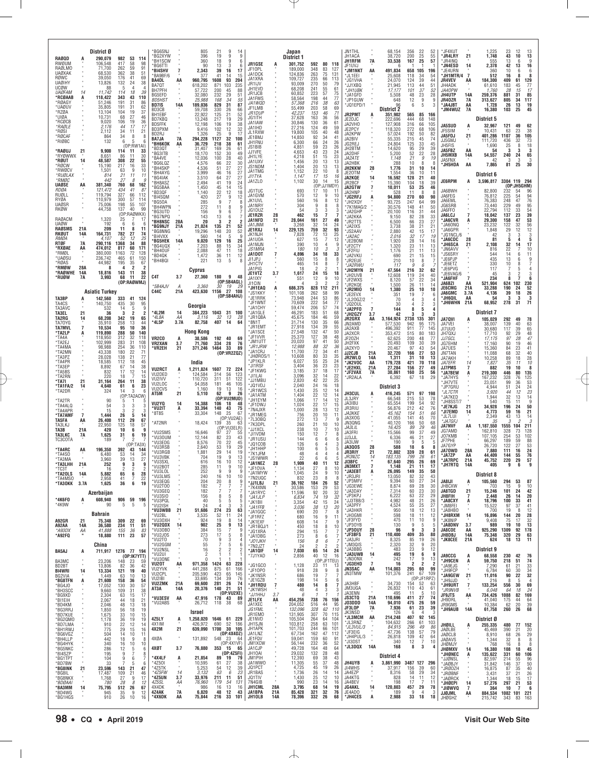**District Ø**

RAØQD A 290,079 982 53 114
RWØUM " 106,548 417 58 98
RAØLMO " 71,700 262 59 91
UAØXAK " 68,530 362 38 51
RØWC " 39,050 176 41 69
UAØIHY " 13,826 132 24 38
UCØW " 88 5 4 4
UAØFAM 14 11,742 114 18 39
*RCØAAB A 118,422 343 43 110
*RØAGY " 51,246 191 31 86
*UAØUV " 35,805 191 31 62
*RZØA " 13,104 104 19 37
*UIØA " 10,731 68 27 46
*RCØCB " 9,020 106 19 36
*RAØLE " 2,176 44 17 17
*RØSI " 2,112 34 11 21
*RØCAF " 864 34 8 8
*RIØBC " 132 6 5 6
(OP:RW1AI)
*RAØUJ 21 9,900 114 11 33
*RYØWWX " 8,651 86 11 30
*RØUT 14 48,587 308 22 55
*RØCW " 15,190 217 16 33
*RWØCV " 1,501 63 9 10
*RUØLAX " 814 21 11 11
*RMØC " 442 27 8 9
UAØSE AA 381,340 760 68 162
RDØA " 121,472 434 41 87
RUØLL " 119,794 327 66 112
RYØA " 110,979 300 57 114
UAØSR " 75,006 198 55 107
RKØW " 44,758 137 40 99
(OP:RAØWKX)
RAØACM " 1,320 25 7 17
UAØW " 192 8 6 6
RAØSMS 21A 209 11 8 11
RKØUT 14A 164,731 782 27 74
RMØA " 4,107 52 12 25
RTØF 7A 290,116 1368 34 88
*RXØAE AA 474,012 817 60 171
*RMØL " 380,000 1163 72 128
*UAØSU " 236,742 465 61 150
*RØAS " 44,982 195 35 67
*RMØW 28A 8 4 2 2
*RAØWHE 14A 18,816 143 11 38
*RUØW 7A 3,993 68 11 22
(OP:RAØWMJ)

**Asiatic Turkey**

TA3BP A 142,560 333 41 124
TA4CS " 140,750 435 30 95
TA3AVC " 532 14 5 9
TA3EL 21 36 3 2 2
TA2RG 14 68,208 342 19 65
TA7OYG " 35,910 258 13 44
TA7MVL 7 10,534 95 10 36
*TA2LP A 119,890 288 50 140
*TA4A " 118,950 312 32 118
*TA2EJ " 102,999 283 31 108
*TA4MA " 98,988 254 36 110
*TA2MN " 43,338 180 22 71
*TA3PZ " 28,028 138 21 77
*TA4PR " 18,585 112 18 45
*TA3EP " 8,892 67 14 38
*TA5BS " 832 17 12 14
*TA2RN " 220 18 7 15
*TA7I 21 31,164 264 11 38
*TA1FA/2 14 4,640 61 6 23
*TA2DR " 324 14 3 6
(OP:TA2ACW)
*TA2TR " 90 5 1 5
*TA4ALQ " 54 3 3 3
*TA4APR " 15 3 2 3
*TA7AMF 7 1,444 26 5 14
TA5FA AA 26,400 112 29 67
TA3LKJ " 22,950 125 18 57
TA3B 21A 420 10 6 9
TA3LKC 7A 1,625 31 6 19
TC3OTA " 189 7 3 6
(OP:TA3X)
*TA4RC AA 196,350 392 43 144
*TA4SO " 6,480 53 14 34
*TA3MA " 3,960 39 13 27
*TA3LHH 21A 252 9 3 9
*TC3T " 16 2 2 2
*TA2OLS 14A 5,882 65 6 28
*TA4MSO " 2,958 41 7 22
*TA3OKK 3.7A 1,625 36 6 19

**Azerbaijan**

*4K6FO A 608,940 906 59 196
*4K9W " 90 5 5 5

**Bahrain**

A92GR 21 75,348 309 22 69
A92AA 14A 36,580 234 11 51
*A93DX AA 41,888 155 36 83
*A92FQ " 18,880 111 23 57

**China**

BA5AJ A 711,917 1276 77 194
(OP:IK7YTT)
BA3MC " 23,206 148 23 59
BD2BT " 13,806 82 36 42
BI4WRI 14 13,214 129 11 30
BG2VIA " 1,449 63 10 13
*BG8TFN A 21,600 158 36 54
*BG4JO " 17,052 130 30 57
*BH3SCC " 9,660 109 31 38
*BG9XD " 2,304 63 15 17
*BI1EIH " 2,067 44 18 21
*BD4KM " 2,046 48 13 18
*BG3RRJ " 1,850 56 18 19
*BD7KUE " 1,675 33 10 15
*BG2QMO " 1,178 36 19 19
*BD7LMA " 910 22 12 14
*BH1RWJ " 775 29 15 16
*BG6VGZ " 504 14 10 11
*BH4LLP " 442 18 9 8
*BG4HYK " 340 16 10 10
*BG5NKC " 286 12 5 8
*BI4SZP " 195 9 7 8
*BG1TPT " 104 9 6 7
*BD7BW " 33 7 5 6
*BG8INK 21 23,596 143 21 47
*BG8IL " 17,487 109 21 46
*BG8NKX " 1,768 27 9 17
*BDØAAI " 780 28 8 12
*BA3MM 14 75,795 512 26 67
*BD4WG " 945 35 9 12
*BG1HGS " 910 26 10 16
*BG6SNJ " 805 21 9 14
*BG2XYW " 396 19 9 9
*BH1SCW " 360 18 9 6
*BG6TTI " 90 13 3 6
*BI4SHV 7 2,343 39 16 17
*BA9BF/6 " 377 41 14 15
BA4DL AA 960,795 1608 93 204
BA7QT " 618,202 871 103 235
BH7PFH " 57,722 200 45 88
BG5EFD " 32,080 232 29 51
BD5HST " 25,988 168 34 55
BD7IS 14A 189,036 829 31 87
BD3CB " 59,708 330 26 66
BH1EBF " 22,922 125 21 52
BD7KBQ " 13,248 217 19 29
BD5FFK " 12,198 106 19 38
BD3PXM " 9,416 102 12 32
BD2RJ " 1,326 25 9 17
BA7JA 7A 294,228 1127 32 100
*BH6KOK AA 36,729 218 38 61
*BD3QT " 31,407 169 26 61
*BG3ITB " 18,170 152 30 49
*BA4VE " 12,036 100 28 40
*BG6LQZ " 4,576 66 22 30
*BH4SKP " 4,536 51 27 27
*BH4AYG " 3,999 46 16 27
*BG4IAK " 3,510 64 27 27
*BH8ASZ " 2,494 41 19 24
*BG5BAA " 1,450 45 14 15
*BD3QF " 1,140 22 12 18
*BI4SQM " 420 27 9 12
*BG5OA " 285 9 7 8
*BH4WPN " 272 11 8 9
*BG3UTD " 156 9 6 7
*BG7NPQ " 143 13 6 7
*BH8NSC 28A 20 3 2 2
*BG9NJY 21A 21,024 135 21 52
*BG8NNG " 19,296 148 20 52
*BI4VXX " 560 14 5 9
*BG5HEK 14A 9,020 129 16 25
*BG4UQX " 7,203 88 15 34
*BH4OUF " 2,088 47 11 18
*BD4QK " 1,472 36 11 12
*BH4BQI " 221 13 5 8

**Cyprus**

C4T 3.7 27,360 180 9 48
(OP:5B4AGL)
*5B4AJV A 3,360 30 19 29
C44C 21A 423,630 1156 27 108
(OP:5B4AHJ)

**Georgia**

*4L2M 14 384,223 1043 31 100
*4L8A AA 3,116 32 13 28
*4L5P 3.7A 82,758 407 14 64

**Hong Kong**

VR2CO A 38,586 192 40 69
VR2XAN 3.7 71,760 334 28 76
*VR2EH 21 371,246 1464 33 89
(OP:VR2ZQZ)

**India**

VU2RCT A 1,211,824 1607 72 224
VU2DED " 124,584 314 56 123
VU2IVV " 110,720 311 51 122
VU2LOC " 54,058 181 46 105
VU2CVS " 1,160 19 13 16
AT5M 21 5,110 62 9 26
(OP:VU2MUD)
VU2YQ 14 14,388 106 18 48
*VU2IT A 33,394 140 43 75
*8T8S " 33,304 148 25 67
(OP:VU2AE)
*AT2NR " 18,424 139 35 63
(OP:VU3ELR)
*VU2SMS " 16,646 97 27 55
*VU3DUM " 12,144 82 23 43
*VU3EDG " 8,576 70 22 45
*VU3RSB " 2,640 53 19 29
*VU3RGB " 1,881 29 14 19
*VU3VBK " 704 19 9 13
*VU3SXL " 616 16 10 12
*VU2BOT " 285 11 9 10
*VU3LOL " 252 9 9 9
*VU3LMS " 240 16 10 10
*VU3EQG " 204 20 8 9
*VU2TOO " 182 7 7 7
*VU3GEQ " 182 7 7 7
*VU3SIO " 156 8 5 8
*VU3PQL " 40 5 5 5
*VU2ISH " 24 4 3 3
*VU3WBB 21 51,686 274 23 63
*VU2BL " 3,535 52 11 24
*VU3OXH " 924 19 8 14
*VU2DDX 14 902 25 9 13
*VU3OBO " 384 15 7 9
*VU2JOS " 273 17 5 8
*VU2TO " 70 9 3 4
*VU2GGM " 55 7 5 6
*VU2NSL " 16 2 2 2
*VU2UI " 2 1 1 1
*VU3ONE " 1 1 1 1
VU2OT AA 971,358 1424 63 228
VU2YVK " 441,288 875 61 166
VU2CPL " 205,590 423 65 145
VU2IBI " 33,695 134 39 76
VU2ZMK 21A 69,600 281 26 74
AT3A 14A 20,376 140 21 51
(OP:VU2XE)
*VU3ESV AA 47,916 178 43 89
*VU2ABS " 26,712 118 38 68

**Israel**

4Z5LY A 1,258,020 1646 61 229
4X1IM " 426,972 690 52 186
4X2M 21 639,090 1700 30 105
(OP:4X4DZ)
4XØA " 131,892 548 23 64
(OP:4X1VF)
4XØT 3.7 76,880 353 15 65
(OP:4Z5FI)
*4X4LF A 21,854 89 19 79
*4Z5OI " 10,595 61 27 38
*4Z5TK " 5,253 54 12 39
*4Z5FW 14 3,132 63 6 23
*4Z5UN 3.7 33,976 211 11 51
4Z5ML AA 76,960 179 54 131
4X4DK " 986 16 13 16
4Z4AK 7A 6,820 48 12 43
*4X6DK AA 75,844 216 33 101

**Japan**
**District 1**

JR1GSE A 301,752 592 80 118
JF1OPL " 189,000 348 83 127
JA1DCK " 124,836 263 75 131
JA1XRA " 109,727 235 66 113
JR1JV " 93,009 270 50 79
JH1EVD " 68,208 241 55 61
JR1JCB " 60,852 223 57 75
JA1FWS " 58,564 198 44 77
JA1WQD " 57,368 216 38 63
JF1LMB " 55,499 203 58 69
JR1DUP " 42,237 153 46 71
JG1ITH " 37,603 163 36 56
JA1IAW " 30,846 130 36 61
JA1IHD " 27,216 124 49 59
JL1RXW " 19,800 105 40 48
JE1BMJ " 14,850 92 34 41
JH1FNU " 6,300 66 24 26
JS1BIB " 4,851 59 23 26
JJ1VFE " 4,653 43 23 24
JH1LYE " 4,218 51 15 23
JA1UXV " 1,456 20 13 13
JS1NDM " 1,404 20 13 13
JA1TMG " 1,152 22 10 8
JI1TYA " 1,147 17 15 16
JA1ZLO " 1,102 30 14 15
(OP:JJ1MDY)
JG1TUC " 693 17 10 11
JA1GVM " 570 12 9 10
JK1UVL " 560 16 8 12
JA1NRY " 304 9 8 8
JG1DUZ " 54 3 3 3
JE1RZR 28 462 15 7 7
JA1NFD 21 28,044 161 27 49
JA1JNM " 3,268 32 14 24
JE1RXJ 14 229,125 759 32 93
JK1NJH " 7,828 72 13 25
JA1UOA " 627 15 7 12
JA1MJN " 390 10 4 9
JS1MRA " 180 10 3 3
JA1DOT 7 4,896 34 18 33
JI1JPJ " 560 15 8 8
JH1CTV " 465 14 8 7
JA1PIG " 18 2 1 1
JE1VTZ 3.7 1,617 24 15 18
JA1IXY " 551 12 9 10
JI1CIN " 4 2 2 2
*JH1EAQ A 686,375 828 112 211
*JS1KKY " 101,108 262 58 99
*JE1RRK " 73,948 244 53 86
*JF1WNT " 70,609 222 54 77
*JA1CHY " 59,474 206 57 74
*JA1GLE " 46,291 183 51 68
*JR1GBA " 45,675 184 46 59
*8N1T " 31,714 130 35 66
*JR1EMT " 27,918 134 39 55
*JA1SCE " 27,548 132 47 50
*JF1VVR " 25,370 127 38 48
*JM1UTT " 20,020 97 41 50
*JR1JRW " 12,988 88 32 36
*JA1CRJ " 11,700 72 34 41
*JHØROS/1 " 10,608 80 33 35
*JP1KLR " 6,027 55 25 24
*JI1RSF " 3,404 36 23 23
*JF1KWG " 3,185 37 18 17
*JI1LAI " 3,096 32 14 22
*JJ1MBU " 2,820 42 22 25
*JQ1VDJ " 2,040 24 16 18
*JR1WCS " 1,430 25 12 14
*JA1ATM " 1,404 22 12 14
*JH1EYM " 1,066 17 14 12
*JF1DWJ " 1,024 12 17 15
*7N4JXR " 1,000 28 13 12
*JR1MEG " 756 20 10 11
*7L3OBQ " 272 13 7 9
*7K3DPL " 260 21 10 10
*JJ1XCL " 238 10 7 10
*JJ1VDM " 150 12 7 8
*JR1USU " 144 6 6 6
*JJ1ZEN " 126 6 4 5
*JH1HHP " 100 6 5 5
*7K1LFM " 48 4 4 4
*JS1WWR " 22 6 5 6
*JA1NEZ 28 1,909 40 11 12
*JF1OVA " 1,134 27 8 10
*JA1MYW " 1,045 24 9 10
*7N2UQC " 832 23 8 8
*JJ1LBJ 21 36,192 184 26 52
*7K4XNN " 30,586 153 29 53
*JA1RYC " 11,596 92 20 32
*JA1JJP " 6,834 74 19 32
*JK1BII " 3,354 42 15 24
*JA1FFB " 3,036 38 13 20
*JA1GQC " 690 20 7 8
*JR1FFZ " 680 16 9 11
*JK1EXF " 608 14 7 9
*JR1BQJ/1 " 450 18 8 10
*JG1XRA " 294 15 7 7
*JA1DBG " 273 8 6 7
*JO1JKH " 156 8 6 7
*7N2JZT " 24 2 2 2
*JA1QIF 14 7,030 65 14 24
*7J1YAD " 2,856 40 12 16
(OP:JF1TEU)
*JG1GCO " 1,128 23 11 13
*JF1OPO " 918 28 9 8
*JK1NSR " 686 19 7 7
*JE1GZB " 198 14 5 6
*JH1RDU 7 480 14 8 7
*JK1WSH " 48 4 3 3
*JJ1HHJ 3.7 6 1 1 1
JE1LFX AA 454,256 738 76 156
JA1XEC " 204,052 516 44 95
JG1FML " 132,096 328 62 110
JE1MDO " 131,905 270 71 116
JE1NVD " 105,504 264 64 104
JH1SJN " 103,812 258 63 101
JH1APK " 101,703 244 66 101
JA1LNZ " 67,734 162 47 112
JE1FQV " 59,041 159 60 91
JM1XCW " 56,144 232 36 52
JA1CJP " 49,728 164 48 64
JH1OAI " 29,032 132 28 48
JM1PIH " 12,393 69 38 43
JA1WWO " 11,305 55 37 48
JQ1PCT " 4,725 45 19 26
JR1BAS " 1,736 26 14 14
JO1TIV " 1,430 25 12 10
7N4GIB " 990 21 13 14
JH1CML 28A 3,795 68 14 19
JA1BPA 21A 85,428 321 32 76
JH1OLB 14A 78,396 332 26 68
JN1THL " 68,154 356 22 52
JH1ACA " 38,720 200 25 55
JH1RFM 7A 33,538 167 25 57
JF1UVJ " 6 1 1 1
*JM1NKT AA 491,834 658 105 196
*JL1EEI " 25,608 118 34 54
*JG1VHA " 24,070 124 39 44
*JJ1XBQ " 21,945 113 44 51
*JH1UBK " 17,177 101 37 52
*JA1GFD " 5,508 48 23 28
*JP1GUW " 648 12 9 9
*JQ1EPD/1 " 96 6 5 3

**District 2**

JR2PMT A 351,902 565 85 166
JE2DJC " 222,696 444 68 148
JA2VHO " 127,908 316 66 105
JE2PCY " 118,320 272 68 106
JA2KPW " 57,024 192 50 82
JA2BIV " 55,335 215 45 74
JG2REJ " 24,804 125 33 45
JH2BTM " 14,620 95 29 39
JA2DHF " 5,200 52 22 28
JA2ATE " 1,148 21 9 19
JA2HBK " 288 10 8 8
JH2KKW 28 1,776 31 10 14
JE2OTM " 1,554 36 10 11
JA2KOE 14 16,592 128 21 40
JR2BCF " 15,390 104 18 39
JA2GTW 7 10,011 53 25 46
JA2HNP " 528 11 8 8
*JG2RFJ A 94,800 270 60 90
*JH2QXY " 93,725 247 64 99
*7K1MAG/2 " 30,576 148 41 50
*JA2GHP " 20,100 116 31 44
*JA2KKA " 9,150 82 28 33
*JR2TTS " 6,500 66 23 27
*JA2IXS " 3,738 38 21 21
*JS2AAV " 2,880 42 15 17
*JA2AC " 2,016 32 17 19
*JE2BOM " 1,920 28 14 16
*JA2FCY " 1,320 23 11 13
*JF2FIU " 1,176 21 11 13
*JA2VKU " 690 21 15 15
*JR2EJE " 210 10 8 7
*JA2RWU " 117 9 6 7
*JH2MYN 21 47,564 216 32 62
*JH2UVB " 12,608 119 24 40
*JF2WXS " 8,120 57 22 34
*JR2KQE " 1,500 26 11 14
*JR2MIO 14 1,380 25 10 10
*JE2EVX " 351 19 7 6
*JL2OGZ/2 " 70 4 3 4
*JQ2OUL " 30 4 2 3
*JA2PFO 7 144 8 5 4
*JG2CZY 3.7 42 3 3 3
JR2GRX AA 3,164,924 2738 135 301
JA2AMD " 577,530 942 95 175
JH2WKY " 496,392 911 77 145
JA2XCR " 353,472 515 80 183
JF2OZH " 62,625 200 48 77
JH2FXK " 20,493 109 30 39
JA2KYO " 20,467 97 43 54
JJ2CJB 21A 32,720 166 27 53
JR2WLQ 14A 1,311 31 10 13
*JK2VOC AA 179,728 421 70 118
*JE2HXL 21A 27,284 156 27 49
*JF2VAX 7A 30,861 160 25 56
*JR2ALA " 6,392 67 18 29

**District 3**

JH3CUL A 416,245 571 97 198
JL3JRY " 66,548 215 53 78
JA3IBU " 65,554 199 54 92
JR3RIU " 56,876 212 42 76
JA3KKE " 45,162 154 51 66
JA3OXG " 41,055 141 45 70
JN3QNG " 40,120 166 50 68
JA3LIL " 16,425 89 29 46
JA3FRI " 15,566 99 37 49
JJ3JJL " 6,336 46 21 27
JA3JAV " 190 9 5 5
JA3QOS 28 588 18 6 8
JH3RIY 21 72,802 339 28 61
JR3NZC 14 183,135 799 26 61
JI3BFC " 67,640 295 26 69
JN3MXT 7 1,148 21 11 17
*JA3EBT A 26,095 149 35 50
*JR3JRI " 13,050 82 32 43
*JP3MFV " 9,394 60 27 34
*JG3EWE " 8,874 69 28 30
*JA3DAY " 7,314 60 23 30
*JP3KPJ " 6,222 63 22 29
*JJ3TBB/3 " 4,982 48 21 26
*JA3PFY " 4,524 55 25 27
*JA3HKR " 950 18 12 13
*JH3GMI " 598 18 11 12
*JA3FYD " 475 11 10 9
*JP3OYB " 130 9 5 5
*JP3QUY 28 96 9 3 3
*JF3BFS 21 110,400 409 35 80
*JA3JRI " 8,325 85 19 26
*JM3QIS " 2,320 32 9 20
*JA3BBG " 483 23 9 12
*JA3UWB 14 495 19 6 9
*JN3ONX " 242 17 9 13
*JG3EHD 7 16 2 2 2
JH3SAC AA 114,003 295 60 99
JN3TMW " 101,376 241 67 109
(OP:JF1RPZ)
JA3HBF " 34,730 154 52 63
JM3UGA " 26,832 110 43 61
JA3ENN " 495 11 5 10
JS3CTQ 21A 110,696 411 27 74
JO3DDD 14A 94,010 475 26 59
JF3LOP 7A 7,936 61 23 39
JK3NSD " 126 6 4 3
*JL3MCM AA 214,248 407 92 145
*JL3RNZ " 104,632 266 61 103
*JL3VUL/3 " 84,915 296 49 86
*JF3EIG " 47,736 138 57 79
*JH4PUL/3 " 26,818 109 42 64
*JI3DST " 340 12 7 10
*JL3DQX 14A 168 8 3 4

**District 4**

JH4UYB A 3,861,900 3487 127 296
JI4WHS " 37,917 156 39 60
JA4EZP " 8,316 58 29 34
JA4KTG " 828 14 11 12
JA4BEV " 198 17 7 11
*JA4ADO 14 120,803 457 29 78
*JF4AON " 189 9 4 3
*JH4CES A 2,988 33 18 18
*JF4XUT " 1,225 23 12 13
*JR4LRY 21 1,748 43 10 13
*JR4INQ " 555 13 6 9
*JN4ESD 14 2,378 42 13 16
*JE4URN " 360 10 6 6
*JH1MTR/4 7 512 16 8 8
JR4VEV AA 184,300 409 61 129
JH4ADK " 61,610 183 45 77
JA4OPW " 1,760 28 15 17
JH4UTP 14A 259,376 881 31 85
JR4OZR 7A 313,627 805 34 117
*JA4JBT AA 1,728 26 13 19
*JM4WUZ 7A 16,380 103 25 45

**District 5**

JA5SUD A 32,967 121 49 62
JF5SIM " 10,431 63 23 38
JA5FDJ 21 401,286 1107 36 105
JJ5GMJ " 111,720 436 32 73
JH5FIS " 1,690 25 8 18
JA5FBZ AA 54 3 3 3
JH5MXB 14A 54,557 240 24 65
JA5FNX " 42 3 3 3
*JH5HDA AA 7,865 81 25 30

**District 6**

JE6RPM A 3,596,817 3304 119 294
(OP:JH6GHM)
JA6BWH " 82,800 232 54 96
JA6FEG " 76,812 225 54 94
JA6EML " 76,383 248 47 76
JG6SRB " 73,440 229 49 95
JA6FFO " 22,794 112 33 54
JA6LCJ 7 18,042 137 23 39
*JA6CVR A 29,300 158 47 53
*JA6ONQ " 23,232 122 32 56
*JA6GPR " 1,848 29 12 12
*JG1NCL/6 " 42 3 3 3
*JA6CDC 28 81 5 4 5
*JH6SCA 21 2,108 32 14 17
*JN6AVV " 816 22 7 10
*JS6SRY " 544 14 6 11
*JE6PJP " 435 13 6 9
*JE6ETZ " 330 10 8 7
*JE6PVG " 117 7 5 4
*JE6VAG/6 " 45 3 2 3
*JA6FHF 7 234 8 7 6
JA6BZI AA 521,904 624 102 230
JE6CMG 21A 33,280 190 24 52
JA6GMC 3.7A 4,136 39 18 26
*JH6QIL AA 54 3 3 3
*JH6WHN 21A 68,952 278 31 71

**District 7**

JA7QVI A 105,029 292 49 78
JA7VEI " 38,007 139 40 63
JI7UUO " 30,680 117 39 65
JH7QXJ " 17,710 92 29 48
JJ7GCL " 17,175 97 28 47
JG7EHM " 17,160 90 19 46
JA7UES " 15,360 84 23 41
JN7TAN " 11,088 68 32 40
JA7AKH " 10,258 89 18 28
JA7EFR 14 1,827 35 11 10
JJ7PMS 7 882 19 10 8
*JA7BEW A 219,300 446 80 135
*JA7HYS " 167,232 328 76 125
*JH7VTE " 23,051 99 36 53
*JF7GRU " 4,944 51 24 24
*JL7CTR " 3,920 44 12 23
*JA7KED " 1,944 32 13 14
*JH8SST/7 " 540 15 11 9
*JE7KJG 21 34,928 196 24 50
*JI7EMD 14 4,773 59 16 21
*JL7LUI " 2,349 43 13 14
*JA7GFJ " 35 3 2 3
JA7NVF AA 1,187,550 1555 104 211
JG7AMD " 162,810 328 73 128
JO7KMB " 107,105 254 53 102
JF7PHE " 66,297 189 59 88
JA7GYP " 26,720 122 27 53
JA7OWD 28A 7,980 111 16 24
JA7ZP AA 44,409 144 55 76
*JR7TPC 21A 45,752 220 29 57
*JH7RTQ 14A 405 9 6 9

**District 8**

JA8IJI A 105,560 294 53 87
JH8CXW " 703 15 9 10
JA8TGD 21 15,246 101 24 42
JH8FIH 7 2,448 26 14 20
*JA8CXY A 18,796 100 33 41
*JM8FEI " 15,522 97 37 41
*JA8HBO " 700 19 8 12
*JH8RXM 14 16,896 144 20 28
*JK8NIP " 9,408 75 17 32
*JA8DNV 3.7 989 19 10 13
JA8COE AA 925,290 1309 92 178
JH8DBJ 14A 75,348 320 29 63
*JK8CEE 21A 624 18 13 11

**District 9**

JA9CCG A 68,558 230 42 76
*JH9CEN A 59,750 218 51 74
*JA9EJG " 7,290 61 21 33
*JH9FCP " 6,784 60 30 34
*JA9GEW 21 11,016 90 22 32
*JH9JJD " 216 8 5 4
*JH9URT 7 133,254 556 30 69
*JR9NVB " 6,048 64 18 24
JF9JTS AA 734,426 1088 82 169
JH9DRL " 41,040 175 44 64
JR9GMS " 10,384 62 20 39
*JH9AUB 14A 61,758 260 26 68

**District Ø**

JHØILL A 255,335 480 77 152
JAØLBE " 45,469 390 21 20
JAØCLB " 8,910 68 26 29
JAØAVS " 1,344 32 8 8
JHØMJY " 768 16 8 8
JHØMXV 14 16,380 108 18 45
*JHØNEC A 135,622 331 60 106
*JJØNSL " 82,597 214 55 96
*JAØBJY " 31,842 146 37 50
*JRØDZH " 16,875 87 35 40
*JRØBNF " 3,431 37 21 26
*JAØRCK " 1,344 18 15 17
*JHØEPI 14 57,276 297 21 63
*JAØWVQ 7 364 10 7 6
JJØJML AA 884,534 1082 101 221
JHØGHZ " 215,742 343 83 163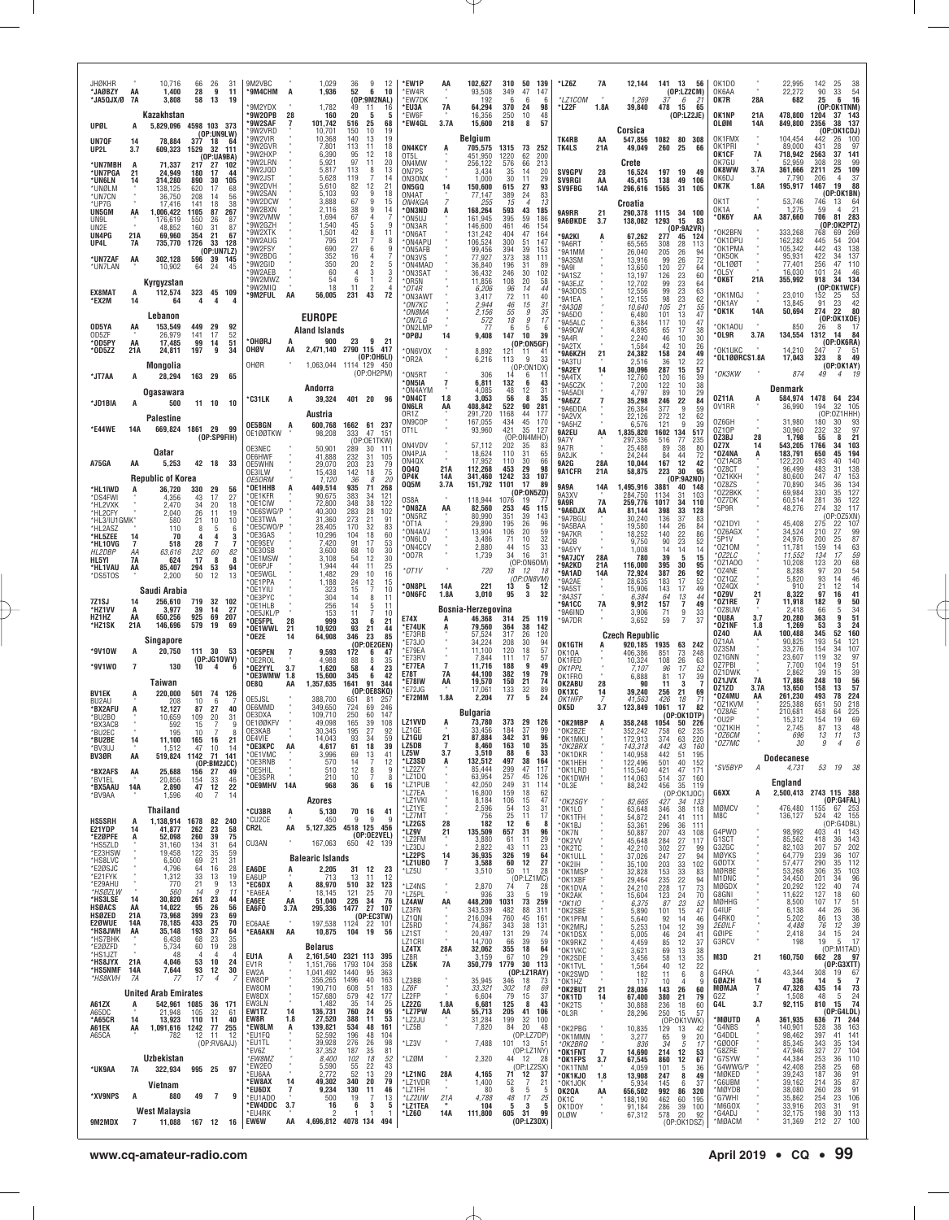JH0KHR * 10,716 66 26 31
*JA0BZY AA 1,400 28 9 11
*JA5QJX/0 7A 3,808 58 13 19

**Kazakhstan**

UP0L A 5,829,096 4598 103 373 (OP:UN9LW)
UN7QF 14 78,884 377 18 64 (OP:UA9BA)
UP2L 3.7 609,323 1529 32 111
*UN7MBH A 71,337 217 27 102
*UN7PGA 21 24,949 180 17 44
*UN6LN 14 314,280 890 30 105
*UN0LM " 138,125 620 17 68
*UN7CN " 36,750 208 14 56
*UP7G " 17,416 141 18 38
UN5GM AA 1,006,422 1105 87 267
UN9L " 176,619 550 26 87
UN2E " 48,852 160 31 87
UN4PG 21A 69,960 354 21 67
UP4L 7A 735,770 1726 33 128 (OP:UN7LZ)
*UN7ZAF AA 302,128 596 39 145
*UN7LAN " 10,902 64 24 45

**Kyrgyzstan**

EX8MAT A 112,574 323 45 109
*EX2M 14 64 4 4 4

**Lebanon**

OD5YA AA 153,549 449 29 92
OD5ZF " 26,979 141 17 52
*OD5PY AA 17,485 99 14 51
*OD5ZZ 21A 24,811 197 9 34

**Mongolia**

*JT7AA A 28,294 163 29 65

**Ogasawara**

*JD1BIA A 500 11 10 10

**Palestine**

*E44WE 14A 669,824 1861 29 99 (OP:SP9FIH)

**Qatar**

A75GA AA 5,253 42 18 33

**Republic of Korea**

*HL1IWD A 36,720 330 29 56
*DS4FWI " 4,356 43 17 27
*HL2VXK " 2,470 34 20 18
*HL2CFY " 2,040 26 11 19
*HL3/IU1GMK* 580 21 10 10
*HL2ASZ " 110 8 5 6
*HL5ZEE 14 70 4 4 3
*HL1OVG 7 518 28 7 7
HL2DBP AA 63,616 232 60 82
HL5YI 7A 624 17 8 8
*HL1VAU AA 85,407 294 53 94
*DS5TOS " 2,200 50 12 13

**Saudi Arabia**

7Z1SJ 14 256,610 719 32 102
*HZ1VV A 3,977 39 14 27
HZ1HZ AA 650,256 925 69 207
*HZ1SK 21A 146,696 579 19 69

**Singapore**

*9V1OW A 20,750 111 30 53 (OP:JG1OWV)
*9V1WO 7 130 10 4 6

**Taiwan**

BV1EK A 220,000 501 74 126
BU2AU " 208 10 6 7
*BX2AFU A 12,127 87 27 40
*BU2BO " 10,659 109 20 31
*BX3ACB " 592 15 7 9
*BU2EC " 195 10 7 8
*BU2BE 14 11,100 165 16 21
*BV3UJ " 1,512 47 10 14
BV3BR AA 519,824 1142 71 141 (OP:BM2JCC)
*BX2AFS AA 25,688 156 27 49
*BV1EL " 20,856 154 33 46
*BX5AAU 14A 2,890 47 12 22
*BV9AA " 1,596 40 7 14

**Thailand**

HS5SRH A 1,138,914 1678 82 240
E21YDP 14 41,877 262 23 58
*E20PFE A 52,098 260 39 75
*HS5ZLD " 31,160 134 31 64
*E23HSW " 19,458 122 35 59
*HS8LVC " 6,500 69 21 31
*E20SJC " 4,796 64 16 28
*E21FYK " 1,312 33 13 19
*E29AHU " 770 21 9 13
*HS0ZLW " 560 14 9 11
*HS3LSE 14 30,820 261 23 44
HS0ACS AA 14,022 95 26 56
HS0ZED 21A 73,968 399 23 69
E20WUE 14A 78,185 433 25 70
*HS8JWH AA 35,148 193 37 64
*HS7BHK " 6,438 68 23 35
*E20ZFD " 5,734 60 19 28
*HS1JZT " 48 4 4 4
*HS8JYX 21A 4,046 53 10 24
*HS5NMF 14A 7,644 93 12 30
*HS8KVH 7A 77 17 4 7

**United Arab Emirates**

A61ZX A 542,961 1085 36 171
A65DC " 21,948 105 32 61
*A65CR 14 13,923 110 11 40
A61EK AA 1,091,616 1242 77 255
A65CA " 782 12 11 12 (OP:RV6AJJ)

**Uzbekistan**

*UK9AA 7A 322,934 995 25 97

**Vietnam**

*XV9NPS A 880 49 7 9

**West Malaysia**

9M2MDX 7 11,088 167 12 16

9M2VBC * 1,029 36 9 12
*9M4CHM A 1,936 52 6 10 (OP:9M2NAL)
*9M2YDX " 1,782 49 11 16
*9W2OPB 28 160 20 5 5
*9W2SAF 7 101,742 516 25 68
*9W2VRD " 10,701 150 10 19
*9W2VIR " 10,368 140 13 19
*9W2GVR " 7,801 113 11 18
*9W2HXP " 6,390 95 12 18
*9W2LRN " 5,921 97 11 20
*9W2JQD " 5,817 113 8 13
*9W2JST " 5,628 119 7 14
*9W2DVH " 5,610 82 12 21
*9W2SAN " 5,103 93 9 18
*9W2DCW " 3,888 67 9 15
*9W2BXN " 2,116 38 9 14
*9W2VMW " 1,694 67 4 7
*9W2GZH " 1,540 45 5 9
*9W2XTK " 1,501 42 8 11
*9W2AUG " 795 21 7 8
*9W2FSY " 690 27 6 9
*9W2BDG " 352 16 4 7
*9W2GID " 350 20 2 5
*9W2AEB " 60 4 3 3
*9W2MWZ " 54 6 1 2
*9W2MIQ " 18 11 2 4
*9M2FUL AA 56,005 231 43 72

# EUROPE

**Aland Islands**

*OH0RJ A 900 23 9 11
OH0V AA 2,471,140 2790 115 417 (OP:OH6LI)
OH0R " 1,063,044 1114 129 450 (OP:OH2PM)

**Andorra**

*C31LK A 39,324 401 20 96

**Austria**

OE5BGN A 600,768 1662 61 237
OE1000TKW " 98,208 333 47 151 (OP:OE1TKW)
OE3NEC " 50,901 289 30 111
OE6HWF " 41,888 232 31 105
OE5WHN " 29,070 203 23 79
OE3ILW " 15,438 142 18 75
OE5DRM " 1,120 36 8 20
*OE1HHB A 449,514 935 71 268
*OE1KFR " 90,675 383 34 121
*OE1CIW " 72,800 348 38 122
*OE6GWG/P " 40,300 283 28 102
*OE3TWA " 31,360 273 21 91
*OE5CWO/P " 28,405 170 32 83
*OE3GAS " 10,296 104 18 60
*OE9SEV " 7,420 91 17 53
*OE3OSB " 3,600 68 10 30
*OE1MSW " 3,108 54 12 30
*OE6PJF " 1,944 44 11 25
*OE5WGL " 1,482 29 10 16
*OE1PPA " 1,188 24 12 15
*OE1YIU " 323 15 7 10
*OE3PYC " 304 14 8 11
*OE1HLB " 256 14 5 11
*OE5JKL/P " 153 11 7 10
*OE5FPL 28 999 33 6 21
*OE1WWL 21 10,920 93 21 44
*OE2E 14 64,908 346 23 85 (OP:OE2GEN)
*OE5PEN 7 9,593 172 6 47
*OE2ROL " 4,988 88 8 35
*OE2YVL 3.7 1,620 58 4 23
*OE3WMW 1.8 15,600 345 6 42
OE8Q AA 1,357,635 1641 91 344 (OP:OE8SKQ)
OE5JSL " 388,700 651 81 257
OE6MMD " 349,650 724 69 246
OE3DXA " 109,710 250 60 147
OE100KFV " 49,098 165 39 108
OE8XAB " 30,345 195 27 92
OE4VIE " 14,043 93 23 64
*OE3KPC AA 4,617 61 18 39
*OE1VMC " 3,996 69 13 41
*OE3RNB " 570 14 7 12
*OE5HIL " 510 12 8 9
*OE3SPR " 210 10 7 8
*OE9MHV 14A 968 36 6 16

**Azores**

*CU3BR A 5,130 70 16 41
CU2CE " 450 9 9 9
CR2L AA 5,127,325 4518 125 456 (OP:OE2VEL)
CU3AN " 167,063 650 42 139

**Balearic Islands**

EA6DE A 2,205 31 12 23
EA6UP " 713 13 11 12
*EC6DX A 88,970 510 32 123
*EA6EA " 18,145 121 25 70
EA6EE AA 51,040 226 34 76
EA6FO 3.7A 295,336 1477 27 107 (OP:EC3TW)
EC6AAE " 197,538 1124 22 101
*EA6AKN AA 10,875 104 19 56

**Belarus**

EU1A A 2,321,113 2321 113 395
EV1R " 1,749,104 1793 104 358
EW2A " 1,041,492 1440 95 363
EW8OP " 356,265 1496 40 163
EW8OM " 190,710 608 51 183
EW8DX " 157,680 579 42 177
EW3LN " 1,482 35 14 25
EW1TZ 14 136,731 760 24 95
EW8R 1.8 27,520 388 11 53
*EW8LM A 139,821 534 48 161
*EU1FQ " 52,592 196 48 104
*EU1TL " 39,928 276 26 98
*EV6Z " 37,352 187 35 81
*EW8MZ " 8,400 102 18 52
*EW2EO " 5,590 55 22 43
*EU6AA " 2,772 52 13 29
*EW8AX 14 49,302 340 20 79
*EU6DX 7 9,234 130 11 46
*EU1ADO " 500 19 7 13
*EW4DDC 3.7 16 6 3 5
*EU4RK " 1 1 1 1
EW6W AA 4,696,812 4078 134 494

*EW1P AA 102,627 310 50 139
EW4R " 93,508 349 47 147
*EW7DK " 192 6 6 6
*EU3A 7A 64,294 370 24 98
*EW6F " 16,356 250 10 48
*EW4GL 3.7A 15,600 218 8 57

**Belgium**

ON4KCY A 705,575 1315 73 252
OT5L " 451,950 1220 62 200
ON4MW " 256,122 576 66 213
ON7PS " 3,434 35 14 20
ON3ONX " 1,000 30 11 29
ON5GQ 14 150,600 615 27 93
ON4AT " 77,147 389 24 83
ON4KGA 7 255 15 4 13
*ON3ND A 168,264 593 43 185
*ON5UJ " 161,945 395 59 186
*ON3AR " 146,600 461 46 154
*ON6AT " 131,242 404 47 164
*ON4APU " 106,524 300 51 147
*ON5AFB " 99,456 394 39 153
*ON3VS " 77,927 373 38 111
*ON4MAD " 36,840 196 31 89
*ON3SAT " 36,432 246 30 102
*OR5N " 11,856 108 20 58
*OT4R " 6,206 96 14 44
*ON3AWT " 3,417 72 11 40
*ON7KC " 2,944 46 15 31
*ON8MA " 2,156 55 9 35
*ON7LG " 572 18 9 17
*ON2LMP " 77 6 5 6
*OP0J 14 9,408 147 10 39 (OP:ON9GF)
*ON6VOX " 8,892 121 11 41
*OR2A " 6,216 113 9 33 (OP:ON1DX)
*ON5RT " 306 14 6 11
*ON5IA 7 6,811 132 6 43
*ON4AYM " 4,085 48 12 31
*ON4CT 1.8 3,053 56 8 35
ON6LR AA 408,842 522 90 281
OR1Z " 291,720 1168 44 177
ON9COP " 167,055 434 45 170
OT1L " 93,960 421 35 127 (OP:ON4MHO)
ON4VDV " 57,112 202 35 83
ON4PJA " 18,624 110 31 65
ON4QX " 17,952 110 30 66
OQ4Q 21A 112,268 453 29 98
OP4K 14A 341,460 1242 33 107
OQ5M 3.7A 151,792 1101 17 89 (OP:ON5ZO)
OS8A " 118,944 1076 19 77
*ON8ZA AA 82,560 253 45 115
*ON5RZ " 80,990 351 39 143
*OT1A " 29,890 195 26 96
*ON4AVJ " 13,904 106 20 59
*ON6LO " 3,486 71 10 32
*ON4CCV " 2,880 44 15 33
*OO7R " 1,739 34 16 31 (OP:ON6OM)
*OT1V " 720 18 12 18 (OP:ON8VM)
*ON8PL 14A 221 13 5 12
*ON6FC 1.8A 3,010 95 3 32

**Bosnia-Herzegovina**

E74X A 46,368 314 25 119
*E74UK A 79,560 364 38 142
*E73RB " 57,524 317 26 120
*E73JO " 34,224 208 30 94
*E79EA " 11,100 120 18 57
*E73RV " 7,844 111 17 57
*E77EA 7 11,716 188 9 49
E78T 7A 44,100 382 19 79
*E78IW AA 19,570 150 21 74
*E72JG " 17,061 133 32 89
*E72MM 1.8A 2,204 77 5 24

**Bulgaria**

LZ1VVD A 73,780 373 29 126
LZ1GE " 33,456 184 37 99
LZ1GU 21 87,884 342 31 96
LZ5DB 7 8,460 163 10 35
LZ5W 3.7 3,510 88 6 33
*LZ3SD A 132,512 497 38 164
*LZ2ZY " 85,444 299 47 117
*LZ1DQ " 63,954 257 45 126
*LZ1PUB " 42,050 249 31 114
*LZ7EA " 16,800 159 18 62
*LZ1VKI " 8,184 106 15 47
*LZ1YE " 2,596 54 13 31
*LZ7MT " 756 25 11 17
*LZ2GS 28 182 12 6 8
*LZ9V 21 135,509 657 31 96
*LZ2FM " 3,880 61 11 29
*LZ3DJ " 2,822 43 11 23
*LZ2PS 14 36,935 326 19 64
*LZ1UBO 7 3,588 60 12 27
*LZ5U " 3,510 50 11 28 (OP:LZ1MC)
*LZ4NS " 2,870 74 7 28
*LZ5PL " 936 33 5 19
LZ4AW AA 448,200 1031 73 259
LZ3FN " 343,539 482 88 311
LZ1QN " 216,094 760 45 161
LZ5RD " 74,867 343 38 131
LZ1ST " 20,497 131 29 74
LZ1CRI " 14,700 66 39 59
LZ4TX 28A 32,062 355 18 64
LZ8R " 3,159 67 10 29
*LZ7PW AA 55,713 205 41 106
*LZ2JU " 31,284 199 32 100
*LZ5B " 7,820 84 20 48 (OP:LZ7DP)
*LZ3V " 7,488 101 13 51 (OP:LZ1YN)
*LZ0M " 2,320 44 12 28 (OP:LZ2SX)
*LZ1NG 28A 4,165 71 12 37
*LZ1VDR " 1,400 52 7 21
*LZ1FH " 80 8 5 5
*LZ2UW 21A 4,788 48 17 25
*LZ1TEA " 104 5 3 5
*LZ6O 14A 111,800 605 31 99 (OP:LZ3DX)

*LZ6Z 7A 12,144 141 13 56 (OP:LZ2CM)
*LZ1COM " 1,269 37 6 21
*LZ2F 1.8A 39,840 478 15 65 (OP:LZ2JE)

**Corsica**

TK4RB AA 547,856 1082 80 308
TK4LS 21A 49,049 260 25 66

**Crete**

SV9GPV 28 16,524 197 19 49
SV9RGI AA 45,415 138 49 106
SV9FBG 14A 296,616 1565 31 105

**Croatia**

9A9RR 21 290,378 1115 34 100
9A60KDE 3.7 138,082 1293 15 83 (OP:9A2VR)
*9A2KI A 67,262 277 45 124
*9A6RT " 65,565 308 28 113
*9A1MM " 26,040 205 26 94
*9A3SM " 13,916 99 26 72
*9A9I " 13,650 120 27 64
*9A1SZ " 13,197 126 23 60
*9A3EJZ " 12,702 99 23 63
*9A3DOS " 12,556 99 23 63
*9A1EA " 12,155 98 23 62
*9A3QB " 10,640 105 21 55
*9A5DO " 6,480 101 13 47
*9A5ALC " 6,384 117 10 47
*9A9CW " 4,895 65 17 38
*9A4R " 2,240 46 10 30
*9A2TX " 1,584 42 10 26
*9A6KZH 21 24,382 158 24 49
*9A3TU " 2,516 36 12 22
*9A2EY 14 30,096 287 15 57
*9A4TX " 12,760 120 16 39
*9A5CZK " 7,200 122 10 38
*9A5ADI " 4,797 89 10 29
*9A6ZZ 7 35,298 246 22 84
*9A6DDA " 26,384 377 9 59
*9A2VX " 22,126 272 12 62
*9A5HZ " 6,576 121 9 39
9A2EU AA 1,835,820 1602 134 517
9A7Y " 297,336 516 77 235
9A7R " 25,488 89 38 80
9A2JK " 24,244 84 44 72
9A2G 28A 10,044 167 12 42
9A1CFR 21A 58,875 223 30 95 (OP:9A2NO)
9A9A 14A 1,495,916 3881 40 148
9A3XV " 284,750 1134 31 103
9A9R 7A 259,776 1017 34 110
*9A6DJX AA 81,144 398 33 128
*9A7BGU " 30,240 136 37 83
*9A5BAA " 19,580 144 26 84
*9A7KR " 18,252 140 22 86
*9A2B " 9,750 90 23 52
*9A5YY " 1,008 14 14 14
*9A7JCY 28A 780 39 5 15
*9A2KD 21A 116,000 395 30 95
*9A1AD 14A 72,924 387 26 92
*9A2AE " 28,635 183 17 52
*9A5ST " 15,906 143 17 49
*9A3ST " 6,384 64 13 44
*9A1CC 7A 9,912 157 7 49
*9A6IND " 3,906 71 9 33
*9A7DR " 3,652 59 7 37

**Czech Republic**

OK1GTH A 920,185 1935 63 242
OK1OA " 406,386 851 73 248
OK1FED " 10,324 108 26 63
OK1PPL " 7,107 96 17 52
OK1FRO " 6,888 81 17 39
OK2ABU 28 90 11 3 7
OK1KC 14 39,240 256 21 69
OK1HFP 7 41,563 426 18 71
OK5D 3.7 123,849 1061 17 82 (OP:OK1DTP)
*OK2MBP A 358,248 1054 50 226
*OK2BZE " 352,242 758 62 235
*OK1MKU " 172,913 374 63 220
*OK2BRX " 143,318 442 43 160
*OK1DKR " 140,958 442 51 195
*OK1HEH " 122,496 501 40 152
*OK1LRD " 115,540 421 47 171
*OK1DWH " 114,063 514 37 160
*OL3E " 88,242 456 35 119 (OP:OK1JOC)
*OK2SGY " 82,665 427 34 133
*OK1LO " 63,648 346 38 118
*OK1TFH " 54,872 241 41 111
*OK1BJ " 53,361 296 36 111
*OK7N " 50,887 207 43 108
*OK2VV " 45,648 284 27 117
*OK2TC " 42,210 302 27 99
*OK1ULL " 37,026 247 27 94
*OK2IH " 35,100 203 33 102
*OK1MSP " 32,828 153 33 83
*OK1XBF " 29,464 235 22 94
*OK1DVA " 24,210 228 17 73
*OK2AKT " 15,604 123 24 70
*OK1IO " 6,375 87 23 52
*OK2SBE " 5,890 101 15 47
*OK1PFM " 5,640 92 14 46
*OK2MRJ " 5,253 104 12 39
*OK1DSX " 5,005 46 24 41
*OK9RKZ " 4,459 85 12 37
*OK1VKC " 3,621 69 13 38
*OK2SDE " 3,456 58 13 35
*OK1KHL " 182 11 6 8
*OK2SWD " 11 1 1 1
*OK2BRQ " 2,808 44 17 35
*OK2BUT 21 28,036 143 26 60
*OK1TD 14 67,400 380 21 79
*OK2TS " 30,888 236 18 60
*OL3R " 28,296 250 15 57 (OP:OK1VWK)
*OK2PBG " 10,835 129 13 42
*OK1MMN " 3,277 65 9 20
*OK2BRQ " 836 34 5 17
*OK1FNT 7 14,690 214 12 53
*OK1FPS 3.7 67,545 860 12 67
*OK1TNM " 4,059 101 5 36
*OK1KJO 1.8 13,908 247 8 49
*OK1JOK " 5,934 145 6 37
OK2QA AA 656,502 992 86 320
OK1C " 188,190 462 60 195
OK1DOY " 91,184 286 39 100
OL0W " 67,312 578 20 92 (OP:OK1DSZ)

OK1DO * 22,995 142 25 38
OK6AA " 22,272 90 33 54
OK7R 28A 682 25 6 16 (OP:OK1TNM)
OK1NP 21A 478,800 1204 37 143
OL0M 14A 849,800 2356 38 137 (OP:OK1CDJ)
OK1FMX " 104,454 442 26 100
OK1PRI " 89,000 431 28 97
OK1CF 7A 718,942 2563 37 141
OK7GU " 52,959 308 28 99
OK8WW 3.7A 361,666 2211 25 109
OK6DJ " 7,790 206 4 37
OK7K 1.8A 195,917 1467 19 88 (OP:OK1BN)
OK1T " 53,746 746 13 64
OK1A " 1,275 59 4 21
*OK6Y AA 387,660 706 81 283 (OP:OK2PTZ)
*OK2BFN " 333,268 768 69 269
*OK1DPU " 162,282 445 54 204
*OK1PMA " 105,342 442 43 138
*OK5OK " 95,931 422 34 137
*OL100T " 77,401 256 47 110
*OL5Y " 16,030 101 24 46
*OK6T 21A 355,992 918 34 134 (OP:OK1WCF)
*OK1MGJ " 23,010 152 25 53
*OK1AY " 13,845 91 23 42
*OK1K 14A 50,694 274 22 80 (OP:OK1XOE)
*OK1AOU " 850 26 8 17
*OL9R 3.7A 134,554 1312 14 84 (OP:OK6RA)
*OK1UKC " 14,210 247 7 51
*OL100RCS1.8A 17,043 323 8 49 (OP:OK1AY)
*OK3KW " 874 49 4 19

**Denmark**

OZ11A A 584,974 1478 64 234
OV1RR " 36,990 194 32 105 (OP:OZ1HHH)
OZ6GH " 31,980 180 30 93
OZ1OP " 30,960 232 32 97
OZ3BJ 28 1,798 55 8 21
OZ7X 14 543,205 1766 34 103
*OZ4NA A 183,791 650 45 194
*OZ1ACB " 122,220 493 40 140
*OZ8CT " 96,499 483 31 138
*OZ1KKH " 80,600 247 47 153
*OZ8ZS " 70,890 345 36 134
*OZ2BKK " 69,984 330 35 127
*OZ7DK " 60,514 281 36 122
*5P9R " 48,276 274 32 117 (OP:OZ5XN)
*OZ1DYI " 45,408 275 22 107
*OZ6AGX " 34,524 210 27 99
*5P1V " 24,976 200 25 87
*OZ1OM " 11,781 159 14 63
*OZ2LC " 11,552 134 17 59
*OZ1AOO " 10,208 123 20 68
*OZ4NE " 8,288 97 20 54
*OZ1QZ " 5,820 93 14 46
*OZ4QX " 910 21 12 14
*OZ9V 21 8,322 97 16 41
*OZ1RE 7 11,918 182 9 50
*OZ8UW " 2,418 66 5 34
*OU8A 3.7 20,280 363 9 51
*OZ1NF 1.8 1,269 53 3 24
OZ40 AA 100,488 345 52 160
OZ1AA " 90,825 193 54 121
OZ3SM " 33,276 154 34 107
OZ1GNN " 23,607 119 32 97
OZ7PBI " 7,700 104 19 51
OZ1DWK " 2,862 39 15 39
OZ1JVX 7A 17,886 248 10 56
OZ1CD 3.7A 13,650 158 13 57
*OZ4MU AA 261,230 493 78 224
*OZ1KVM " 225,388 651 50 218
*OZ8AE " 210,681 458 64 225
*OU2P " 15,312 154 19 69
*OZ1KIH " 2,745 87 13 48
*OZ6CM " 686 13 11 13
*OZ7MC " 30 4 4 6

**Dodecanese**

*SV5BYP A 4,731 53 19 38

**England**

G6XX A 2,500,413 2743 115 388 (OP:G4FAL)
M0MCV " 476,480 1155 67 253
M8C " 136,127 524 42 155 (OP:G4DBL)
G4PWO " 98,992 403 41 143
G1SCT " 85,562 418 43 143
G3ZGC " 82,103 207 57 202
M0YKS " 64,779 239 36 107
G0DTX " 57,477 290 35 112
M0RBE " 53,268 306 35 103
M1DNC " 34,450 201 34 96
M0GDX " 20,292 122 40 74
G8GNI " 11,622 127 18 60
M0HHG " 8,500 107 17 51
G4IUF " 6,138 44 26 36
G4RKO " 5,202 86 13 38
2E0ILF " 4,488 76 12 39
G0IPE " 2,418 34 15 24
G3RCV " 198 19 5 17 (OP:M1TAD)
M3D 21 160,750 662 28 97 (OP:G3XTT)
G4FKA " 43,344 308 19 67
G0AZH 14 336 14 5 7
M0MJA 7 47,328 435 14 73
G2Z " 1,508 48 5 24
G4L 3.7 92,115 810 15 74 (OP:G4LDL)
*M0UTD A 361,935 636 71 244
*G4NBS " 140,901 528 38 163
*G4DDL " 98,462 397 41 141
*G0OOF " 85,345 343 35 134
*G8ZRE " 47,946 327 27 104
*G7SYW " 44,384 253 36 110
*G4WWG/P " 42,408 258 25 68
*M0KED " 39,243 187 36 91
*G6UBM " 39,162 214 35 87
*M0YDB " 38,080 280 28 91
*G7WHI " 35,862 254 23 106
*M6GOX " 33,916 203 31 91
*G4ADJ " 32,175 198 33 110
*M0ACM " 31,369 212 27 100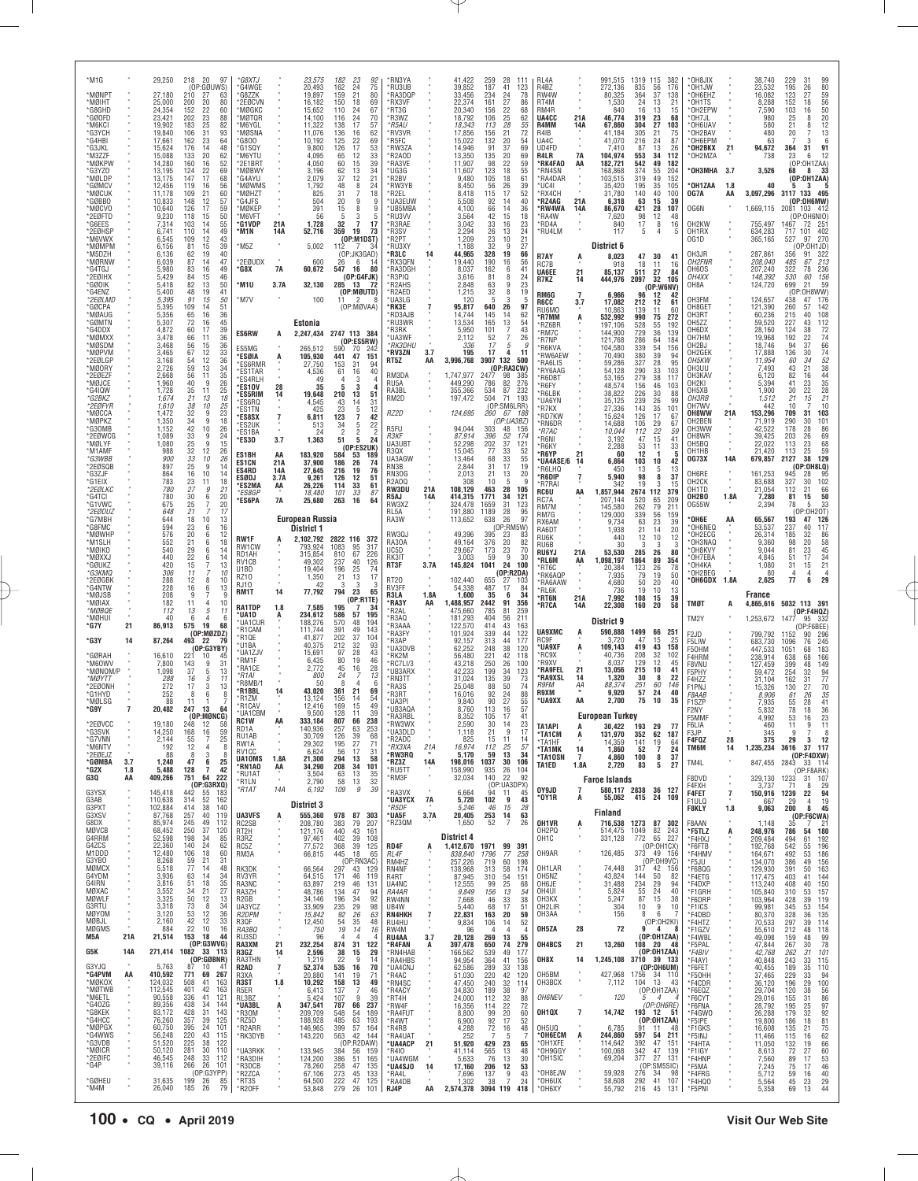*M1G 29,250 218 20 97
(OP:G0UWS)
*M0NPT 27,180 210 27 63
*M0IHT 25,000 200 20 80
*G8GHD 24,354 152 22 60
*G0OFD 23,421 202 23 88
*M6KCI 19,902 183 25 82
*G3YCH 19,840 106 31 93
*G4HBI 17,661 162 23 64
*G3JKL 15,624 176 14 48
*M3ZZF 15,088 133 20 62
*M0KPW 14,280 160 16 52
*G3YZO 13,195 124 22 69
*M0LDP 13,175 147 17 68
*G0MCV 12,456 119 16 56
*M0CUK 11,178 109 21 60
*G0BBO 10,833 148 12 57
*M0CVO 10,640 126 17 59
*2E0FTD 9,230 118 15 50
*G6EES 7,314 103 14 55
*2E0HSP 6,741 110 14 49
*M6VWX 6,545 109 12 43
*M0MPM 6,156 81 15 39
*M5DZH 6,136 62 19 40
*M0RNW 6,039 87 14 47
*G4TGJ 5,980 83 16 49
*2E0IHX 5,429 84 15 46
*G0OIK 5,418 82 13 50
*G4ENZ 5,400 48 19 41
*2E0LMD 5,395 91 15 50
*G0CPA 5,395 109 14 51
*M0AUG 5,356 65 16 36
*G0MTN 5,307 72 16 45
*G4DDX 4,872 60 17 39
*M0MXX 3,478 66 11 36
*M0SDM 3,468 56 15 36
*M0PVM 3,465 67 12 33
*2E0LGP 3,168 54 12 36
*M0ORY 2,726 59 13 34
*2E0EZF 2,668 56 11 35
*M0JCE 1,960 40 9 26
*G4IQW 1,728 35 11 25
*G2BKZ 1,674 21 13 18
*2E0FYR 1,610 38 10 25
*M0CCA 1,472 32 9 23
*M0PKZ 1,350 34 9 18
*G3OMB 1,152 42 10 26
*2E0WCG 1,089 33 9 24
*M0LYF 1,080 25 9 15
*M1AMF 988 32 12 26
*G3WBB 900 33 10 26
*2E0SQB 897 25 9 14
*G3ZJF 864 16 10 14
*G1EIX 783 23 11 18
*2E0LKC 780 27 9 21
*G4TCI 780 30 6 20
*G1VWC 675 25 7 20
*2E0DUZ 648 21 7 17
*G7MBH 644 18 10 13
*G8FMC 594 23 6 16
*M0WHP 576 20 6 12
*M1SLH 552 21 6 18
*M0IKO 540 29 6 14
*M0XXJ 440 22 6 14
*G0UKZ 420 15 7 13
*G3XMQ 306 11 7 10
*2E0GBK 288 12 8 10
*G4NTW 228 16 6 13
*M0JSB 208 9 7 9
*M0IAX 182 11 4 10
*M0BQE 112 13 5 11
*M0HUI 40 6 4 6
*G7Y 21 86,913 575 19 68
(OP:M0ZDZ)
*G3Y 14 87,264 493 22 79
(OP:G3YBY)
*G0RAH 16,610 221 10 45
*M6OWV 7,800 143 9 31
*M0MOM/P 1,098 37 5 13
*M0YTT 288 16 5 11
*2E0ONH 272 17 3 13
*G1HYD 252 8 6 8
*M0LSG 88 11 1 7
*G9Y 7 20,482 247 13 64
(OP:M0NCG)
*2E0VCC 19,180 248 12 58
*G3SVK 14,250 168 16 59
*G7VNN 2,144 55 7 25
*M6NTV 192 12 4 8
*2E0EJZ 88 8 3 8
*G0MBA 3.7 1,240 47 6 25
*G2X 1.8 5,488 128 7 42
G3Q AA 409,266 751 64 222
(OP:G3RXQ)
G3YSX 145,418 442 55 183
G3AB 110,638 314 52 162
G3PXT 102,884 414 38 140
G3XSV 87,768 257 40 119
G8DX 85,974 245 49 112
M0VCB 68,452 250 37 120
G4RRM 52,598 198 34 85
G4ZCS 22,360 140 24 62
M1DDD 12,480 106 18 60
G3YBO 8,268 59 21 31
M0MCX 5,518 77 14 48
G4YDM 3,936 63 14 34
G4IRN 3,816 51 18 35
M0XAC 3,552 34 21 27
M0WLF 3,325 50 12 13
G3RTU 3,318 73 8 34
M0YOM 3,120 53 12 36
M0BJL 2,160 42 12 33
M0GMS 884 22 10 16
M5A 21A 21,514 153 18 44
(OP:G3WVG)
G5K 14A 271,414 1082 33 113
(OP:G0BNR)
G3YJQ 5,763 87 10 41
*G4PVM AA 410,592 771 69 267
*M0KOX 124,032 508 41 163
*M0TWB 112,545 401 42 163
*M6ETL 90,558 336 41 121
*G4DZG 89,356 438 34 144
*G8KEK 83,172 428 31 143
*G4HCC 76,260 357 39 125
*M0PGX 60,750 395 24 101
*G4WWS 56,248 220 43 115
*G3VDB 51,520 225 38 122
*M0ICR 50,120 281 30 110
*2E0IFC 46,545 248 33 112
*G4P 39,116 266 26 110
(OP:G3YPP)
*G0HEU 31,635 199 26 85
*M4M 26,040 185 26 79
*G8XTJ 23,575 182 23 92
*G4WGE 20,493 162 24 75
*G8ZZK 19,897 159 21 80
*2E0CVN 16,182 150 18 69
*M0GKC 15,652 110 24 67
*M0TQR 14,100 116 24 70
*M6YGL 11,322 138 17 57
*M0SNA 11,076 136 16 62
*G8OO 10,192 125 22 69
*G1SQY 9,800 126 17 53
*M6YTU 4,095 65 12 33
*2E1BRT 4,060 60 15 39
*M0BWY 3,196 62 13 34
*G4AYU 2,079 37 12 21
*M0WMS 1,792 48 8 24
*M0HZT 825 31 7 18
*G4JFS 504 20 9 9
*M0KEP 391 15 8 9
*M6VFT 56 5 3 5
*G1VDP 21A 1,728 32 7 17
*M1N 14A 52,716 359 19 73
(OP:M1DST)
*M5Z 5,002 112 7 34
(OP:JK3GAD)
*2E0UDX 600 26 6 14
*G8X 7A 60,672 547 16 80
(OP:G4FJK)
*M1U 3.7A 32,130 285 13 72
(OP:M0UTD)
*M7V 100 11 2 8
(OP:M0VAA)

## Estonia

ES6RW A 2,247,434 2747 113 384
(OP:ES5RW)
ES5MG 265,512 590 70 242
*ES0IA A 105,930 441 47 151
*ES6RMR 27,750 153 31 94
*ES1TAR 4,536 61 16 40
*ES4RLH 49 4 3 4
*ES1DV 28 35 5 3 4
*ES5RIM 14 19,648 210 13 51
*ES6RQ 4,545 43 14 31
*ES1TN 425 23 5 12
*ES8SX 7 6,811 123 7 42
*ES2UK 513 34 5 22
*ES1BA 24 2 2 2
*ES3O 3.7 1,363 51 5 24
(OP:ES2UK)
ES1BH AA 183,920 584 53 189
ES1CN 21A 37,900 186 26 74
ES4RD 14A 27,645 216 19 76
ES0DJ 3.7A 9,261 126 12 51
*ES2MA AA 26,226 114 33 61
*ES8GP 18,480 101 33 87
*ES6PA 7A 25,680 263 16 64

## European Russia
### District 1

RW1F A 2,102,792 2822 116 372
RW1CW 793,924 1083 95 317
RD1AH 315,854 810 67 226
RV1CB 49,302 237 40 126
U1BD 19,404 196 25 74
RZ1O 1,350 21 13 17
RJ1O 42 3 3 3
RM1T 14 77,792 794 23 65
(OP:R1TE)
RAT1DP 1.8 7,585 195 7 34
*UA1D A 234,612 586 57 195
*UA1CUR 188,276 570 48 194
*R1CAM 111,744 391 49 143
*R1QE 41,877 202 37 104
*U1BA 40,375 212 32 93
*UA1ZJV 15,697 97 28 43
*RM1F 6,435 80 19 46
*RA1CE 2,772 45 16 28
*R1AI 800 24 7 13
*R8MB/1 50 8 4 4
*R1BBL 14 43,020 361 21 69
*R1ZM 13,124 156 14 54
*R1CAV 12,416 169 15 49
*UA1CBM 9,500 128 11 39
RC1W AA 333,184 807 66 238
RD1A 140,936 257 63 253
RU1AB 30,709 126 39 68
RW1A 29,302 195 27 71
RV1CC 6,624 56 17 31
RA1OHX 1.8A 21,300 294 13 58
*RN1AO AA 34,290 208 34 101
*RU1AT 3,504 63 13 35
*R1LN 2,790 58 13 32
*R1AT 14A 6,192 109 9 39

### District 3

UA3VFS A 555,360 978 87 303
RC2SB 208,780 383 79 207
RT2H 121,176 440 43 161
R3RZ 97,461 402 39 108
RC5Z 77,572 368 39 125
RM3A 66,815 445 18 65
(OP:RN3AC)
RK3DK 66,564 297 43 129
RV3YR 64,515 171 46 119
RA3NC 63,897 219 46 131
RA3ZH 48,786 134 47 94
R2GB 34,146 196 34 92
UA3YCZ 33,909 235 29 98
R2DPM 15,842 92 26 63
R3OF 12,450 54 35 48
RA3BQ 750 19 14 16
RU3SD 96 4 4 4
RA3XM 21 232,254 874 31 122
R3GZ 14 2,596 38 15 29
RA3THN 1,219 22 9 14
R2AD 7 52,374 535 16 70
R3XA 20,880 141 19 71
R3ST 1.8 10,292 158 13 49
R5ER 6,413 137 7 46
RL3BZ 5,424 107 9 39
*UA3BL A 347,541 787 66 237
*R3OM 209,709 548 54 189
*RZ5D 188,928 485 63 193
*R2ARR 146,965 399 57 164
*RK3DYB 143,220 563 42 144
(OP:R2DAW)
*UA3RKK 133,945 384 56 159
*RA3DIH 124,200 386 51 165
*R3DCB 78,260 258 47 135
*RZ2CA 67,106 273 45 133
*RT3S 64,500 222 47 125
*R2OFF 53,848 279 26 101
*RN3YA 41,422 259 28 111
*RU3UB 39,852 187 41 123
*RA3DQP 33,456 234 24 78
*RX3VF 22,374 161 27 86
*RT3G 20,340 156 22 68
*R3WZ 18,792 106 25 62
*R5AU 18,343 113 28 55
*RV3VR 17,856 156 21 72
*R5FC 15,022 132 20 54
*RW3ZA 14,946 91 37 69
*R2AOD 13,350 135 20 69
*RA3VE 11,907 98 22 59
*UG3G 11,607 123 18 55
*R2BV 9,480 105 18 61
*RW3YB 8,556 56 26 39
*R2EL 8,418 115 17 52
*UA3EUW 5,508 92 14 40
*UB5MBA 4,100 66 14 36
*RU3VV 3,564 42 15 18
*R3RAE 3,042 33 16 23
*R3SV 2,294 26 13 24
*R2PT 1,209 23 10 21
*RU3XY 1,188 32 9 27
*R3LC 14 44,965 328 19 66
*RX3QFN 19,440 190 16 56
*RA3DGH 8,037 162 6 41
*R3PIQ 3,616 81 8 24
*R2AHS 2,848 63 9 23
*R2AED 1,215 32 8 19
*UA3LG 120 5 6 5
*RK3E 7 95,817 640 26 97
*RD3AJB 14,744 145 14 62
*RU3WR 13,534 165 13 54
*R3RK 5,950 101 7 43
*UA3WF 2,112 52 7 26
*RK3DHU 336 17 5 9
*RV3ZN 3.7 195 17 4 11
RT5Z AA 3,996,768 3907 132 500
(OP:RA3CW)
RM3DA 1,747,977 2477 98 385
RU5A 449,290 786 82 276
RA3BL 355,366 534 87 232
RM2D 197,472 504 71 193
(OP:SM6LRR)
RZ2D 124,695 260 67 188
(OP:UA3BZ)
R5FU 94,044 303 48 156
R3KF 87,914 396 52 174
UA3UBT 52,298 202 37 121
R3QX 15,045 77 33 52
UA3AGW 13,464 68 33 55
RN3B 2,844 31 17 19
RN3DG 2,013 21 13 20
R2AOQ 308 10 5 9
RW3DU 21A 108,129 463 28 105
R5AJ 14A 414,315 1771 34 121
RW3XZ 324,478 1659 31 111
RL5A 191,880 1189 28 95
RA3W 113,652 638 26 97
(OP:RM5W)
RW3QJ 49,396 395 23 83
RA3OA 49,164 376 20 82
UC5D 29,667 173 23 70
RK3IT 3,003 59 9 30
RT3F 3.7A 145,824 1041 24 100
(OP:R2DA)
RT2O 102,440 655 27 103
RV3FF 54,338 487 17 84
R3LA 1.8A 1,600 35 6 34
*RA3Y AA 1,488,957 2442 91 356
*R2AL 475,660 785 81 259
*R3AQ 181,293 404 56 211
*R3AAA 122,570 414 43 163
*RA3FY 101,924 339 44 122
*R3AP 92,157 313 44 177
*UA3DVB 62,252 248 38 120
*RK2M 56,480 221 42 118
*RC7LI/3 43,218 250 26 100
*UB3ARX 42,233 199 34 123
*RN3TT 31,024 135 39 73
*RA3S 25,048 88 50 74
*R3RT 16,016 92 24 88
*UA3PI 9,840 90 27 55
*UB3AOA 8,760 113 16 57
*RA3RBL 8,352 105 17 41
*RW3WX 2,590 30 14 23
*UA3DLD 1,118 21 9 17
*R2ADC 825 15 11 14
*RX3XA 21A 16,974 112 25 57
*RW3RQ 5,170 59 13 34
*RZ3Z 14A 198,016 1037 30 106
*RU5TT 158,990 935 26 104
*RM3F 32,034 140 22 92
(OP:UA3DPX)
*RA3VX 6,664 94 11 45
*UA3YCX 7A 5,720 102 9 43
*R5DF 5,246 46 15 28
*UA5F 3.7A 20,405 253 14 63
*RZ3QM 1,650 52 7 26

### District 4

RD4F A 1,410,670 1971 99 391
RL4F 838,840 1796 77 258
RM4HZ 257,226 719 60 198
RN4NF 138,968 313 58 174
R4RT 87,945 310 54 151
UA4NC 12,555 99 25 68
RA4AR 9,849 156 13 54
RW4NN 7,668 46 33 38
UB4W 5,440 68 17 51
RN4HKH 7 22,831 163 20 59
RU4HU 9,834 106 14 52
RW4M 96 4 4 4
RU4AA 3.7 20,128 269 13 55
*R4FAN A 397,478 650 74 279
*RN4HAB 166,562 539 49 177
*RA4HBS 94,954 364 41 156
*UA4CNJ 62,586 289 33 138
*RA4CF 51,030 220 42 120
*RN4SC 47,450 240 32 114
*RA4CY 34,830 189 38 97
*RT4H 24,000 112 32 88
*RW4F 16,356 114 22 72
*RA4FUT 8,800 99 20 60
*RW4T 6,900 92 17 52
*R4RB 4,288 72 16 48
*RA4UAT 252 7 6 8
*UA4ACP 21 51,920 429 23 65
*R4IO 41,114 565 13 48
*UA4WGM 5,633 76 13 30
*UA4SJO 14 17,160 202 12 53
*RA4L 7,696 137 9 43
*RA4DB 1,302 38 7 24
RJ4P AA 2,574,378 3094 119 418
RL4A 991,515 1319 115 382
R4BZ 272,136 835 56 176
RW4W 80,325 364 37 138
RT4M 1,530 24 13 21
RM4R 840 16 13 15
UA4CC 21A 46,774 319 23 68
R4MM 14A 67,860 304 27 103
R4IB 41,184 305 21 75
UA4C 41,070 216 24 87
UD4FD 7,410 87 13 26
R4LR 7A 104,974 553 34 112
*RK4FAO AA 182,721 542 49 182
*RN4SN 168,868 374 55 204
*RA4DAR 103,515 319 49 152
*UC4I 35,420 195 35 105
*RX4CH 31,780 140 40 100
*RZ4AG 21A 6,318 63 15 39
*RW4WA 14A 86,670 421 28 107
*RA4W 7,620 98 12 48
*RD4A 840 17 8 16
*RU4LM 117 5 4 5

### District 6

R7AY A 8,023 47 30 41
RC7B 918 18 11 16
UA6EE 21 85,137 511 27 84
R7KZ 14 444,976 2097 32 105
(OP:W6NV)
RM6G 7 6,966 96 12 42
R6CC 3.7 17,082 212 12 61
RU6MO 10,863 139 11 60
*R7MM A 532,992 990 75 272
*RZ6BR 197,106 528 55 192
*RM7C 144,900 729 36 139
*R7NP 121,768 286 64 184
*R6KVA 104,580 339 54 156
*RW6AEW 70,490 380 39 94
*RA6LIS 59,286 327 28 95
*RY6AAG 54,128 290 33 103
*R6DBT 53,165 279 38 117
*R6FY 48,574 156 46 103
*RK6LBK 38,822 226 30 88
*UA6YN 35,125 239 26 99
*R7KX 27,336 143 35 101
*RD7KW 15,624 126 17 67
*RN6DR 14,688 105 29 67
*R7AC 10,044 112 22 59
*R6NI 3,192 47 15 41
*RK6YK 2,288 53 11 33
*R6YP 21 60 12 1 5
*UA4ASE/6 14 6,864 103 10 42
*R6LHQ 450 13 5 13
*R6DIP 7 5,940 98 8 37
*R7RAI 342 19 3 15
RC6U AA 1,857,944 2674 112 379
RC7A 207,144 520 65 209
RM7M 145,580 262 79 211
RM7G 129,000 339 56 159
RX6AM 9,734 63 23 39
RA6DT 1,938 21 14 20
RU6K 440 12 10 12
RU6B 30 3 3 3
RU6YJ 21A 53,530 285 26 80
*RL6M AA 1,098,197 1864 89 354
*RT6C 20,384 123 26 78
*RK6AQP 7,935 79 19 50
*RA6AAW 4,680 50 20 40
*RL6K 736 19 10 13
*RT6N 21A 7,992 108 15 39
*R7CA 14A 22,308 160 20 58

### District 9

UA9XMC A 590,888 1499 66 251
RC9F 3,720 47 15 25
*UA9KF A 109,143 419 43 158
*RC9X 40,736 208 32 102
*R9XV 8,037 129 12 45
*RA9FEL 21 13,056 215 10 41
*RA9XSL 14 1,320 30 8 22
R9FM AA 88,374 251 60 146
R9XM " 9,920 57 24 40
*UA9XX AA 2,700 75 10 35

## European Turkey

TA1API A 30,422 193 29 77
*TA1CM A 131,970 352 62 187
*TA1HF 14,350 141 19 64
*TA1MK 14 1,860 52 7 24
*TA1OSN 7 4,860 100 8 37
TA1ED 1.8A 2,720 83 5 27

## Faroe Islands

OY9JD 7 580,117 2838 36 127
*OY1R A 55,062 415 24 109

## Finland

OH1VR A 716,538 1273 87 302
OH2PQ 514,475 1049 82 243
OH1C 331,128 772 65 227
(OP:OH1CX)
OH9AR 126,485 373 49 156
(OP:OH9VC)
OH1LAR 74,448 317 42 156
OH5NZ 43,824 144 50 82
OH6JE 31,488 234 29 94
OH4UI 5,824 55 24 40
OH3KX 5,247 87 15 38
OH2LIR 304 10 9 10
OH3AA 156 8 6 7
(OP:OH2KI)
OH5ZA 28 72 9 4 8
(OP:OH1ZAA)
OH4BCS 21 13,260 108 20 48
(OP:OH1ZAA)
OH8X 14 1,245,108 3710 39 133
(OP:OH6UM)
OH5BM 427,968 1756 34 110
OH3BCX 7,112 104 13 43
(OP:OH1ZAA)
OH6NEV 120 5 4 4
(OP:OH6RE)
OH1OX 7 14,742 193 12 51
(OP:OH1ZAA)
OH5UQ 6,785 91 11 48
OH6ECM A 244,860 597 54 211
*OH1XFE 114,642 392 47 151
*OH9GGY 100,068 342 47 139
*OH1SIC 69,204 377 27 131
(OP:SM5SIC)
*OH8EJW 59,928 276 34 98
*OH6UX 58,608 292 41 107
*OH6XY 55,792 216 45 131
*OH8JIX 38,740 229 31 99
*OH1JW 23,532 195 26 80
*OH6EHZ 16,082 123 27 59
*OH1TS 8,288 152 18 56
*OH2EPW 7,590 103 16 50
*OH7JL 980 25 8 20
*OH6UAV 580 21 8 12
*OH2BAV 480 20 7 13
*OH6EPM 63 7 3 6
*OH2BKX 21 94,672 364 31 91
*OH2MZA 738 23 6 12
(OP:OH1ZAA)
*OH3MHA 3.7 3,526 68 8 33
(OP:OH1ZAA)
*OH1ZAA 1.8 40 5 3 5
OG7A AA 3,097,296 3117 133 495
(OP:OH6MW)
OG6N 1,669,115 2081 103 412
(OP:OH6NIO)
OH2KW 755,497 1467 72 251
OH1RX 634,283 717 101 402
OG1D 365,165 527 97 270
(OP:OH1JD)
OH3JR 287,861 356 91 322
OH2FNR 208,040 485 67 213
OH6OS 207,240 322 78 236
OH4XX 148,392 530 60 156
OH8A 124,720 699 21 59
(OP:OH8WW)
OH3FM 124,657 438 47 176
OH8GET 121,390 260 57 142
OH3RT 60,236 215 40 108
OH5ZZ 59,520 227 43 112
OH6DX 28,160 124 38 72
OH7HM 19,968 192 22 74
OH2BJ 18,746 94 37 66
OH2GEK 17,888 136 30 74
OH5KW 11,954 60 34 52
OH3UU 7,493 43 21 38
OH3KAV 6,120 82 16 44
OH2KI 5,394 41 23 35
OH5XB 1,900 30 22 28
OH3RB 1,512 21 15 21
OH7WV 442 10 7 10
OH8WW 21A 153,296 709 31 103
OH2BEN 71,919 290 30 101
OH3WW 42,522 178 28 86
OH8WR 39,425 203 26 69
OH5BQ 22,022 113 23 68
OH1HB 21,420 113 25 59
OG73X 14A 679,857 2127 38 129
(OP:OH8LQ)
OH6RE 161,253 945 28 95
OH2CK 83,688 327 30 102
OH1TD 21,054 112 21 66
OH2BO 1.8A 7,280 81 15 50
OG55W 2,394 78 5 33
(OP:OH2OT)
*OH6E AA 65,567 193 47 126
*OH6NEO 53,537 237 40 117
*OH2ECG 26,314 185 32 86
*OH3NAQ 9,360 98 20 58
*OH8KVY 9,044 81 23 45
*OH7EBA 4,845 51 17 34
*OH4KA 1,080 31 15 21
*OH2BEG 80 4 4 4
*OH6GDX 1.8A 2,625 77 6 29

## France

TM0T A 4,865,616 5032 113 391
(OP:F4HOZ)
TM2Y 1,253,672 1477 95 332
(OP:F6BEE)
F2JD 799,792 1152 90 296
F5LIW 683,730 1096 76 245
F5OHM 447,533 1051 68 183
F4HRM 238,914 638 68 166
F8VNU 127,459 399 48 149
F5PHY 59,472 254 32 94
F4HZZ 31,104 162 31 77
F1PNJ 15,326 130 27 70
F8AAB 8,906 61 26 35
F1SZP 7,935 55 28 41
F2NY 5,832 78 18 36
F5MMF 4,992 53 16 23
F6LIA 460 11 9 11
F3JP 345 9 7 8
F4FQZ 28 375 29 3 12
TM6M 14 1,235,234 3616 37 117
(OP:F4DXW)
TM4L 847,455 2843 33 114
(OP:F8ARK)
F8DVD 329,130 1233 31 107
F4FXH 3,737 71 8 29
F4FET 7 150,916 1239 22 94
F1ULQ 667 29 4 19
F8KLY 1.8 9,063 200 8 45
(OP:F6CWA)
F8AAN 1,148 35 7 21
*F5TLZ A 248,976 786 54 180
*F4HXJ 209,484 494 61 192
*F6FTB 192,768 542 55 196
*F4HMV 164,671 492 53 186
*F5JU 134,070 386 49 156
*F6BQG 129,930 391 50 160
*F4ETG 117,475 403 41 144
*F4DXP 113,240 408 40 150
*F1GRH 105,840 310 53 157
*F6DRP 103,964 428 39 119
*F1ICS 99,981 345 53 154
*F4DSD 80,370 328 36 135
*F4HTZ 70,533 297 39 114
*F1GZV 55,610 212 48 118
*F4WBL 49,098 159 48 99
*F5PAL 47,844 267 30 78
*F4BIV 42,768 262 31 101
*F4AYI 40,848 243 33 115
*F6FET 40,455 189 35 110
*F5OHH 37,465 229 33 94
*F4CDR 36,120 196 29 100
*F6EQZ 29,704 123 38 66
*F6CYT 29,016 155 31 86
*F6FNA 28,792 195 25 97
*F4GWO 26,288 179 32 90
*F5IPE 19,800 186 18 81
*F1GKS 16,608 135 21 75
*F5INJ 11,466 115 16 62
*F4HTA 11,050 132 18 67
*F1IGY 8,613 72 27 60
*F4HNP 7,560 89 17 53
*F5MA 7,245 75 17 46
*F4FKG 5,712 59 16 40
*F4HQO 5,564 45 23 29
*F5PNI 5,358 69 13 44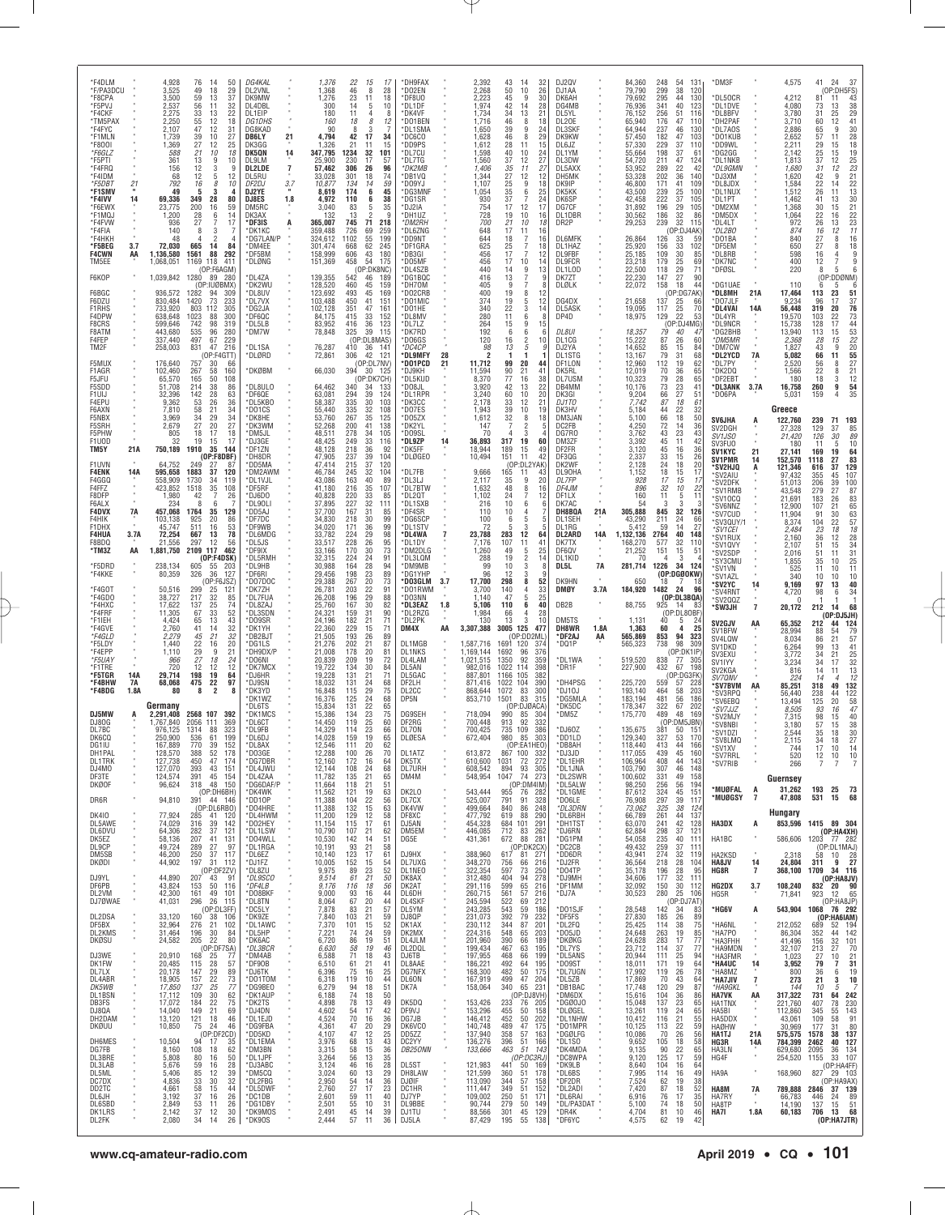| Call | Cat | Score | QSOs | Zones | Countries |
|---|---|---|---|---|---|
| *F4DLM | | 4,928 | 76 | 14 | 50 |
| *F/PA3DCU | | 3,525 | 49 | 18 | 29 |
| *F8CPA | | 3,500 | 59 | 13 | 37 |
| *F5PVJ | | 2,537 | 56 | 11 | 32 |
| *F4CKF | | 2,275 | 33 | 13 | 22 |
| *TM5PAX | | 2,250 | 55 | 12 | 18 |
| *F4FYC | | 2,107 | 47 | 12 | 31 |
| *F1MLN | | 1,739 | 39 | 10 | 27 |
| *F8ODI | | 1,369 | 27 | 12 | 25 |
| *F6GLZ | | 588 | 21 | 10 | 18 |
| *F5PTI | | 361 | 13 | 9 | 10 |
| *F4FRQ | | 156 | 12 | 3 | 9 |
| *F4IDM | | 68 | 12 | 5 | 12 |
| *F5DBT | 21 | 792 | 16 | 8 | 10 |
| *F1SMV | " | 49 | 5 | 3 | 4 |
| *F4IVV | 14 | 69,336 | 349 | 28 | 80 |
| *F6EWX | | 23,775 | 200 | 16 | 59 |
| *F1MOJ | | 1,200 | 28 | 6 | 14 |
| *F4FVW | | 936 | 27 | 7 | 17 |
| *F4FIA | | 140 | 8 | 3 | 7 |
| *F4HKH | | 48 | 4 | 2 | 4 |
| *F5BEG | 3.7 | 72,030 | 665 | 14 | 84 |
| F4CWN | AA | 1,136,580 | 1561 | 88 | 292 |
| TM5EE | | 1,068,051 | 1169 | 118 | 411 |
| (OP:F6AGM) | | | | | |
| F6KOP | | 1,039,842 | 1280 | 89 | 280 |
| (OP:IU0BMX) | | | | | |
| F6BGC | | 936,572 | 1282 | 94 | 309 |
| F6DZU | | 830,484 | 1420 | 73 | 233 |
| F1RHS | | 733,920 | 803 | 112 | 305 |
| F4DPW | | 638,648 | 1023 | 88 | 300 |
| F8CRS | | 599,646 | 742 | 98 | 319 |
| F8ATM | | 443,680 | 535 | 96 | 280 |
| F4FEP | | 337,440 | 497 | 67 | 229 |
| TM2F | | 258,003 | 831 | 47 | 216 |
| (OP:F4GTT) | | | | | |
| F5MUX | | 176,640 | 757 | 30 | 66 |
| F1AGR | | 102,460 | 267 | 58 | 160 |
| F5JFU | | 65,570 | 165 | 50 | 108 |
| F5SDD | | 51,708 | 214 | 38 | 86 |
| F1UIJ | | 32,396 | 142 | 28 | 63 |
| F4EPU | | 9,362 | 53 | 26 | 36 |
| F6AXN | | 7,810 | 58 | 21 | 34 |
| F5NBX | | 3,969 | 34 | 29 | 34 |
| F5SRH | | 2,679 | 27 | 20 | 27 |
| F5PHW | | 805 | 18 | 17 | 18 |
| F1UDD | | 32 | 19 | 15 | 17 |
| TM5Y | 21A | 750,189 | 1910 | 35 | 144 |
| (OP:F8DBF) | | | | | |
| F1UVN | | 64,752 | 249 | 27 | 87 |
| F4ENK | 14A | 595,658 | 1883 | 37 | 120 |
| F4GGQ | | 558,909 | 1730 | 34 | 119 |
| F4FFZ | | 423,852 | 1518 | 35 | 108 |
| F8DFP | | 1,980 | 42 | 7 | 26 |
| F6ALX | | 234 | 8 | 6 | 7 |
| F4DVX | 7A | 457,068 | 1764 | 35 | 129 |
| F4HIK | | 103,138 | 925 | 20 | 86 |
| F1DHX | | 45,747 | 511 | 16 | 53 |
| F4HUA | 3.7A | 72,254 | 667 | 13 | 78 |
| F8BDQ | | 21,556 | 297 | 12 | 56 |
| *TM3Z | AA | 1,881,750 | 2109 | 117 | 462 |
| (OP:F4DSK) | | | | | |
| *F5DRD | | 238,134 | 605 | 55 | 203 |
| *F4KKE | | 80,359 | 326 | 36 | 127 |
| (OP:F6JSZ) | | | | | |
| *F4GOT | | 50,516 | 299 | 25 | 121 |
| *F4GDO | | 38,727 | 217 | 32 | 85 |
| *F4HXC | | 17,622 | 137 | 25 | 74 |
| *F4FRF | | 11,305 | 67 | 33 | 52 |
| *F1EIH | | 4,424 | 65 | 13 | 43 |
| *F4GVE | | 2,760 | 41 | 14 | 32 |
| *F4GLD | | 2,279 | 45 | 21 | 32 |
| *F5LDY | | 1,440 | 22 | 16 | 20 |
| *F4EPP | | 1,110 | 29 | 9 | 21 |
| *F5UAY | | 966 | 27 | 18 | 24 |
| *F1TRE | | 720 | 12 | 12 | 12 |
| *F5TGR | 14A | 29,714 | 198 | 19 | 64 |
| *F4BHW | 7A | 68,068 | 475 | 22 | 97 |
| *F4BDG | 1.8A | 80 | 8 | 2 | 8 |

**Germany**

| Call | Cat | Score | QSOs | Zones | Countries |
|---|---|---|---|---|---|
| DJ5MW | A | 2,291,408 | 2568 | 107 | 392 |
| DJ8OG | | 1,767,840 | 2056 | 111 | 369 |
| DL7BC | | 976,125 | 1314 | 88 | 323 |
| DK6CQ | | 250,900 | 536 | 61 | 199 |
| DG1IU | | 167,889 | 770 | 39 | 152 |
| DH1PAL | | 128,570 | 388 | 52 | 178 |
| DL1TRK | | 127,738 | 450 | 47 | 174 |
| DJ4MO | | 127,070 | 393 | 43 | 151 |
| DF3TE | | 124,574 | 391 | 45 | 154 |
| DKØOF | | 96,624 | 318 | 48 | 150 |
| (OP:DH6BH) | | | | | |
| DR6R | | 94,810 | 391 | 44 | 146 |
| (OP:DL6RBO) | | | | | |
| DK4IO | | 77,924 | 285 | 41 | 120 |
| DL5AWE | | 74,029 | 316 | 39 | 142 |
| DL6DVU | | 64,306 | 282 | 37 | 121 |
| DK5EZ | | 58,136 | 207 | 41 | 131 |
| DL9CP | | 49,724 | 289 | 27 | 97 |
| DM5SB | | 46,200 | 250 | 37 | 117 |
| DKØDI | | 44,902 | 197 | 31 | 112 |
| (OP:DF2ZV) | | | | | |
| DJ9YL | | 44,890 | 207 | 43 | 91 |
| DF6PB | | 43,824 | 153 | 50 | 116 |
| DL2VM | | 42,300 | 161 | 49 | 101 |
| DJ7ØWAE | | 41,031 | 296 | 26 | 115 |
| (OP:DL3FF) | | | | | |
| DL2DSA | | 33,120 | 160 | 38 | 106 |
| DF5BX | | 32,964 | 276 | 21 | 102 |
| DL2KMS | | 31,464 | 196 | 30 | 84 |
| DKØSU | | 24,582 | 205 | 22 | 80 |
| (OP:DF7SA) | | | | | |
| DJ3WE | | 20,910 | 168 | 25 | 77 |
| DK1FW | | 20,485 | 115 | 28 | 57 |
| DL7LX | | 20,178 | 147 | 29 | 89 |
| DL4ABR | | 18,905 | 157 | 22 | 73 |
| DK5WB | | 17,850 | 137 | 25 | 77 |
| DL1BSN | | 17,112 | 109 | 30 | 62 |
| DB3FS | | 17,072 | 184 | 22 | 75 |
| DJ8QA | | 14,040 | 149 | 21 | 69 |
| DH2DAM | | 13,120 | 121 | 18 | 46 |
| DKØUU | | 10,850 | 75 | 24 | 46 |
| (OP:DF2CD) | | | | | |
| DH6MES | | 10,504 | 94 | 17 | 35 |
| DG7FB | | 8,160 | 108 | 18 | 62 |
| DL3BRE | | 5,808 | 80 | 16 | 50 |
| DL3LAB | | 5,676 | 59 | 16 | 28 |
| DL5ML | | 5,405 | 85 | 12 | 39 |
| DC7DX | | 4,836 | 33 | 30 | 32 |
| DD2TC | | 4,661 | 58 | 15 | 46 |
| DL6JH | | 3,192 | 37 | 16 | 26 |
| DL6SBD | | 2,849 | 53 | 11 | 26 |
| DK1LRS | | 2,142 | 37 | 12 | 30 |
| DL2FK | | 2,080 | 34 | 14 | 26 |
| DG4KAL | | 1,376 | 22 | 15 | 17 |
| DL2VNL | | 1,368 | 46 | 8 | 28 |
| DK9MW | | 1,276 | 23 | 11 | 18 |
| DL4DBL | | 300 | 14 | 5 | 10 |
| DL1EIP | | 180 | 11 | 4 | 8 |
| DG1DHS | | 160 | 18 | 8 | 12 |
| DG8KAD | | 90 | 8 | 3 | 7 |
| DB6LY | 21 | 4,794 | 42 | 17 | 34 |
| DK3GG | | 1,326 | 21 | 11 | 15 |
| DK5QN | 14 | 347,795 | 1234 | 32 | 101 |
| DL9LM | | 25,900 | 230 | 17 | 57 |
| DL7LDE | 7 | 57,462 | 306 | 26 | 96 |
| DL5RU | | 33,028 | 301 | 18 | 74 |
| DF2DJ | 3.7 | 10,877 | 134 | 14 | 59 |
| DJ2YE | " | 8,619 | 174 | 6 | 45 |
| DJ8ES | 1.8 | 4,972 | 110 | 6 | 38 |
| DM5RC | | 3,040 | 83 | 5 | 35 |
| DK3AX | | 132 | 13 | 2 | 9 |
| *DF3IS | A | 365,007 | 745 | 71 | 218 |
| *DK1KC | | 359,488 | 726 | 69 | 259 |
| *DG7LAN/P | | 324,612 | 1102 | 55 | 199 |
| *DM4EE | | 301,474 | 668 | 62 | 245 |
| *DF5BM | | 158,999 | 606 | 43 | 180 |
| *DLØNG | | 151,369 | 458 | 54 | 175 |
| (OP:DK8NC) | | | | | |
| *DL4ZA | | 139,355 | 542 | 46 | 189 |
| *DK2WU | | 128,520 | 460 | 45 | 159 |
| *DL8UV | | 123,692 | 493 | 45 | 169 |
| *DL7VX | | 103,488 | 450 | 41 | 151 |
| *DG2JA | | 102,128 | 351 | 47 | 161 |
| *DF6QC | | 84,175 | 415 | 33 | 152 |
| *DL5LB | | 83,952 | 416 | 36 | 123 |
| *DM7W | | 78,848 | 325 | 39 | 115 |
| (OP:DL8MAS) | | | | | |
| *DL1SA | | 76,287 | 410 | 36 | 141 |
| *DLØRD | | 72,861 | 306 | 42 | 121 |
| (OP:DL7NV) | | | | | |
| *DKØBM | | 66,030 | 394 | 30 | 125 |
| (OP:DK7CH) | | | | | |
| *DL8ULO | | 64,462 | 340 | 34 | 133 |
| *DF6QE | | 63,081 | 294 | 39 | 124 |
| *DL5KBO | | 58,387 | 335 | 30 | 103 |
| *DO1CS | | 55,440 | 335 | 32 | 108 |
| *DK8HE | | 53,760 | 267 | 35 | 125 |
| *DK3WM | | 52,268 | 200 | 41 | 138 |
| *DM5JL | | 48,511 | 278 | 34 | 105 |
| *DL3GE | | 48,425 | 249 | 33 | 116 |
| *DF1ZN | | 48,128 | 218 | 36 | 92 |
| *DH8DR | | 47,905 | 237 | 39 | 104 |
| *DD5MA | | 47,414 | 215 | 37 | 120 |
| *DM2AWM | | 46,784 | 245 | 32 | 104 |
| *DL1VJL | | 43,086 | 163 | 40 | 89 |
| *DF5RF | | 41,180 | 216 | 35 | 107 |
| *DJ6DO | | 40,828 | 220 | 33 | 85 |
| *DL9OLI | | 37,895 | 227 | 32 | 111 |
| *DD5AJ | | 37,700 | 167 | 31 | 85 |
| *DF7DC | | 34,830 | 218 | 30 | 99 |
| *DF9WB | | 34,020 | 171 | 36 | 99 |
| *DL6MDG | | 33,782 | 224 | 29 | 98 |
| *DL5JS | | 33,517 | 228 | 26 | 95 |
| *DF9IX | | 33,166 | 170 | 30 | 73 |
| *DL5RMH | | 32,315 | 224 | 24 | 91 |
| *DL9HB | | 30,988 | 164 | 28 | 94 |
| *DF6RI | | 29,456 | 198 | 23 | 89 |
| *DO7DOC | | 29,388 | 267 | 20 | 73 |
| *DK7ZH | | 26,761 | 203 | 22 | 91 |
| *DL7FUA | | 26,208 | 196 | 29 | 88 |
| *DL8ZAJ | | 25,760 | 167 | 30 | 82 |
| *DL3SDN | | 24,321 | 159 | 31 | 90 |
| *DO9SR | | 24,196 | 182 | 21 | 71 |
| *DK1YH | | 22,360 | 229 | 15 | 71 |
| *DB2BJT | | 21,505 | 193 | 26 | 89 |
| *DO1LS | | 21,276 | 202 | 21 | 87 |
| *DH9DX/P | | 21,008 | 178 | 20 | 81 |
| *DO6NI | | 20,839 | 209 | 19 | 72 |
| *DK7MCX | | 19,722 | 134 | 30 | 84 |
| *DJ6HR | | 19,228 | 131 | 21 | 71 |
| *DJ9SN | | 18,032 | 131 | 24 | 68 |
| *DK3YD | | 16,848 | 115 | 29 | 75 |
| *DK1WZ | | 16,376 | 125 | 24 | 68 |
| *DL6TS | | 15,834 | 131 | 22 | 65 |
| *DK1MCS | | 15,386 | 134 | 23 | 75 |
| *DL6CT | | 14,450 | 119 | 25 | 60 |
| *DL9FB | | 14,329 | 114 | 23 | 66 |
| *DL6DJ | | 14,028 | 159 | 19 | 65 |
| *DL8AX | | 12,546 | 111 | 20 | 62 |
| *DO3GE | | 12,288 | 100 | 26 | 70 |
| *DG7DBR | | 12,160 | 172 | 16 | 64 |
| *DL4JWU | | 12,144 | 108 | 24 | 68 |
| *DL4ZAA | | 11,782 | 135 | 21 | 65 |
| *DG6DAF/P | | 11,664 | 118 | 21 | 51 |
| *DK4WK | | 11,562 | 121 | 19 | 63 |
| *DD1OP | | 11,388 | 104 | 22 | 56 |
| *DO4HRE | | 11,388 | 132 | 15 | 63 |
| *DL4HWM | | 11,200 | 129 | 12 | 58 |
| *DO2HEY | | 11,154 | 115 | 17 | 61 |
| *DL1LSW | | 10,790 | 107 | 21 | 62 |
| *DO4WLL | | 10,530 | 142 | 14 | 51 |
| *DL1RGA | | 10,191 | 93 | 21 | 58 |
| *DL6EZ | | 10,140 | 123 | 17 | 61 |
| *DJ1FZ | | 10,005 | 152 | 15 | 54 |
| *DL8ZU | | 9,975 | 89 | 23 | 52 |
| *DL9SCO | | 9,514 | 61 | 21 | 50 |
| *DF4LB | | 9,176 | 116 | 18 | 56 |
| *DO8BKF | | 9,000 | 93 | 16 | 44 |
| *DL8TN | | 8,064 | 67 | 20 | 44 |
| *DC5LY | | 7,878 | 83 | 21 | 57 |
| *DK9ZE | | 7,840 | 103 | 21 | 59 |
| *DL1AWC | | 7,370 | 101 | 15 | 52 |
| *DL5HP | | 7,221 | 74 | 24 | 59 |
| *DK6AC | | 6,720 | 86 | 19 | 51 |
| *DL3BCR | | 6,630 | 58 | 19 | 46 |
| *DM4AB | | 6,588 | 71 | 18 | 43 |
| *DF9OB | | 6,510 | 61 | 21 | 41 |
| *DJ6TK | | 6,396 | 75 | 16 | 36 |
| *DO1TOM | | 6,318 | 119 | 10 | 44 |
| *DG9BEO | | 6,279 | 94 | 18 | 51 |
| *DL5AUP | | 6,188 | 74 | 18 | 50 |
| *DK2TS | | 4,898 | 78 | 13 | 49 |
| *DJ4DN | | 4,602 | 54 | 17 | 42 |
| *DL1EJD | | 4,524 | 70 | 16 | 36 |
| *DG9FBA | | 4,361 | 47 | 20 | 29 |
| *DD5KD | | 4,107 | 47 | 12 | 25 |
| *DL1EMA | | 3,976 | 58 | 13 | 43 |
| *DM3BN | | 3,315 | 58 | 15 | 50 |
| *DL1JPF | | 3,264 | 56 | 13 | 35 |
| *DJ3ABC | | 3,124 | 46 | 16 | 28 |
| *DM5CQ | | 3,024 | 60 | 13 | 43 |
| *DL2FBG | | 2,950 | 54 | 14 | 36 |
| *DL5DWF | | 2,760 | 37 | 22 | 28 |
| *DC1DB | | 2,601 | 59 | 11 | 40 |
| *DG1DBY | | 2,501 | 55 | 10 | 31 |
| *DK9MOS | | 2,491 | 45 | 14 | 39 |
| *DK9OS | | 2,444 | 57 | 11 | 36 |
| *DH9FAX | | 2,392 | 43 | 14 | 32 |
| *DO2EN | | 2,268 | 50 | 10 | 26 |
| *DF8UO | | 2,223 | 45 | 9 | 30 |
| *DL1DF | | 1,974 | 42 | 14 | 28 |
| *DK4VF | | 1,734 | 34 | 13 | 21 |
| *DO1BEN | | 1,716 | 46 | 8 | 18 |
| *DL1SMA | | 1,650 | 39 | 9 | 24 |
| *DO6CO | | 1,628 | 46 | 8 | 29 |
| *DD9PS | | 1,612 | 28 | 11 | 15 |
| *DL7CU | | 1,598 | 40 | 10 | 24 |
| *DL7TG | | 1,560 | 37 | 12 | 27 |
| *DK2MB | | 1,406 | 35 | 11 | 27 |
| *DB1VQ | | 1,344 | 27 | 12 | 12 |
| *DO9YJ | | 1,107 | 25 | 9 | 18 |
| *DG3MNF | | 1,054 | 35 | 6 | 25 |
| *DG1SR | | 930 | 37 | 7 | 24 |
| *DJ2IA | | 754 | 17 | 12 | 17 |
| *DH1UZ | | 728 | 19 | 10 | 16 |
| *DM2RH | | 700 | 21 | 10 | 18 |
| *DL6ZNG | | 648 | 17 | 11 | 16 |
| *DD9NT | | 644 | 18 | 7 | 16 |
| *DF1GRA | | 625 | 25 | 7 | 18 |
| *DB3GI | | 456 | 17 | 7 | 12 |
| *DO5MF | | 456 | 17 | 10 | 14 |
| *DL4SZB | | 440 | 14 | 9 | 13 |
| *DG1BQC | | 416 | 13 | 7 | 9 |
| *DH7OM | | 405 | 9 | 7 | 8 |
| *DO2CRB | | 400 | 19 | 8 | 12 |
| *DO1MIC | | 374 | 19 | 5 | 12 |
| *DO1HE | | 340 | 22 | 3 | 14 |
| *DL8MV | | 280 | 11 | 6 | 8 |
| *DL7LZ | | 264 | 15 | 9 | 15 |
| *DK7RD | | 192 | 6 | 6 | 6 |
| *DO6GS | | 120 | 16 | 2 | 10 |
| *DC4CP | | 98 | 13 | 5 | 9 |
| *DL9MFY | 28 | 2 | 1 | 1 | 1 |
| *DO1PCD | 21 | 11,712 | 99 | 20 | 44 |
| *DJ9KH | | 11,594 | 90 | 21 | 41 |
| *DL5KUD | | 8,370 | 77 | 16 | 38 |
| *DO8JL | | 3,920 | 42 | 13 | 22 |
| *DL1RPR | | 3,240 | 60 | 10 | 20 |
| *DK3CC | | 2,178 | 33 | 12 | 21 |
| *DO7ES | | 1,943 | 39 | 10 | 19 |
| *DO5ZX | | 1,612 | 32 | 8 | 18 |
| *DK2YL | | 147 | 7 | 2 | 5 |
| *DO9SL | | 70 | 4 | 3 | 4 |
| *DL9ZP | 14 | 36,893 | 317 | 19 | 60 |
| *DK5FF | | 18,944 | 189 | 15 | 49 |
| *DLØGEO | | 10,494 | 151 | 11 | 42 |
| (OP:DL2YAK) | | | | | |
| *DL7FB | | 9,666 | 165 | 11 | 43 |
| *DL3LJ | | 2,117 | 35 | 9 | 20 |
| *DL7BTW | | 1,632 | 48 | 8 | 16 |
| *DL7HEE | | 1,102 | 24 | 7 | 12 |
| *DL1SXB | | 216 | 10 | 6 | 6 |
| *DF4SR | | 110 | 10 | 4 | 7 |
| *DG6SCP | | 100 | 6 | 5 | 5 |
| *DL1STV | | 72 | 5 | 3 | 5 |
| *DL4WA | 7 | 23,788 | 283 | 12 | 64 |
| *DL1DY | | 7,176 | 107 | 11 | 41 |
| *DM2DLG | | 1,260 | 49 | 5 | 25 |
| *DL1QM | | 288 | 19 | 2 | 14 |
| *DM9MB | | 99 | 10 | 3 | 8 |
| *DG1YHP | | 96 | 12 | 3 | 9 |
| *DO3GLM | 3.7 | 17,700 | 298 | 8 | 52 |
| *DO1RWM | | 3,700 | 140 | 4 | 33 |
| *DO3NN | | 1,140 | 47 | 5 | 25 |
| *DL3EAZ | 1.8 | 5,106 | 110 | 6 | 40 |
| *DL2RZG | | 1,984 | 66 | 4 | 28 |
| *DL2PK | | 130 | 13 | 3 | 10 |
| DM4X | AA | 3,307,388 | 3005 | 125 | 477 |
| (OP:DD2ML) | | | | | |
| DL1MGB | | 1,587,716 | 1691 | 120 | 374 |
| DL1NKS | | 1,169,144 | 1692 | 96 | 376 |
| DL4LAM | | 1,021,515 | 1350 | 92 | 359 |
| DL5AN | | 982,016 | 1022 | 114 | 398 |
| DL5GAC | | 887,801 | 1166 | 105 | 382 |
| DF2LH | | 871,416 | 1022 | 104 | 390 |
| DL2CC | | 868,644 | 1072 | 83 | 300 |
| DP5N | | 853,710 | 1501 | 83 | 315 |
| (OP:DJØACA) | | | | | |
| DG9SEH | | 718,094 | 990 | 85 | 304 |
| DF2RG | | 700,448 | 913 | 92 | 332 |
| DL7ON | | 700,425 | 735 | 109 | 386 |
| DLØESA | | 672,404 | 980 | 85 | 303 |
| (OP:EA1HEO) | | | | | |
| DL1ATZ | | 613,872 | 867 | 100 | 332 |
| DK5TX | | 610,600 | 1031 | 72 | 272 |
| DL7URH | | 608,542 | 894 | 93 | 305 |
| DM4M | | 548,954 | 1047 | 74 | 273 |
| (OP:DM4IM) | | | | | |
| DK2LO | | 543,444 | 955 | 76 | 282 |
| DL7CX | | 525,007 | 791 | 91 | 328 |
| DK4VW | | 499,664 | 840 | 86 | 288 |
| DF8XX | | 477,792 | 619 | 88 | 290 |
| DJ5AN | | 454,328 | 684 | 101 | 291 |
| DM5EM | | 446,085 | 712 | 83 | 262 |
| DG5E | | 431,361 | 672 | 88 | 281 |
| (OP:DK2CX) | | | | | |
| DJ9HX | | 388,960 | 617 | 81 | 271 |
| DL7UXG | | 348,270 | 756 | 66 | 216 |
| DL1NEO | | 322,354 | 597 | 73 | 250 |
| DK8AX | | 312,480 | 404 | 94 | 278 |
| DK2AT | | 291,116 | 599 | 65 | 216 |
| DK2CH | | 270,401 | 561 | 57 | 218 |
| DL4SKF | | 245,594 | 522 | 69 | 212 |
| DL5YM | | 243,285 | 543 | 59 | 186 |
| DJ8QP | | 231,073 | 397 | 79 | 232 |
| DK1AX | | 230,112 | 344 | 87 | 201 |
| DK2MX | | 224,316 | 548 | 65 | 203 |
| DK5AX | | 201,960 | 390 | 66 | 189 |
| DL2DQL | | 199,437 | 467 | 63 | 195 |
| DJ6TB | | 197,955 | 468 | 66 | 199 |
| DL8AAE | | 186,221 | 492 | 64 | 195 |
| DG7NFX | | 168,300 | 482 | 50 | 175 |
| DL6ON | | 167,919 | 499 | 47 | 204 |
| DK7A | | 158,064 | 340 | 65 | 231 |
| (OP:DJ8VH) | | | | | |
| DK5DQ | | 153,426 | 233 | 76 | 185 |
| DF9VJ | | 153,296 | 455 | 50 | 158 |
| DG7JB | | 146,412 | 452 | 50 | 202 |
| DK6VCO | | 140,748 | 489 | 47 | 175 |
| DD5ZZ | | 137,940 | 358 | 57 | 163 |
| DC2YY | | 136,276 | 396 | 51 | 166 |
| DB25ØNN | | 133,666 | 463 | 51 | 143 |
| (OP:DC3RJ) | | | | | |
| DL5ST | | 121,983 | 441 | 50 | 169 |
| DH8LAW | | 121,030 | 363 | 60 | 178 |
| DJØIF | | 113,090 | 344 | 57 | 158 |
| DC1HR | | 111,447 | 349 | 51 | 152 |
| DJ7YP | | 109,050 | 250 | 51 | 171 |
| DL9BBE | | 90,744 | 279 | 50 | 139 |
| DJ1TU | | 88,566 | 301 | 45 | 129 |
| DJ5LA | | 87,429 | 195 | 55 | 138 |
| DJ2QV | | 84,360 | 248 | 54 | 131 |
| DJ1AA | | 79,790 | 299 | 38 | 120 |
| DK6AH | | 79,692 | 295 | 44 | 130 |
| DG4MB | | 76,936 | 341 | 40 | 123 |
| DL5YL | | 76,152 | 256 | 51 | 116 |
| DL2OE | | 65,940 | 176 | 47 | 110 |
| DL3SKF | | 64,944 | 237 | 46 | 130 |
| DK9KW | | 57,450 | 182 | 47 | 103 |
| DL6JZ | | 57,330 | 229 | 37 | 110 |
| DL1YM | | 55,664 | 198 | 37 | 61 |
| DL3DW | | 54,720 | 211 | 47 | 124 |
| DL5AXX | | 53,952 | 289 | 22 | 42 |
| DH5MK | | 53,328 | 202 | 36 | 140 |
| DK9IP | | 46,800 | 171 | 41 | 109 |
| DK5DK | | 43,500 | 239 | 25 | 100 |
| DK6SP | | 42,458 | 222 | 37 | 105 |
| DG7CF | | 31,892 | 196 | 29 | 105 |
| DL1DBR | | 30,562 | 186 | 32 | 86 |
| DR2P | | 29,253 | 239 | 32 | 115 |
| (OP:DJ4AK) | | | | | |
| DL6MFK | | 26,864 | 126 | 33 | 59 |
| DL1HAZ | | 25,920 | 156 | 33 | 102 |
| DL9FBF | | 25,185 | 109 | 30 | 85 |
| DL9FCR | | 23,218 | 179 | 25 | 69 |
| DL1LOD | | 22,500 | 118 | 29 | 71 |
| DK7ZT | | 22,230 | 147 | 27 | 90 |
| DLØLK | | 22,072 | 158 | 18 | 44 |
| (OP:DG7AK) | | | | | |
| DG4DX | | 21,658 | 137 | 25 | 66 |
| DL5ASK | | 19,095 | 117 | 25 | 70 |
| DP4D | | 18,975 | 129 | 22 | 53 |
| (OP:DJ4MG) | | | | | |
| DL8UI | | 18,357 | 79 | 40 | 47 |
| DL1CG | | 15,222 | 87 | 26 | 60 |
| DJ2YA | | 14,652 | 85 | 15 | 84 |
| DL1STG | | 13,167 | 79 | 31 | 68 |
| DF1LON | | 12,960 | 112 | 19 | 62 |
| DK8RL | | 12,019 | 70 | 36 | 65 |
| DL7USM | | 10,323 | 79 | 28 | 65 |
| DB4MM | | 10,176 | 73 | 23 | 41 |
| DK3GI | | 9,204 | 66 | 27 | 51 |
| DJ1TO | | 7,742 | 87 | 18 | 61 |
| DK3HV | | 5,184 | 44 | 22 | 32 |
| DM3JAN | | 5,100 | 66 | 18 | 50 |
| DC2FB | | 4,250 | 72 | 14 | 36 |
| DG7RO | | 3,762 | 43 | 23 | 43 |
| DM3ZF | | 3,392 | 45 | 11 | 42 |
| DF2FR | | 3,120 | 45 | 16 | 36 |
| DF3QG | | 2,337 | 33 | 15 | 26 |
| DK2WF | | 2,128 | 24 | 18 | 20 |
| DL9OHA | | 1,152 | 18 | 15 | 17 |
| DL7FP | | 928 | 17 | 15 | 17 |
| DF4IAM | | 896 | 32 | 10 | 22 |
| DF1LX | | 160 | 11 | 5 | 11 |
| DK7AC | | 54 | 3 | 3 | 3 |
| DH8BOA | 21A | 305,888 | 845 | 32 | 126 |
| DL1SEH | | 43,290 | 211 | 24 | 66 |
| DL1RG | | 5,412 | 59 | 14 | 27 |
| DL2ARD | 14A | 1,132,136 | 2764 | 40 | 148 |
| DK7TX | | 168,270 | 577 | 32 | 110 |
| DF6QV | | 21,252 | 151 | 15 | 51 |
| DL1KID | | 70 | 4 | 3 | 4 |
| DL5L | 7A | 281,714 | 1226 | 34 | 124 |
| (OP:DGØOKW) | | | | | |
| DK9HN | | 650 | 18 | 7 | 18 |
| DMØY | 3.7A | 184,920 | 1482 | 24 | 96 |
| (OP:DL3BOA) | | | | | |
| DB2B | | 88,755 | 925 | 14 | 83 |
| (OP:DL8OBF) | | | | | |
| DM5TS | | 1,131 | 40 | 5 | 24 |
| DH8WR | 1.8A | 1,363 | 60 | 4 | 25 |
| *DF2AJ | AA | 565,869 | 853 | 94 | 323 |
| *DO1P | | 565,323 | 738 | 98 | 309 |
| (OP:DK1IP) | | | | | |
| *DL1WA | | 519,520 | 838 | 77 | 305 |
| *DR1F | | 227,900 | 432 | 67 | 198 |
| (OP:DG3FK) | | | | | |
| *DH4PSG | | 225,720 | 559 | 57 | 228 |
| *DJ1OJ | | 193,140 | 464 | 58 | 203 |
| *DG5MLA | | 183,194 | 481 | 56 | 186 |
| *DK5DC | | 178,337 | 322 | 67 | 202 |
| *DM5Z | | 175,770 | 489 | 48 | 169 |
| (OP:DM5JBN) | | | | | |
| *DJ6OZ | | 135,675 | 381 | 50 | 151 |
| *DD1LD | | 129,340 | 327 | 53 | 170 |
| *DB8AH | | 118,440 | 413 | 44 | 166 |
| *DJ3JD | | 117,055 | 439 | 45 | 160 |
| *DL1EHR | | 106,964 | 408 | 44 | 143 |
| *DL1JNA | | 103,790 | 307 | 46 | 148 |
| *DL3SWR | | 100,602 | 331 | 49 | 158 |
| *DL5ALW | | 98,250 | 256 | 56 | 194 |
| *DL1GME | | 87,612 | 324 | 45 | 151 |
| *DO6LE | | 76,908 | 297 | 39 | 117 |
| *DL3DRN | | 73,062 | 325 | 38 | 124 |
| *DL6RBH | | 66,789 | 261 | 44 | 137 |
| *DH1TST | | 63,070 | 241 | 42 | 128 |
| *DJ6RN | | 62,884 | 298 | 37 | 121 |
| *DG1PM | | 54,058 | 235 | 40 | 111 |
| *DC2CB | | 49,432 | 259 | 37 | 111 |
| *DD6DR | | 43,941 | 274 | 32 | 119 |
| *DJ2FR | | 36,564 | 218 | 28 | 104 |
| *DO4TP | | 35,178 | 196 | 28 | 95 |
| *DJ9MH | | 34,606 | 177 | 32 | 111 |
| *DF1MM | | 32,092 | 150 | 30 | 112 |
| *DJ7A | | 30,523 | 280 | 25 | 106 |
| (OP:DJ7AT) | | | | | |
| *DO1SJF | | 28,548 | 142 | 34 | 83 |
| *DJ8QP | | 27,830 | 185 | 26 | 89 |
| *DL2FQ | | 25,425 | 114 | 38 | 75 |
| *DO5JD | | 24,648 | 263 | 19 | 85 |
| *DK6AO | | 24,628 | 253 | 17 | 78 |
| *DL7YS | | 23,712 | 114 | 37 | 77 |
| *DL5ANS | | 20,944 | 111 | 25 | 94 |
| *DO9ST | | 18,011 | 171 | 19 | 64 |
| *DL7UGN | | 17,992 | 119 | 26 | 78 |
| *DL5ZB | | 17,869 | 70 | 43 | 64 |
| *DB1BAC | | 17,748 | 120 | 29 | 87 |
| *DM6DX | | 15,616 | 104 | 36 | 86 |
| *DGØOJO | | 15,048 | 137 | 23 | 65 |
| *DLØGEL | | 13,261 | 119 | 24 | 65 |
| *DL1NHW | | 10,412 | 116 | 21 | 55 |
| *DO1MPR | | 10,125 | 113 | 22 | 59 |
| *DGØLFG | | 10,086 | 70 | 26 | 56 |
| *DL1SO | | 9,652 | 105 | 18 | 58 |
| *DK4MDA | | 9,135 | 90 | 22 | 65 |
| *DC8WPA | | 9,120 | 125 | 17 | 59 |
| *DK9LB | | 8,640 | 104 | 16 | 64 |
| *DL6BS | | 7,995 | 114 | 18 | 64 |
| *DF2DR | | 7,524 | 62 | 19 | 38 |
| *DL2ADI | | 7,420 | 87 | 18 | 52 |
| *DL6RAI | | 6,916 | 75 | 17 | 35 |
| *DL/PA3DAT | | 5,100 | 74 | 18 | 50 |
| *DR4K | | 4,704 | 81 | 10 | 46 |
| *DF6YC | | 4,575 | 62 | 19 | 42 |
| *DM3F | | 4,575 | 41 | 24 | 37 |
| (OP:DH5FS) | | | | | |
| *DL5OCR | | 4,212 | 81 | 11 | 43 |
| *DL1DVE | | 4,080 | 73 | 13 | 38 |
| *DL8BFV | | 3,780 | 31 | 25 | 29 |
| *DH2PAF | | 3,710 | 60 | 12 | 41 |
| *DL7AOS | | 2,886 | 65 | 9 | 30 |
| *DO1KUB | | 2,652 | 57 | 11 | 28 |
| *DD9WL | | 2,211 | 29 | 15 | 18 |
| *DG2GG | | 2,142 | 25 | 15 | 19 |
| *DL1NKB | | 1,813 | 37 | 12 | 25 |
| *DL9GMN | | 1,680 | 31 | 12 | 23 |
| *DJ3XM | | 1,620 | 42 | 9 | 21 |
| *DL8JDX | | 1,584 | 22 | 14 | 22 |
| *DL1NUX | | 1,512 | 26 | 11 | 13 |
| *DL1PT | | 1,462 | 41 | 13 | 30 |
| *DM2XM | | 1,368 | 30 | 15 | 21 |
| *DM5DX | | 1,064 | 22 | 16 | 22 |
| *DL4LT | | 972 | 26 | 13 | 23 |
| *DL2BO | | 874 | 16 | 12 | 11 |
| *DO1BA | | 840 | 27 | 8 | 16 |
| *DF5EM | | 650 | 27 | 8 | 18 |
| *DL8RB | | 598 | 16 | 4 | 9 |
| *DK7NC | | 400 | 12 | 7 | 9 |
| *DF8SL | | 220 | 8 | 5 | 6 |
| (OP:DDØNM) | | | | | |
| *DG1UAE | | 110 | 6 | 5 | 6 |
| *DL8MH | 21A | 17,464 | 113 | 23 | 51 |
| *DO7JLF | | 9,234 | 96 | 17 | 37 |
| *DL4VAI | 14A | 56,448 | 319 | 20 | 76 |
| *DL4YR | | 19,570 | 103 | 22 | 73 |
| *DL9NCR | | 15,738 | 128 | 17 | 44 |
| *DG2BHB | | 13,940 | 113 | 15 | 53 |
| *DM5MR | | 2,368 | 28 | 15 | 22 |
| *DM7CW | | 1,827 | 43 | 9 | 20 |
| *DL2YCD | 7A | 5,082 | 66 | 11 | 55 |
| *DL7PY | | 2,520 | 56 | 8 | 27 |
| *DK2DQ | | 1,566 | 22 | 8 | 21 |
| *DF2EBT | | 180 | 18 | 3 | 12 |
| *DL3ANK | 3.7A | 16,758 | 260 | 9 | 54 |
| *DO6PA | | 5,031 | 159 | 4 | 35 |

**Greece**

| Call | Cat | Score | QSOs | Zones | Countries |
|---|---|---|---|---|---|
| SV6JHA | A | 122,760 | 239 | 71 | 193 |
| SV2DGH | | 27,328 | 129 | 37 | 85 |
| SV1JSO | | 21,420 | 126 | 30 | 89 |
| SV3FUO | | 180 | 11 | 5 | 10 |
| SV1KYC | 21 | 27,141 | 169 | 19 | 64 |
| SV1PMR | 14 | 152,570 | 1118 | 27 | 83 |
| *SV2HJQ | A | 121,346 | 616 | 37 | 129 |
| *SV2AIU | | 97,432 | 355 | 45 | 107 |
| *SV2DFK | | 51,013 | 206 | 39 | 100 |
| *SV1RMB | | 43,548 | 279 | 27 | 87 |
| *SV1OCQ | | 21,691 | 183 | 26 | 83 |
| *SV6NNZ | | 12,900 | 107 | 21 | 65 |
| *SV7CUD | | 11,904 | 91 | 30 | 63 |
| *SV3QUY/1 | | 8,374 | 104 | 22 | 57 |
| *SV1CEI | | 2,484 | 23 | 18 | 18 |
| *SV1RUX | | 2,160 | 36 | 12 | 28 |
| *SV1QVV | | 2,107 | 51 | 15 | 34 |
| *SV2SDP | | 2,016 | 51 | 11 | 31 |
| *SV3CMU | | 1,855 | 35 | 10 | 25 |
| *SV1VN | | 525 | 11 | 10 | 11 |
| *SV1AZL | | 340 | 10 | 10 | 10 |
| *SV2YC | 14 | 9,169 | 97 | 13 | 40 |
| *SV4RNT | | 4,720 | 98 | 6 | 34 |
| *SV2OQZ | | 1 | 1 | 1 | 1 |
| *SW3JH | 7 | 20,172 | 212 | 14 | 68 |
| (OP:DJ5JH) | | | | | |
| SV2GJV | AA | 65,352 | 212 | 44 | 124 |
| SV1BFW | | 28,994 | 88 | 54 | 79 |
| SV4LQW | | 8,034 | 86 | 21 | 57 |
| SV1DKD | | 6,264 | 99 | 13 | 41 |
| SV3EXU | | 3,772 | 34 | 21 | 25 |
| SV1IYY | | 3,234 | 34 | 17 | 32 |
| SV2KGA | | 816 | 14 | 11 | 13 |
| SV7QMV | | 224 | 14 | 4 | 12 |
| *SV7BVM | AA | 85,251 | 318 | 49 | 132 |
| *SV3RPQ | | 56,440 | 238 | 44 | 122 |
| *SV6EBQ | | 13,494 | 125 | 20 | 58 |
| *SV7JJZ | | 8,505 | 93 | 16 | 47 |
| *SV2MJY | | 7,315 | 98 | 15 | 40 |
| *SV8NBI | | 3,180 | 57 | 15 | 38 |
| *SV1DZI | | 2,544 | 35 | 18 | 30 |
| *SV8LMQ | | 2,115 | 34 | 18 | 27 |
| *SV1XV | | 744 | 17 | 10 | 14 |
| *SV7RRL | | 520 | 12 | 10 | 10 |
| *SV7RIB | | 266 | 7 | 7 | 7 |

**Guernsey**

| Call | Cat | Score | QSOs | Zones | Countries |
|---|---|---|---|---|---|
| *MUØFAL | A | 31,262 | 193 | 25 | 73 |
| *MUØGSY | 7 | 47,808 | 531 | 15 | 68 |

**Hungary**

| Call | Cat | Score | QSOs | Zones | Countries |
|---|---|---|---|---|---|
| HA3DX | A | 853,596 | 1415 | 89 | 304 |
| (OP:HA4XH) | | | | | |
| HA1BC | | 586,606 | 1203 | 77 | 282 |
| (OP:DL1MAJ) | | | | | |
| HA2KSD | | 2,318 | 58 | 10 | 28 |
| HA8JV | 14 | 24,804 | 311 | 9 | 27 |
| HG8R | 7 | 368,100 | 1709 | 34 | 116 |
| (OP:HA8JV) | | | | | |
| HG2DX | 3.7 | 108,240 | 832 | 20 | 90 |
| HG5R | | 71,841 | 923 | 12 | 65 |
| (OP:HA8JP) | | | | | |
| *HG6V | A | 543,904 | 1068 | 76 | 292 |
| (OP:HA6IAM) | | | | | |
| *HA6NL | | 212,052 | 689 | 52 | 194 |
| *HA7PO | | 86,304 | 352 | 44 | 142 |
| *HA3FHH | | 41,496 | 156 | 32 | 101 |
| *HA9MDN | | 32,107 | 213 | 27 | 70 |
| *HA3FMR | | 1,023 | 27 | 10 | 21 |
| *HA4UC | 14 | 3,952 | 79 | 7 | 31 |
| *HA8MZ | | 800 | 36 | 6 | 19 |
| *HA7JIV | 7 | 273 | 21 | 3 | 10 |
| *HA9GKL | | 144 | 10 | 5 | 7 |
| HA7VK | AA | 317,322 | 731 | 64 | 242 |
| HA1TNX | | 221,760 | 407 | 78 | 230 |
| HA5BI | | 112,860 | 345 | 55 | 143 |
| HA5DDX | | 43,061 | 109 | 58 | 91 |
| HAØHW | | 30,969 | 177 | 31 | 80 |
| HA1TJ | 21A | 575,575 | 1578 | 38 | 137 |
| HG3R | 14A | 784,399 | 2462 | 40 | 127 |
| HA3LN | | 629,680 | 2095 | 36 | 134 |
| HG4F | | 254,510 | 1155 | 33 | 107 |
| (OP:HA4FF) | | | | | |
| HA9A | | 168,960 | 827 | 29 | 103 |
| (OP:HA9AX) | | | | | |
| HA8M | 7A | 789,888 | 2846 | 37 | 139 |
| HA7RY | | 66,783 | 446 | 29 | 89 |
| HA8TP | | 14,190 | 137 | 15 | 51 |
| HA7I | 1.8A | 60,183 | 706 | 13 | 68 |
| (OP:HA7JTR) | | | | | |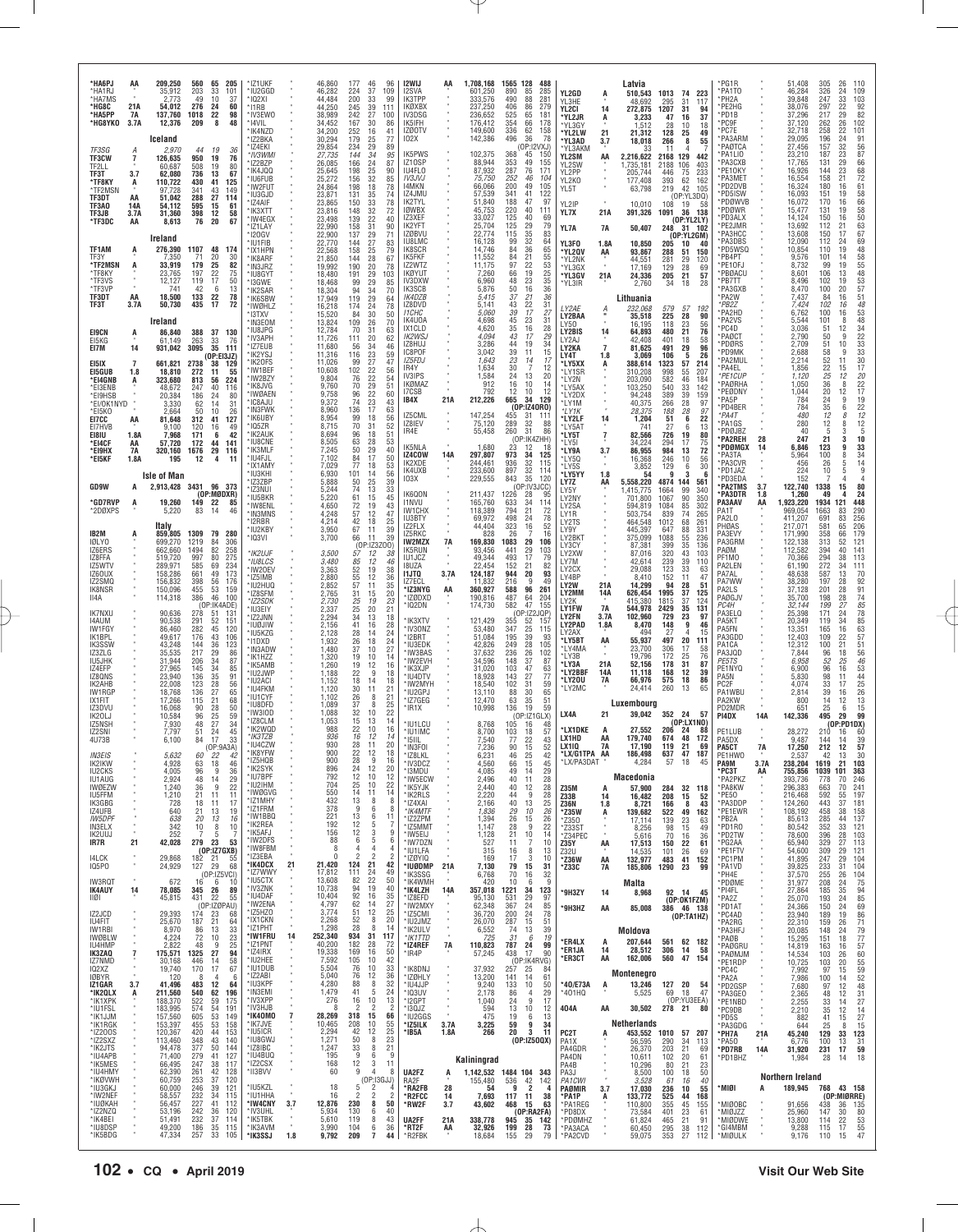| | | | | | |
|---|---|---|---|---|---|
| *HA6PJ | AA | 209,250 | 560 | 65 | 205 |
| *HA1RJ | " | 35,912 | 203 | 33 | 101 |
| *HA7MS | " | 2,773 | 49 | 10 | 37 |
| *HG8C | 21A | 54,012 | 276 | 24 | 60 |
| *HA5PP | 7A | 137,760 | 1018 | 22 | 98 |
| *HG8YKO | 3.7A | 12,376 | 209 | 8 | 48 |

### Iceland

| | | | | | |
|---|---|---|---|---|---|
| TF3SG | A | 2,970 | 44 | 19 | 36 |
| TF3CW | 7 | 126,635 | 950 | 19 | 76 |
| TF2LL | " | 60,687 | 508 | 19 | 80 |
| TF3T | 3.7 | 62,080 | 736 | 13 | 67 |
| *TF8KY | A | 110,722 | 430 | 41 | 125 |
| *TF2MSN | " | 97,728 | 341 | 43 | 149 |
| TF3DT | AA | 51,042 | 288 | 27 | 114 |
| TF3AO | 14A | 54,112 | 595 | 15 | 61 |
| TF3JB | 3.7A | 31,360 | 398 | 12 | 58 |
| *TF3DC | AA | 8,613 | 76 | 20 | 67 |

### Ireland

| | | | | | |
|---|---|---|---|---|---|
| TF1AM | A | 276,390 | 1107 | 48 | 174 |
| TF3Y | " | 7,350 | 71 | 20 | 30 |
| *TF2MSN | A | 33,919 | 179 | 25 | 82 |
| *TF8KY | " | 23,765 | 197 | 22 | 75 |
| *TF3VS | " | 12,127 | 119 | 17 | 50 |
| *TF3VP | " | 741 | 42 | 6 | 13 |
| TF3DT | AA | 18,500 | 133 | 22 | 78 |
| TF3T | 3.7A | 50,730 | 435 | 17 | 72 |

### Ireland

| | | | | | |
|---|---|---|---|---|---|
| EI9CN | A | 86,840 | 388 | 37 | 130 |
| EI5KG | " | 61,149 | 263 | 33 | 76 |
| EI7M | 14 | 931,042 | 3095 | 35 | 119 |
| (OP:EI3JZ) | | | | | |
| EI5IX | 7 | 661,821 | 2738 | 38 | 129 |
| EI5GUB | 1.8 | 18,810 | 272 | 11 | 55 |
| *EI4GNB | A | 323,680 | 813 | 56 | 224 |
| *EI3ENB | " | 48,672 | 247 | 40 | 116 |
| *EI9HSB | " | 20,384 | 186 | 24 | 80 |
| *EI/OK1NYD | " | 3,330 | 62 | 14 | 31 |
| *EI6KO | " | 2,664 | 50 | 10 | 26 |
| EI7CC | AA | 81,648 | 312 | 41 | 127 |
| EI7HVB | " | 9,100 | 120 | 16 | 49 |
| EI8IU | 1.8A | 7,968 | 171 | 6 | 42 |
| *EI4CF | AA | 57,720 | 172 | 44 | 141 |
| *EI9HX | 7A | 320,160 | 1676 | 29 | 116 |
| *EI5KF | 1.8A | 195 | 12 | 4 | 11 |

### Isle of Man

| | | | | | |
|---|---|---|---|---|---|
| GD9W | A | 2,913,428 | 3431 | 96 | 373 |
| (OP:MØDXR) | | | | | |
| *GD7RVP | A | 19,260 | 149 | 22 | 85 |
| *2DØXPS | " | 5,220 | 83 | 14 | 46 |

### Italy

| | | | | | |
|---|---|---|---|---|---|
| IB2M | A | 859,805 | 1309 | 79 | 280 |
| IØLYO | " | 699,270 | 1219 | 84 | 306 |
| IZ6ERS | " | 662,660 | 1494 | 82 | 258 |
| IZ8FFA | " | 519,720 | 997 | 80 | 275 |
| IZ5WTV | " | 289,971 | 585 | 69 | 234 |
| IZ6OUX | " | 158,286 | 661 | 49 | 173 |
| IZ2SMQ | " | 156,832 | 398 | 56 | 176 |
| IK8NSR | " | 150,096 | 455 | 53 | 159 |
| II4A | " | 114,318 | 386 | 46 | 100 |
| (OP:IK4ADE) | | | | | |
| IK7NXU | " | 90,636 | 278 | 51 | 131 |
| I4AUM | " | 90,538 | 291 | 52 | 151 |
| IW1FGY | " | 86,460 | 282 | 45 | 120 |
| IK1BPL | " | 49,617 | 176 | 43 | 106 |
| IK3SSW | " | 43,248 | 144 | 36 | 123 |
| IZ3ZLG | " | 35,535 | 217 | 29 | 86 |
| IU5JHK | " | 31,944 | 206 | 34 | 87 |
| IZ4EFP | " | 27,965 | 145 | 34 | 85 |
| IZ8QNS | " | 23,940 | 136 | 35 | 91 |
| IK2AHB | " | 22,008 | 123 | 28 | 56 |
| IW1RGP | " | 18,768 | 136 | 27 | 65 |
| IX1FIT | " | 17,266 | 115 | 21 | 68 |
| IZ3DVU | " | 16,068 | 90 | 28 | 50 |
| IK2OLJ | " | 10,584 | 96 | 25 | 59 |
| IZ5NSH | " | 7,930 | 48 | 27 | 34 |
| IZ2SNI | " | 7,797 | 51 | 24 | 45 |
| 4U73B | " | 6,100 | 84 | 17 | 33 |
| (OP:9A3A) | | | | | |
| IN3EIS | " | 5,632 | 60 | 22 | 42 |
| IK2IKW | " | 4,928 | 63 | 18 | 46 |
| IU2CKS | " | 4,005 | 96 | 9 | 36 |
| IU1AUG | " | 2,924 | 48 | 14 | 29 |
| IWØEZW | " | 1,240 | 36 | 9 | 22 |
| IU5FFM | " | 1,210 | 21 | 11 | 11 |
| IK3GBG | " | 728 | 18 | 11 | 17 |
| IZ4UFB | " | 640 | 21 | 13 | 19 |
| IW5DPF | " | 638 | 20 | 13 | 16 |
| IN3ELX | " | 342 | 10 | 8 | 10 |
| IK2UUJ | " | 252 | 7 | 5 | 7 |
| IR7R | 21 | 42,028 | 279 | 23 | 53 |
| (OP:IZ7GXB) | | | | | |
| I4LCK | " | 29,868 | 182 | 21 | 55 |
| IQ5PO | " | 24,929 | 127 | 29 | 68 |
| (OP:IZ5VCI) | | | | | |
| IW3RQT | " | 672 | 16 | 6 | 10 |
| IK4AUY | 14 | 78,085 | 345 | 26 | 89 |
| IIØI | " | 45,815 | 431 | 22 | 55 |
| (OP:IZØPAU) | | | | | |
| IZ2JCD | " | 29,393 | 174 | 23 | 58 |
| IU4FIT | " | 25,670 | 187 | 21 | 64 |
| IW1RBI | " | 8,970 | 86 | 13 | 33 |
| IWØBLW | " | 4,224 | 72 | 10 | 23 |
| IU4HMP | " | 2,822 | 48 | 9 | 25 |
| IK3ZAQ | 7 | 175,571 | 1325 | 27 | 94 |
| IZ7NMD | " | 30,168 | 446 | 14 | 58 |
| IQ2XZ | " | 19,740 | 170 | 17 | 67 |
| IØBYR | " | 120 | 8 | 4 | 6 |
| IZ1GAR | 3.7 | 41,496 | 483 | 12 | 64 |
| *IK2OLX | A | 211,560 | 540 | 62 | 196 |
| *IK1XPK | " | 188,370 | 522 | 59 | 175 |
| *IU1FSL | " | 183,995 | 574 | 54 | 191 |
| *IK1JJM | " | 157,560 | 605 | 53 | 149 |
| *IK1RGK | " | 153,397 | 455 | 53 | 158 |
| *IZ2OOS | " | 120,367 | 420 | 44 | 153 |
| *IZ2SXZ | " | 113,460 | 348 | 43 | 140 |
| *IK2JTS | " | 94,478 | 377 | 50 | 144 |
| *IU4APB | " | 71,400 | 279 | 41 | 127 |
| *IK5MES | " | 66,495 | 247 | 38 | 117 |
| *IU4HMY | " | 62,390 | 261 | 42 | 128 |
| *IKØVWH | " | 60,759 | 253 | 37 | 120 |
| *IU3GKJ | " | 60,000 | 246 | 39 | 121 |
| *IW2NEF | " | 58,557 | 232 | 34 | 115 |
| *IU8KAH | " | 56,457 | 227 | 41 | 112 |
| *IZ2NZQ | " | 53,196 | 242 | 36 | 120 |
| *IK4BEI | " | 51,491 | 232 | 37 | 114 |
| *IU8DSP | " | 49,200 | 186 | 35 | 115 |
| *IK5BDG | " | 47,334 | 257 | 33 | 105 |
| *IZ1UKF | " | 46,860 | 177 | 46 | 96 |
| *IU2GGD | " | 46,282 | 224 | 37 | 109 |
| *IQ2XI | " | 44,484 | 200 | 33 | 99 |
| *I1RB | " | 44,250 | 245 | 39 | 111 |
| *IV3EWO | " | 38,989 | 242 | 27 | 100 |
| *I4VIL | " | 34,452 | 167 | 30 | 86 |
| *IK4NZD | " | 34,200 | 252 | 16 | 41 |
| *IZ2BKA | " | 30,294 | 179 | 25 | 77 |
| *IZ4EKI | " | 29,824 | 224 | 29 | 89 |
| *IV3WMI | " | 27,735 | 144 | 34 | 95 |
| *IZ8BZP | " | 26,085 | 166 | 24 | 87 |
| *IK4JQQ | " | 25,645 | 198 | 25 | 80 |
| *IU6FUB | " | 25,272 | 156 | 32 | 85 |
| *IW2FUT | " | 24,864 | 198 | 18 | 78 |
| *IU3GJD | " | 23,871 | 131 | 35 | 74 |
| *IZ4AIF | " | 23,865 | 150 | 33 | 78 |
| *IK3XTT | " | 23,816 | 148 | 32 | 72 |
| *IW4EGX | " | 23,498 | 139 | 22 | 40 |
| *IZ1LAY | " | 22,990 | 158 | 31 | 90 |
| *I2OGV | " | 22,900 | 137 | 29 | 71 |
| *IU1FIB | " | 22,770 | 144 | 27 | 83 |
| *IX1HPN | " | 22,568 | 158 | 25 | 79 |
| *IK8ARF | " | 21,850 | 144 | 28 | 67 |
| *IN3JRZ | " | 19,992 | 190 | 20 | 78 |
| *IU8GYT | " | 18,480 | 191 | 29 | 103 |
| *I3GWE | " | 18,468 | 99 | 29 | 85 |
| *IK2SAR | " | 18,304 | 94 | 34 | 70 |
| *IK6SBW | " | 17,949 | 119 | 29 | 64 |
| *IWØHLZ | " | 16,218 | 174 | 24 | 78 |
| *I3TXV | " | 15,520 | 84 | 30 | 50 |
| *IN3EOM | " | 13,824 | 109 | 26 | 70 |
| *IU8JPG | " | 12,784 | 70 | 31 | 63 |
| *IV3APH | " | 11,726 | 111 | 20 | 62 |
| *IZ7EUB | " | 11,680 | 56 | 34 | 46 |
| *IK2YSJ | " | 11,316 | 116 | 23 | 59 |
| *IK2OFS | " | 11,026 | 99 | 27 | 47 |
| *IW1BEF | " | 10,608 | 102 | 22 | 56 |
| *IW2BZY | " | 9,804 | 76 | 22 | 54 |
| *IK8JVG | " | 9,760 | 70 | 29 | 51 |
| *IWØAEN | " | 9,758 | 96 | 22 | 60 |
| *IC8AJU | " | 9,372 | 74 | 23 | 43 |
| *IN3FWK | " | 8,960 | 136 | 17 | 63 |
| *IK6UBY | " | 8,954 | 99 | 18 | 56 |
| *IQ5ZR | " | 8,715 | 70 | 31 | 52 |
| *IK2AUK | " | 8,694 | 96 | 18 | 51 |
| *IU8CNE | " | 8,505 | 63 | 28 | 53 |
| *IK3MLF | " | 7,245 | 50 | 29 | 40 |
| *IU4FJL | " | 7,102 | 84 | 17 | 50 |
| *IX1AMY | " | 7,029 | 77 | 18 | 53 |
| *IU3KHI | " | 6,930 | 101 | 14 | 56 |
| *IZ3ZBP | " | 5,888 | 50 | 25 | 39 |
| *IZ3NUI | " | 5,244 | 74 | 13 | 33 |
| *IU5BKR | " | 5,220 | 61 | 15 | 45 |
| *IW8ENL | " | 4,650 | 72 | 19 | 43 |
| *IN3MNS | " | 4,248 | 57 | 12 | 47 |
| *I2RBR | " | 4,214 | 42 | 18 | 25 |
| *IU2KBY | " | 3,950 | 67 | 11 | 39 |
| *IQ3VI | " | 3,700 | 66 | 11 | 39 |
| (OP:IZ3ZOO) | | | | | |
| *IK2JUF | " | 3,500 | 57 | 12 | 38 |
| *IU8LCS | " | 3,480 | 85 | 12 | 46 |
| *IW2OEV | " | 3,363 | 52 | 19 | 38 |
| *IZ5IMB | " | 2,880 | 55 | 12 | 36 |
| *IU2HUQ | " | 2,852 | 57 | 11 | 35 |
| *IZ8SFM | " | 2,765 | 31 | 15 | 20 |
| *IZ8SDK | " | 2,730 | 25 | 19 | 23 |
| *IU3EIY | " | 2,337 | 25 | 20 | 21 |
| *IZ2JNN | " | 2,294 | 34 | 13 | 18 |
| *IUØJIW | " | 2,156 | 41 | 16 | 28 |
| *IU5KZG | " | 2,128 | 28 | 14 | 24 |
| *I1DXD | " | 1,932 | 26 | 18 | 24 |
| *IN3ADW | " | 1,480 | 37 | 10 | 27 |
| *IK1HZZ | " | 1,320 | 19 | 10 | 14 |
| *IK5AMB | " | 1,260 | 19 | 12 | 16 |
| *IU2JWP | " | 1,188 | 22 | 9 | 18 |
| *IU2ACI | " | 1,152 | 18 | 14 | 18 |
| *IU4FKM | " | 1,120 | 30 | 11 | 21 |
| *IU1CYF | " | 1,102 | 26 | 8 | 21 |
| *IU8DFD | " | 1,089 | 37 | 8 | 25 |
| *IW3IOD | " | 1,088 | 32 | 10 | 22 |
| *IZ8CLM | " | 1,053 | 15 | 13 | 14 |
| *IK2WQD | " | 988 | 22 | 10 | 16 |
| *IK3TZB | " | 936 | 16 | 12 | 14 |
| *IU4CZW | " | 930 | 28 | 11 | 20 |
| *IK8YFW | " | 900 | 22 | 12 | 18 |
| *IZ5HQB | " | 900 | 28 | 9 | 16 |
| *IK2SYK | " | 896 | 24 | 12 | 20 |
| *IU7BPF | " | 792 | 12 | 10 | 12 |
| *IU2IHM | " | 704 | 25 | 10 | 22 |
| *IWØGVG | " | 550 | 14 | 11 | 11 |
| *IZ1MHY | " | 432 | 13 | 8 | 8 |
| *IZ1FRM | " | 378 | 9 | 6 | 8 |
| *IW1BBQ | " | 221 | 13 | 6 | 11 |
| *IK2REA | " | 192 | 12 | 5 | 7 |
| *IK5AFJ | " | 156 | 12 | 3 | 9 |
| *IW2DFS | " | 88 | 6 | 5 | 6 |
| *IW8FBM | " | 8 | 4 | 4 | 4 |
| *IZ3EBA | " | 0 | 2 | 2 | 2 |
| *IK4DCX | 21 | 21,420 | 124 | 21 | 42 |
| *IZ7WWY | " | 17,812 | 111 | 24 | 49 |
| *IU5CTX | " | 13,608 | 82 | 22 | 50 |
| *IV3ZNK | " | 10,738 | 94 | 19 | 40 |
| *IU4DAF | " | 10,404 | 92 | 16 | 35 |
| *IW2ENA | " | 4,797 | 62 | 14 | 27 |
| *IZ5HZO | " | 3,774 | 51 | 12 | 25 |
| *IX1CKN | " | 2,268 | 52 | 8 | 20 |
| *IZ1PHT | " | 1,298 | 28 | 8 | 14 |
| *IW1FRU | 14 | 252,340 | 934 | 31 | 117 |
| *IZ1PNT | " | 40,200 | 182 | 28 | 72 |
| *IZ4IRX | " | 19,338 | 169 | 16 | 50 |
| *IU2HEE | " | 7,592 | 105 | 10 | 42 |
| *IU1DUB | " | 5,504 | 76 | 10 | 33 |
| *IZ2ABI | " | 5,040 | 76 | 12 | 36 |
| *IU3KPF | " | 4,280 | 88 | 8 | 32 |
| *IN3EMI | " | 1,479 | 41 | 5 | 24 |
| *IV3XPP | " | 276 | 16 | 10 | 13 |
| (OP:I3GJJ) | | | | | |
| *IV3HJB | " | 8 | 2 | 2 | 2 |
| *IK4OMO | 7 | 28,269 | 318 | 15 | 66 |
| *IK7JVE | " | 10,465 | 208 | 10 | 55 |
| *IU5ICR | " | 2,294 | 42 | 12 | 25 |
| *IU8GWJ | " | 1,271 | 50 | 8 | 23 |
| *IZ8IBC | " | 1,247 | 33 | 8 | 21 |
| *IU4BQU | " | 195 | 9 | 6 | 9 |
| *IZ2CSX | " | 168 | 12 | 3 | 11 |
| *II3BVV | " | 60 | 9 | 4 | 8 |
| *IU5KZL | " | 18 | 5 | 2 | 4 |
| *IU1HHA | " | 16 | 2 | 2 | 2 |
| *IW4CNY | 3.7 | 12,876 | 230 | 8 | 50 |
| *IV3UHL | " | 5,934 | 130 | 6 | 40 |
| *IK5TBK | " | 5,610 | 119 | 8 | 43 |
| *IK3AVM | " | 3,990 | 104 | 6 | 36 |
| *IK3SSJ | 1.8 | 9,792 | 209 | 7 | 44 |
| IZ9IJ | AA | 1,708,168 | 1565 | 128 | 488 |
| IZ5VA | " | 601,250 | 890 | 85 | 285 |
| IK3TPP | " | 333,576 | 490 | 88 | 281 |
| IKØXBX | " | 237,250 | 406 | 86 | 279 |
| IV3DSG | " | 236,652 | 525 | 65 | 181 |
| IK5IFH | " | 176,412 | 354 | 66 | 178 |
| IZØOTV | " | 149,600 | 336 | 62 | 158 |
| IO2X | " | 142,386 | 496 | 36 | 78 |
| (OP:I2VXJ) | | | | | |
| IK5PWS | " | 102,375 | 368 | 45 | 150 |
| IZ1OSP | " | 88,944 | 353 | 49 | 155 |
| IU4FLO | " | 87,932 | 287 | 76 | 171 |
| IV3JVJ | " | 75,750 | 252 | 46 | 104 |
| I4MKN | " | 66,066 | 200 | 49 | 105 |
| IZ4JMU | " | 57,519 | 341 | 41 | 122 |
| IK2TYL | " | 51,840 | 188 | 47 | 97 |
| IØWBX | " | 45,753 | 220 | 40 | 111 |
| IZ3XEF | " | 33,027 | 125 | 40 | 69 |
| IK2YFT | " | 25,704 | 125 | 29 | 79 |
| IZØBVU | " | 22,774 | 115 | 35 | 83 |
| IU8LMC | " | 16,128 | 99 | 32 | 64 |
| IK8SCR | " | 14,746 | 84 | 36 | 65 |
| IK5FKF | " | 11,552 | 84 | 21 | 55 |
| IZ2WTZ | " | 11,175 | 97 | 22 | 53 |
| IKØYUT | " | 7,260 | 66 | 19 | 25 |
| IV3DXW | " | 6,960 | 48 | 23 | 35 |
| IK3SCB | " | 5,876 | 50 | 16 | 36 |
| IK4OZB | " | 5,415 | 37 | 21 | 36 |
| IZ8DVD | " | 5,141 | 43 | 22 | 31 |
| I1CHC | " | 5,060 | 39 | 17 | 27 |
| IK4UOA | " | 4,698 | 45 | 23 | 31 |
| IX1CLD | " | 4,620 | 35 | 16 | 28 |
| IK2WSJ | " | 4,094 | 43 | 17 | 29 |
| IZ8HUJ | " | 3,286 | 44 | 19 | 34 |
| IC8POF | " | 3,042 | 39 | 11 | 15 |
| IZ5FDJ | " | 1,643 | 23 | 14 | 17 |
| IR4Y | " | 1,634 | 30 | 7 | 12 |
| IV3IPS | " | 1,584 | 24 | 13 | 20 |
| IKØMAZ | " | 912 | 16 | 10 | 14 |
| I7CSB | " | 792 | 12 | 10 | 12 |
| IB4X | 21A | 212,226 | 665 | 34 | 129 |
| (OP:IZ4ORO) | | | | | |
| IZ5CML | " | 147,254 | 455 | 31 | 111 |
| IZ8IEV | " | 75,120 | 289 | 32 | 88 |
| IR4E | " | 55,458 | 260 | 31 | 86 |
| (OP:IK4ZHH) | | | | | |
| IK5NLA | " | 1,680 | 23 | 12 | 18 |
| IZ4COW | 14A | 297,807 | 973 | 34 | 125 |
| IK2XDE | " | 244,461 | 936 | 32 | 115 |
| IK4UXB | " | 233,600 | 897 | 32 | 114 |
| IO3X | " | 229,555 | 843 | 35 | 120 |
| (OP:IV3JCC) | | | | | |
| IK6QON | " | 211,437 | 1226 | 28 | 95 |
| I1NVU | " | 165,760 | 633 | 34 | 114 |
| IW1CHX | " | 118,389 | 794 | 21 | 72 |
| IU3BTY | " | 69,972 | 498 | 24 | 78 |
| IZ2FLX | " | 44,404 | 323 | 16 | 52 |
| IZ5RKC | " | 828 | 26 | 7 | 16 |
| IW2MZX | 7A | 169,830 | 1083 | 29 | 106 |
| IK5RUN | " | 93,456 | 441 | 29 | 103 |
| IU1JCZ | " | 49,344 | 493 | 17 | 79 |
| I8UZA | " | 22,454 | 152 | 21 | 82 |
| I1ZTQ | 3.7A | 124,187 | 944 | 20 | 93 |
| IZ7ECL | " | 11,832 | 216 | 9 | 49 |
| *IZ3NYG | AA | 360,927 | 588 | 96 | 261 |
| *IZØDXD | " | 190,816 | 487 | 64 | 204 |
| *IO2DN | " | 174,730 | 582 | 47 | 155 |
| (OP:IZ2JQP) | | | | | |
| *IK3XTV | " | 121,429 | 355 | 52 | 157 |
| *IV3ONZ | " | 53,480 | 347 | 25 | 115 |
| *I2BRT | " | 51,084 | 195 | 39 | 93 |
| *IU3EDK | " | 42,826 | 249 | 28 | 105 |
| *IW3BAS | " | 37,632 | 236 | 26 | 102 |
| *IW2EVH | " | 34,596 | 148 | 37 | 87 |
| *IK3XJP | " | 31,020 | 103 | 47 | 63 |
| *IU4DTV | " | 18,928 | 143 | 27 | 77 |
| *IW2MYH | " | 18,540 | 102 | 31 | 59 |
| *IU2GPJ | " | 13,110 | 88 | 30 | 65 |
| *IZ7GEG | " | 12,470 | 63 | 35 | 51 |
| *IR1X | " | 10,998 | 136 | 19 | 59 |
| (OP:IZ1GLX) | | | | | |
| *IU1LCU | " | 8,768 | 105 | 16 | 48 |
| *IU1IMC | " | 8,700 | 103 | 18 | 57 |
| *I5IIL | " | 7,540 | 77 | 22 | 43 |
| *IN3FOI | " | 7,236 | 90 | 15 | 52 |
| *IZ8LKL | " | 6,231 | 46 | 25 | 42 |
| *IV3DCZ | " | 4,560 | 66 | 15 | 45 |
| *I3MDU | " | 4,085 | 49 | 14 | 29 |
| *IW5ECW | " | 2,496 | 40 | 11 | 28 |
| *IK5YJK | " | 2,440 | 40 | 12 | 28 |
| *IK2RLS | " | 2,220 | 44 | 9 | 28 |
| *IZ4XAI | " | 2,166 | 40 | 13 | 25 |
| *IK4MTF | " | 1,836 | 29 | 10 | 26 |
| *IZ2ZPM | " | 1,394 | 26 | 15 | 26 |
| *IZ5MMT | " | 1,147 | 28 | 9 | 22 |
| *IW5EIJ | " | 1,128 | 21 | 10 | 14 |
| *IW7DZN | " | 527 | 11 | 7 | 10 |
| *IU1LFA | " | 315 | 16 | 8 | 13 |
| *IZØIYQ | " | 169 | 17 | 3 | 10 |
| *IUØDMP | 21A | 7,130 | 79 | 15 | 31 |
| *IK3SSG | " | 6,768 | 70 | 16 | 32 |
| *IK4WMH | " | 420 | 16 | 6 | 9 |
| *IK4LZH | 14A | 357,018 | 1221 | 34 | 123 |
| *IZ8EFD | " | 95,130 | 531 | 29 | 97 |
| *IW2MXY | " | 62,348 | 367 | 24 | 85 |
| *IZ5CMI | " | 36,720 | 200 | 24 | 78 |
| *IU2JMZ | " | 26,070 | 287 | 15 | 51 |
| *IK2ULV | " | 6,552 | 79 | 14 | 42 |
| *IK1TTD | " | 725 | 31 | 6 | 19 |
| *IZ4REF | 7A | 110,823 | 787 | 24 | 99 |
| *IR4P | " | 57,245 | 438 | 17 | 90 |
| (OP:IK4RVG) | | | | | |
| *IK8DNJ | " | 37,932 | 257 | 25 | 84 |
| *IZØHLY | " | 13,200 | 141 | 14 | 61 |
| *IU3JDH | " | 9,240 | 133 | 10 | 50 |
| *IQ3UV | " | 2,178 | 86 | 4 | 29 |
| *I2GPT | " | 1,040 | 24 | 9 | 17 |
| *I3GJZ | " | 594 | 13 | 10 | 12 |
| *IU2GGS | " | 475 | 19 | 6 | 13 |
| *IZ5ILK | 3.7A | 3,225 | 59 | 9 | 34 |
| *IB5A | 1.8A | 266 | 20 | 3 | 11 |
| (OP:IZ5ODX) | | | | | |

### Kaliningrad

| | | | | | |
|---|---|---|---|---|---|
| UA2FZ | A | 1,142,532 | 1484 | 104 | 343 |
| RA2F | " | 155,480 | 336 | 42 | 142 |
| *RA2FB | 28 | 54 | 5 | 4 | 5 |
| *R2FCC | 14 | 7,693 | 117 | 11 | 38 |
| *RW2F | 3.7 | 43,602 | 468 | 15 | 63 |
| (OP:RA2FA) | | | | | |
| UA2FF | 21A | 338,778 | 945 | 35 | 142 |
| *RT2F | AA | 32,926 | 199 | 28 | 73 |
| *R2FBK | " | 18,684 | 155 | 29 | 79 |

### Latvia

| | | | | | |
|---|---|---|---|---|---|
| YL2GD | A | 510,543 | 1013 | 74 | 223 |
| YL3HE | " | 48,692 | 295 | 31 | 117 |
| YL2CI | 14 | 272,875 | 1207 | 31 | 94 |
| *YL2JR | A | 3,233 | 47 | 16 | 37 |
| *YL3GY | " | 1,512 | 28 | 10 | 18 |
| *YL2LW | 21 | 21,312 | 128 | 25 | 49 |
| *YL3AD | 3.7 | 18,018 | 266 | 8 | 55 |
| *YL3AKM | " | 33 | 11 | 4 | 7 |
| YL2SM | AA | 2,216,622 | 2168 | 129 | 442 |
| YL2SW | " | 1,735,181 | 2188 | 106 | 403 |
| YL2PP | " | 205,744 | 446 | 75 | 233 |
| YL2KO | " | 177,408 | 393 | 62 | 162 |
| YL5T | " | 63,798 | 219 | 42 | 105 |
| (OP:YL3DQ) | | | | | |
| YL2IP | " | 10,010 | 108 | 19 | 58 |
| YL7X | 21A | 391,326 | 1091 | 36 | 138 |
| (OP:YL2LY) | | | | | |
| YL7A | 7A | 50,407 | 248 | 31 | 102 |
| (OP:YL2GM) | | | | | |
| YL3FO | 1.8A | 10,850 | 205 | 10 | 40 |
| *YL2QV | AA | 83,867 | 288 | 51 | 150 |
| *YL2NK | " | 44,551 | 281 | 29 | 120 |
| *YL3GX | " | 17,169 | 129 | 28 | 69 |
| *YL3GV | 21A | 24,336 | 205 | 21 | 57 |
| *YL3IR | " | 2,760 | 34 | 18 | 28 |

### Lithuania

| | | | | | |
|---|---|---|---|---|---|
| LY2AE | A | 232,068 | 579 | 57 | 192 |
| LY2BAA | " | 35,518 | 225 | 28 | 90 |
| LY5O | " | 16,195 | 118 | 23 | 56 |
| LY2BIS | 14 | 64,893 | 480 | 21 | 76 |
| LY2AJ | " | 42,408 | 401 | 18 | 58 |
| LY2KA | 7 | 81,625 | 491 | 29 | 96 |
| LY4T | 1.8 | 3,069 | 106 | 5 | 26 |
| *LY5XX | A | 388,614 | 1323 | 57 | 214 |
| *LY1SR | " | 310,208 | 998 | 55 | 207 |
| *LY2N | " | 203,090 | 582 | 46 | 184 |
| *LY5AX | " | 103,250 | 540 | 33 | 142 |
| *LY2DX | " | 94,248 | 389 | 39 | 159 |
| *LY1M | " | 40,375 | 266 | 28 | 97 |
| *LY1K | " | 28,375 | 188 | 28 | 97 |
| *LY2LF | 14 | 1,204 | 51 | 6 | 22 |
| *LY5AT | " | 741 | 27 | 6 | 13 |
| *LY5T | 7 | 82,566 | 726 | 19 | 80 |
| *LY5I | " | 34,224 | 294 | 17 | 75 |
| *LY9A | 3.7 | 86,955 | 984 | 13 | 72 |
| *LY5Q | " | 16,368 | 246 | 10 | 56 |
| *LY5S | " | 3,852 | 129 | 6 | 30 |
| *LY5YY | 1.8 | 54 | 9 | 3 | 6 |
| LY7Z | AA | 5,558,220 | 4874 | 144 | 561 |
| LY5Y | " | 1,415,775 | 1664 | 99 | 340 |
| LY2NY | " | 701,800 | 1067 | 90 | 350 |
| LY2SA | " | 594,819 | 1084 | 85 | 302 |
| LY1R | " | 503,754 | 839 | 74 | 265 |
| LY2TS | " | 464,548 | 1012 | 68 | 261 |
| LY9Y | " | 445,397 | 647 | 88 | 331 |
| LY2BKT | " | 375,099 | 1088 | 55 | 236 |
| LY3CY | " | 87,381 | 399 | 35 | 136 |
| LY2XW | " | 87,016 | 320 | 43 | 103 |
| LY7M | " | 42,614 | 239 | 39 | 110 |
| LY2CX | " | 29,088 | 123 | 33 | 63 |
| LY4BP | " | 8,410 | 152 | 11 | 47 |
| LY2W | 21A | 14,299 | 94 | 28 | 51 |
| LY2MM | 14A | 626,454 | 1995 | 37 | 125 |
| LY2K | " | 415,380 | 1815 | 37 | 124 |
| LY1FW | 7A | 544,978 | 2429 | 35 | 131 |
| LY2FN | 3.7A | 102,960 | 729 | 23 | 97 |
| LY2PAD | 1.8A | 8,470 | 148 | 9 | 46 |
| LY2AX | " | 494 | 27 | 4 | 15 |
| *LY6BT | AA | 55,937 | 497 | 20 | 111 |
| *LY4MA | " | 23,700 | 306 | 17 | 58 |
| *LY3B | " | 19,796 | 172 | 25 | 76 |
| *LY3A | 21A | 52,156 | 178 | 31 | 87 |
| *LY2BBF | 14A | 11,118 | 168 | 12 | 39 |
| *LY2OU | 7A | 66,976 | 575 | 18 | 86 |
| *LY2MC | " | 24,414 | 260 | 13 | 65 |

### Luxembourg

| | | | | | |
|---|---|---|---|---|---|
| LX4A | 21 | 39,042 | 352 | 24 | 57 |
| (OP:LX1NO) | | | | | |
| *LX1DKE | A | 27,552 | 206 | 24 | 88 |
| LX1HD | AA | 179,740 | 674 | 48 | 172 |
| LX1NO | 7A | 17,190 | 119 | 21 | 69 |
| *LX/G1TPA | AA | 186,498 | 637 | 47 | 187 |
| *LX/PA3DAT | " | 4,284 | 57 | 18 | 45 |

### Macedonia

| | | | | | |
|---|---|---|---|---|---|
| Z35M | A | 57,900 | 284 | 32 | 118 |
| Z33B | 14 | 16,482 | 208 | 15 | 52 |
| Z36N | 1.8 | 8,721 | 166 | 8 | 43 |
| *Z35W | A | 139,682 | 522 | 49 | 162 |
| *Z35O | " | 17,114 | 139 | 23 | 63 |
| *Z33ST | " | 8,256 | 98 | 15 | 49 |
| *Z34PEC | " | 5,616 | 70 | 16 | 36 |
| Z35Y | AA | 17,513 | 150 | 22 | 61 |
| Z32U | " | 14,535 | 101 | 26 | 69 |
| *Z36W | AA | 132,977 | 483 | 41 | 152 |
| *Z37CX | 7A | 185,806 | 1290 | 23 | 99 |

### Malta

| | | | | | |
|---|---|---|---|---|---|
| 9H3ZY | 14 | 8,968 | 92 | 14 | 45 |
| (OP:OK1FZM) | | | | | |
| *9H3HZ | AA | 85,008 | 386 | 46 | 138 |
| (OP:TA1HZ) | | | | | |

### Moldova

| | | | | | |
|---|---|---|---|---|---|
| *ER4LX | A | 207,644 | 561 | 62 | 182 |
| *ER1JA | 14 | 28,512 | 306 | 14 | 58 |
| *ER3CT | AA | 162,006 | 560 | 47 | 154 |

### Montenegro

| | | | | | |
|---|---|---|---|---|---|
| *4O/E73A | A | 13,246 | 127 | 20 | 54 |
| *4O1HQ | " | 5,525 | 69 | 18 | 47 |
| (OP:YU3EEA) | | | | | |
| 4O4A | AA | 30,502 | 278 | 21 | 80 |

### Netherlands

| | | | | | |
|---|---|---|---|---|---|
| PC2T | A | 453,552 | 1010 | 57 | 207 |
| PA1X | " | 56,595 | 290 | 34 | 113 |
| PA4GDR | " | 26,370 | 203 | 21 | 69 |
| PA4DN | " | 10,611 | 102 | 20 | 61 |
| PA4B | " | 10,296 | 80 | 21 | 23 |
| PA3J | " | 8,500 | 100 | 18 | 50 |
| PA1CWI | " | 3,528 | 61 | 16 | 40 |
| PAØMIR | 3.7 | 17,030 | 236 | 10 | 55 |
| *PA1P | A | 133,772 | 525 | 44 | 140 |
| *PA1REG | " | 110,800 | 355 | 45 | 155 |
| *PD8X | " | 73,584 | 401 | 23 | 61 |
| *PDØMHZ | " | 61,824 | 465 | 21 | 91 |
| *PA3ACA | " | 60,450 | 295 | 38 | 112 |
| *PA2CVD | " | 59,075 | 353 | 27 | 112 |
| *PG1R | " | 51,408 | 305 | 26 | 110 |
| *PA1TO | " | 46,284 | 326 | 24 | 109 |
| *PH2A | " | 39,848 | 247 | 33 | 103 |
| *PE2HG | " | 38,076 | 297 | 22 | 92 |
| *PD1B | " | 37,296 | 217 | 29 | 82 |
| *PC9F | " | 37,120 | 262 | 26 | 102 |
| *PC7E | " | 32,718 | 258 | 22 | 101 |
| *PA3ARM | " | 29,095 | 196 | 24 | 91 |
| *PAØTCA | " | 27,456 | 157 | 32 | 56 |
| *PA1LIO | " | 23,210 | 187 | 23 | 87 |
| *PA3CXB | " | 17,765 | 131 | 29 | 66 |
| *PE1OKY | " | 16,926 | 144 | 23 | 68 |
| *PA3MET | " | 16,554 | 158 | 21 | 72 |
| *PD2DVB | " | 16,324 | 180 | 16 | 61 |
| *PD5ISW | " | 16,093 | 151 | 19 | 58 |
| *PDØWVB | " | 16,072 | 170 | 16 | 66 |
| *PDØWR | " | 15,477 | 131 | 19 | 58 |
| *PD3ALX | " | 14,124 | 150 | 16 | 50 |
| *PE2JMR | " | 13,692 | 112 | 21 | 63 |
| *PA3HCC | " | 13,608 | 150 | 17 | 67 |
| *PA3DBS | " | 12,090 | 112 | 24 | 69 |
| *PD5WSQ | " | 10,854 | 110 | 19 | 48 |
| *PB4PT | " | 9,576 | 101 | 14 | 58 |
| *PE1OFJ | " | 8,732 | 99 | 19 | 55 |
| *PBØACU | " | 8,601 | 106 | 13 | 48 |
| *PB7TT | " | 8,496 | 102 | 19 | 53 |
| *PA3GXB | " | 8,470 | 100 | 20 | 57 |
| *PA2W | " | 7,437 | 84 | 16 | 51 |
| *PB2Z | " | 7,424 | 102 | 16 | 48 |
| *PA2HD | " | 6,762 | 100 | 16 | 53 |
| *PA2VS | " | 5,544 | 101 | 8 | 48 |
| *PC4D | " | 3,036 | 51 | 12 | 34 |
| *PAØCT | " | 2,790 | 50 | 9 | 22 |
| *PDØRS | " | 2,709 | 51 | 10 | 33 |
| *PD9MK | " | 2,688 | 58 | 9 | 33 |
| *PA2MUL | " | 2,214 | 52 | 11 | 30 |
| *PA4EL | " | 1,856 | 22 | 15 | 17 |
| *PE1CUP | " | 1,120 | 25 | 12 | 20 |
| *PAØRHA | " | 1,050 | 36 | 8 | 22 |
| *PEØDNY | " | 1,044 | 20 | 12 | 17 |
| *PA5P | " | 784 | 24 | 9 | 19 |
| *PD4BER | " | 784 | 35 | 6 | 22 |
| *PA4T | " | 480 | 12 | 8 | 12 |
| *PA1GS | " | 280 | 12 | 8 | 12 |
| *PDØJBZ | " | 40 | 5 | 3 | 5 |
| *PA2REH | 28 | 247 | 21 | 3 | 10 |
| *PDØMGX | 14 | 6,846 | 123 | 9 | 33 |
| *PA3TA | " | 5,964 | 100 | 8 | 34 |
| *PA3CVR | " | 456 | 26 | 5 | 14 |
| *PD1JAZ | " | 224 | 10 | 5 | 9 |
| *PD3EDA | " | 152 | 7 | 4 | 4 |
| *PA3TMS | 3.7 | 122,740 | 1336 | 15 | 80 |
| *PA3DTR | 1.8 | 1,260 | 49 | 4 | 24 |
| PA3AAV | AA | 1,923,220 | 1934 | 121 | 448 |
| PA1T | " | 969,054 | 1663 | 83 | 290 |
| PA2LO | " | 411,207 | 691 | 83 | 256 |
| PHØAS | " | 217,071 | 581 | 65 | 206 |
| PA3EVY | " | 171,990 | 358 | 66 | 179 |
| PA3GRM | " | 122,138 | 313 | 52 | 121 |
| PAØM | " | 112,582 | 394 | 40 | 141 |
| PF1MO | " | 70,366 | 294 | 38 | 113 |
| PA2LEN | " | 61,190 | 272 | 34 | 111 |
| PA7AL | " | 48,638 | 587 | 13 | 70 |
| PA7WW | " | 38,280 | 197 | 28 | 92 |
| PA2LS | " | 37,128 | 201 | 28 | 91 |
| PAØGJV | " | 35,700 | 198 | 28 | 74 |
| PC4H | " | 32,144 | 199 | 27 | 65 |
| PA3ELQ | " | 25,398 | 171 | 24 | 78 |
| PA5KT | " | 20,349 | 119 | 34 | 85 |
| PA5FN | " | 13,351 | 165 | 16 | 63 |
| PA3GDD | " | 12,403 | 109 | 22 | 57 |
| PA1CA | " | 12,312 | 100 | 21 | 51 |
| PA3JQD | " | 7,844 | 96 | 18 | 56 |
| PE5TS | " | 6,958 | 52 | 25 | 46 |
| PE1NYQ | " | 6,900 | 96 | 16 | 53 |
| PA5N | " | 5,830 | 98 | 11 | 44 |
| PC2F | " | 4,074 | 33 | 17 | 25 |
| PA1WBU | " | 2,814 | 39 | 16 | 26 |
| PA2KW | " | 800 | 14 | 12 | 13 |
| PD2MDR | " | 651 | 25 | 6 | 15 |
| PI4DX | 14A | 142,336 | 495 | 29 | 99 |
| (OP:PD1DX) | | | | | |
| PE1LUB | " | 28,272 | 210 | 16 | 60 |
| PA5DX | " | 9,487 | 144 | 14 | 39 |
| PA5CT | 7A | 17,250 | 212 | 12 | 57 |
| PE1HWO | " | 2,537 | 42 | 13 | 30 |
| PA9M | 3.7A | 238,204 | 1619 | 21 | 103 |
| *PC3T | AA | 755,856 | 1039 | 101 | 363 |
| *PA2PKZ | " | 393,736 | 778 | 70 | 246 |
| *PA8KW | " | 296,383 | 663 | 70 | 241 |
| *PE5O | " | 216,468 | 592 | 55 | 197 |
| *PA3DDP | " | 124,260 | 443 | 37 | 181 |
| *PE1EWR | " | 108,192 | 458 | 38 | 158 |
| *PB2A | " | 85,613 | 285 | 44 | 137 |
| *PD1RO | " | 80,542 | 352 | 33 | 121 |
| *PD2TW | " | 78,600 | 396 | 28 | 103 |
| *PG2AA | " | 65,940 | 329 | 27 | 113 |
| *PE1FTV | " | 54,600 | 309 | 29 | 121 |
| *PC1PM | " | 41,895 | 247 | 29 | 104 |
| *PA1VD | " | 39,825 | 233 | 31 | 104 |
| *PH4E | " | 37,570 | 255 | 26 | 104 |
| *PDØME | " | 31,977 | 208 | 24 | 75 |
| *PI4FL | " | 27,864 | 185 | 35 | 94 |
| *PA2Z | " | 25,070 | 193 | 25 | 85 |
| *PD1AT | " | 24,366 | 150 | 24 | 89 |
| *PC4AD | " | 23,940 | 189 | 19 | 86 |
| *PA2RG | " | 22,310 | 159 | 26 | 71 |
| *PA3HFJ | " | 20,085 | 148 | 24 | 79 |
| *PAØB | " | 15,295 | 151 | 18 | 77 |
| *PAØGRU | " | 14,819 | 163 | 16 | 57 |
| *PAØMJM | " | 14,534 | 103 | 26 | 60 |
| *PE1RDP | " | 10,725 | 103 | 20 | 55 |
| *PC4C | " | 7,992 | 97 | 15 | 59 |
| *PA2A | " | 7,986 | 100 | 14 | 52 |
| *PD2GSP | " | 7,680 | 97 | 12 | 48 |
| *PA3GEO | " | 2,365 | 48 | 12 | 31 |
| *PE1NBD | " | 2,255 | 33 | 14 | 27 |
| *PC9DB | " | 2,210 | 35 | 17 | 17 |
| *PD5S | " | 882 | 41 | 15 | 27 |
| *PA3GDG | " | 644 | 25 | 8 | 15 |
| *PH7A | 21A | 45,240 | 329 | 13 | 33 |
| *PA5O | " | 6,776 | 100 | 13 | 31 |
| *PD7RB | 14A | 31,920 | 231 | 17 | 59 |
| *PD1BHZ | " | 1,984 | 28 | 14 | 18 |

### Northern Ireland

| | | | | | |
|---|---|---|---|---|---|
| *MIØI | A | 189,945 | 768 | 43 | 158 |
| (OP:MIØRRE) | | | | | |
| *MIØGCC | " | 91,656 | 438 | 36 | 135 |
| *MIØJZZ | " | 25,960 | 147 | 30 | 80 |
| *MIØDWE | " | 13,800 | 114 | 22 | 53 |
| *GI4MBM | " | 9,288 | 115 | 17 | 55 |
| *MIØLUK | " | 9,176 | 110 | 15 | 47 |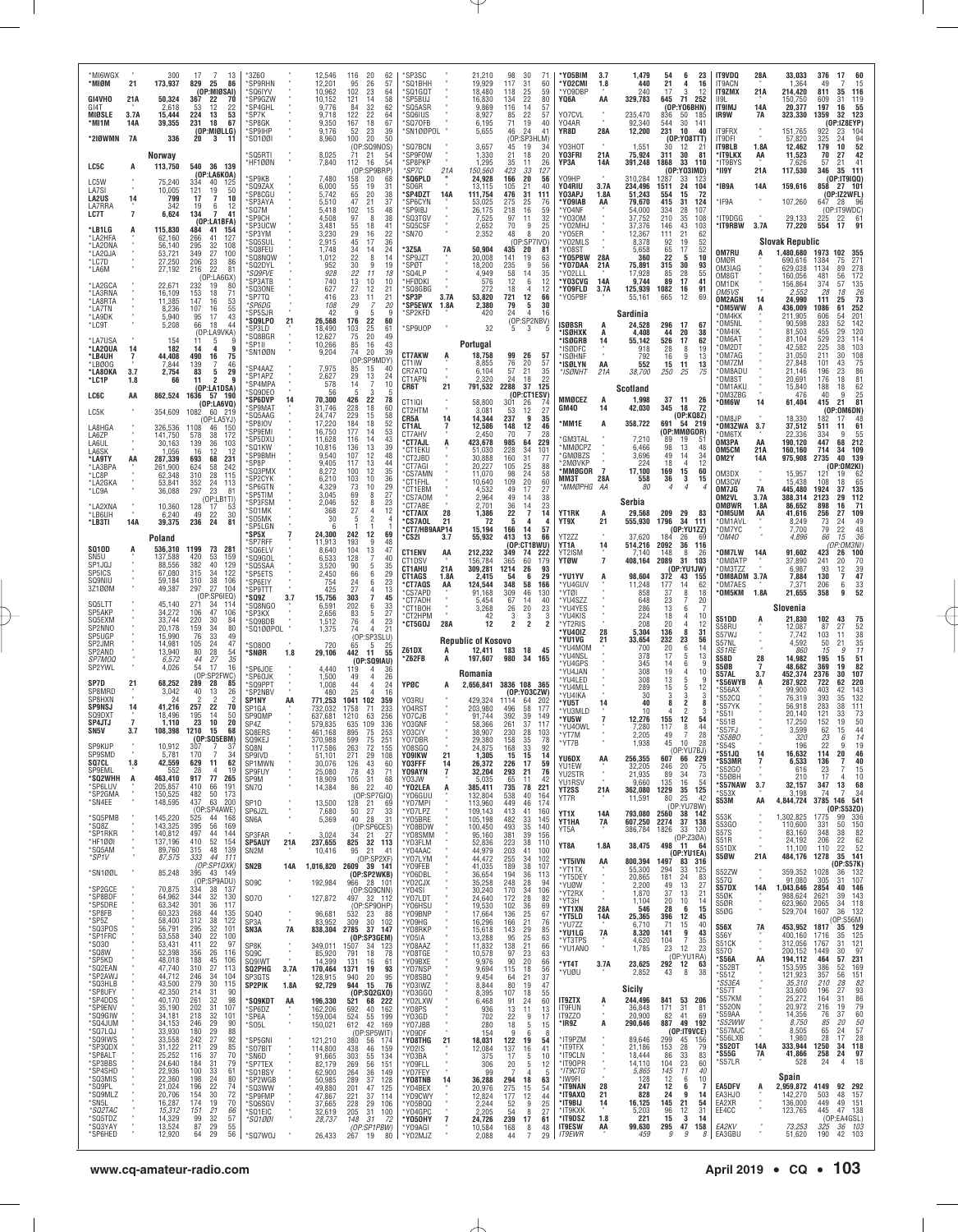*MI6WGX " 300 17 7 13
*MI0M 21 173,937 829 25 86
(OP:MI0SAI)
GI4VHO 21A 50,324 367 22 70
GI4T " 2,618 53 12 22
MI0SLE 3.7A 15,444 224 13 53
*MI1M 14A 39,355 231 18 67
(OP:MI0LLG)
*2I0WMN 7A 336 20 3 11

## Norway

LC5C A 113,750 540 36 139
(OP:LA6KOA)
LC5W " 75,240 334 40 125
LA7SI " 10,005 121 19 50
LA2US 14 799 17 7 10
LA7RRA " 342 19 6 12
LC7T 7 6,624 134 7 41
(OP:LA1BFA)
*LB1LG A 115,830 484 41 154
*LA2HFA " 62,160 266 41 127
*LA2ONA " 56,140 295 32 108
*LA2QJA " 53,721 349 27 100
*LC7D " 27,250 206 23 86
*LA6M " 27,192 216 22 81
(OP:LA6GX)
*LA2GCA " 22,671 232 19 80
*LA3RNA " 16,109 153 18 71
*LA8RTA " 11,385 147 16 53
*LA7TN " 8,236 107 16 55
*LA9DK " 5,940 95 17 43
*LC9T " 5,208 66 18 44
(OP:LA9VKA)
*LA7USA " 154 11 5 9
*LA2QUA 14 182 14 4 9
*LB4UH 7 44,408 490 16 75
*LB0OG " 7,844 139 7 46
*LA8OKA 3.7 2,754 83 5 29
*LC1P 1.8 66 11 2 9
(OP:LA1DSA)
LC6C AA 862,524 1636 57 190
(OP:LA6VQ)
LC5K " 354,609 1082 60 219
(OP:LA5YJ)
LA8HGA " 326,536 1108 46 150
LA6ZP " 141,750 578 38 172
LA6UL " 30,163 139 36 103
LA6SK " 1,056 16 12 12
*LA9TY AA 287,339 693 68 231
*LA3BPA " 261,900 624 58 242
*LC8P " 62,348 310 28 115
*LA2GKA " 53,841 352 24 115
*LC9A " 36,088 297 23 81
(OP:LB1TI)
*LA2XNA " 10,360 128 17 53
*LB6UH " 6,240 49 22 30
*LB3TI 14A 39,375 236 24 81

## Poland

SQ10D A 536,310 1199 73 281
SN5U " 137,588 420 53 159
SP1JQJ " 88,556 382 40 129
SP5ICS " 67,080 315 34 122
SQ9NIU " 59,184 310 38 106
3Z10DM " 49,387 297 27 104
(OP:SP6IEQ)
SQ5LTT " 45,140 271 34 114
SP5AKP " 34,272 106 47 106
SQ5EXM " 33,744 220 30 84
SP2NNO " 20,178 159 34 80
SP5UGP " 15,990 76 33 49
SP2JMR " 14,981 105 24 47
SP2AND " 13,940 80 28 54
SP7MQQ " 6,572 44 27 35
SP2YWL " 4,026 54 17 16
(OP:SP2FWC)
SP7D 21 68,252 289 28 85
SP8MRD " 3,042 40 13 26
SP8HXN " 24 2 2 2
SP9NSJ 14 41,216 257 22 70
SQ9DXT " 18,496 195 14 50
SP4JTJ 7 1,110 23 10 20
SN5V 3.7 108,398 1210 15 68
(OP:SQ5EBM)
SP9KUP " 10,912 307 7 37
SP9SMD " 5,781 170 7 34
SQ7CL 1.8 42,559 629 11 62
SP9EML " 552 28 4 19
*SQ2WHH A 463,410 917 77 265
*SP6LUV " 205,857 410 66 191
*SP2GMA " 150,525 482 50 175
*SN4EE " 148,595 437 63 200
(OP:SP4AWE)
*SQ5PMB " 145,220 525 44 168
*SQ8Z " 143,325 395 56 169
*SP1RKR " 140,812 497 44 144
*HF100I " 137,196 410 52 154
*SQ5AM " 89,760 315 48 139
*SP1V " 87,575 333 44 111
(OP:SP1QXK)
*SN100L " 85,248 395 43 149
(OP:SP9ADU)
*SP2GCE " 70,875 334 38 137
*SP8BDF " 64,962 344 32 130
*SP5DRE " 63,342 301 36 117
*SP8FB " 60,323 268 44 135
*SP5Z " 58,400 312 38 122
*SQ3POS " 56,791 295 32 101
*SP1FRC " 53,558 340 22 100
*SO30 " 53,431 411 22 97
*SQ8W " 52,398 356 26 116
*SP5KD " 48,018 188 45 106
*SQ2EAN " 47,740 310 27 113
*SP2AWJ " 44,712 246 34 104
*SQ3HLB " 43,500 279 30 115
*SP8UFY " 42,350 214 31 90
*SP4DDS " 40,170 261 32 98
*SP9ENV " 35,190 202 31 107
*SQ9GIW " 34,181 218 32 101
*SQ4JUM " 34,153 246 29 80
*SQ7LQJ " 33,930 180 29 88
*SQ9IWS " 33,558 242 27 92
*SP3QDX " 31,122 211 29 85
*SP8ALT " 25,252 116 37 70
*SP3BBS " 24,640 184 31 79
*SP4SHD " 22,936 100 33 61
*SQ3MIS " 22,360 198 24 80
*SQ9PL " 21,024 196 22 74
*SQ9MLZ " 20,706 154 30 72
*SN5L " 16,287 174 19 70
*SQ2TAC " 15,312 151 21 66
*SQ5TDZ " 14,329 99 32 57
*SQ3YAV " 13,524 87 29 55
*SP6HED " 12,920 64 29 56
*3Z60 " 12,546 116 20 62
*SP9RHN " 12,201 95 26 57
*SQ6IYV " 10,962 102 23 64
*SP9GZW " 10,152 121 14 58
*SP4GHL " 9,776 84 32 62
*SP7K " 9,718 122 22 64
*SP8GK " 9,350 167 18 67
*SP9IHP " 9,176 52 23 39
*SO100I " 8,960 100 20 50
(OP:SQ9NOS)
*SQ5RTI " 8,025 71 21 54
*HF100N " 7,840 112 16 54
(OP:SP9BRP)
*SP9KB " 7,480 158 20 68
*SQ9ZAX " 6,000 55 19 31
*SP8CGU " 5,742 65 20 38
*SP3AYA " 5,510 47 21 37
*SQ7M " 5,418 102 15 48
*SP9CH " 4,508 97 8 38
*SP3UCW " 3,481 55 18 41
*SP3YM " 3,230 29 16 22
*SQ5SUL " 2,915 45 17 36
*SQ8FEU " 1,748 34 14 24
*SQ8NQW " 1,012 22 8 14
*SQ2DYL " 952 30 9 19
*SQ9FVE " 928 22 11 18
*SP3ATB " 740 13 10 10
*SQ3ONE " 627 27 12 21
*SP7TQ " 416 23 11 21
*SP6DG " 108 29 7 20
*SP5SJR " 42 9 5 9
*SQ9LPO 21 26,568 176 22 60
*SP3LD " 18,490 103 25 61
*SQ8BGR " 12,627 75 20 49
*SP1II " 10,266 85 16 43
*SN100N " 9,204 74 20 39
(OP:SP9MDY)
*SP4AAZ " 7,975 85 15 40
*SP1APZ " 2,627 29 13 24
*SP4MPA " 578 14 7 10
*SQ9DEO " 56 5 3 5
*SP6DVP 14 70,300 426 22 78
*SP9MAT " 31,746 228 18 60
*SQ5AAG " 24,747 229 15 58
*SP8IOV " 17,220 184 18 52
*SP9EMI " 16,750 177 14 53
*SP5DXU " 11,628 116 14 43
*SQ1KW " 10,816 136 13 39
*SP9BMH " 9,540 107 12 48
*SP8P " 9,405 117 13 44
*SQ2PMX " 8,272 100 12 35
*SP2CYK " 6,210 103 10 36
*SP6GTN " 4,329 73 10 29
*SP5TIM " 3,045 69 8 27
*SP3FSM " 2,046 52 8 23
*SO1MK " 368 27 4 12
*SO5MK " 30 5 2 4
*SP5LGN " 6 1 1 1
*SP5X 7 24,300 242 12 69
*SP7RFF " 11,913 193 9 48
*SQ6ELV " 8,640 104 13 47
*SQ9GOL " 6,533 128 7 40
*SQ5SAA " 3,520 90 5 35
*SP5ETS " 2,450 66 6 29
*SP6EIY " 754 24 6 23
*SP9TTT " 425 27 4 13
*SQ9Z 3.7 15,756 303 7 45
*SQ8NGO " 6,591 202 6 33
*SP3KX " 2,656 83 5 27
*SQ9BDB " 1,512 76 4 23
*SQ100POL " 1,375 74 4 21
(OP:SP3SLU)
*SO8OO " 720 65 5 25
*SN0R 1.8 29,106 442 11 55
(OP:SQ9IAU)
*SP6JOE " 4,440 119 4 36
*SP6OJK " 1,500 49 4 26
*SQ9PPT " 1,008 44 4 24
*SP2NBV " 480 25 4 16
SP1NY AA 771,253 1041 102 359
SP1GA " 732,032 1758 71 233
SP9QMP " 637,681 1210 63 256
SP4Z " 579,835 635 109 336
SQ8ERS " 461,168 895 75 253
SQ9KEJ " 370,998 599 75 251
SQ8N " 117,586 263 72 155
SP9IVD " 51,170 271 29 108
SP1MWN " 30,076 126 43 60
SP9FUY " 25,080 78 43 71
SP9M " 18,909 105 31 68
SN7Q " 14,384 86 22 40
(OP:SP7GIQ)
SP10 " 13,500 128 21 69
SP6JZL " 7,680 50 27 33
SN6A " 5,369 40 28 31
(OP:SP6CES)
SP3FAR " 3,024 34 21 27
SP5AUY 21A 237,655 825 32 113
SN2M " 10,416 95 21 41
(OP:SP2XF)
SN2B 14A 1,016,820 2609 39 141
(OP:SP2WKB)
SO9C " 192,984 966 28 101
(OP:SQ9CNN)
SO70 " 127,872 497 32 112
(OP:SP9OHP)
SQ4O " 96,681 532 23 88
SP3A " 83,952 309 30 102
SN3A 7A 838,304 2785 37 147
(OP:SP3GEM)
SP8K " 349,011 1507 34 123
SQ8C " 85,920 791 18 78
SQ9IWT " 14,399 131 16 61
SQ2PHG 3.7A 170,464 1371 19 93
SP3GTS " 128,915 940 20 95
SP2PIK 1.8A 92,729 944 15 76
(OP:SQ2GXO)
*SQ9KDT AA 196,330 521 68 222
*SP6DZ " 162,206 692 40 162
*SP6A " 159,004 524 55 199
*SO5L " 150,021 612 42 169
(OP:SP5WIT)
*SP5GNI " 121,210 380 56 174
*SO7BIT " 114,800 438 46 159
*SN6D " 91,665 303 55 134
*SP7TEX " 82,179 269 56 151
*SQ1BSY " 62,900 264 36 149
*SP2WGB " 50,985 289 37 128
*SQ3WW " 49,880 201 47 125
*SP9FMP " 47,867 221 37 114
*SQ5SGV " 37,665 218 29 106
*SQ1EIC " 32,619 205 31 100
*SO100I " 28,737 148 31 72
(OP:SP1BWM)
*SQ7WOJ " 26,433 267 19 80
*SP3SC " 21,210 98 30 71
*SQ1BHH " 19,929 117 31 60
*SQ1GQT " 18,480 118 25 59
*SP5BUJ " 16,830 134 22 80
*SQ5ASR " 9,869 116 14 57
*SQ6IUS " 8,927 85 22 57
*SQ7OFB " 6,195 71 19 40
*SN100POL " 5,655 46 24 41
(OP:SP3HLM)
*SQ7BCN " 3,657 45 19 34
*SP9FOW " 1,330 21 18 20
*SP8PKP " 1,295 35 11 26
*SP7C 21A 150,560 423 33 127
*SQ6PLD " 24,928 166 20 56
*SO6R " 13,115 105 21 40
*SP4DZT 14A 111,754 476 31 111
*SP3KKP " 53,025 275 25 76
*SP6CYN " 26,175 218 16 59
*SP9IBJ " 7,525 97 11 32
*SQ3TGV " 2,652 70 9 25
*SQ5CSF " 2,352 48 8 20
*SN7O
(OP:SP7IVO)
*3Z5A 7A 50,904 435 20 81
*SP9JZT " 20,008 141 19 63
*SP0T " 18,200 235 9 56
*SQ4LP " 4,949 58 14 35
*HF0DKI " 576 12 6 12
*SQ8GBG " 272 18 4 12
*SP3P 3.7A 53,820 721 12 66
*SP5EWX 1.8A 2,380 79 5 30
*SP2KFD " 420 24 4 16
(OP:SP2NBV)
*SP9UOP " 32 5 3 5

## Portugal

CT7AKW A 18,758 99 26 57
CT1IW " 8,855 76 20 57
CR7ATQ " 6,104 57 21 35
CT1APN " 2,320 24 18 22
CR6T 21 791,532 2288 37 125
(OP:CT1ESV)
CT1IQI " 58,800 301 26 74
CT2HTM " 3,081 53 12 27
CR5A 14 14,344 237 9 35
CT1AL 7 12,586 148 12 46
CT7AHV " 2,450 70 7 28
*CT7AJL A 423,678 985 64 229
*CT1EKU " 51,030 228 34 101
*CT2JBD " 30,888 160 31 77
*CT7AGI " 20,227 105 25 88
*CS7AMN " 11,070 98 24 58
*CT1FHL " 10,659 109 20 60
*CT1EBM " 4,532 49 17 27
*CS7AOM " 2,964 49 14 38
*CT7ABE " 2,701 36 14 23
*CT7ATK 28 1,386 22 7 14
*CS7AOL 21 72 5 4 4
*CT7/HB9AAP 14 15,194 166 14 57
*CS2I 3.7 55,932 413 13 66
(OP:CT1BWU)
CT1ENV AA 212,232 349 74 222
CT1DSV " 156,784 365 60 179
CT1AHU 21A 309,281 1214 26 93
CT1AGS 1.8A 2,415 54 6 29
*CT7AOS AA 124,544 348 58 166
*CS7APD " 91,168 309 46 130
*CT7ADH " 5,454 67 14 40
*CT1BOH " 3,268 26 20 23
*CT2HPM " 42 3 3 3
*CT5GOJ 28A 12 2 2 2

## Republic of Kosovo

Z61DX A 12,411 183 18 45
*Z62FB A 197,607 980 34 165

## Romania

YP0C A 2,656,841 3836 108 365
(OP:YO3CZW)
YO3RU " 429,324 1114 64 202
YO4RST " 203,980 496 58 177
YO7CJB " 91,744 392 39 149
YO3GNF " 58,366 261 37 117
YO3CIY " 38,907 230 28 103
YO7DBR " 29,380 158 35 78
YO8SGQ " 24,875 168 33 92
YO9IKW 21 1,305 15 15 14
YO3FFF 14 26,372 226 17 59
YO9AYN 7 32,204 293 21 76
YO3JW " 5,203 65 11 42
*YO2LEA A 385,411 735 78 221
*YO6GUU " 132,804 538 40 164
*YO7MPI " 113,960 449 46 174
*YO7LPZ " 109,143 413 41 160
*YO5BRE " 105,198 482 33 145
*YO8BDW " 100,450 493 35 140
*YO8SMM " 95,160 381 39 156
*YO3FLM " 52,836 223 38 110
*YO4AAC " 44,979 203 41 100
*YO8FEB " 44,472 255 34 102
*YO9FEB " 41,035 189 38 107
*YO6DBL " 36,654 194 36 113
*YO2CJX " 35,258 248 28 94
*YO4SI " 30,240 170 34 106
*YO8DDP " 24,640 172 28 82
*YO6HSU " 19,530 102 36 69
*YO8BNP " 17,664 136 25 67
*YO9HG " 16,296 166 21 76
*YO8RKP " 15,613 143 29 65
*YO5IA " 13,288 95 25 63
*YO8AAZ " 11,832 138 21 66
*YO8TGE " 10,578 97 23 63
*YO9BXE " 9,976 90 20 66
*YO7NSP " 9,694 115 18 56
*YO8SBQ " 9,454 64 21 47
*YO3IWZ " 8,844 80 19 47
*YO3GGO " 8,395 107 18 55
*YO2LXW " 6,468 91 24 60
*YO8PS " 936 13 11 13
*YO3BA " 375 17 5 10
*YO9FLL " 306 20 5 12
*YO7FEY " 99 7 4 5
*YO8TNB 14 36,288 294 18 63
*YO4BEX " 20,976 275 15 54
*YO9CWY " 12,824 177 12 44
*YO5BQQ " 2,244 52 9 25
*YO4GPC " 2,205 54 8 27
*YO5OHY 7 24,726 239 17 61
*YO9AGI " 10,584 168 8 48
*YO2MJZ " 2,088 44 7 29
*YO5BIM 3.7 1,479 54 6 23
*YO2CMI 1.8 440 21 4 16
*YO9DBP " 240 17 3 12
YQ6A AA 329,783 645 71 252
(OP:YO6BHN)
YO7CVL " 235,470 836 50 185
YO4AR " 92,340 544 30 141
YR8D 28A 12,200 231 10 40
(OP:YO8TTT)
YO3HOT " 1,551 30 12 21
YO3FRI 21A 75,924 311 30 81
YP3A 14A 391,248 1868 33 110
(OP:YO3IMD)
YO9HP " 310,284 1287 33 123
YO4RIU 3.7A 234,496 1511 24 104
YO3APJ 1.8A 51,243 554 15 72
*YO9IAB AA 79,670 415 31 124
*YO4NF " 54,000 334 28 107
*YO3OM " 37,752 210 35 108
*YO2MHJ " 37,376 146 43 103
*YO5ER " 12,367 111 21 62
*YO2MLS " 8,378 92 19 52
*YO8ST " 5,658 65 17 52
*YO5PBW 28A 360 22 5 10
*YO7DAA 21A 75,891 315 30 93
*YO2LLL " 17,928 85 28 55
*YO3CVG 14A 9,744 89 17 41
*YO9FLD 3.7A 125,939 1082 16 91
*YO5PBF " 55,161 665 12 69

## Sardinia

IS0BSR A 24,528 296 17 67
*IS0HXK A 4,408 44 20 38
*IS0GRB 14 55,142 526 17 62
*IS0DFC " 918 28 8 19
*IS0HFE " 792 16 9 13
*IS0LYN AA 552 15 11 13
*IS0NHT 21A 38,700 250 25 75

## Scotland

MM0CEZ A 1,998 37 11 26
GM4O 14 42,030 345 18 72
(OP:KQ8Z)
*MM1E A 358,722 691 54 219
(OP:MM0GOR)
*GM3TAL " 7,210 89 19 51
*MM0CPZ " 6,466 98 13 48
*GM0BZS " 3,696 49 14 34
*2M0VKP " 224 18 4 12
*MM0GOR 7 17,100 169 15 60
MM3T 28A 558 36 3 15
*MM0PHG AA 80 4 4 4

## Serbia

YT1RK A 29,568 209 29 83
YT9X 21 555,930 1796 34 111
(OP:YU1ZZ)
YT2ZZ " 37,620 184 26 69
YT1A 14 514,216 2092 36 116
YT2ISM " 7,140 148 8 26
YT0W 7 408,164 2089 31 103
(OP:YU1JW)
*YU1YV A 98,604 372 43 155
*YU4GUV " 11,248 177 14 62
*YT0I " 858 37 8 18
*YU4SZZ " 648 23 7 20
*YU4YES " 286 13 6 7
*YU4KIS " 224 18 4 10
*YT2RIS " 208 20 4 12
*YU4DIZ 28 5,304 136 8 31
*YU1VG 21 33,654 232 23 56
*YU4MOM " 700 20 6 14
*YU1NSL " 378 17 5 13
*YU4GPS " 345 14 6 9
*YU4JAN " 308 19 4 10
*YU4LED " 308 13 5 9
*YU4MLL " 289 15 5 12
*YU4IKA " 30 3 3 3
*YU5T 14 40 8 2 8
*YU3MLD " 10 4 2 3
*YU5W 7 12,276 155 12 54
*YU4OWL " 7,280 117 8 44
*YT7M " 2,205 49 7 28
*YT7B " 1,938 45 10 28
(OP:YU7BJ)
YU6DX AA 256,355 607 66 229
YU1EW " 32,205 246 20 75
YU2STR " 21,935 89 34 73
YU1RSV " 9,660 135 16 54
YT2SS 21A 362,080 1229 35 125
YT7R " 11,591 80 25 42
(OP:YU7BW)
YT1X 14A 793,080 2560 38 142
YT1HA 7A 607,250 2274 37 138
YT5A " 386,784 1826 33 120
(OP:Z30A)
YT8A 1.8A 38,475 498 11 64
(OP:YU1EA)
*YT5IVN AA 800,394 1497 83 316
*YT1TX " 55,300 294 33 125
*YT5DEY " 20,865 181 24 83
*YU0W " 2,200 49 13 27
*YT2RX " 1,870 37 13 21
*YT3H " 1,104 20 10 14
*YT1XN 28A 546 28 6 15
*YT5LD 14A 25,365 396 12 45
*YU7ZZ " 6,710 75 15 40
*YU1KC 7A 8,320 141 9 43
*YT3TPS " 4,620 104 7 35
*YU1ANO " 1,785 23 12 23
(OP:YU1RA)
*YT4T 3.7A 23,625 292 12 63
*YU0U " 2,852 43 8 38

## Sicily

IT9ZTX A 244,496 841 53 206
IT9FUN " 36,848 171 31 81
IT9ZZO " 20,900 82 41 69
*IR9Z A 290,646 887 49 192
(OP:IT9VCE)
*IT9PZM " 89,646 299 45 156
*IT9TFX " 21,186 153 28 79
*IT9CLN " 18,444 86 33 83
*IT9DPO " 14,110 104 23 60
*IT9CTG " 5,865 145 11 40
*IW9FI " 128 12 6 10
*IT9NAN 28 247 12 6 7
*IT9AXQ 21 828 24 9 14
*IT9BIJ 14 16,125 145 21 54
*IT9KKK " 5,203 96 12 31
*IT9DSZ 1.8 221 15 3 14
IT9ESW AA 99,630 295 47 158
IT9EWR " 459 9 9 8
IT9VDQ 28A 33,033 376 17 60
IT9ACN " 1,364 49 7 15
IT9ZMX 21A 214,420 811 35 116
II9L " 150,750 609 31 119
IT9IMJ 14A 20,377 197 16 55
IR9W 7A 323,330 1359 32 123
(OP:IZ8EYP)
IT9FRX " 151,765 922 23 104
IT9DFI " 57,820 325 24 94
IT9BLB 1.8A 12,462 179 10 52
*IT9LKX AA 11,523 70 27 42
*IT9BYS " 7,626 57 21 41
*II9Y 21A 117,530 346 35 111
(OP:IT9IQO)
*IB9A 14A 159,616 858 27 101
(OP:IZ2WFL)
*IF9A " 107,260 647 28 96
(OP:IT9WDC)
*IT9DGG " 29,133 225 22 61
*IT9RBW 3.7A 77,220 554 17 93

## Slovak Republic

OM7RU A 1,480,680 1973 102 355
OM0R " 690,616 1384 75 271
OM3IAG " 629,038 1134 89 278
OM8GT " 160,056 481 56 172
OM1DK " 156,864 374 57 135
OM5VS " 2,552 28 18 26
OM2AGN 14 24,990 111 25 73
*OM5WW A 436,009 1086 61 252
*OM4KK " 211,905 606 54 201
*OM5NL " 90,598 283 52 142
*OM4IK " 81,503 455 29 120
*OM6AT " 81,104 529 23 114
*OM2DT " 42,582 225 38 103
*OM7AG " 31,050 211 30 108
*OM7ZM " 27,848 101 43 75
*OM8ADU " 21,146 196 23 86
*OM8ST " 20,691 176 18 81
*OM1AKU " 15,840 188 18 62
*OM3ZBG " 476 40 9 25
*OM6W 14 61,404 415 21 81
(OP:OM6DN)
*OM8JP " 18,330 182 17 48
*OM3ZWA 3.7 37,512 511 11 61
*OM6TX " 22,336 334 9 55
OM3PA AA 190,120 447 68 212
OM5CM 21A 160,160 714 34 109
OM2Y 14A 975,900 2735 40 139
(OP:OM2KI)
OM3DX " 15,957 121 19 62
OM3CW " 15,438 108 18 65
OM7JG 7A 445,480 1924 37 135
OM2VL 3.7A 388,314 2123 29 112
OM8WR 1.8A 86,652 898 16 71
*OM5UM AA 41,616 296 27 109
*OM1AVL " 8,249 73 24 49
*OM7YC " 7,700 79 22 48
*OM4O " 4,896 66 15 36
(OP:OM3NI)
*OM7LW 14A 91,602 423 26 100
*OM0ATP " 37,890 241 20 70
*OM3TZZ " 6,987 93 12 39
*OM8ADM 3.7A 7,884 130 7 47
*OM7AES " 7,371 206 6 33
*OM5KM 1.8A 21,655 358 9 52

## Slovenia

S51DD A 21,830 102 45 75
S58RU " 12,087 87 27 52
S57WJ " 7,742 103 11 38
S57NL " 4,592 50 21 35
S51RE " 860 15 9 11
S58D 28 14,982 195 15 51
S58O 7 48,682 369 19 82
S57AL 3.7 452,374 2376 30 107
*S56WYB A 287,922 722 62 220
*S56AX " 99,900 403 42 143
*S52CQ " 76,319 393 35 132
*S57YK " 56,918 283 38 111
*S53T " 20,140 121 33 73
*S51B " 17,250 152 19 50
*S57FJ " 3,599 62 15 44
*S58BO " 320 23 6 14
*S54S " 196 22 9 19
*S51JQ 14 16,632 114 20 46
*S53MR 7 6,533 136 7 40
*S52GO " 616 23 7 15
*S50BH " 210 17 4 10
*S57NAW 3.7 32,157 347 13 68
*S53X " 3,198 74 2 34
S53M AA 4,844,724 3785 146 541
(OP:S53ZO)
S53K " 1,302,825 1775 99 336
S53GO " 110,600 331 50 150
S57S " 83,160 348 38 82
S51R " 24,192 206 22 62
S51DX " 11,100 110 22 52
S59W 21A 484,176 1278 35 141
(OP:S57K)
S52ZW " 359,352 1028 36 132
S57Q " 91,080 305 31 107
S57DX 14A 1,043,646 2854 40 146
S59A " 988,624 2621 39 143
S52X " 623,960 2065 34 118
S50G " 529,704 1607 36 132
(OP:S56M)
S56X 7A 453,952 1817 35 129
S56Y " 400,160 1716 35 125
S51CK " 312,056 1767 31 121
S570 " 200,152 1449 30 97
*S56A AA 194,112 464 57 231
*S52BT " 153,595 386 52 169
*S51Z " 121,923 357 56 151
*S53EA " 35,310 210 28 82
*S57T " 33,600 196 27 73
*S57KM " 25,272 194 31 86
*S52ON " 20,972 216 19 79
*S59AA " 14,356 76 37 60
*S52WW " 8,750 85 20 50
*S57MJC " 8,505 65 24 57
*S56LXB " 1,980 28 17 28
*S52OT 14A 333,984 1250 34 118
*S56G 7A 41,806 258 24 97
*S57LR " 528 24 4 18

## Spain

EA5DFV A 2,959,872 4149 92 292
EA3HJO " 142,270 503 48 157
EA2XR " 136,000 449 49 151
EE4CC " 123,765 445 47 138
(OP:EA4GSL)
EA2KV " 73,253 325 36 103
EA3GBU " 51,620 190 42 103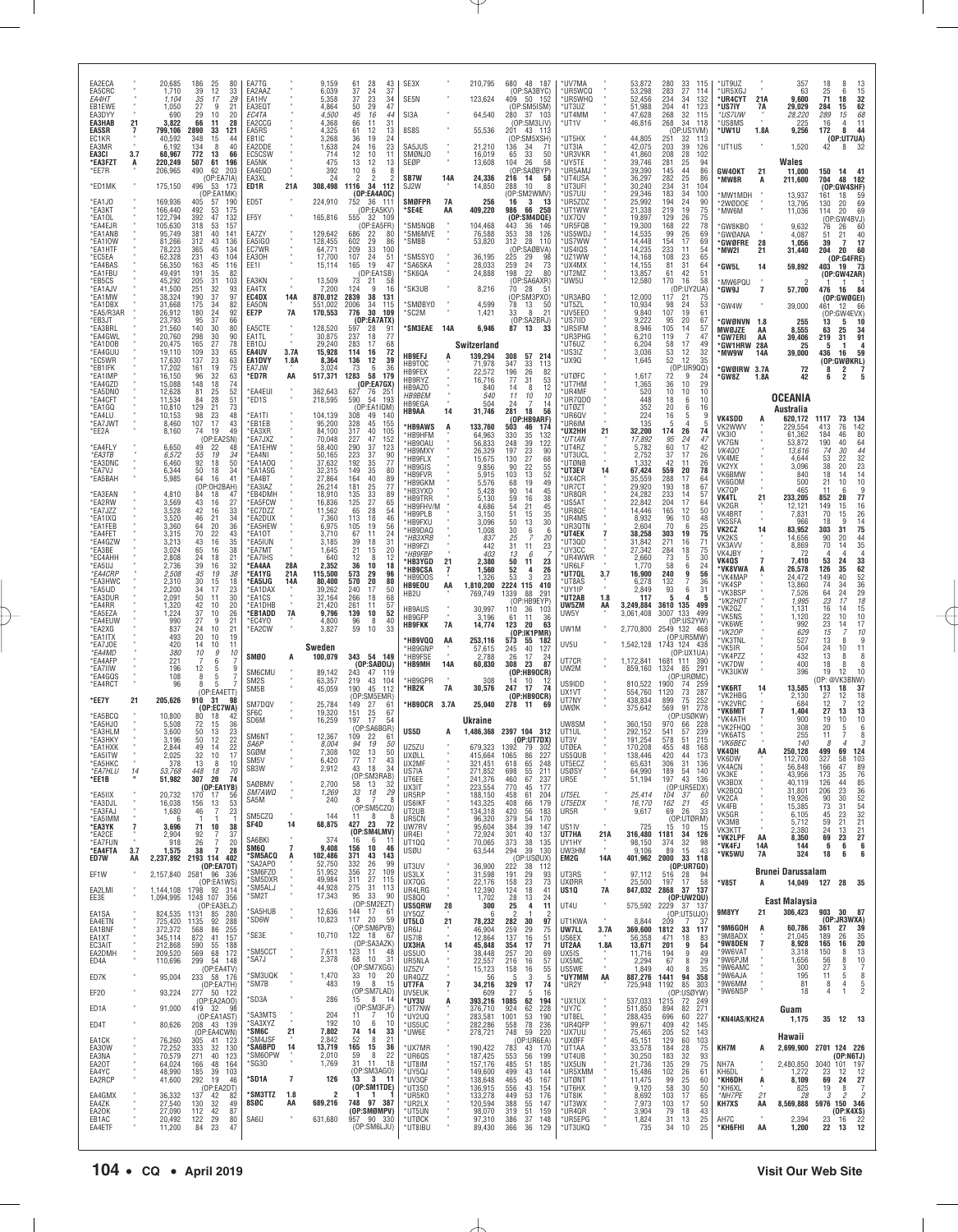| Callsign | Band | Score | QSOs | Zones | Countries |
|---|---|---|---|---|---|
| EA2ECA | " | 20,685 | 186 | 25 | 80 |
| EA5CRC | " | 1,710 | 39 | 12 | 33 |
| *EA4HT* | " | 1,104 | 35 | 17 | 29 |
| EB1EWE | " | 1,050 | 27 | 9 | 21 |
| EA3DYY | " | 690 | 29 | 10 | 20 |
| EA3HAB | 21 | 3,822 | 66 | 11 | 28 |
| EA5SR | 7 | 799,106 | 2890 | 33 | 121 |
| EC1KR | " | 40,592 | 348 | 15 | 44 |
| EA3MR | " | 6,192 | 134 | 8 | 40 |
| EA3CI | 3.7 | 68,967 | 772 | 13 | 66 |
| *EA3FZT | A | 220,249 | 507 | 61 | 196 |
| *EE7R (OP:EA7IA) | " | 206,965 | 490 | 62 | 203 |
| *ED1MK (OP:EA1MK) | " | 175,150 | 496 | 53 | 173 |
| *EA1JO | " | 169,936 | 405 | 57 | 190 |
| *EA3KT | " | 166,440 | 492 | 53 | 175 |
| *EA1OL | " | 122,794 | 392 | 47 | 132 |
| *EA4EJR | " | 105,630 | 318 | 53 | 157 |
| *EA1ANB | " | 95,749 | 381 | 40 | 141 |
| *EA1IOW | " | 81,266 | 312 | 43 | 136 |
| *EA1HTF | " | 78,223 | 365 | 45 | 134 |
| *EC5EA | " | 62,328 | 231 | 43 | 104 |
| *EA4BAS | " | 56,350 | 163 | 45 | 116 |
| *EA1FBU | " | 49,491 | 191 | 35 | 82 |
| *EB5CS | " | 45,292 | 205 | 31 | 103 |
| *EA1AJV | " | 41,500 | 251 | 32 | 93 |
| *EA1MW | " | 38,324 | 190 | 37 | 97 |
| *EA1DBX | " | 31,668 | 175 | 34 | 82 |
| *EA5/R3AR | " | 26,912 | 180 | 24 | 92 |
| *EB3JT | " | 23,793 | 95 | 37 | 66 |
| *EA3BRL | " | 21,560 | 140 | 30 | 80 |
| *EA4GWL | " | 20,760 | 298 | 30 | 90 |
| *EA1DOB | " | 20,475 | 165 | 27 | 78 |
| *EA4GUU | " | 19,110 | 109 | 33 | 65 |
| *EC5WR | " | 17,630 | 137 | 23 | 63 |
| *EA1IFK | " | 17,202 | 161 | 19 | 75 |
| *EA1IMP | " | 16,150 | 96 | 32 | 63 |
| *EA4GZD | " | 15,088 | 148 | 18 | 74 |
| *EA5DNO | " | 12,628 | 81 | 25 | 52 |
| *EA4CFT | " | 11,534 | 84 | 28 | 51 |
| *EA1GQ | " | 10,810 | 129 | 21 | 73 |
| *EA4LU | " | 10,153 | 98 | 23 | 48 |
| *EA7JWT | " | 8,460 | 107 | 17 | 43 |
| *EE2A (OP:EA2SN) | " | 8,160 | 74 | 19 | 49 |
| *EA4FLY | " | 6,650 | 49 | 22 | 48 |
| *EA3TB* | " | 6,572 | 55 | 19 | 34 |
| *EA3DNC | " | 6,460 | 92 | 18 | 50 |
| *EA7VJ | " | 6,344 | 50 | 18 | 34 |
| *EA5BAH (OP:DH2BAH) | " | 5,985 | 64 | 16 | 41 |
| *EA3EAN | " | 4,810 | 84 | 18 | 47 |
| *EA2RW | " | 3,569 | 43 | 16 | 27 |
| *EA7JZZ | " | 3,528 | 42 | 16 | 33 |
| *EA1IXQ | " | 3,520 | 46 | 21 | 34 |
| *EA1FEB | " | 3,360 | 64 | 20 | 36 |
| *EA4FET | " | 3,315 | 70 | 22 | 43 |
| *EA4GZW | " | 3,213 | 43 | 16 | 35 |
| *EA3BE | " | 3,024 | 65 | 16 | 38 |
| *EC4AHH | " | 2,808 | 24 | 18 | 21 |
| *EA5UJ | " | 2,736 | 39 | 16 | 32 |
| *EA4CRP* | " | 2,508 | 45 | 19 | 38 |
| *EA3HWC | " | 2,310 | 30 | 15 | 18 |
| *EA5IJD | " | 2,200 | 34 | 17 | 23 |
| *EA3DUR | " | 2,091 | 50 | 11 | 30 |
| *EA4RR | " | 1,320 | 42 | 10 | 20 |
| *EA5EZA | " | 1,224 | 37 | 10 | 26 |
| *EA4EUW | " | 990 | 27 | 9 | 21 |
| *EA2XG | " | 837 | 24 | 10 | 21 |
| *EA1ITX | " | 493 | 20 | 10 | 19 |
| *EA7JDE | " | 420 | 14 | 10 | 11 |
| *EA4MD* | " | 380 | 10 | 9 | 10 |
| *EA4AFP | " | 221 | 7 | 6 | 7 |
| *EA7IIW | " | 196 | 12 | 5 | 9 |
| *EA4GQS | " | 108 | 8 | 5 | 7 |
| *EA4RCT (OP:EA4ETT) | " | 96 | 8 | 5 | 7 |
| *EE7Y (OP:EC7WA) | 21 | 205,626 | 910 | 31 | 98 |
| *EA5BCQ | " | 10,800 | 80 | 18 | 42 |
| *EA5HJO | " | 5,508 | 72 | 15 | 36 |
| *EA3HLM | " | 3,600 | 50 | 13 | 23 |
| *EA3HKY | " | 3,196 | 50 | 12 | 22 |
| *EA1HXK | " | 2,844 | 49 | 14 | 22 |
| *EA5ITW | " | 2,025 | 32 | 10 | 17 |
| *EA5HKC | " | 378 | 13 | 8 | 10 |
| *EA7HLU* | 14 | 53,768 | 448 | 18 | 70 |
| *EE1B (OP:EA1YB) | " | 51,982 | 307 | 20 | 74 |
| *EA5IIX | " | 20,732 | 170 | 17 | 56 |
| *EA3DJL | " | 16,038 | 156 | 13 | 53 |
| *EA3FAJ | " | 1,680 | 46 | 7 | 23 |
| *EA5IMM | " | 6 | 1 | 1 | 1 |
| *EA3YK | 7 | 3,696 | 71 | 10 | 38 |
| *EA2CE | " | 2,904 | 92 | 7 | 37 |
| *EA7FUN | " | 918 | 26 | 7 | 20 |
| *EA4FTA | 3.7 | 1,575 | 38 | 7 | 28 |
| ED7W (OP:EA7OT) | AA | 2,237,892 | 2193 | 114 | 402 |
| EF1W (OP:EA1WS) | " | 2,157,840 | 2581 | 96 | 336 |
| EA2LMI | " | 1,144,108 | 1798 | 92 | 314 |
| EE3E (OP:EA3ELZ) | " | 1,094,995 | 1248 | 107 | 356 |
| EA1SA | " | 824,535 | 1131 | 85 | 280 |
| EA4ETN | " | 725,420 | 1135 | 92 | 288 |
| EA1BNF | " | 372,372 | 568 | 86 | 255 |
| EA1XT | " | 345,114 | 872 | 41 | 157 |
| EC3AIT | " | 212,868 | 590 | 55 | 188 |
| EA2DMH | " | 209,520 | 569 | 68 | 172 |
| ED4A (OP:EA4TV) | " | 110,696 | 299 | 54 | 148 |
| ED7K (OP:EA7TH) | " | 95,004 | 233 | 58 | 176 |
| EF20 (OP:EA2AOO) | " | 93,224 | 277 | 50 | 122 |
| ED1A (OP:EA1AST) | " | 91,000 | 419 | 32 | 98 |
| ED4T (OP:EA4CWN) | " | 80,626 | 208 | 43 | 139 |
| EA1CK | " | 76,260 | 305 | 41 | 123 |
| EA3OW | " | 72,252 | 333 | 32 | 130 |
| EA3NA | " | 70,579 | 271 | 40 | 123 |
| EA2OT | " | 64,024 | 166 | 48 | 164 |
| EA4YC | " | 48,990 | 185 | 39 | 103 |
| EA2RCP (OP:EA2DT) | " | 41,600 | 292 | 19 | 46 |
| EA4GMX | " | 36,332 | 137 | 42 | 82 |
| EA2CK | " | 27,540 | 130 | 32 | 70 |
| EA2OK | " | 27,090 | 112 | 42 | 87 |
| EB1AC | " | 20,492 | 122 | 29 | 80 |
| EA4ETF | " | 11,200 | 84 | 23 | 47 |
| EA7TG | " | 9,159 | 61 | 28 | 43 |
| EA2AAZ | " | 6,039 | 37 | 24 | 37 |
| EA1HV | " | 5,358 | 37 | 23 | 34 |
| EA3EQT | " | 4,864 | 50 | 29 | 47 |
| *EC4TA* | " | 4,500 | 45 | 16 | 44 |
| EA2CCG | " | 4,368 | 66 | 11 | 31 |
| EA5RS | " | 4,325 | 61 | 12 | 13 |
| EB1IC | " | 3,268 | 36 | 19 | 24 |
| EA2DDE | " | 1,638 | 24 | 16 | 23 |
| EC5CSW | " | 714 | 12 | 10 | 11 |
| EA5NK | " | 475 | 13 | 12 | 13 |
| EA4EQD | " | 392 | 10 | 6 | 8 |
| EA3XL | " | 24 | 2 | 2 | 2 |
| ED1R (OP:EA4AOC) | 21A | 308,498 | 1116 | 34 | 112 |
| ED5T (OP:EA5KV) | " | 224,910 | 752 | 36 | 111 |
| EF5Y (OP:EA5FR) | " | 165,816 | 555 | 32 | 109 |
| EA7ZY | " | 129,642 | 686 | 22 | 80 |
| EA5IGO | " | 128,455 | 602 | 29 | 86 |
| EC7WR | " | 64,771 | 209 | 33 | 100 |
| EA3OH | " | 17,700 | 107 | 24 | 51 |
| EE1I (OP:EA1SB) | " | 15,114 | 165 | 19 | 47 |
| EA3KN | " | 13,509 | 73 | 21 | 58 |
| EA4TX | " | 7,200 | 124 | 9 | 16 |
| EC4DX | 14A | 870,012 | 2839 | 38 | 131 |
| EA5ON | " | 551,002 | 2006 | 34 | 115 |
| EE7P (OP:EA7ATX) | 7A | 170,553 | 776 | 30 | 109 |
| EA5CTE | " | 128,520 | 597 | 28 | 91 |
| EA1TL | " | 30,875 | 237 | 18 | 77 |
| EB1DJ | " | 29,240 | 283 | 17 | 68 |
| EA4UV | 3.7A | 15,928 | 114 | 16 | 72 |
| EA1DVY | 1.8A | 8,364 | 136 | 12 | 39 |
| EA7JW | " | 3,024 | 73 | 6 | 36 |
| *ED7R (OP:EA7GX) | AA | 517,371 | 1283 | 58 | 179 |
| *EA4EUI | " | 362,643 | 627 | 76 | 251 |
| *ED1S (OP:EA1IQM) | " | 218,595 | 590 | 54 | 193 |
| *EA1TI | " | 104,139 | 308 | 49 | 140 |
| *EB1EB | " | 95,200 | 328 | 45 | 155 |
| *EA3XR | " | 84,100 | 317 | 40 | 105 |
| *EA7JXZ | " | 70,048 | 227 | 47 | 152 |
| *EA1EHW | " | 58,400 | 290 | 37 | 123 |
| *EA4NI | " | 50,165 | 223 | 37 | 90 |
| *EA1AOQ | " | 37,632 | 192 | 35 | 77 |
| *EA1ASG | " | 32,315 | 149 | 35 | 80 |
| *EA4BT | " | 27,864 | 164 | 40 | 89 |
| *EA3IAZ | " | 26,214 | 181 | 25 | 77 |
| *EB4DMH | " | 18,910 | 135 | 33 | 89 |
| *EA5FCW | " | 16,836 | 125 | 27 | 65 |
| *EC7DZZ | " | 11,562 | 65 | 28 | 54 |
| *EA2DUX | " | 7,360 | 113 | 18 | 46 |
| *EA5HEW | " | 6,975 | 105 | 19 | 56 |
| *EA1OT | " | 3,710 | 67 | 11 | 24 |
| *EA5IUN | " | 3,185 | 39 | 18 | 31 |
| *EA7MT | " | 1,645 | 21 | 15 | 20 |
| *EA7IHS | " | 640 | 12 | 8 | 12 |
| *EA4AA | 28A | 2,352 | 36 | 10 | 18 |
| *EA1YG | 21A | 115,500 | 573 | 29 | 96 |
| *EA5IJG | 14A | 80,400 | 570 | 20 | 80 |
| *EA1DAX | " | 39,262 | 240 | 17 | 50 |
| *EA1CS | " | 32,164 | 266 | 18 | 68 |
| *EA1DHB | " | 21,420 | 261 | 11 | 57 |
| *EB1ADD | 7A | 9,796 | 139 | 10 | 52 |
| *EC4YO | " | 4,800 | 96 | 8 | 40 |
| *EA2CW | " | 3,827 | 59 | 10 | 33 |

## Sweden

| Callsign | Band | Score | QSOs | Zones | Countries |
|---|---|---|---|---|---|
| SMØO (OP:SAØDLJ) | A | 100,079 | 343 | 54 | 149 |
| SM6CMU | " | 89,142 | 243 | 47 | 119 |
| SM2S | " | 63,357 | 219 | 43 | 104 |
| SM5B (OP:SM5EMR) | " | 45,059 | 190 | 45 | 112 |
| SM7DQV | " | 25,784 | 149 | 27 | 61 |
| SF6C | " | 19,320 | 151 | 25 | 67 |
| SD6M (OP:SA6BGR) | " | 16,259 | 197 | 17 | 54 |
| SA6P | " | 12,367 | 109 | 22 | 61 |
| *SA6P* | " | 8,004 | 94 | 19 | 50 |
| SGØM | " | 7,308 | 102 | 13 | 50 |
| SM5V | " | 6,420 | 77 | 17 | 43 |
| SB3W (OP:SM3RAB) | " | 2,912 | 43 | 18 | 34 |
| SAØBMV | " | 2,700 | 58 | 13 | 32 |
| *SM7AWQ* | " | 1,269 | 32 | 18 | 29 |
| SA5M (OP:SM5CZQ) | " | 240 | 8 | 7 | 8 |
| SM5CZQ | " | 144 | 11 | 8 | 8 |
| SF4D (OP:SM4LMV) | 14 | 68,875 | 427 | 23 | 72 |
| SA6BKI | " | 374 | 16 | 6 | 11 |
| SM6Q | 7 | 9,408 | 156 | 10 | 46 |
| *SM5ACQ | A | 102,486 | 371 | 43 | 143 |
| *SA2APO | " | 52,750 | 332 | 26 | 99 |
| *SM6FZO | " | 51,952 | 356 | 27 | 109 |
| *SM5DXR | " | 49,984 | 311 | 27 | 115 |
| *SM5ALJ | " | 44,928 | 275 | 31 | 113 |
| *SM2T (OP:SM2EZT) | " | 17,343 | 95 | 33 | 90 |
| *SA5HUB | " | 12,636 | 144 | 17 | 61 |
| *SD6W (OP:SM6PVB) | " | 10,823 | 117 | 20 | 59 |
| *SE3E (OP:SA3AZK) | " | 10,710 | 122 | 18 | 67 |
| *SM5CCT | " | 7,611 | 123 | 11 | 48 |
| *SA7J (OP:SM7XGG) | " | 2,378 | 68 | 10 | 31 |
| *SM3UQK | " | 1,470 | 33 | 10 | 20 |
| *SM7B (OP:SM7LAD) | " | 483 | 19 | 8 | 15 |
| *SD3A (OP:SM3FJF) | " | 286 | 15 | 8 | 14 |
| *SA3MTS | " | 204 | 11 | 7 | 10 |
| *SA3XYZ | " | 192 | 10 | 6 | 10 |
| *SM6C | 21 | 7,802 | 74 | 14 | 33 |
| *SM4JSF | " | 2,842 | 52 | 8 | 21 |
| *SA6BPD | 14 | 13,719 | 165 | 15 | 36 |
| *SM6OPW | " | 2,010 | 59 | 8 | 22 |
| *SG3O (OP:SM3AGO) | " | 1,769 | 31 | 11 | 18 |
| *SD1A (OP:SM1TDE) | 7 | 126 | 13 | 3 | 11 |
| *SM3TTZ | 1.8 | 2 | 1 | 1 | 1 |
| 8SØC (OP:SMØMPV) | AA | 689,216 | 748 | 97 | 387 |
| SA6U (OP:SM6LJU) | " | 631,680 | 957 | 90 | 330 |
| SE3X (OP:SA3BYC) | " | 210,795 | 680 | 48 | 187 |
| SE5N (OP:SM5ISM) | " | 123,624 | 409 | 50 | 152 |
| SI3A (OP:SM3LIV) | " | 64,540 | 280 | 37 | 103 |
| 8S8S (OP:SM5XSH) | " | 55,536 | 201 | 43 | 113 |
| SA5JUS | " | 21,210 | 136 | 34 | 71 |
| SMØNJO | " | 16,019 | 65 | 33 | 50 |
| SEØP (OP:SAØBYP) | " | 13,608 | 104 | 26 | 58 |
| SB7W | 14A | 24,336 | 216 | 14 | 58 |
| SJ2W (OP:SM2WMV) | " | 14,850 | 288 | 10 | 8 |
| SMØFPR | 7A | 256 | 16 | 3 | 13 |
| *SE4E (OP:SM4DQE) | AA | 409,220 | 986 | 66 | 250 |
| *SM5NQB | " | 104,468 | 443 | 36 | 146 |
| *SM6MVE | " | 76,588 | 353 | 38 | 126 |
| *SM8B (OP:SAØBVA) | " | 53,820 | 312 | 28 | 110 |
| *SM5SYO | " | 36,195 | 225 | 29 | 98 |
| *SA6SKA | " | 28,033 | 259 | 24 | 73 |
| *SK6QA (OP:SA6AXR) | " | 24,888 | 198 | 22 | 80 |
| *SK3UB (OP:SM3PXO) | " | 8,216 | 70 | 28 | 51 |
| *SMØBYO | " | 4,599 | 78 | 13 | 50 |
| *SC2M (OP:SA2BRJ) | " | 1,421 | 33 | 8 | 21 |
| *SM3EAE | 14A | 6,946 | 87 | 13 | 33 |

## Switzerland

| Callsign | Band | Score | QSOs | Zones | Countries |
|---|---|---|---|---|---|
| HB9EFJ | A | 139,294 | 308 | 57 | 214 |
| HB9TOC | " | 71,978 | 347 | 33 | 113 |
| HB9FEX | " | 22,572 | 196 | 26 | 82 |
| HB9RYZ | " | 16,716 | 77 | 31 | 53 |
| HB9AZO | " | 840 | 14 | 8 | 12 |
| *HB9BEM* | " | 540 | 11 | 10 | 10 |
| HB9EGA | " | 504 | 24 | 7 | 14 |
| HB9AA (OP:HB9ARF) | 14 | 31,746 | 281 | 18 | 56 |
| *HB9AWS | A | 133,760 | 503 | 46 | 174 |
| *HB9HFM | " | 64,963 | 330 | 35 | 132 |
| *HB9OAU | " | 56,833 | 248 | 39 | 122 |
| *HB9MXY | " | 26,329 | 197 | 23 | 90 |
| *HB9FLX | " | 15,675 | 130 | 27 | 68 |
| *HB9GIS | " | 9,856 | 90 | 22 | 55 |
| *HB9FVR | " | 5,915 | 103 | 13 | 52 |
| *HB9GKM | " | 5,576 | 68 | 19 | 49 |
| *HB3YXD | " | 5,423 | 90 | 14 | 45 |
| *HB9TRR | " | 5,130 | 59 | 16 | 38 |
| *HB9FHV/M | " | 4,686 | 54 | 21 | 45 |
| *HB9FLB | " | 3,150 | 51 | 15 | 35 |
| *HB9FXU | " | 3,096 | 50 | 13 | 30 |
| *HB9DAQ | " | 1,008 | 30 | 6 | 6 |
| *HB3XRB* | " | 837 | 25 | 7 | 20 |
| *HB9FZI | " | 442 | 31 | 11 | 23 |
| *HB9FBP* | " | 403 | 13 | 6 | 7 |
| *HB3YGD | 21 | 2,380 | 50 | 11 | 23 |
| *HB9CSA | 7 | 1,560 | 52 | 4 | 26 |
| *HB9DOS | " | 1,326 | 53 | 3 | 23 |
| HB9EOU | AA | 1,810,200 | 2224 | 115 | 410 |
| HB2U (OP:HB9EYP) | " | 769,749 | 1339 | 88 | 291 |
| HB9AUS | " | 30,997 | 110 | 36 | 103 |
| HB9GFP | " | 3,196 | 61 | 11 | 36 |
| HB9FKK (OP:HK1PMR) | 7A | 14,774 | 123 | 20 | 63 |
| *HB9VQQ | AA | 253,116 | 573 | 55 | 182 |
| *HB9GNP | " | 57,615 | 245 | 40 | 127 |
| *HB9FSE | " | 2,788 | 26 | 17 | 24 |
| *HB9MH (OP:HB9OCR) | 14A | 60,830 | 308 | 23 | 87 |
| *HB9GPR | " | 308 | 14 | 10 | 12 |
| *HB2K (OP:HB9OCR) | 7A | 30,576 | 247 | 17 | 74 |
| *HB9OCR | 3.7A | 25,040 | 278 | 11 | 69 |

## Ukraine

| Callsign | Band | Score | QSOs | Zones | Countries |
|---|---|---|---|---|---|
| US5D (OP:UT7DX) | A | 1,486,368 | 2397 | 104 | 312 |
| UZ5ZU | " | 679,323 | 1392 | 79 | 302 |
| UXØLL | " | 415,664 | 1065 | 86 | 227 |
| UX2MF | " | 321,451 | 618 | 65 | 248 |
| US7IA | " | 271,852 | 698 | 55 | 211 |
| UT6EE | " | 241,376 | 460 | 67 | 237 |
| UX3IT | " | 223,554 | 770 | 45 | 177 |
| UR5RP | " | 188,150 | 458 | 61 | 204 |
| US6IKF | " | 143,325 | 408 | 66 | 179 |
| UT2UB | " | 134,318 | 420 | 56 | 183 |
| UR5CN | " | 96,320 | 379 | 54 | 170 |
| UW7RV | " | 95,604 | 384 | 39 | 147 |
| UR4EI | " | 72,924 | 301 | 40 | 137 |
| UT1QQ | " | 70,065 | 373 | 38 | 135 |
| USØU (OP:USØUX) | " | 63,544 | 294 | 39 | 130 |
| UT3UV | " | 36,900 | 222 | 38 | 112 |
| US3LX | " | 31,598 | 191 | 29 | 93 |
| UX7QG | " | 22,176 | 158 | 23 | 73 |
| UR4LRG | " | 12,390 | 124 | 18 | 41 |
| US8QQ | " | 1,702 | 28 | 13 | 24 |
| US5QRW | 28 | 300 | 25 | 4 | 11 |
| UY5QZ | " | 6 | 2 | 1 | 2 |
| UT5LO | 21 | 78,232 | 282 | 30 | 97 |
| UR6IJ | " | 46,904 | 259 | 29 | 75 |
| US7IB | " | 12,864 | 137 | 16 | 51 |
| UX3HA | 14 | 45,804 | 354 | 17 | 71 |
| US5UO | " | 38,448 | 257 | 20 | 69 |
| UR5NLA | " | 22,557 | 216 | 16 | 57 |
| UZ5ZV | " | 15,123 | 158 | 16 | 55 |
| UR4QZZ | " | 56 | 5 | 3 | 5 |
| UT7FA | 7 | 34,216 | 329 | 17 | 74 |
| UV5EUK | " | 609 | 27 | 5 | 16 |
| *UY5U | A | 393,216 | 1085 | 62 | 194 |
| *UT7NW | " | 376,740 | 924 | 62 | 228 |
| *UY2UQ | " | 283,581 | 1001 | 53 | 190 |
| *US5UC | " | 282,286 | 558 | 78 | 236 |
| *UW6E (OP:UR6EA) | " | 278,721 | 748 | 59 | 220 |
| *UX7MR | " | 190,422 | 783 | 43 | 170 |
| *UR6QS | " | 187,455 | 553 | 56 | 199 |
| *UT8IM | " | 157,176 | 485 | 51 | 185 |
| *UY5QJ | " | 149,600 | 499 | 43 | 144 |
| *UV3QF | " | 138,648 | 465 | 44 | 160 |
| *UT3SO | " | 136,915 | 556 | 43 | 154 |
| *UR5KO | " | 133,278 | 449 | 53 | 176 |
| *UR2LX | " | 120,594 | 388 | 55 | 147 |
| *UT5UN | " | 98,070 | 319 | 51 | 159 |
| *UTØCK | " | 97,310 | 386 | 37 | 148 |
| *UT8IBU | " | 89,430 | 366 | 36 | 129 |
| *UV7MA | " | 53,872 | 280 | 33 | 115 |
| *UR5WCQ | " | 53,298 | 283 | 27 | 114 |
| *UR5WHQ | " | 52,456 | 234 | 34 | 132 |
| *UT3UZ | " | 51,988 | 204 | 41 | 123 |
| *UT4MM | " | 47,628 | 268 | 32 | 115 |
| *UT1V (OP:US1VM) | " | 46,816 | 268 | 34 | 118 |
| *UT5HX | " | 44,805 | 251 | 32 | 113 |
| *UT3IA | " | 42,075 | 203 | 39 | 126 |
| *UR3VKR | " | 41,860 | 208 | 28 | 102 |
| *UY5TE | " | 39,746 | 281 | 25 | 94 |
| *UR5AMJ | " | 39,390 | 145 | 44 | 86 |
| *UT4USA | " | 36,297 | 282 | 25 | 86 |
| *UT3UFI | " | 30,240 | 234 | 31 | 104 |
| *US7UU | " | 29,346 | 183 | 34 | 100 |
| *UR5ZDZ | " | 25,992 | 194 | 24 | 90 |
| *UT1WW | " | 21,338 | 219 | 19 | 75 |
| *UX7QV | " | 19,897 | 129 | 26 | 75 |
| *UR5FQB | " | 19,300 | 168 | 22 | 78 |
| *US5WDJ | " | 14,535 | 99 | 26 | 69 |
| *US7WW | " | 14,448 | 154 | 17 | 69 |
| *US4IQS | " | 14,235 | 233 | 11 | 54 |
| *UZ1WW | " | 14,168 | 108 | 23 | 65 |
| *UX4MX | " | 14,155 | 81 | 31 | 64 |
| *UT2MZ | " | 13,857 | 61 | 42 | 51 |
| *UW5U (OP:UY2UA) | " | 12,580 | 170 | 16 | 58 |
| *UR3ABQ | " | 12,000 | 117 | 21 | 75 |
| *UT5ZL | " | 10,934 | 98 | 24 | 53 |
| *UV5EEO | " | 9,840 | 107 | 19 | 61 |
| *US7IID | " | 9,222 | 95 | 20 | 67 |
| *UR5IFM | " | 8,946 | 105 | 14 | 57 |
| *UR3PHG | " | 6,210 | 119 | 7 | 47 |
| *UT6UZ | " | 6,204 | 58 | 17 | 49 |
| *US3IZ | " | 3,036 | 53 | 12 | 32 |
| *UX9Q (OP:UR9QQ) | " | 1,645 | 52 | 12 | 35 |
| *UTØFC | " | 1,617 | 72 | 9 | 24 |
| *UT7HM | " | 1,365 | 36 | 10 | 29 |
| *UR4MF | " | 520 | 10 | 10 | 10 |
| *UR7QDO | " | 448 | 18 | 6 | 10 |
| *UTØZT | " | 352 | 20 | 6 | 16 |
| *UR6QV | " | 224 | 16 | 5 | 9 |
| *UR6IM | " | 135 | 5 | 4 | 5 |
| *UX2HH | 21 | 32,200 | 174 | 26 | 74 |
| *UT1AN* | " | 17,892 | 95 | 24 | 47 |
| *UT4RZ | " | 5,782 | 60 | 17 | 42 |
| *UT3UCL | " | 2,752 | 37 | 17 | 26 |
| *UTØNB | " | 1,332 | 42 | 11 | 26 |
| *UT3EV | 14 | 67,424 | 559 | 20 | 78 |
| *UX4CR | " | 35,559 | 288 | 17 | 64 |
| *UR7CT | " | 29,920 | 193 | 18 | 67 |
| *UR8QR | " | 24,282 | 233 | 14 | 57 |
| *US5AT | " | 22,842 | 204 | 17 | 64 |
| *UR8QE | " | 14,446 | 165 | 12 | 50 |
| *UR4MS | " | 8,932 | 96 | 10 | 48 |
| *UR5QTN | " | 2,604 | 70 | 6 | 25 |
| *UT4EK | 7 | 38,258 | 303 | 19 | 75 |
| *UT3QD | " | 31,842 | 271 | 16 | 71 |
| *UY3CC | " | 27,342 | 284 | 18 | 75 |
| *UR4WWR | " | 2,660 | 73 | 5 | 30 |
| *UR6LF | " | 1,770 | 58 | 6 | 24 |
| *UT7QL | 3.7 | 16,900 | 240 | 9 | 56 |
| *UT8AS | " | 6,278 | 132 | 7 | 36 |
| *UY1IP | " | 2,849 | 93 | 6 | 31 |
| *UT2AB | 1.8 | 117 | 5 | 4 | 5 |
| UW5ZM | AA | 3,249,884 | 3610 | 135 | 499 |
| UW5Y (OP:US2YW) | " | 3,061,408 | 3007 | 133 | 499 |
| UW1M (OP:UR5MW) | " | 2,770,800 | 2549 | 132 | 468 |
| UV5U (OP:UX1UA) | " | 1,542,128 | 1743 | 124 | 438 |
| UT7CR | " | 1,172,841 | 1681 | 111 | 390 |
| UW2M (OP:URØMC) | " | 859,160 | 1324 | 85 | 291 |
| US9IDD | " | 810,522 | 1900 | 74 | 259 |
| UX1VT | " | 554,760 | 1120 | 73 | 287 |
| UT7NY | " | 438,834 | 899 | 75 | 252 |
| UWØK (OP:USØKW) | " | 375,642 | 569 | 91 | 278 |
| UW8SM | " | 360,150 | 970 | 66 | 228 |
| UT1UL | " | 292,152 | 541 | 57 | 239 |
| UT3V | " | 191,254 | 578 | 51 | 215 |
| UTØEA | " | 170,208 | 455 | 48 | 168 |
| US5QUB | " | 138,446 | 420 | 44 | 173 |
| UT5ECZ | " | 65,631 | 306 | 31 | 136 |
| USØSY | " | 64,990 | 189 | 54 | 140 |
| UR5E (OP:UR5EDX) | " | 51,194 | 197 | 43 | 136 |
| *UT5EL* | " | 25,414 | 104 | 37 | 60 |
| *UT5EDX* | " | 16,170 | 162 | 21 | 45 |
| UR5R (OP:UTØRM) | " | 9,617 | 69 | 26 | 33 |
| US1IV | " | 725 | 15 | 10 | 15 |
| UT7HA | 21A | 316,480 | 1181 | 34 | 126 |
| UY1HY | " | 98,150 | 374 | 32 | 98 |
| UW3HM | " | 9,106 | 89 | 15 | 43 |
| EM20 (OP:UR7GO) | 14A | 401,962 | 2000 | 33 | 118 |
| UT3RS | " | 97,112 | 516 | 28 | 94 |
| UXØRR | " | 25,500 | 197 | 17 | 58 |
| US1Q (OP:UW2QU) | 7A | 847,032 | 2868 | 37 | 137 |
| UT4U (OP:UT5UJO) | " | 575,592 | 2229 | 37 | 137 |
| UT1KWA | " | 8,844 | 209 | 7 | 37 |
| UW7LL | 3.7A | 369,600 | 1812 | 33 | 117 |
| US6EX | " | 56,358 | 471 | 18 | 83 |
| UT2AA | 1.8A | 13,671 | 201 | 9 | 54 |
| UX5IS | " | 11,716 | 194 | 9 | 49 |
| UX5MC | " | 2,294 | 67 | 8 | 29 |
| US5WE | " | 1,849 | 40 | 8 | 35 |
| *UY7MM | AA | 887,276 | 1441 | 94 | 358 |
| *UR2Y (OP:USØYW) | " | 725,948 | 1192 | 85 | 303 |
| *UX1UX | " | 537,033 | 1215 | 72 | 249 |
| *UY7C | " | 511,850 | 894 | 82 | 271 |
| *UT8EL | " | 288,435 | 696 | 60 | 227 |
| *UR4QFP | " | 99,671 | 409 | 42 | 145 |
| *UX7UU | " | 75,465 | 205 | 52 | 143 |
| *UXØFF | " | 45,151 | 129 | 60 | 103 |
| *UT1AA | " | 33,578 | 184 | 28 | 75 |
| *UT4UB | " | 30,250 | 183 | 32 | 93 |
| *UX5UN | " | 21,736 | 135 | 29 | 75 |
| *UR5XMM | " | 15,486 | 102 | 26 | 61 |
| *UTØNT | " | 11,475 | 99 | 25 | 60 |
| *UT6HX | " | 10,912 | 85 | 24 | 64 |
| *UT8IK | " | 8,692 | 103 | 17 | 65 |
| *UT5WX | " | 7,973 | 103 | 17 | 50 |
| *UR4QR | " | 3,904 | 79 | 18 | 43 |
| *UR5EPG | " | 1,824 | 31 | 13 | 25 |
| *UT5UKO | " | 735 | 34 | 10 | 25 |
| *UT8UZ | " | 357 | 18 | 8 | 13 |
| *UR5XGJ | " | 63 | 25 | 6 | 15 |
| *UR4CYT | 21A | 9,600 | 71 | 18 | 32 |
| *US7IY | 7A | 29,029 | 284 | 15 | 62 |
| *US7UW* | " | 28,220 | 289 | 15 | 68 |
| *US8MS | " | 225 | 16 | 4 | 11 |
| *UW1U (OP:UT7UA) | 1.8A | 9,256 | 172 | 8 | 44 |
| *UT1US | " | 1,520 | 42 | 8 | 32 |

## Wales

| Callsign | Band | Score | QSOs | Zones | Countries |
|---|---|---|---|---|---|
| GW4OKT | 21 | 11,000 | 150 | 14 | 41 |
| *MW8R (OP:GW4SHF) | A | 211,600 | 704 | 48 | 182 |
| *MW1MDH | " | 13,937 | 161 | 18 | 59 |
| *2WØDOE | " | 13,795 | 130 | 20 | 69 |
| *MW6M (OP:GW4BVJ) | " | 11,036 | 114 | 20 | 69 |
| *GW8KBO | " | 9,632 | 76 | 26 | 60 |
| *GWØANA | " | 4,087 | 51 | 21 | 40 |
| *GWØFRE | 28 | 1,056 | 39 | 7 | 17 |
| *MW2I (OP:G4FRE) | 21 | 31,440 | 204 | 20 | 60 |
| *GW5L (OP:GW4ZAR) | 14 | 59,892 | 403 | 19 | 73 |
| *MW6PQU | " | 2 | 1 | 1 | 1 |
| *GW9J (OP:GWØGEI) | 7 | 57,700 | 476 | 16 | 84 |
| *GW4W (OP:GW4EVX) | " | 39,000 | 461 | 12 | 66 |
| *GWØNVN | 1.8 | 255 | 13 | 5 | 10 |
| MWØJZE | AA | 8,555 | 63 | 25 | 34 |
| *GW7ERI | AA | 39,406 | 219 | 31 | 91 |
| *GW1HRW | 28A | 25 | 5 | 1 | 4 |
| *MW9W (OP:GWØKRL) | 14A | 39,000 | 436 | 16 | 59 |
| *GWØIRW | 3.7A | 72 | 8 | 2 | 7 |
| *GW8Z | 1.8A | 42 | 6 | 2 | 5 |

# OCEANIA

## Australia

| Callsign | Band | Score | QSOs | Zones | Countries |
|---|---|---|---|---|---|
| VK4SDD | A | 620,172 | 1117 | 73 | 134 |
| VK2WWV | " | 229,554 | 413 | 76 | 142 |
| VK3IO | " | 61,362 | 184 | 46 | 80 |
| VK7GN | " | 53,872 | 190 | 40 | 64 |
| *VK4QO* | " | 13,616 | 74 | 30 | 44 |
| VK4ME | " | 4,644 | 53 | 22 | 32 |
| VK2YX | " | 3,096 | 38 | 20 | 23 |
| VK6BMW | " | 840 | 18 | 14 | 14 |
| VK6GOM | " | 500 | 21 | 10 | 10 |
| VK7QP | " | 465 | 11 | 6 | 9 |
| VK4TL | 21 | 233,205 | 852 | 28 | 77 |
| VK2GR | " | 12,121 | 149 | 15 | 16 |
| VK4BRT | " | 7,831 | 70 | 15 | 26 |
| VK5SFA | " | 966 | 18 | 9 | 14 |
| VK2CZ | 14 | 83,952 | 303 | 31 | 75 |
| VK2KS | " | 14,656 | 90 | 20 | 44 |
| VK3AVV | " | 8,869 | 70 | 14 | 35 |
| VK4JBY | " | 72 | 4 | 4 | 5 |
| VK4DS | 7 | 7,410 | 53 | 24 | 33 |
| *VK8VWA | A | 26,578 | 126 | 35 | 62 |
| *VK4MAP | " | 24,472 | 149 | 40 | 52 |
| *VK4SP | " | 13,860 | 74 | 34 | 36 |
| *VK3BSP | " | 7,526 | 64 | 24 | 29 |
| *VK2HOT* | " | 1,995 | 23 | 17 | 18 |
| *VK2GZ | " | 1,131 | 16 | 14 | 15 |
| *VK5NS | " | 1,120 | 22 | 10 | 10 |
| *VK6WE | " | 992 | 23 | 14 | 17 |
| *VK2OP* | " | 629 | 15 | 7 | 10 |
| *VK3TNL | " | 527 | 13 | 8 | 9 |
| *VK5IR | " | 504 | 24 | 10 | 11 |
| *VK4PZZ | " | 432 | 13 | 8 | 8 |
| *VK7DW | " | 400 | 18 | 8 | 8 |
| *VK3UKW (OP:VK3BNW) | " | 396 | 19 | 12 | 10 |
| *VK6RT | 14 | 13,585 | 113 | 18 | 37 |
| *VK2HBG | " | 2,130 | 27 | 12 | 18 |
| *VK2VRC | " | 684 | 12 | 7 | 12 |
| *VK6MIT | 7 | 1,404 | 27 | 13 | 13 |
| *VK4ATH | " | 900 | 19 | 10 | 10 |
| *VK2FHQQ | " | 308 | 20 | 5 | 6 |
| *VK6ATS | " | 255 | 11 | 7 | 8 |
| *VK6BEC* | " | 140 | 8 | 4 | 3 |
| VK4QH | AA | 250,128 | 499 | 69 | 124 |
| VK6DW | " | 112,700 | 327 | 58 | 103 |
| VK4ACN | " | 56,848 | 166 | 47 | 89 |
| VK3KE | " | 43,956 | 173 | 35 | 76 |
| VK3BDX | " | 40,119 | 126 | 44 | 85 |
| VK2BCQ | " | 31,800 | 206 | 23 | 36 |
| VK2CA | " | 19,926 | 90 | 30 | 52 |
| VK4FB | " | 15,385 | 73 | 31 | 54 |
| VK5GR | " | 6,105 | 45 | 23 | 22 |
| VK3MB | " | 5,712 | 59 | 21 | 21 |
| VK3KTT | " | 2,380 | 24 | 13 | 21 |
| *VK2LPF | AA | 8,350 | 69 | 23 | 27 |
| *VK4FJ | 14A | 144 | 6 | 6 | 6 |
| *VK5WU | 7A | 324 | 18 | 6 | 6 |

## Brunei Darussalam

| Callsign | Band | Score | QSOs | Zones | Countries |
|---|---|---|---|---|---|
| *V85T | A | 14,049 | 127 | 28 | 35 |

## East Malaysia

| Callsign | Band | Score | QSOs | Zones | Countries |
|---|---|---|---|---|---|
| 9M8YY (OP:JR3WXA) | 21 | 306,423 | 903 | 30 | 87 |
| *9M6GOH | A | 60,786 | 361 | 27 | 39 |
| *9M8ADX | " | 21,045 | 189 | 26 | 35 |
| *9W8DEN | 7 | 8,928 | 165 | 16 | 20 |
| *9W6VAT | " | 3,318 | 150 | 8 | 13 |
| *9W6PJM | " | 1,656 | 56 | 8 | 10 |
| *9W6AMC | " | 300 | 27 | 3 | 7 |
| *9W6MM | " | 195 | 11 | 5 | 8 |
| *9W6NSP | " | 81 | 8 | 4 | 5 |
|  | " | 18 | 4 | 1 | 2 |

## Guam

| Callsign | Band | Score | QSOs | Zones | Countries |
|---|---|---|---|---|---|
| *KN4IAS/KH2 | A | 1,175 | 35 | 12 | 13 |

## Hawaii

| Callsign | Band | Score | QSOs | Zones | Countries |
|---|---|---|---|---|---|
| KH7M | A | 2,699,900 | 2701 | 124 | 226 |
| NH7A (OP:N6TJ) | " | 2,480,850 | 3040 | 101 | 197 |
| KH6DL | " | 1,272 | 23 | 12 | 12 |
| *KH6DH | A | 8,109 | 69 | 24 | 27 |
| *KH6XL | " | 825 | 19 | 8 | 7 |
| *NH7PE* | 21 | 28 | 3 | 2 | 2 |
| KH7XS (OP:K4XS) | AA | 8,569,888 | 5976 | 150 | 346 |
| AH7C | " | 2,394 | 23 | 16 | 22 |
| *KH6FHI | AA | 1,200 | 22 | 13 | 12 |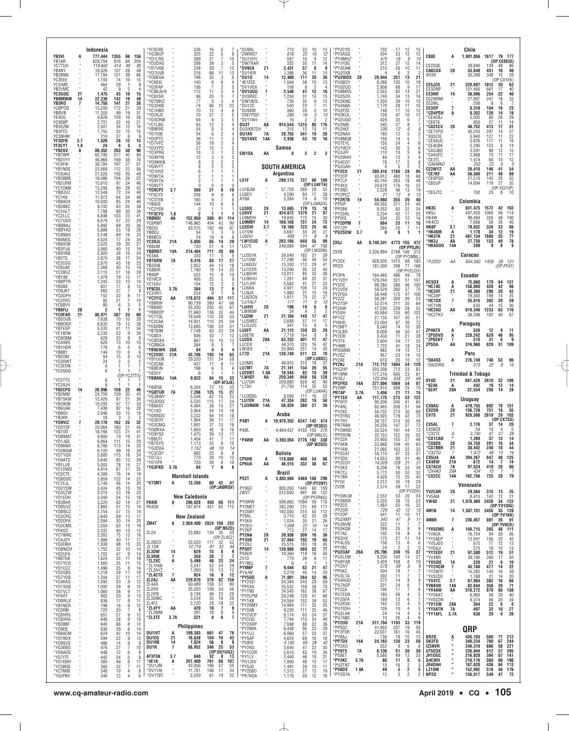## Indonesia

YB3VI A 777,444 1355 66 156
YB1AR 628,704 816 84 204
*YC7TUU* 119,662 414 49 85
YB4NY 18,326 107 28 49
YB2BNN 17,784 121 38 66
YC2EEE 1,700 74 10 15
YC3IMS 464 29 7 9
YB2VMC 42 9 3 4
**YC3GOQ 21 1,475 43 10 15**
**YB0MWM 14 22,236 142 19 49**
**YB3RO 7 14,750 141 21 38**
YC0POG 13,200 172 23 39
YB0VB 11,350 99 19 31
YE4IDL 9,828 109 16 26
YC9SBP 2,701 32 16 21
YB3SZM 2,001 34 13 16
YB3FTD 1,755 32 12 15
YC3NHW 210 37 6 9
**YF3DFB 3.7 1,026 28 12 15**
**YF3CYT 1.8 24 4 3 3**
**\*YB2GV A 89,352 263 50 96**
*YB7WR 65,790 217 45 84
*YB2VYY 46,968 169 38 76
*YC4FIK 36,784 197 37 51
*YB1NOE 23,068 112 23 56
*YC9JAU 21,525 158 26 49
*YB3BME 18,486 104 26 53
*YB2UFM 15,610 97 24 46
*YC1DMK 13,206 90 28 43
*YB0JVZ 12,544 72 24 40
*YC1KK 11,972 64 34 48
*YB8ADX 10,500 85 24 46
*YB2BBZ 9,702 63 25 38
*YC1HLT 7,788 99 20 39
*YC2LLC 6,848 103 23 41
*YC7UDD 6,579 57 22 29
*YB0BAJ 5,992 69 20 36
*YB0YAD 5,888 53 18 28
*YC0BAS 5,148 69 16 23
*YB4MDL 4,524 77 24 34
*YB8XOB 3,525 39 20 27
*YB3FUA 3,060 40 15 19
*YB9YBB 2,920 34 16 24
*YB2TS 2,870 38 17 24
*YE3CGG 2,870 43 18 23
*YB3OIB 2,368 50 13 19
*YC6UAF 2,115 51 18 29
*YC2BDZ 1,479 19 12 17
*YB1IM 1,242 23 13 14
*YB0PTR 651 17 8 13
*YB3BX 560 37 7 9
*YD9JKT 152 22 8 11
*YG3DPH 85 21 7 10
*YC2DFO 80 6 3 5
*YC6BVV 2 1 1 1
**\*YB8FIJ 28 2 1 1 1**
**\*YC9FAR 21 86,071 387 23 60**
*YB5OUB 7,638 70 10 28
*YB0OKR 6,630 78 13 38
*YB1EGP 5,535 41 11 34
*YC1BON 3,230 53 9 29
*YC8OBM 629 33 8 9
*YC4IWS 620 13 10 10
*YB1HDR 176 6 5 6
*YB8BY 144 10 6 6
*YB2OBI 54 15 8 10
*YC3RWT 24 2 2 2
*YC3EON 6 1 1 1
*YC3SGQ 6 1 1 1
(OP:YC3TTS)
*YC3TTS 6 1 1 1
*YC3XJH 6 1 1 1
**\*YB2CPO 14 26,996 159 22 46**
*YB2MM 24,759 159 20 43
*YB7SKM 12,426 97 21 36
*YB2BOB 10,293 97 17 30
*YB6UAK 7,436 82 16 28
*YB9GV 2,046 30 12 19
*YB3KK 18 3 3 3
**\*YD9VIZ 7 20,178 162 25 32**
*YD3YSF 20,064 160 21 45
*YB7OO 18,166 123 21 41
*YD0MAT 9,900 79 19 31
*YD1JGE 6,864 111 15 29
*YD9KNX 6,766 173 14 20
*YD3BGM 6,120 99 16 29
*YD7YGR 5,880 115 18 24
*YD9ATS 5,640 65 12 28
*YB1LUE 5,002 78 14 27
*YC1DWD 4,914 87 17 25
*YC2CTE 4,389 76 14 19
*YD0ODC 3,959 122 14 23
*YC1EJL 3,740 48 14 20
*YD2YSW 3,434 45 15 19
*YG3CZW 3,315 53 16 23
*YD1EDH 3,300 54 12 18
*YB3BAR 3,220 62 14 21
*YD0UVZ 2,860 51 12 14
*YD0SCZ 2,754 57 13 14
*YD2CPQ 2,640 69 13 17
*YD2DPK 2,584 30 14 20
*YG3CMS 2,550 63 15 19
*YF4ICC 2,332 40 10 12
*YC7WNC 2,262 75 13 16
*YC4JOY 1,988 40 11 17
*YG3DBH 1,938 98 15 23
*YD0MZH 1,752 32 10 14
*YG2UFA 1,702 47 9 14
*YB8TDK 1,624 35 11 18
*YD7YCO 1,560 35 11 15
*YD1CCZ 1,496 35 8 14
*YD2GBS 1,218 28 11 18
*YD7YDB 1,204 37 11 17
*YC4KAO 1,092 20 9 12
*YD1SGB 1,092 59 12 16
*YD7VLT 1,060 28 9 11
*YF4IFT 902 20 9 13
*YD0RLX 836 17 8 11
*YB1NCR 798 18 9 12
*YC3RBI 720 30 7 8
*YC8VRS 651 27 9 12
*YC8VRA 646 28 9 10
*YB3BBF 640 68 8 12
*YD9DE 638 29 8 14
*YB8ACM 624 42 10 14
*YD1NVX 594 22 9 13
*YD9SVS 486 14 9 9
*YG3EBO 476 27 7 10
*YD9AOS 448 12 6 8
*YD7ITF 442 24 5 8
*YD1EMV 380 49 8 11
*YC3BQS 360 32 7 11
*YC7MIB 348 19 4 8
*YG3FBV 340 13 4 6
*YF3CXB 336 16 5 7
*YG3BUP 325 22 5 8
*YD1LRG 289 21 7 10
*YD3DXG 288 39 3 5
*YD7VGB 238 59 7 10
*YD7UVB 216 66 11 13
*YD0EGA 198 33 3 6
*YC9SXI 140 6 6 4
*YG3FAP 136 7 3 5
*YC8BJK/9 112 11 3 4
*YC8VSR 96 20 5 7
*YD7MHZ 77 5 3 4
*YG3DKB 74 66 15 22
*YC1HBO 70 12 4 6
*YD2KJC 70 21 2 5
*YD3CRW 64 6 3 5
*YC1LBQ 63 12 3 4
*YB9RRE 54 8 5 4
*YD1IDB 54 6 2 4
*YD2PTC 36 11 1 3
*YD7VPZ 36 19 2 4
*YD3YPD 27 15 1 2
*YD3PRG 18 3 1 2
*YD9XYN 12 3 3 3
*YD9WKN 8 2 2 2
*YG9VTT 8 2 2 2
*YD1HVZ 6 1 1 1
*YD9VTA 2 1 1 1
*YG9VTA 2 1 1 1
*YD9VTT 0 0 0 0
**\*YD8CPZ 3.7 360 21 8 10**
*YF3CYS 208 9 8 8
*YC3TEN 165 9 7 8
*YB6DE 144 10 6 6
*YC2YEN 0 1 1 1
**\*YF3CYU 1.8 2 1 1 1**
**YB0NSI AA 152,950 380 61 114**
YC6RMT 146,965 404 43 90
YB2IQ 63,315 193 48 87
YB0DJ 54 3 3 3
*YB9BCS 24 19 6 6
**YC3RJL 21A 5,805 65 14 29**
YB8UM 720 21 9 11
**YB0NDT 14A 214,484 711 30 86**
YE3AA 330 11 5 5
**YB7GRN 7A 9,416 83 17 27**
YB3OIB 2,852 44 13 18
YG8BIR 1,190 78 14 20
YB9QP 522 15 8 10
YD1KCX 406 25 5 9
YC1EAV 104 15 3 5
**YF9CDL 3.7A 384 13 7 9**
YC3VRY 224 9 7 7
**\*YC2YIZ AA 178,872 404 57 117**
*YB8RW 90,739 380 47 66
*YB8IBD 55,330 205 43 67
*YB8ROP 21,660 136 32 44
*YC1TQL 18,549 110 28 53
*YC2CAA 14,931 110 25 54
*YE8XBN 13,695 156 24 31
*YB7BIM 7,748 63 23 29
*YG8DX 836 33 7 12
*YC0OXA 667 15 10 13
*YC0NGA 264 8 5 7
**\*YB9GWR 28A 84 4 3 4**
**\*YC2VOC 21A 43,706 193 19 63**
*YB1UUN 29,520 131 24 58
*YC2CAB 437 11 8 11
*YB0EIN 198 6 5 6
*YB3VY 6 1 1 1
**\*YB0ANJ 14A 9,823 84 15 32**
(OP:4F3JX)
*YB0ISE 6,204 73 15 32
**\*YG0TUR 7A 7,266 125 15 27**
*YG3BWY 5,548 62 15 23
*YG3DGO 5,535 115 17 24
*YB8ASY 4,464 58 15 21
*YC1AD 3,904 54 14 18
*YD0SDD 3,232 64 14 18
*YG3EOY 1,904 36 11 17
*YG3CMQ 1,891 37 13 18
*YD0RXA 1,650 42 9 16
*YD9YSS 1,470 39 13 17
*YB8UTI 1,404 41 7 11
*YB7XYO 1,173 52 8 15
*\*YG3DEA 1,152 48 10 14*
*YC3CQY 882 25 6 8
*YD7JLI 770 28 10 12
*YD1IFR 720 26 6 10
**\*YG3FKD 3.7A 84 7 6 6**

## Marshall Islands

*V73MT A 13,350 80 42 47
(OP:JA0RQV)

## New Caledonia

FK8IK A 206,028 450 66 111
FK4QX 187,974 451 65 112

## New Zealand

ZM4T A 2,659,480 2824 108 232
(OP:N5ZO)
ZL2X 23,885 133 35 50
(OP:ZL4CZ)
ZL2BCO 23,520 117 32 52
*ZL1DK 12,719 91 33 46*
**ZL3DW 14 629 15 8 9**
**ZL3RIK 7 350 20 7 7**
**\*ZL2XC A 5,499 48 23 24**
*ZL1FAB 5,247 52 24 29
*ZL4AYZ 1,000 16 13 12
**\*ZL4CTS 7 924 18 9 12**
**ZL2AJ AA 229,670 376 82 156**
ZL4AS 60,489 158 51 90
ZL2RX 25,020 108 34 56
ZL2IFB 6,136 49 23 29
ZL3DMC 3,234 35 16 26
ZL4FZ 2,720 28 18 22
**\*ZL4YY AA 420 18 7 8**
*ZL2MM 391 18 8 9
**\*ZL3TE 3.7A 221 8 6 7**

## Philippines

DU1IVT A 199,383 661 47 76
**DU1EG 21 16,638 104 16 43**
**DU1RB 14 1,824 56 8 8**
**DU1R 7 68,952 346 25 53**
(OP:DU1UGZ)
**4F3FSK 3.7 840 32 8 13**
**\*4E1A A 351,400 761 68 107**
*DU1JM 43,056 166 37 55
*DV1YAI 11,781 106 17 34
*DV1TBT 5,559 61 19 32
*DU9XL 713 22 10 13
*\*DW9IGT 616 22 10 12*
*DU1VHY 567 16 9 12
*DW7RAR 325 35 11 14
**\*DV9CA 21 2,431 57 8 9**
*DU1KIR 1,386 36 11 10
**\*DU1Q 14 12,400 111 20 30**
*4E1EEE 1,564 38 10 13
*DV1VGX 108 8 2 4
**\*DV1UUU 7 2,548 41 12 16**
*DV3RXC 1,250 31 10 15
*DW1NOL 726 35 9 13
*DU1ZC 540 23 7 11
*DU9XM 360 28 5 10
*\*DW7PGO 285 16 5 10*
*DV1YAH 16 2 2 2
**DU3T AA 914,544 1315 85 176**
DU3/KB7DV 315 12 10 11
**DU1AV 7A 28,755 341 19 26**
**\*DU1AVC 14A 2,938 53 10 16**

## Samoa

**5W1SA AA 8 2 2 2**

# SOUTH AMERICA

## Argentina

LV1F A 290,173 737 60 109
(OP:LU4FTA)
LU1BJW 57,728 269 29 53
LU8DY 4,590 64 17 28
AY8A 3,384 74 8 10
(OP:LU8ADX)
**LU3HS 28 13,695 179 15 18**
**LU5VV 21 424,872 1379 21 87**
LU9MDH 19,845 172 15 30
**LU9MBY 14 169,168 751 24 73**
**LU2DVI 3.7 19,180 123 25 45**
LU1VIM 5,687 55 20 27
*LU6DU 459 17 8 9*
**\*LW1EUD A 263,186 648 55 99**
*LQ7E 249,084 694 47 106
(OP:LW3DN)
*LU5EVK 26,040 183 21 39
*LU1DW 17,296 90 40 54
*LU6EQV 15,330 112 29 41
*LU1EXR 13,206 95 22 40
*LU8EHR 10,011 85 33 38
*LU9EHU 7,261 89 22 31
*LU1JHF 5,562 41 21 33
*LU6KA 4,921 108 13 24
*LU9JX 1,980 31 15 18
*LU6DCN 1,911 70 22 27
*\*LU1ALF 171 11 9 10*
**\*LU4VI 28 196 19 6 8**
*LW9ENF 24 4 2 2
**\*LU2NI 21 21,184 149 17 47**
*LU5MEC 2,688 57 11 17
*LU3JVO 341 15 6 5
**LU5FF AA 21,112 159 23 29**
LU6ETB 7,718 164 8 9
**LU2DX 28A 63,232 401 17 47**
LU1DX 44,370 325 16 42
LW3EK 25,960 251 14 30
**L77D 21A 139,740 511 23 79**
(OP:LU6DC)
LU3MO 46,915 315 18 37
**LU7MT 7A 21,141 134 26 55**
**LU2DKT 1.8A 10,545 82 18 39**
**\*LW4EF AA 259,346 648 58 120**
*LU7DH 209,880 629 42 90
*L73H 21,750 114 35 52
(OP:LU4HK)
*LU3EBG 8,056 111 16 22
**\*LU7DV 21A 47,334 282 19 50**
**\*LU3MAM 14A 56,820 360 21 39**

## Aruba

**P40T A 10,978,352 6247 142 474**
(OP:VE3DZ)
P40L 4,464,437 4155 103 270
(OP:W6LD)
**\*P40W AA 3,393,054 2776 103 338**
(OP:W2GD)

## Bolivia

**CP5HK A 110,600 408 54 86**
**CP6UA AA 46,515 332 38 67**

## Brazil

**PS2T A 3,883,684 3469 108 290**
(OP:PY2NY)
PY9GC 805,263 1445 60 159
ZW2T 512,600 991 68 152
(OP:PY2RKG)
PY5WW 506,862 1094 59 115
PY2MET 383,280 731 69 171
PY2SBY 192,050 515 55 112
PT9AL 3,710 62 25 28
PY5KA 1,034 35 21 26
*PY2EU 1,008 22 10 14*
PY2KP 713 27 14 17
**PY2NA 28 39,936 309 16 36**
**PY3VB 21 37,044 193 19 65**
PY2XJ 25,515 185 18 45
**PP5RT 14 139,986 569 22 77**
PS8DX 18,360 118 16 56
ZV1D 779 19 8 11
PY7BEL 6 1 1 1
**PY9MP 7 9,044 82 21 47**
PY4JW 2,279 45 14 29
**\*PY5DD A 71,001 264 52 95**
*PY2SEI 54,384 243 29 59
*PP5XA 35,532 159 38 79
*PY1NS 34,545 162 38 67
*PY2LPM 28,248 129 41 66
*PY1KB 24,564 152 39 53
*PY2RMY 14,964 111 32 55
*PY2AB 9,230 111 25 46
*PY2VCP 8,174 63 24 37
*PY2OQ 7,744 110 24 40
*PY2XRP 7,598 88 22 36
*PY2MIA 6,448 95 23 29
*PY5AP 4,624 69 16 18
*\*PV8IG 4,130 59 28 42*
*PY2KG 3,640 47 22 30
*PY1CDR 2,610 83 19 26
*PY1LV 2,440 46 19 21
*PU1JSV 1,950 48 13 17
*PY5JO 1,491 39 10 11
*PY2EBD 1,312 27 13 19
*PR7KSA 1,176 59 12 16
*PY2CYD 702 17 12 15
*PY3ASQ 504 23 12 12
*\*PY4MHZ 475 18 9 10*
*PY1FOG 312 37 12 14
*PY3EAM 210 26 10 11
*PU2OXB 4 6 2 2
**\*PU2WDX 28 20,944 251 13 21**
*PU5BOY 8,288 135 10 18
*PU5DUD 2,808 68 9 17
*PU8MRS 2,555 82 14 21
*PU2SDX 1,740 34 13 16
*PU3KNG 1,250 39 10 15
*PU4ABA 1,170 29 11 15
*PU2PZE 748 17 10 12
*PU2KUL 726 47 10 12
*PU2UGO 429 32 6 7
*PU2NBI 345 27 8 7
*\*PU3IKE 336 12 6 6*
*PU2NAX 180 12 5 5
*PU8MGB 156 19 5 7
*PU2EYL 150 24 4 6
*PU1WZY 143 30 5 6
*PU3JFF 110 10 5 6
*PU2WAV 84 13 3 4
*PU4CGT 78 17 5 8
*PU2UAH 4 5 2 2
**\*PY2CX 21 389,418 1160 28 95**
*PY2CP 93,912 480 18 68
*PP7LP 45,144 263 18 48
*PY4XX 20,678 176 16 33
*PY3ND 2,528 46 13 19
*\*PY2PCZ 21 13 9 12*
**\*PY2RTB 14 54,660 355 20 40**
*PP5IP 49,350 371 24 46
*PP2BK 9,352 83 22 34
*PY2SRL 3,234 42 17 25
*PP5FE 504 35 12 16
**\*PY2DPM 7 884 23 11 15**
*PY1ZP 360 20 7 11
**\*PU2SDW 3.7 0 8 1 1**
**ZX5J AA 8,140,341 4773 155 472**
(OP:PP5JR)
ZX2B 3,336,894 2788 106 312
(OP:PY2MNL)
PY2EX 928,505 1415 68 165
PR2D 181,300 298 77 168
(OP:PY2LCD)
PY3PA 164,465 496 49 78
PY1VOY 129,244 321 51 107
PY5DC 99,280 266 46 100
PY2VOX 58,529 260 37 70
PY2FSG 58,446 175 47 106
PY2ZZ 58,381 300 26 53
PY2TOP 52,074 211 35 64
PT2AW 47,200 229 28 52
PY5XH 45,684 135 60 102
PP1CZ 27,135 157 30 51
PY6HD 23,004 97 36 72
PY2NFT 8,040 74 10 30
PY3LBO 8,008 56 30 47
PY2DR 3,430 71 21 28
PY3TX 2,604 34 17 25
PY4ME 1,722 41 18 24
PP5GWM 962 19 13 13
PY2GZ 957 23 14 15
PY2AE 616 20 10 12
**PY2KJ 21A 712,712 1604 34 120**
PY5ZHP 203,308 713 23 83
PP1WW 177,216 645 23 81
*PY2EJ 122,056 538 22 66*
**PP2FRS 14A 377,804 1069 34 97**
PY2MP 151,810 588 25 70
**PR7AP 3.7A 1,456 21 11 15**
**\*PY1SX AA 117,775 275 53 122**
*PY5FO 90,206 345 41 65
*PY4RL 60,465 208 51 94
*PY2XC 58,702 273 30 68
*PY2FRQ 46,920 178 42 73
*PY1RY 38,157 214 30 49
*PR7RBA 34,226 147 37 72
*PY2WND 33,524 161 44 72
*PP2RON 32,153 152 26 53
*PY2ZR 25,950 155 27 48
*PY3KN 23,868 109 45 63
*PY1AN 21,065 163 22 33
*PY2CAT 16,110 97 33 57
*PY3DX 14,553 90 31 46
*\*PY2COY 14,028 128 21 21*
*PY2KS 8,208 76 33 39
*PR7CJ 5,772 50 20 32
*PY7BR 4,420 75 25 43
*PY5II 3,312 35 19 29
*ZV2B 2,574 59 17 22
(OP:PY2OX)
*PY2MLM 2,552 53 20 24
*PY2MSR 2,220 38 15 22
*PP2CS 1,482 55 16 22
*\*PY2SR 729 43 12 15*
*PY2OP 441 11 10 11
*\*PU2XMY 340 47 9 11*
*PU3NVN 322 11 7 7
*PU5KGB 289 25 8 9
*PY7AC 192 16 8 8
*PU2PKX 175 27 11 14
*PY4LDS 156 13 6 6
*PY7BC 24 2 2 2
**\*PU2UAF 28A 29,796 249 15 37**
*PU2LEW 9,200 140 13 27
*PU8YAB 3,429 108 8 19
*\*PY2HT 578 39 8 9*
*PP5KC 504 19 7 7
*PU3LTA 392 11 7 7
*PU4HUD 272 14 8 9
*PU2LHA 24 14 4 4
*PU7ABC 10 26 4 6
**\*PY2UD 21A 511,784 1193 33 119**
*PP5DZ 41,850 207 19 56
*PY2FSR 22,631 161 16 45
*PV8AJ 736 18 10 13
**\*PP7DX 14A 24,163 139 23 50**
*PY2XO 252 9 6 6
**\*PY6TS 7A 6,136 51 20 39**
*PS8ET 5,580 49 13 23
**\*PY2KC 3.7A 80 11 5 5**
*PY2TNT 10 16 2 3
**\*PV8DX 1.8A 49 5 2 5**
*PY2GTA 12 3 2 2

## Chile

**CB8E A 1,081,856 1617 79 177**
(OP:CE8EIO)
CE2SQE 39,690 139 49 86
**CA6CGX 28 53,648 431 16 40**
XR2K 35,389 348 15 28
(OP:CX1EK)
**CE5JZO 21 220,697 1012 20 63**
CE3DNP 101,460 661 17 40
**CE3NR 14 38,006 254 22 40**
CE2WNW 27,897 247 18 33
CE2ML 208 8 6 7
**CE3OP 7 6,318 104 16 23**
**\*CD4PSH A 8,352 128 14 18**
*CE4CBJ 5,005 80 26 29
*CE6TK 850 27 11 14
**\*CA2CEV 28 46,752 413 17 31**
*CE7VPQ 30,243 297 14 37
*XQ5CIE 5,940 127 11 22
*CE5AUC 5,626 117 11 18
*CE4CBK 5,390 123 8 14
*CA3JBD 3,591 90 12 15
*CA4UFC 2,968 70 11 17
*CE3TL 1,474 60 10 12
*\*CA6WKD 253 23 6 5*
**CE3WYZ AA 26,410 146 41 54**
**\*CE7KF AA 56,580 211 49 89**
*CE6PGO 21,510 142 35 55
*CB3UP 14,694 119 27 35
(OP:XQ7UP)
*CE5JTC 702 23 8 10

## Colombia

**HK3C A 631,475 1572 42 103**
HK6J 497,420 1060 56 114
HK4W 99,484 326 48 106
HK4CO 7,668 58 26 45
**HK6P 3.7 79,032 328 23 66**
**\*HK4KM A 1,178 34 12 19**
**\*HK3TK 21 481,134 1880 25 77**
**\*HK3J AA 27,730 153 40 78**
**\*HK4GOO 14A 289 9 8 9**

## Curacao

*\*PJ2DD AA 654,560 1459 39 121*
*(OP:PF4T)*

## Ecuador

**HC5DX A 75,660 179 64 131**
**\*HC7AE A 158,060 420 42 98**
**\*HC5VF 21 48,360 298 20 42**
*HC2AP 19,383 199 14 25
**\*HC1DX 7 55,616 302 20 59**
*HC1HN 630 44 15 30
**\*HC2AO AA 619,340 1233 63 116**
*HC2TKV 38,306 182 40 67

## Paraguay

**ZP4KFX A 520 12 9 11**
**\*ZP5DVD A 220,242 629 46 95**
**\*ZP6SKY 7 510 23 9 8**
**ZP5DA AA 316,960 829 51 109**

## Peru

**\*OA4SS A 276,749 748 53 86**
*\*OA2DRG 575 22 8 15*

## Trinidad & Tobago

**9Y4D 21 987,420 2610 32 108**
**\*9Z4A A 442 19 12 14**
**\*9Z4Y 28A 22,554 256 14 28**

## Uruguay

**CX9AU A 479,755 892 78 151**
**CX2DK 28 136,729 751 18 55**
**CV7S 21 926,508 2619 29 103**
(OP:CX7SS)
**CX5AL 7 2,176 37 14 20**
CX5BDE 54 10 4 5
*\*CX2TL A 3,740 67 27 28*
*CX1CAN 1,269 37 13 14
**\*CX8DS 28 34,750 281 16 34**
**\*CX7BBR 21 30,442 240 18 44**
*\*CX2TQ 1,972 48 13 16*
**CX5UA AA 394,267 847 48 125**
**CX4BW 21A 672 14 7 14**
**CX7ACH 7A 97,524 419 28 80**
*\*CX4AD 28A 434 15 7 7*
**\*CX2CC 14A 182,756 725 28 79**

## Venezuela

**YV2CAR 28 29,564 315 13 25**
YV5AM 8,415 142 12 21
**YW4D 21 1,076,400 2426 34 122**
(OP:YV1DIG)
**4M1K 14 1,587,131 3455 35 128**
(OP:YV1KK)
**4M6R 7 236,457 801 26 91**
(OP:YV6CR)
**\*YV5EMG A 140,715 393 48 111**
*YV6CA 16,154 94 26 56
*YV5AEP 13,041 105 20 43
*YV5JGO 675 17 12 13
*YV5AJI 575 16 10 13
**\*YY2EDF 21 97,580 512 19 51**
*YV4NR 39,195 260 17 50
**\*YV5DIE 14 320 21 6 10**
**\*YY2HCM 7 45,180 477 14 22**
*YV2WYF 15,282 140 16 38
*YV5CDE 1,768 31 14 20
**\*YV4YC 3.7 87,904 382 16 66**
**\*YV6BXN 14A 82,644 356 25 71**
**\*YY4AW AA 510,272 870 68 156**
*YV5KAT 6,960 58 20 40
*YV5COR 4,374 46 20 34
**\*YV1SW 28A 364 22 6 8**
**\*YY5ATN 7A 407 32 10 27**
**\*YY1AFL 3.7A 638 29 9 20**

# QRP

**KR2Q A 436,103 560 71 212**
**OK2FD 340,234 760 67 244**
**IZ3NVR 248,310 606 58 221**
**UT5EOX 238,944 612 57 205**
**JH1OGC 216,828 394 87 141**
**OK1DX 210,176 560 60 196**
**JR4DAH 187,620 436 64 113**
**LZ1DM 152,992 518 48 176**
**NP2Q 136,017 549 47 72**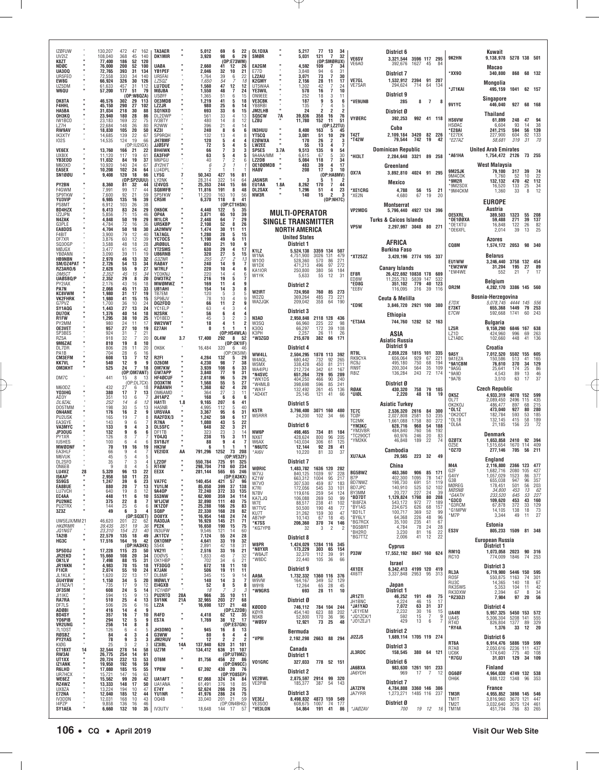| Call | Band | Score | QSOs | Zones | Countries |
|---|---|---|---|---|---|
| IZØFUW | " | 130,207 | 472 | 47 | 162 |
| UV2IZ | " | 108,040 | 368 | 45 | 140 |
| K8ZT | " | 77,400 | 186 | 52 | 120 |
| NDØC | " | 76,000 | 200 | 52 | 100 |
| UA3OQ | " | 72,765 | 393 | 31 | 134 |
| UR5FEO | " | 72,558 | 330 | 34 | 140 |
| EW8G | " | 66,924 | 326 | 30 | 126 |
| UZ5DM | " | 61,633 | 457 | 31 | 112 |
| W6QU | " | 57,200 | 177 | 51 | 79 |
| (OP:W8QZA) | | | | | |
| DK8TA | " | 46,576 | 302 | 29 | 113 |
| F4HHL | " | 45,150 | 290 | 27 | 102 |
| HA5BA | " | 31,034 | 218 | 30 | 88 |
| OH3KQ | " | 23,940 | 180 | 28 | 86 |
| IW1BCO | " | 23,183 | 169 | 22 | 75 |
| LZ7H | " | 22,684 | 148 | 26 | 80 |
| RW9AV | " | 18,830 | 105 | 20 | 50 |
| IK3XTY | " | 14,685 | 139 | 22 | 67 |
| IO2S | " | 14,535 | 124 | 19 | 66 |
| (OP:IU2IGX) | | | | | |
| VE6EX | " | 13,760 | 166 | 21 | 22 |
| UX8IX | " | 11,120 | 117 | 19 | 61 |
| YB3EDD | " | 11,032 | 84 | 19 | 37 |
| M6OXO | " | 10,920 | 140 | 24 | 67 |
| EA5EX | " | 10,208 | 102 | 24 | 64 |
| SN1ØØU | " | 9,408 | 120 | 18 | 66 |
| (OP:SP2UUU) | | | | | |
| PY2BN | " | 8,360 | 81 | 32 | 44 |
| F4GWM | " | 7,991 | 99 | 17 | 44 |
| SP9TKW | " | 7,600 | 92 | 21 | 59 |
| YU3VIP | " | 6,985 | 135 | 16 | 39 |
| PS8MT | " | 6,912 | 103 | 26 | 38 |
| BD4HZX | " | 6,413 | 83 | 24 | 29 |
| IZ2JPN | " | 5,856 | 71 | 15 | 46 |
| N4ZAK | " | 4,848 | 50 | 19 | 29 |
| G3PLE | " | 4,784 | 72 | 16 | 36 |
| EA8DDS | " | 4,704 | 50 | 18 | 30 |
| F4BIT | " | 3,900 | 79 | 12 | 40 |
| DF7XR | " | 3,876 | 60 | 12 | 39 |
| SQ3OGP | " | 3,588 | 48 | 18 | 28 |
| MØJGX | " | 3,477 | 61 | 15 | 42 |
| YBØANN | " | 3,090 | 39 | 11 | 19 |
| HB9NBN | " | 2,970 | 46 | 13 | 32 |
| SM/OZ4PAT | " | 2,726 | 54 | 13 | 34 |
| RZ3ARO/6 | " | 2,628 | 55 | 9 | 27 |
| *DM5CT* | " | *2,352* | *45* | *15* | *34* |
| UA0SBQ/P | " | 2,352 | 29 | 8 | 20 |
| PY2IAX | " | 2,176 | 43 | 16 | 18 |
| PA7N | " | 2,068 | 45 | 11 | 33 |
| KC8VWM | " | 1,980 | 31 | 17 | 19 |
| VK2FHRK | " | 1,980 | 41 | 15 | 15 |
| G7PVZ | " | 1,700 | 36 | 10 | 24 |
| SY1AOG | " | 1,443 | 27 | 13 | 24 |
| DU7OK | " | 1,376 | 40 | 14 | 18 |
| R1FW | " | 1,295 | 38 | 10 | 25 |
| PY2MM | " | 980 | 24 | 11 | 17 |
| OE3VET | " | 957 | 27 | 10 | 19 |
| SP3BES | " | 924 | 31 | 7 | 21 |
| RZ5A | " | 918 | 32 | 7 | 20 |
| 9M6ZAE | " | 810 | 19 | 8 | 10 |
| DL7DR | " | 806 | 28 | 11 | 20 |
| PA1B | " | 704 | 28 | 6 | 16 |
| CR3EFM | " | 608 | 13 | 7 | 12 |
| KK7VL | " | 540 | 12 | 9 | 9 |
| OM3KHT | " | 525 | 24 | 7 | 18 |
| (OP:OM7ANT) | | | | | |
| DM7C | " | 441 | 15 | 8 | 13 |
| (OP:DL7CX) | | | | | |
| M6ODZ | " | 432 | 27 | 6 | 18 |
| YO3IHG | " | 380 | 17 | 7 | 13 |
| AD3Y | " | 351 | 10 | 6 | 7 |
| *DL8ZAL* | " | *252* | *14* | *6* | *12* |
| DO5TMM | " | 198 | 30 | 5 | 13 |
| ON4ANE | " | 176 | 16 | 2 | 9 |
| PU2USK | " | 165 | 19 | 7 | 8 |
| EA3GYE | " | 143 | 9 | 6 | 7 |
| VA3MYC | " | 133 | 9 | 4 | 3 |
| JP3OUG | " | 132 | 9 | 6 | 6 |
| PY1XR | " | 126 | 8 | 7 | 7 |
| IU5HES | " | 100 | 6 | 4 | 6 |
| MWØDNF | " | 70 | 19 | 16 | 19 |
| EA3HLF | " | 66 | 9 | 4 | 7 |
| M6VUK | " | 45 | 5 | 4 | 5 |
| DL2SFO | " | 35 | 7 | 3 | 4 |
| ON6EB | " | 9 | 8 | 4 | 5 |
| LU4VZ | 28 | 5,320 | 96 | 13 | 22 |
| I5KAP | " | 2,958 | 50 | 11 | 23 |
| SS9GS | " | 1,247 | 39 | 6 | 23 |
| EA8BUE | " | 880 | 20 | 7 | 13 |
| LU7VCH | " | 640 | 19 | 8 | 12 |
| EC4AA | " | 448 | 11 | 6 | 10 |
| PU2NKC | " | 375 | 22 | 8 | 7 |
| PU2TRX | " | 144 | 25 | 6 | 6 |
| 3Z3Z | " | 49 | 6 | 3 | 4 |
| (OP:SQ3ET) | | | | | |
| UW5EJX/MM | 21 | 46,620 | 201 | 22 | 62 |
| *HKØRMR* | " | *39,435* | *351* | *19* | *36* |
| *JO1NGT* | " | *23,310* | *154* | *23* | *40* |
| TA2IB | " | 22,579 | 135 | 18 | 49 |
| HG3C | " | 17,516 | 164 | 16 | 42 |
| (OP:HA3HX) | | | | | |
| SP5DDJ | " | 17,228 | 115 | 23 | 50 |
| JR2EKD | " | 15,660 | 108 | 20 | 34 |
| OK1LV | " | 7,498 | 88 | 15 | 31 |
| JR1NKN | " | 4,983 | 70 | 18 | 15 |
| F1ICR | " | 2,074 | 55 | 10 | 24 |
| JL1KLK | " | 1,620 | 22 | 13 | 17 |
| GU4YBW | " | 1,150 | 34 | 5 | 20 |
| JI1NZA/1 | " | 735 | 17 | 9 | 12 |
| DF3SM | " | 608 | 24 | 5 | 14 |
| JI1IKC | " | 594 | 15 | 9 | 13 |
| RA7RA | " | 510 | 25 | 4 | 13 |
| DF7LS | " | 506 | 26 | 6 | 16 |
| AD0BI | " | 416 | 14 | 4 | 9 |
| BD4SY | " | 357 | 16 | 7 | 10 |
| YO6PIB | " | 294 | 12 | 5 | 9 |
| VR2UNG | " | 256 | 14 | 8 | 8 |
| 7L1DST | " | 126 | 6 | 4 | 5 |
| RØSBZ | " | 84 | 4 | 3 | 4 |
| PY2YAS | " | 78 | 9 | 3 | 3 |
| KIØG | " | 25 | 3 | 2 | 3 |
| CT1BXT | 14 | 32,544 | 278 | 14 | 58 |
| RW3AI | " | 26,775 | 254 | 14 | 61 |
| UT1XX | " | 20,724 | 232 | 13 | 53 |
| IZ1ANK | " | 19,950 | 192 | 16 | 59 |
| R6LHD | " | 17,080 | 185 | 15 | 55 |
| UR7HCX | " | 15,721 | 147 | 16 | 63 |
| WE6EZ | " | 15,562 | 99 | 20 | 42 |
| RZ4WZ | " | 13,333 | 148 | 17 | 50 |
| UX8ZA | " | 13,224 | 194 | 10 | 47 |
| E72NA | " | 12,040 | 185 | 12 | 44 |
| IV3DDN | " | 12,031 | 168 | 10 | 43 |
| I4PZP | " | 9,858 | 136 | 16 | 46 |
| SY1AEA | " | 6,660 | 132 | 10 | 35 |
| TA3AER | " | 5,012 | 69 | 6 | 22 |
| DK1MIR | " | 3,920 | 98 | 6 | 29 |
| (OP:EF3WM) | | | | | |
| UA0A | " | 2,660 | 41 | 12 | 26 |
| YB1PEF | " | 2,046 | 32 | 10 | 21 |
| UR5FAI | " | 1,764 | 39 | 6 | 22 |
| *LZ5QZ* | " | *1,650* | *54* | *7* | *18* |
| LU7DUE | " | 1,560 | 47 | 12 | 12 |
| MØJBA | " | 1,550 | 48 | 7 | 24 |
| USØFF | " | 1,365 | 51 | 6 | 15 |
| OE3MDB | " | 1,219 | 41 | 5 | 18 |
| LZ2JR | " | 980 | 25 | 6 | 14 |
| SQ1NXO | " | 693 | 33 | 6 | 15 |
| DL2DWP | " | 561 | 33 | 4 | 13 |
| IV3BTY | " | 480 | 14 | 8 | 12 |
| R2WW | " | 396 | 21 | 4 | 14 |
| KZ3I | " | 240 | 8 | 6 | 6 |
| SP9RQH | " | 132 | 13 | 4 | 8 |
| JH7BMF | " | 120 | 5 | 4 | 4 |
| JJØSFV | " | 72 | 5 | 4 | 5 |
| BH4IWK | " | 66 | 7 | 3 | 3 |
| EA3FHP | " | 63 | 5 | 4 | 5 |
| M6PGU | " | 40 | 7 | 2 | 6 |
| *BY2HIT* | " | *6* | *3* | *1* | *1* |
| LU4DPL | " | 2 | 1 | 1 | 1 |
| LY5G | 7 | 50,343 | 427 | 16 | 81 |
| LY2NK | " | 28,314 | 322 | 14 | 64 |
| IZ4VQS | " | 25,353 | 244 | 15 | 66 |
| SQ8MFB | " | 11,816 | 191 | 8 | 48 |
| SP5FKW | " | 11,220 | 163 | 10 | 56 |
| CR5M | " | 6,370 | 118 | 8 | 41 |
| (OP:CT1HSN) | | | | | |
| OK6OK | " | 4,440 | 122 | 5 | 35 |
| OP4A | " | 3,871 | 65 | 10 | 39 |
| M1LCR | " | 2,448 | 64 | 7 | 29 |
| UR5KBP | " | 2,108 | 52 | 8 | 26 |
| JA2MWV | " | 1,474 | 30 | 11 | 11 |
| TA7AGL | " | 1,280 | 28 | 5 | 15 |
| YC7OCS | " | 1,190 | 49 | 6 | 11 |
| JRØBUL | " | 893 | 21 | 10 | 9 |
| YT2SMS | " | 630 | 29 | 4 | 17 |
| UB6RNB | " | 320 | 27 | 5 | 15 |
| *G3ZNR* | " | *255* | *27* | *2* | *13* |
| RAØAY | " | 240 | 14 | 9 | 7 |
| W7RLF | " | 220 | 10 | 4 | 6 |
| YD3KNJ | " | 220 | 14 | 4 | 6 |
| DW3TRZ | " | 216 | 19 | 5 | 7 |
| MWØMWZ | " | 169 | 11 | 4 | 9 |
| UB1AHI | " | 154 | 14 | 3 | 8 |
| TB7EM | " | 120 | 5 | 3 | 5 |
| SP9BJV | " | 78 | 10 | 4 | 9 |
| DG2FDD | " | 66 | 11 | 2 | 9 |
| YC1ELP | " | 63 | 4 | 3 | 4 |
| N2SRK | " | 56 | 6 | 4 | 4 |
| YD1BED | " | 45 | 3 | 2 | 3 |
| 9W2VWT | " | 18 | 4 | 1 | 2 |
| E27AH | " | 0 | 1 | 1 | 1 |
| (OP:HS4VLA) | | | | | |
| OL4W | 3.7 | 17,400 | 292 | 8 | 52 |
| (OP:OK1IF) | | | | | |
| OK6K | " | 16,484 | 320 | 6 | 46 |
| (OP:OK5IM) | | | | | |
| R2FI | " | 4,284 | 132 | 5 | 29 |
| OZ6OM | " | 4,230 | 98 | 7 | 38 |
| OM7KW | " | 3,939 | 108 | 6 | 33 |
| GW7APP | " | 3,840 | 77 | 9 | 31 |
| HF4OCUF | " | 2,618 | 96 | 5 | 29 |
| DO3KTM | " | 1,568 | 55 | 5 | 27 |
| PAØAWH | " | 1,368 | 62 | 4 | 20 |
| OM6AMD | " | 238 | 27 | 3 | 11 |
| JH1APZ | " | 168 | 6 | 6 | 6 |
| HA1TI | 1.8 | 9,165 | 207 | 6 | 41 |
| HA5NB | " | 4,995 | 112 | 5 | 40 |
| UR5VAA | " | 3,367 | 95 | 6 | 31 |
| RA2FDX/3 | " | 1,242 | 59 | 6 | 17 |
| R7NA | " | 1,080 | 43 | 5 | 22 |
| DL5SFC | " | 648 | 32 | 3 | 21 |
| DF1TB | " | 323 | 23 | 3 | 14 |
| YO4JQ | " | 238 | 15 | 3 | 11 |
| SV1BJY | " | 88 | 9 | 4 | 7 |
| HK3W | " | 6 | 1 | 1 | 2 |
| VE2IDX | AA | 791,296 | 1252 | 73 | 208 |
| (OP:VE3ZF) | | | | | |
| LZ2DF | " | 550,784 | 725 | 91 | 325 |
| RT4W | " | 298,704 | 710 | 60 | 234 |
| EE3X | " | 281,144 | 565 | 65 | 246 |
| (OP:EA3KX) | | | | | |
| VA7FC | " | 140,454 | 421 | 57 | 96 |
| YU1LM | " | 85,050 | 399 | 37 | 138 |
| 9A4OP | " | 72,240 | 372 | 33 | 135 |
| S53NW | " | 62,900 | 359 | 34 | 114 |
| W1JCW | " | 32,890 | 111 | 40 | 75 |
| IK1ZOF | " | 25,288 | 166 | 26 | 83 |
| SQ8P | " | 22,330 | 168 | 28 | 82 |
| DO8YX | " | 16,954 | 148 | 24 | 74 |
| RA3DJA | " | 16,928 | 145 | 21 | 71 |
| PE2K | " | 16,650 | 190 | 15 | 75 |
| IN3UFW | " | 9,546 | 121 | 14 | 60 |
| JK1TCV | " | 7,124 | 55 | 24 | 28 |
| OK1DMP | " | 4,641 | 33 | 19 | 32 |
| S54X | " | 2,891 | 42 | 18 | 31 |
| VK2YI | " | 2,516 | 33 | 16 | 21 |
| DDØVS | " | 1,833 | 48 | 7 | 32 |
| OK1HBP | " | 702 | 34 | 6 | 21 |
| YF3DGO | " | 672 | 18 | 11 | 10 |
| K7JAN | " | 506 | 19 | 11 | 11 |
| DL8MF | " | 345 | 15 | 9 | 14 |
| MØWLY | " | 140 | 14 | 3 | 7 |
| EI4GXB | " | 52 | 8 | 5 | 8 |
| *YC1HBP* | " | *18* | *7* | *3* | *3* |
| PU2RTO | 28A | 966 | 35 | 10 | 11 |
| SV1NK | 21A | 32,965 | 203 | 27 | 68 |
| LZ2A | " | 16,698 | 127 | 21 | 48 |
| (OP:LZ2DB) | | | | | |
| R4FD | " | 4,418 | 62 | 12 | 35 |
| ES7A | " | 1,769 | 38 | 12 | 17 |
| (OP:ES7GN) | | | | | |
| JH3DMQ | " | 945 | 16 | 8 | 13 |
| G3WW | " | 80 | 6 | 4 | 4 |
| JM2RUV | " | 12 | 2 | 2 | 2 |
| IZ3IBL | 14A | 137,940 | 620 | 31 | 101 |
| UZ7M | " | 134,412 | 636 | 31 | 107 |
| (OP:UT9MZ) | | | | | |
| OT6M | " | 81,756 | 456 | 22 | 86 |
| (OP:ON9CC) | | | | | |
| YP8W | " | 67,392 | 430 | 20 | 76 |
| (OP:YO8SEP) | | | | | |
| UA1AFT | " | 67,068 | 324 | 24 | 84 |
| UA1ANA | " | 61,491 | 376 | 18 | 85 |
| E74Y | " | 52,624 | 266 | 29 | 75 |
| YU1NR | " | 41,976 | 286 | 24 | 75 |
| OQ4B | " | 33,040 | 201 | 21 | 59 |
| (OP:ON4BHQ) | | | | | |
| IV3UTV | " | 18,648 | 144 | 17 | 57 |
| DL1DXA | " | 5,217 | 77 | 13 | 34 |
| SMØR | " | 5,031 | 121 | 7 | 32 |
| (OP:SMØRUX) | | | | | |
| EA2GM | " | 4,592 | 109 | 7 | 34 |
| E77D | " | 3,848 | 94 | 6 | 31 |
| LZ2AU | " | 3,071 | 73 | 7 | 30 |
| K2GMY | " | 2,156 | 28 | 11 | 17 |
| UT5WAA | " | 1,302 | 42 | 7 | 24 |
| YE3WIL | " | 578 | 16 | 7 | 10 |
| ON9EEE | " | 252 | 18 | 3 | 11 |
| VE3CBK | " | 187 | 9 | 5 | 6 |
| YB8RBI | " | 135 | 7 | 4 | 5 |
| JM2LHB | " | 24 | 2 | 2 | 2 |
| SQ5CW | 7A | 39,836 | 358 | 16 | 76 |
| LZ8U | " | 11,780 | 152 | 11 | 51 |
| (OP:LZ2TU) | | | | | |
| IN3HUU | " | 8,400 | 163 | 5 | 45 |
| YT5CQ | " | 3,081 | 51 | 10 | 29 |
| E20WXA | " | 170 | 26 | 2 | 3 |
| LW2EE | " | 55 | 13 | 4 | 7 |
| SP5ES | 3.7A | 9,513 | 135 | 9 | 54 |
| 9A4AA/MM | " | 6,615 | 67 | 5 | 30 |
| LZ2DB | " | 5,084 | 118 | 7 | 34 |
| OE1ØØMDB | " | 483 | 39 | 4 | 17 |
| HA8V | " | 208 | 17 | 3 | 10 |
| (OP:HA8MV) | | | | | |
| JA5NSR | " | 3 | 5 | 1 | 2 |
| EU1AA | 1.8A | 8,262 | 170 | 7 | 44 |
| DL2SAX | " | 1,296 | 51 | 4 | 23 |
| NW3R | " | 140 | 15 | 2 | 3 |
| (OP:NH7C) | | | | | |

# MULTI-OPERATOR SINGLE TRANSMITTER

## NORTH AMERICA

### United States

| Call | Score | QSOs | Zones | Countries |
|---|---|---|---|---|
| **District 1** | | | | |
| K1LZ | 5,524,138 | 3359 | 134 | 507 |
| W1NA | 4,751,900 | 3026 | 131 | 479 |
| W1OO | 528,360 | 570 | 86 | 271 |
| W1DX | 471,213 | 496 | 97 | 272 |
| KA1IOR | 250,800 | 380 | 56 | 184 |
| W1YK | 5,633 | 55 | 12 | 31 |
| **District 2** | | | | |
| W2IRT | 724,950 | 760 | 85 | 273 |
| W2ZQ | 369,264 | 485 | 73 | 221 |
| WA2JQK | 209,042 | 358 | 64 | 190 |
| **District 3** | | | | |
| N3AD | 2,950,848 | 2118 | 128 | 436 |
| W3SQ | 66,960 | 225 | 22 | 98 |
| K3OQ | 66,297 | 172 | 39 | 108 |
| K3PH | 2,257 | 26 | 11 | 26 |
| *W3ZGD | 215,670 | 382 | 66 | 171 |
| **District 4** | | | | |
| WW4LL | 2,504,295 | 1878 | 113 | 392 |
| W4AQL | 680,442 | 732 | 92 | 265 |
| W5MX | 338,428 | 450 | 81 | 211 |
| WA4IPU | 212,724 | 342 | 61 | 167 |
| *N4SVC | 651,264 | 729 | 95 | 289 |
| *WK1DS | 404,250 | 466 | 90 | 240 |
| *W4MLB | 398,698 | 596 | 85 | 241 |
| *WA1F | 132,492 | 261 | 45 | 136 |
| *AD4XT | 25,145 | 121 | 41 | 66 |
| **District 5** | | | | |
| K5TR | 3,798,400 | 3071 | 160 | 480 |
| W5RRR | 24,200 | 102 | 34 | 66 |
| **District 6** | | | | |
| NW6P | 498,465 | 734 | 81 | 184 |
| NX6T | 428,624 | 800 | 96 | 205 |
| W6AX | 143,034 | 306 | 61 | 125 |
| *N6UTC | 12,144 | 92 | 28 | 41 |
| *AI6V | 10,220 | 81 | 33 | 37 |
| **District 7** | | | | |
| WØRIC | 1,483,782 | 1636 | 120 | 282 |
| W7VJ | 840,125 | 1039 | 97 | 228 |
| KZ1W | 663,312 | 1004 | 95 | 217 |
| W7VO | 307,530 | 459 | 87 | 183 |
| K7RI | 172,056 | 545 | 33 | 101 |
| N7BV | 119,616 | 259 | 54 | 124 |
| KA7LJQ | 106,088 | 269 | 50 | 99 |
| W7E | 88,517 | 238 | 41 | 102 |
| W7TVC | 50,500 | 190 | 48 | 77 |
| KU7T | 31,262 | 159 | 30 | 47 |
| AB7HP | 10,143 | 67 | 18 | 45 |
| *K7SS | 206,360 | 370 | 74 | 146 |
| *KG7YPB | 32 | 3 | 2 | 2 |
| **District 8** | | | | |
| W8PR | 1,424,029 | 1284 | 116 | 345 |
| *N8YXR | 173,229 | 303 | 65 | 154 |
| *W8AJT | 32,370 | 112 | 39 | 91 |
| *W8DC | 22,440 | 105 | 36 | 66 |
| **District 9** | | | | |
| AA9A | 1,732,332 | 1360 | 116 | 376 |
| W9VW | 164,157 | 349 | 52 | 129 |
| W9YB | 12,264 | 65 | 28 | 45 |
| *W9GRS | 693 | 28 | 11 | 10 |
| **District Ø** | | | | |
| KØDDD | 746,112 | 784 | 104 | 244 |
| KØYR | 454,140 | 623 | 88 | 202 |
| N5KB | 52,800 | 170 | 36 | 96 |
| *WØSV | 12,921 | 73 | 25 | 48 |

### Bermuda

| Call | Score | QSOs | Zones | Countries |
|---|---|---|---|---|
| *VP9I | 2,192,298 | 2663 | 88 | 294 |

### Canada

| Call | Score | QSOs | Zones | Countries |
|---|---|---|---|---|
| **District 1** | | | | |
| VO1GRC | 327,033 | 778 | 52 | 151 |
| **District 2** | | | | |
| VE2BWL | 2,875,597 | 2914 | 99 | 320 |
| VE2PIB | 185,377 | 387 | 54 | 143 |
| **District 3** | | | | |
| VE3EJ | 8,498,832 | 4873 | 159 | 549 |
| VE3SOO | 608,675 | 1007 | 74 | 177 |
| *VE3LON | 54,864 | 191 | 41 | 86 |
| **District 6** | | | | |
| VE6SV | 3,321,544 | 3596 | 117 | 295 |
| VE6AO | 392,676 | 1627 | 45 | 84 |
| **District 7** | | | | |
| VE7GL | 1,532,912 | 2394 | 91 | 207 |
| VE7SAR | 294,624 | 714 | 64 | 134 |
| **District 9** | | | | |
| *VE9UNB | 285 | 8 | 7 | 8 |
| **District Ø** | | | | |
| VYØERC | 392,253 | 992 | 41 | 118 |

### Cuba

| Call | Score | QSOs | Zones | Countries |
|---|---|---|---|---|
| T42T | 2,109,184 | 3420 | 82 | 226 |
| *T42W | 79,544 | 742 | 19 | 42 |

### Dominican Republic

| Call | Score | QSOs | Zones | Countries |
|---|---|---|---|---|
| *HI3LT | 2,284,648 | 3321 | 89 | 258 |

### Greenland

| Call | Score | QSOs | Zones | Countries |
|---|---|---|---|---|
| OX7A | 3,892,810 | 4024 | 91 | 295 |

### Mexico

| Call | Score | QSOs | Zones | Countries |
|---|---|---|---|---|
| *XE1CRG | 4,788 | 56 | 15 | 21 |
| *XE2N | 4,680 | 67 | 19 | 20 |

### Montserrat

| Call | Score | QSOs | Zones | Countries |
|---|---|---|---|---|
| VP2MDG | 5,796,440 | 4927 | 124 | 396 |

### Turks & Caicos Islands

| Call | Score | QSOs | Zones | Countries |
|---|---|---|---|---|
| VP5W | 2,297,997 | 3048 | 80 | 271 |

## AFRICA

### Burkina Faso

| Call | Score | QSOs | Zones | Countries |
|---|---|---|---|---|
| *XT2SZZ | 3,420,196 | 2774 | 105 | 337 |

### Canary Islands

| Call | Score | QSOs | Zones | Countries |
|---|---|---|---|---|
| EF8R | 26,422,692 | 10838 | 178 | 689 |
| ED8W | 11,255,783 | 5839 | 147 | 532 |
| *ED8G | 351,102 | 779 | 40 | 123 |
| *EE8V | 116,095 | 316 | 39 | 116 |

### Ceuta & Melilla

| Call | Score | QSOs | Zones | Countries |
|---|---|---|---|---|
| *ED9E | 3,846,720 | 2921 | 100 | 380 |

### Ethiopia

| Call | Score | QSOs | Zones | Countries |
|---|---|---|---|---|
| *ET3AA | 744,760 | 1282 | 52 | 163 |

## ASIA

### Asiatic Russia

| Call | Score | QSOs | Zones | Countries |
|---|---|---|---|---|
| **District 9** | | | | |
| RT9L | 2,059,228 | 1815 | 101 | 335 |
| RK9CYA | 656,064 | 929 | 67 | 221 |
| RC9J | 495,180 | 750 | 68 | 194 |
| RN9T | 200,304 | 564 | 35 | 109 |
| R8IZ | 136,284 | 243 | 72 | 174 |
| **District Ø** | | | | |
| RØAK | 430,320 | 758 | 79 | 185 |
| *UIØL | 2,220 | 48 | 18 | 19 |

### Asiatic Turkey

| Call | Score | QSOs | Zones | Countries |
|---|---|---|---|---|
| TC7C | 2,536,320 | 2616 | 84 | 300 |
| TCØF | 2,027,808 | 2581 | 53 | 235 |
| TC2MK | 1,661,088 | 1758 | 80 | 272 |
| *YM3KC | 628,716 | 968 | 54 | 188 |
| *YM3VBR | 484,840 | 760 | 56 | 192 |
| *TC29OCT | 60,976 | 246 | 20 | 83 |
| *YM2KK | 46,848 | 189 | 22 | 74 |

### Cambodia

| Call | Score | QSOs | Zones | Countries |
|---|---|---|---|---|
| XU7AJA | 29,565 | 223 | 32 | 49 |

### China

| Call | Score | QSOs | Zones | Countries |
|---|---|---|---|---|
| BG5BWZ | 463,360 | 906 | 85 | 171 |
| B7P | 402,300 | 1095 | 78 | 147 |
| BD7NWZ | 198,730 | 691 | 51 | 119 |
| BD7JPC | 140,910 | 525 | 52 | 102 |
| BY3MM | 20,727 | 227 | 24 | 39 |
| *BD7DT | 1,129,824 | 1798 | 80 | 208 |
| *BI8FZA | 543,172 | 972 | 77 | 189 |
| *BY1AS | 234,675 | 626 | 68 | 157 |
| *BD1LT | 100,717 | 369 | 52 | 99 |
| *BY6LY | 64,368 | 226 | 48 | 96 |
| *BG7RCX | 35,100 | 235 | 41 | 67 |
| *BG5BRT | 4,784 | 78 | 24 | 28 |
| *BH2RO | 3,230 | 81 | 16 | 22 |
| *BG7TTZ | 2,006 | 41 | 12 | 22 |

### Cyprus

| Call | Score | QSOs | Zones | Countries |
|---|---|---|---|---|
| P33W | 17,552,192 | 8047 | 160 | 624 |

### Israel

| Call | Score | QSOs | Zones | Countries |
|---|---|---|---|---|
| 4X1DX | 6,342,413 | 4199 | 120 | 419 |
| 4X6TT | 3,337,848 | 2953 | 95 | 313 |

### Japan

| Call | Score | QSOs | Zones | Countries |
|---|---|---|---|---|
| **District 1** | | | | |
| JR1ZTI | 46,252 | 191 | 49 | 75 |
| JH1BNC | 4,224 | 46 | 15 | 17 |
| *JA1YAD | 7,072 | 63 | 31 | 37 |
| *JE1YEM | 2,232 | 30 | 16 | 15 |
| *JQ1ZCK/1 | 592 | 15 | 7 | 9 |
| *JO1ZEJ/1 | 429 | 13 | 6 | 7 |
| **District 2** | | | | |
| JI2ZJS | 1,689,114 | 1705 | 119 | 274 |
| **District 3** | | | | |
| JL3RDC | 158,545 | 380 | 64 | 121 |
| **District 6** | | | | |
| JA6BXA | 983,630 | 1261 | 101 | 233 |
| JA6YDH | 969 | 17 | 7 | 12 |
| **District 7** | | | | |
| JA7ZFN | 4,784,808 | 3360 | 146 | 386 |
| JA7YRR | 1,273,271 | 1485 | 116 | 237 |
| **District Ø** | | | | |
| **JAØZAV* | *700* | *19* | *12* | *16* |

### Kuwait

| Call | Score | QSOs | Zones | Countries |
|---|---|---|---|---|
| 9K2HN | 9,138,978 | 5278 | 138 | 501 |

### Macao

| Call | Score | QSOs | Zones | Countries |
|---|---|---|---|---|
| *XX9O | 340,800 | 868 | 68 | 132 |

### Mongolia

| Call | Score | QSOs | Zones | Countries |
|---|---|---|---|---|
| *JT1KAI | 495,159 | 1041 | 62 | 157 |

### Singapore

| Call | Score | QSOs | Zones | Countries |
|---|---|---|---|---|
| 9V1YC | 446,040 | 927 | 68 | 168 |

### Thailand

| Call | Score | QSOs | Zones | Countries |
|---|---|---|---|---|
| HS6VW | 61,899 | 248 | 47 | 94 |
| HSØAC | 6,604 | 93 | 14 | 38 |
| *E28AI | 241,215 | 594 | 56 | 139 |
| *E27EK | 227,900 | 604 | 82 | 133 |
| **E27AZ* | *58,681* | *319* | *31* | *70* |

### United Arab Emirates

| Call | Score | QSOs | Zones | Countries |
|---|---|---|---|---|
| *A61HA | 1,754,472 | 2126 | 73 | 255 |

### West Malaysia

| Call | Score | QSOs | Zones | Countries |
|---|---|---|---|---|
| 9M2SJK | 79,100 | 317 | 39 | 74 |
| 9M4COK | 1,760 | 52 | 10 | 22 |
| *9M2R | 132,132 | 470 | 42 | 112 |
| *9M2SDX | 16,520 | 133 | 25 | 34 |
| *9M4CKM | 1,360 | 33 | 8 | 12 |

## EUROPE

### Austria

| Call | Score | QSOs | Zones | Countries |
|---|---|---|---|---|
| OE5XRL | 389,503 | 1323 | 55 | 208 |
| *OE1ØØXA | 59,488 | 271 | 39 | 137 |
| *OE1XTU | 16,848 | 122 | 26 | 82 |
| *OE6XFL | 2,014 | 39 | 13 | 25 |

### Azores

| Call | Score | QSOs | Zones | Countries |
|---|---|---|---|---|
| CQ8M | 1,574,172 | 2053 | 98 | 340 |

### Belarus

| Call | Score | QSOs | Zones | Countries |
|---|---|---|---|---|
| EU1WW | 3,246,440 | 3758 | 132 | 454 |
| *EW2WW | 31,204 | 195 | 27 | 89 |
| *EW4WE | 552 | 21 | 7 | 17 |

### Belgium

| Call | Score | QSOs | Zones | Countries |
|---|---|---|---|---|
| OR2M | 4,282,170 | 3386 | 145 | 560 |

### Bosnia-Herzegovina

| Call | Score | QSOs | Zones | Countries |
|---|---|---|---|---|
| *E7DX* | *5,078,745* | *4444* | *145* | *556* |
| E73KT | 655,368 | 1449 | 79 | 253 |
| E7CW | 592,668 | 1741 | 60 | 243 |

### Bulgaria

| Call | Score | QSOs | Zones | Countries |
|---|---|---|---|---|
| LZ5R | 9,159,290 | 6846 | 167 | 638 |
| LZ1D | 424,960 | 996 | 69 | 263 |
| LZ1ABC | 102,660 | 448 | 41 | 136 |

### Croatia

| Call | Score | QSOs | Zones | Countries |
|---|---|---|---|---|
| 9A5Y | 7,012,520 | 5502 | 155 | 605 |
| 9A1EZA | 150,586 | 513 | 41 | 165 |
| *9A1CBM | 76,610 | 370 | 34 | 129 |
| *9A5G | 25,641 | 174 | 25 | 86 |
| *9A9D | 4,543 | 89 | 13 | 46 |
| *9A7B | 3,510 | 63 | 17 | 37 |

### Czech Republic

| Call | Score | QSOs | Zones | Countries |
|---|---|---|---|---|
| OK5Z | 4,933,319 | 4078 | 152 | 599 |
| OL7T | 2,089,450 | 2496 | 115 | 435 |
| OK2KOJ | 486,477 | 897 | 68 | 215 |
| *OL1Z | 473,040 | 927 | 80 | 280 |
| *OK2OCT | 182,784 | 593 | 53 | 185 |
| *OL1B | 132,145 | 415 | 58 | 189 |
| *OL6A | 21,185 | 156 | 23 | 72 |

### Denmark

| Call | Score | QSOs | Zones | Countries |
|---|---|---|---|---|
| OZØTX | 1,653,858 | 2410 | 92 | 394 |
| OZ5E | 1,515,654 | 1670 | 114 | 409 |
| *OZ7D | 277,146 | 705 | 56 | 211 |

### England

| Call | Score | QSOs | Zones | Countries |
|---|---|---|---|---|
| M4A | 2,116,800 | 2366 | 123 | 477 |
| G2F | 1,682,716 | 2080 | 105 | 427 |
| G4IIY | 1,057,029 | 1523 | 86 | 377 |
| G3B | 655,038 | 947 | 96 | 357 |
| MØREG | 178,451 | 501 | 56 | 203 |
| *MØSNB* | *34,800* | *453* | *13* | *62* |
| **G4ATH* | *233,520* | *645* | *53* | *227* |
| *G3CO | 109,620 | 453 | 43 | 160 |
| *G3RCM | 67,878 | 372 | 33 | 129 |
| *G1MPW | 14,105 | 138 | 18 | 73 |
| *M7P | 3,344 | 49 | 11 | 27 |

### Estonia

| Call | Score | QSOs | Zones | Countries |
|---|---|---|---|---|
| ES3V | 805,233 | 1509 | 81 | 348 |

### European Russia

| Call | Score | QSOs | Zones | Countries |
|---|---|---|---|---|
| **District 1** | | | | |
| RM1Q | 1,073,058 | 2023 | 90 | 316 |
| RC1O | 774,009 | 1846 | 74 | 253 |
| **District 3** | | | | |
| RL3A | 6,719,900 | 5446 | 150 | 595 |
| RO5F | 550,875 | 1163 | 74 | 301 |
| RU3C | 14,365 | 140 | 18 | 67 |
| RK3SWS | 5,353 | 104 | 11 | 42 |
| RK3DXW | 2,394 | 67 | 8 | 34 |
| *RZ3DZI | 7,904 | 97 | 20 | 56 |
| **District 4** | | | | |
| UA4M | 5,957,325 | 5450 | 153 | 572 |
| UA4S | 5,306,304 | 5208 | 141 | 555 |
| RT4D | 826,804 | 1371 | 89 | 329 |
| *RY4A | 1,376 | 33 | 12 | 20 |
| **District 6** | | | | |
| RT6A | 6,914,476 | 5886 | 159 | 599 |
| R7AB | 2,050,616 | 2236 | 111 | 437 |
| UC6K | 174,640 | 775 | 40 | 108 |
| *R7GU | 31,031 | 129 | 34 | 109 |

### Finland

| Call | Score | QSOs | Zones | Countries |
|---|---|---|---|---|
| OG6OF | 4,964,030 | 4749 | 132 | 538 |
| OH6K | 888,122 | 1348 | 96 | 353 |

### France

| Call | Score | QSOs | Zones | Countries |
|---|---|---|---|---|
| TM3R | 4,955,852 | 3898 | 145 | 546 |
| TM1T | 3,816,960 | 3670 | 121 | 447 |
| TM2T | 3,032,640 | 3075 | 124 | 461 |
| TM1M | 451,704 | 766 | 83 | 265 |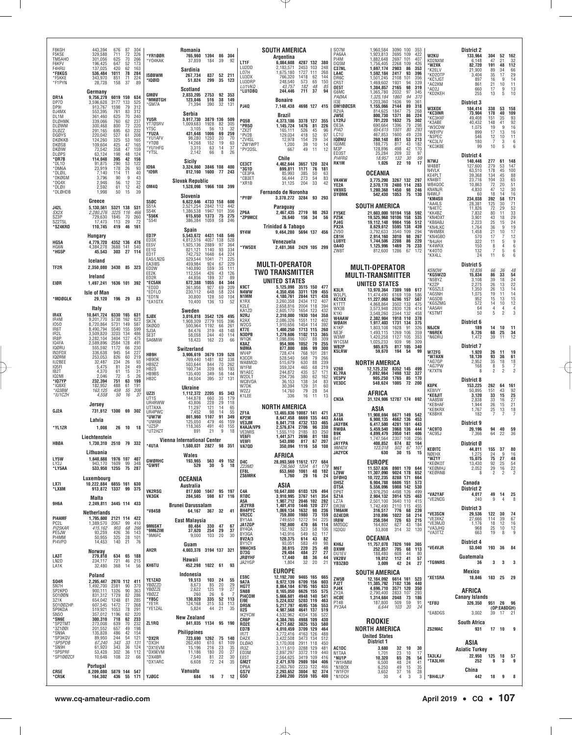F8KGH 443,394 676 87 304
F5KSE 329,588 711 72 226
TM5AHO 301,056 625 70 266
F6KFV 196,425 647 52 173
F4HRU 137,025 420 62 163
*F8KGS 536,484 1011 78 284
*F5KKE 343,970 851 71 224
*F1PYN 28,728 158 37 89

**Germany**

DR1A 9,756,279 6019 159 634
DP7D 3,596,628 3177 133 525
DP9I 913,767 1598 79 312
DJ4MX 553,395 761 83 312
DL1M 361,460 625 70 240
DLØHMK 339,066 760 62 237
DLØWM 300,468 800 72 220
DLØZZ 291,165 695 63 232
DGØYS 220,042 527 61 208
DKØKKB 124,260 325 53 165
DKØSB 109,604 425 47 165
DKØIW 73,542 358 47 159
DLØPS 63,124 198 48 124
*DR7B 114,048 395 42 156
*DL1D 91,875 290 53 122
*DM6A 23,919 178 26 93
*DLØIL 7,140 114 11 40
*DKØGM 3,796 90 9 43
*DQ4X 2,948 56 12 32
*DLØII 2,592 61 12 42
*DLØHDB 1,998 50 15 39

**Greece**

J42L 5,130,561 5321 138 531
SX2X 2,280,276 3225 116 466
SZ3P 729,630 1845 70 260
SZ2TSL 17,473 113 29 72
*SZ4KRD 110,745 419 46 161

**Hungary**

HG5A 4,779,720 4352 136 476
HG6N 4,384,278 3688 141 540
*HG5P 45,543 303 27 114

**Iceland**

TF2R 2,350,080 3430 85 323

**Ireland**

EIØR 1,497,241 1636 101 392

**Isle of Man**

*MDØGLK 29,120 196 29 83

**Italy**

IR4X 10,641,724 6330 165 631
IR4M 9,201,770 5738 162 623
IO5O 8,720,864 5731 149 587
IR6T 8,490,794 5540 155 599
IR2L 3,509,820 3203 134 486
IR8P 3,282,104 3404 127 475
IQ4FA 2,589,896 2584 128 491
IQØRU 555,592 1172 66 230
IN3FOX 336,638 945 54 227
IQØRM 253,053 826 60 219
IU2BEE 32,487 234 26 93
IQ5FI 5,475 81 24 49
IB2T 4,370 61 15 31
IQ2MI 2,046 72 5 26
*IQ7YP 232,394 751 63 199
*IQ8XE 182,952 488 61 191
*IQ3BM 163,125 459 55 206
*IU1CZH 4,558 50 16 37

**Jersey**

GJ2A 731,612 1300 69 302

**Latvia**

*YL1ZR 1,008 26 10 18

**Liechtenstein**

HBØA 1,730,310 2510 79 332

**Lithuania**

LY5W 1,640,688 1976 107 407
LY2J 943,170 1609 99 348
*LY5AA 533,950 1255 75 287

**Luxembourg**

LX7I 10,222,884 6855 161 630
*LX8M 913,872 1337 99 375

**Malta**

9H6A 2,249,811 3445 114 433

**Netherlands**

PI4AMF 1,795,600 2121 114 422
PC2L 1,389,570 2067 99 410
PI25KAR 415,162 903 68 266
PE5JW 93,259 426 36 143
PI4MM 50,955 325 28 101
PI4VPO 14,453 140 21 76

**Norway**

LA3T 279,818 634 65 188
LN2D 234,117 721 46 215
LA1K 32,480 368 14 56

**Poland**

SO4R 2,295,447 2970 112 411
SN7H 1,492,700 2381 90 370
SP2KPD 900,111 1326 90 363
SO1ØØN 831,312 1729 82 286
3Z1K 654,042 1248 81 285
SO1ØØZHP 607,545 1472 77 268
SP9KDA 519,921 1053 78 291
SN5O 357,012 1196 62 220
*SN6E 300,310 718 62 233
*SP2TMT 273,008 639 70 232
*3Z1ØØI 201,552 657 49 198
*SN9A 135,828 486 42 154
*SP3KQV 89,950 244 54 121
*SP5PDB 67,240 343 33 131
*SN9H 61,920 343 36 124
*SP5PRF 53,428 302 36 112
*SP1ØØZCF 10,648 108 22 66

**Portugal**

CR5E 8,209,080 5879 144 547
*CR5K 164,302 436 55 171

**Romania**

*YR1ØØR 765,960 1394 86 304
*YO4KAK 37,859 184 39 92

**Sardinia**

ISØBWM 267,734 837 52 211
*IQØID 51,824 299 35 123

**Scotland**

GMØV 2,033,205 2753 92 353
*MMØTGH 123,046 516 38 149
*GM7A 71,394 390 32 131

**Serbia**

YU5R 3,917,730 3879 136 509
YT7ØSRV 1,009,683 1928 82 305
YT5C 3,105 56 13 32
*YU2A 431,648 1006 69 259
*YU1AFV 98,280 1250 20 70
*YTØB 14,268 152 19 63
*YU1HFG 3,315 63 14 37
*YT5L 2,142 66 8 26

**Sicily**

IO9A 3,324,860 3846 108 400
*IO9R 812,160 1600 77 243

**Slovak Republic**

OM4Q 1,528,098 1966 108 399

**Slovenia**

S5ØC 6,622,646 4733 158 600
S51A 2,521,254 2842 112 442
S54K 1,386,538 1947 101 356
*S56K 615,650 1373 75 275
*S54I 386,384 1059 58 246

**Spain**

ED7P 5,543,672 4431 148 546
ED3X 4,812,516 4057 138 528
EE5V 1,925,136 2889 97 364
EE1G 821,121 1140 93 334
ED1T 742,752 1648 64 224
EA5/LN2G 529,544 1041 71 225
EA3IBS 459,984 924 67 229
ED2W 140,890 559 35 111
EE2K 112,554 426 43 126
ED2R 44,856 189 37 89
*EC5AN 672,388 1055 84 344
*ED3D 361,956 927 69 209
*ED1LO 230,112 648 58 224
*ED1N 30,800 128 50 104
*EA1GTX 10,400 136 13 52

**Sweden**

SJØX 3,016,818 3542 126 495
SK7K 1,908,309 2779 105 396
SKØQO 500,964 1192 66 261
SJ3A 84,476 319 48 148
SE3T 58,058 244 40 114
SA6MIW 18,423 162 23 66

**Switzerland**

HB9H 3,906,619 3679 139 528
HB9OK 769,440 1481 82 338
HB9ZZ 503,644 844 70 262
HB2S 160,734 339 65 193
HB9BS 135,400 349 56 144
HB2C 84,504 395 37 131

**Ukraine**

UZ2I 1,112,372 2205 85 343
UT1S 144,878 660 35 179
UR4RWW 43,806 228 29 118
UT7AXA 11,297 121 14 65
UR4PWC 7,452 98 14 55
*UW7W 861,960 1107 91 349
*UW6M 125,050 479 46 159
*UZ5P 118,365 491 40 155
*UT2HZT 891 21 9 18

**Vienna International Center**

*4U1A 1,580,031 2827 98 351

**Wales**

GWØRHC 193,965 563 49 152
*GW9T 529 30 5 18

## OCEANIA

**Australia**

VK2RSG 817,600 1047 95 197
VK3GK 284,565 598 67 116

**Brunei Darussalam**

*V84SB 64,167 367 32 41

**East Malaysia**

9M6KST 80,484 330 47 67
*9M6ZIM 37,620 254 29 37
*9M6FC 9,000 103 20 30

**Guam**

AH2R 4,003,378 3194 137 321

**Hawaii**

KH6TU 452,298 1022 61 93

**Indonesia**

YE1ZAD 19,513 103 24 55
YBØZZD 8,673 85 20 29
YBØZZE 2,622 125 19 27
YBØZZ 260 26 6 7
*YB5C 130,020 335 52 113
*YE1R 124,168 315 53 113
*YE1ZAL 5,824 44 21 35

**New Zealand**

ZL1RQ 841,035 1134 95 190

**Philippines**

*DX2R 723,690 1262 75 140
*DX3H 262,480 610 61 109
*DX1EVM 15,196 216 23 35
*DX9EVM 11,186 180 20 27
*DX4BR 7,540 81 22 30
*DX1ARC 6,608 72 24 35

**Vanuatu**

YJØGC 684 16 7 12

## SOUTH AMERICA

**Argentina**

LT1F 6,084,608 4287 132 380
LU2DD 2,183,571 2453 103 248
LO7H 1,675,180 1727 111 268
LU3DX 766,320 1418 62 144
LU3DRP 248,540 573 65 150
LU1VKQ 43,757 182 48 85
*LU1DBQ 244,446 711 37 94

**Bonaire**

PJ4Q 7,148,438 4698 127 415

**Brazil**

PQ5B 4,373,186 3378 127 355
*PR5O 1,145,724 1476 81 226
*ZX2T 165,111 526 45 96
*PV2B 129,034 418 52 97
*ZV4SL 12,978 154 29 34
*ZW1WPT 1,200 39 10 14
*PY2OSL 667 49 11 12

**Chile**

CE3CT 4,462,644 3657 120 324
*3G1D 699,811 1171 76 181
*CE3PA 85,993 385 50 63
*CB3ET 56,444 273 54 83
*XR1B 31,125 204 33 42

**Fernando de Noronha**

*PYØF 3,378,272 3284 93 293

**Paraguay**

ZP6A 2,467,435 2719 98 263
*ZP9MCE 26,640 156 34 56

**Trinidad & Tobago**

9Y4W 9,464,280 5694 137 456

**Venezuela**

*YW5DX 2,481,368 2429 105 299

## MULTI-OPERATOR TWO TRANSMITTER

**UNITED STATES**

K9CT 5,125,098 3515 150 477
N4WW 4,350,456 3311 139 455
N1MM 4,180,761 2844 121 438
K1RX 3,260,358 2434 112 407
K2LE 2,658,816 2004 118 394
KA1ZD 2,605,170 1654 123 432
N2RJ 2,310,000 1930 104 358
K2AX 2,086,326 1551 112 402
W2CG 1,910,656 1454 114 392
KT7E 1,400,250 1713 115 260
N3DPB 1,279,606 1102 113 365
W1QK 1,098,896 1007 88 309
K8AZ 954,906 1052 79 255
NØMA 877,800 886 99 300
WV4P 728,474 768 101 281
K3CCR 528,540 568 79 266
WA8MCD 515,679 630 88 239
W1FM 359,324 465 68 219
W1AEC 244,872 435 57 171
W2DLT 204,736 380 62 162
WC8VOA 36,153 138 34 83
W7DK 30,394 129 31 60
W2ZJ 14,760 79 28 54
K1LEE 336 16 11 13

**NORTH AMERICA**

ZF1A 13,465,836 10087 141 471
KP2M 8,647,458 6669 135 443
VE3JM 6,841,718 4732 133 465
K4AJA/VP9 2,576,874 2706 96 330
VE3MIS 1,555,110 2185 83 250
VE6FI 1,441,571 2696 81 188
VE9FI 543,890 817 67 207
VA7QD 350,094 1116 58 108

**AFRICA**

D4C 28,093,569 11612 177 684
ZS3MD 736,560 1204 61 179
EF8L 653,660 1061 48 182
ZS6MRK 1,760 29 16 24

**ASIA**

C4A 10,647,880 6103 126 494
RTØC 3,910,995 3767 141 354
A5A 1,907,712 2046 102 282
JE2YRB 1,401,410 1446 120 277
BH4PYC 1,069,134 1632 98 236
VR2CC 759,800 1980 73 159
BY1AA 749,650 1272 94 225
JA1ZGP 192,600 470 66 114
BY4QA 152,192 523 58 106
BY3GA 143,916 549 62 117
BV2A/3 120,375 614 43 82
BY1CY 93,051 583 49 98
9M4CHS 30,615 220 25 40
D73G 29,484 484 27 27
JRØYHF 17,440 88 36 44
JA2YGP 1,804 32 20 21

**EUROPE**

ES9C 12,192,700 9465 165 665
9A7A 8,972,139 6709 156 603
HG7T 8,864,184 6795 165 633
SN8B 8,165,050 6626 155 575
PI4COM 5,666,601 4948 140 541
EI9E 5,224,032 5203 119 463
DR5N 5,217,797 4595 136 553
II2S 4,987,568 4641 137 519
IK2YCW 4,532,962 4354 136 522
CR6P 4,384,765 4988 109 430
RO2E 4,217,682 3825 153 580
ED7B 4,010,459 3709 129 464
IR7T 3,772,416 4163 126 488
DA2X 3,422,508 3473 134 512
DLØAO 3,170,008 2911 118 450
IR3Z 3,111,610 3288 129 481
ED3M 2,897,297 3372 119 440
EE5T 2,564,625 3419 109 416
GM2T 2,471,970 2989 104 406
DP6A 2,363,760 2233 122 466
GS7V 2,293,652 3804 92 374
G5O 2,040,200 2559 105 400

SO7M 1,960,584 3090 100 353
PA6AA 1,923,813 2695 109 422
PI4M 1,882,648 2697 101 407
DQ5M 1,756,405 2268 109 426
C37NL 1,697,174 2903 86 353
LA4C 1,592,184 2417 93 396
DR6C 1,501,245 2108 101 356
CR5T 1,469,602 1931 94 339
OE5T 1,384,857 2165 98 319
G6MC 1,365,780 2032 97 345
PAØAA 1,325,184 1860 94 370
II3E 1,203,360 1636 99 361
OM1ØØCSR 1,155,066 2144 89 318
R2VA 814,625 1847 75 268
JW5E 800,730 1371 86 224
LY2RJ 701,220 1632 75 302
OE3A 690,664 1396 79 298
PI4D 654,615 1501 80 293
LC1U 467,853 1600 49 228
IQØNU 260,148 851 53 213
IQ3ME 188,775 817 43 182
M3P 128,896 498 42 170
ED3ST 25,284 209 32 97
PI4FRG 18,957 132 30 59
RK1M 1,026 22 10 17

**OCEANIA**

VK4KW 3,775,200 3267 132 297
YE2A 2,570,178 2480 114 283
VK9XG 1,280,368 1450 98 246
DYØMK 542,430 1053 75 130

**SOUTH AMERICA**

FY5KE 21,603,000 10194 158 592
PZ5K 19,625,960 10106 158 535
PJ4G 19,112,148 9984 156 512
PX2A 8,629,612 5595 138 439
ZV5O 3,792,633 3540 109 294
CB1H 2,914,160 3010 98 267
LU8YE 1,744,506 2208 86 220
OA4O 1,125,996 1469 76 233
ZW8T 812,600 1286 67 172

## MULTI-OPERATOR MULTI-TRANSMITTER

**UNITED STATES**

K3LR 13,970,364 7389 169 617
W3LPL 11,474,490 6169 159 586
KC1XX 11,227,068 6296 157 567
K1TTT 4,868,864 3502 133 475
WX3B 3,573,948 2830 128 414
K1KI 3,548,260 2344 132 458
W4AAW 2,382,904 1918 110 378
WØAIH 1,917,403 1731 134 375
K1KP 1,803,108 1628 91 326
NE3F 1,493,115 1269 106 359
W3MF 1,420,258 1127 105 353
W1CSM 1,025,233 939 98 309
WB2P 985,675 817 105 340
K5LRW 59,670 194 54 99

**NORTH AMERICA**

V26B 12,125,232 8352 145 499
KL7RA 7,892,964 7498 132 327
VE5PV 905,250 1765 85 170
VE3DC 548,624 1005 72 200

**AFRICA**

CN3A 31,124,906 12787 174 692

**ASIA**

A73A 11,908,694 6671 149 542
A44A 6,900,135 4662 136 453
JA3YBK 6,417,500 4281 161 443
RWØA 5,459,540 3968 136 444
B9K 4,899,470 3950 141 406
B4T 1,747,564 2307 108 256
JA1YPA 408,852 674 82 164
9M4DX 123,018 502 67 107
JA2YCK 630 30 15 15

**EUROPE**

M6T 11,537,636 8901 170 644
LZ9W 11,307,090 9024 178 652
DFØHQ 10,722,235 8288 171 664
OH5Z 6,904,788 6606 151 573
DT5A 5,556,096 5908 142 530
DP6T 3,976,250 4498 126 499
SZ1A 2,904,132 3914 125 463
LZ7A 2,501,100 3640 110 415
DR3W 1,742,490 2110 115 455
TM6AM 316,517 776 68 239
OZ4EDR 310,896 1022 58 214
IR8W 256,594 726 63 215
MØSQC 164,802 627 43 184
IQ3QU 53,808 314 32 120

**OCEANIA**

KH6J 11,757,078 7826 169 365
DX9M 252,857 705 68 113
DU1EV 188,480 608 44 80
VK2BV 19,012 112 41 57
YB3ZBD 3,009 42 24 27

**SOUTH AMERICA**

ZW5B 12,184,092 6614 161 523
PJ2T 11,385,792 7182 136 440
PJ4K 4,696,710 3571 120 350
ZY2A 2,790,400 2833 107 293
HCØE 1,314,684 2048 73 186
PT4B 187,800 509 59 91
PY3AA 6,644 103 20 24

## ROOKIE

**NORTH AMERICA**

**United States**

**District 1**

AC1DC 3,680 32 10 30
N1TAA 1,701 23 10 17
*NU1P 10,320 65 26 54
*W1HMM 6,500 48 24 41
*N1BOX 6,250 49 15 35
*W1FOY 3,652 37 16 28
*N1DCH 30 4 3 3

W2KU 133,964 304 52 162
KD2NXM 6,148 47 21 32
*W2XK 82,720 191 48 112
*K2ELV 21,900 89 34 66
*KD2OTP 3,404 35 17 29
*KC1JGT 897 16 9 14
*AC2XM 861 21 10 11
*AD2J 660 17 9 13
*KD2KEH 255 13 5 10

**District 3**

W3XOX 184,414 338 53 158
*KC3INR 73,904 178 40 109
*KC3HXF 49,408 151 35 93
*K3ABE 40,432 148 41 92
*W3CDW 1,075 19 9 16
*W8YPV 899 17 13 16
*N3PEC 546 12 10 11
*KC3LIV 180 7 3 6
*KC3KBE 99 10 5 6

**District 4**

N7WJ 140,448 277 61 148
W4BBT 127,600 279 53 147
N4VLK 63,510 178 45 100
KE4PLT 39,368 134 45 88
KN4BIT 23,716 104 33 65
WB4QOC 10,863 72 20 51
KN4NJR 4,830 47 12 30
N4WLF 60 18 14 16
*KM4SII 234,038 392 58 171
*AA4LS 28,381 125 30 71
*N4ETC 11,826 72 29 52
*KK4BZ 7,832 80 11 33
*KN4DXT 3,901 43 18 29
*KB8ABJ 2,223 25 15 24
*KN4LKC 1,764 36 9 19
*W4MBX 1,458 21 10 17
*KN4GBO 570 17 7 12
*N4JAH 322 11 5 9
*K4WRX 150 8 4 6
*K4OTO 132 7 5 6
*KX4LL 24 11 6 6

**District 5**

K5NOW 10,836 66 36 48
*KG5WZD 15,834 86 33 54
*N5BYZ 3,108 39 18 24
*K2ZP 2,275 26 13 22
*KG5ZLE 1,350 26 13 14
*AG5NH 1,075 19 11 14
*AG5DB 952 15 13 15
*KG5ZMG 572 14 10 12
*AA5AH 64 4 4 4
*K5TMT 50 5 2 3

**District 6**

N6JCN 189 14 10 11
*N6REK 6,726 68 25 34
*N6DRU 1,472 39 11 12

**District 7**

W7ZFG 1,920 26 11 19
*W7AXN 18,139 93 36 61
*AG7GP 2,952 35 18 18
*AG7PW 168 8 5 7
*K7XTN 8 2 2 2

**District 8**

K8PK 153,225 262 64 161
KE8IVY 50,895 151 43 92
*KE8JIT 3,120 33 15 25
*AA8SW 2,838 33 16 27
*KE8HAF 1,944 26 15 21
*KE8KRX 1,767 25 13 18
*K8BHX 182 7 7 7

**District 9**

*AC9TO 20,196 94 40 59
*AC9SJ 7,366 64 22 36

**District Ø**

KEØITC 44,811 155 37 80
NØEHX 1,275 24 9 16
*WZ1Y 15,075 75 27 48
*KEØKOT 13,430 92 25 54
*KEØMHJ 2,052 29 16 22
*KEØRNB 8 2 2 2

**Canada**

**District 2**

*VA2YAF 4,017 49 14 25
*VE2NCG 240 9 4 8

**District 3**

*VE3SCN 29,536 122 30 74
*VE3XKZ 27,666 114 39 67
*VE3MJD 1,176 18 12 16
*VA3JHQ 968 25 10 12
*VA3TTZ 663 19 8 9

**District 4**

*VE4VJR 53,040 193 36 84

**Guatemala**

*TG9NRS 36 3 3 3

**Mexico**

*XE1SRA 18,846 183 25 29

**AFRICA**

**Canary Islands**

*EF8U 326,350 951 26 96
(OP:EA8DGH)
*EA8DGS 3,002 39 17 21

**South Africa**

ZS2MAC 931 17 10 9

**ASIA**

**Asiatic Turkey**

TA3LKJ 22,950 125 18 57
*TA3LHH 252 9 3 9

**China**

*BH4LLP 442 18 9 8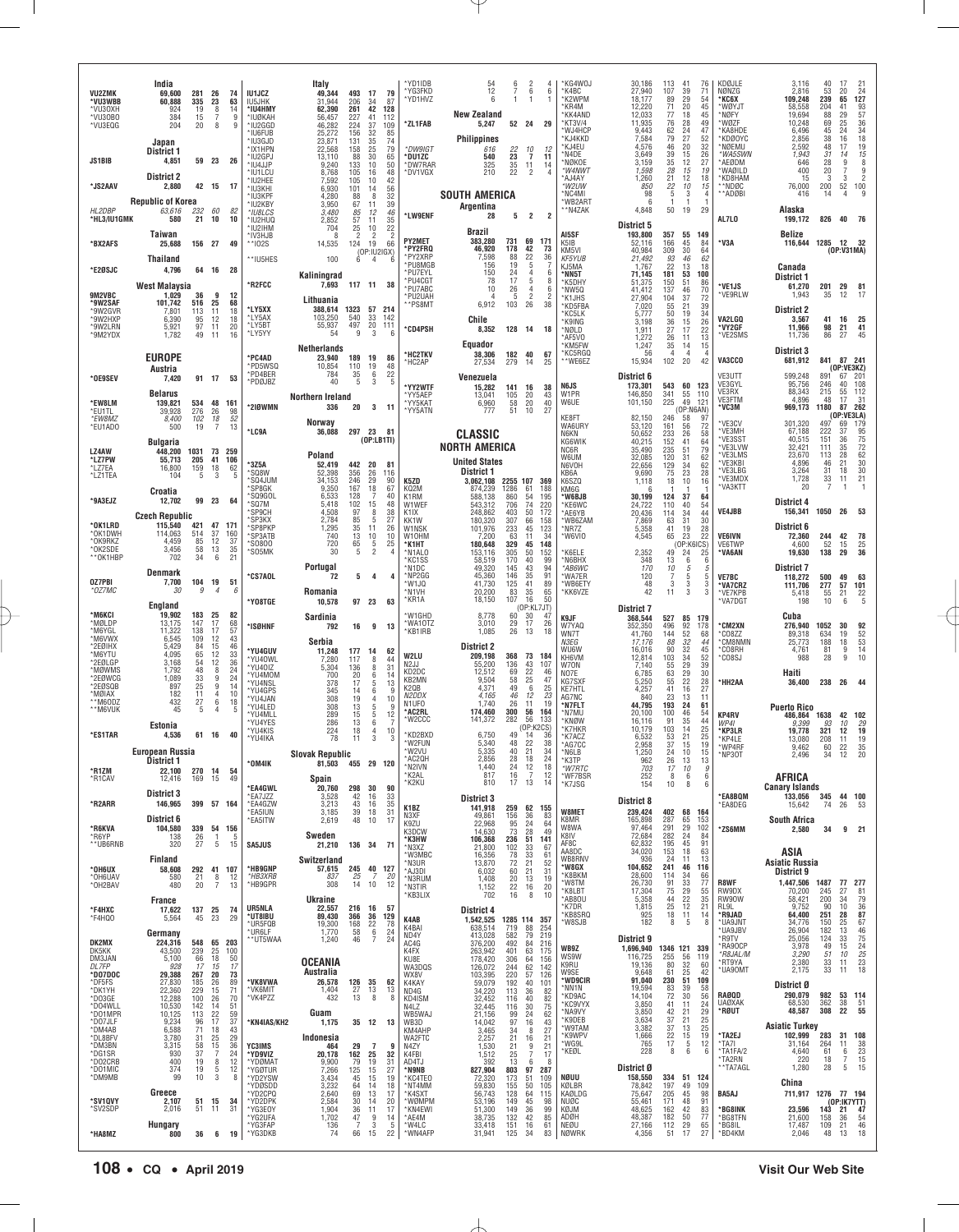**India**

| Call | Score | QSOs | Zones | Mults |
|---|---|---|---|---|
| VU2ZMK | 69,600 | 281 | 26 | 74 |
| *VU3WBB | 60,888 | 335 | 23 | 63 |
| *VU3OXH | 924 | 19 | 8 | 14 |
| *VU3OBO | 384 | 15 | 7 | 9 |
| *VU3EQG | 204 | 20 | 8 | 9 |

**Japan**

**District 1**

| Call | Score | QSOs | Zones | Mults |
|---|---|---|---|---|
| JS1BIB | 4,851 | 59 | 23 | 26 |

**District 2**

| Call | Score | QSOs | Zones | Mults |
|---|---|---|---|---|
| *JS2AAV | 2,880 | 42 | 15 | 17 |

**Republic of Korea**

| Call | Score | QSOs | Zones | Mults |
|---|---|---|---|---|
| *HL2DBP* | *63,616* | *232* | *60* | *82* |
| *HL3/IU1GMK | 580 | 21 | 10 | 10 |

**Taiwan**

| Call | Score | QSOs | Zones | Mults |
|---|---|---|---|---|
| *BX2AFS | 25,688 | 156 | 27 | 49 |

**Thailand**

| Call | Score | QSOs | Zones | Mults |
|---|---|---|---|---|
| *E20SJC | 4,796 | 64 | 16 | 28 |

**West Malaysia**

| Call | Score | QSOs | Zones | Mults |
|---|---|---|---|---|
| 9M2VBC | 1,029 | 36 | 9 | 12 |
| *9W2SAF | 101,742 | 516 | 25 | 68 |
| *9W2GVR | 7,801 | 113 | 11 | 18 |
| *9W2HXP | 6,390 | 95 | 12 | 18 |
| *9W2LRN | 5,921 | 97 | 11 | 20 |
| *9M2YDX | 1,782 | 49 | 11 | 16 |

**EUROPE**

**Austria**

| Call | Score | QSOs | Zones | Mults |
|---|---|---|---|---|
| *OE9SEV | 7,420 | 91 | 17 | 53 |

**Belarus**

| Call | Score | QSOs | Zones | Mults |
|---|---|---|---|---|
| *EW8LM | 139,821 | 534 | 48 | 161 |
| *EU1TL | 39,928 | 276 | 26 | 98 |
| *EW8MZ* | *8,400* | *102* | *18* | *52* |
| *EU1ADO | 500 | 19 | 7 | 13 |

**Bulgaria**

| Call | Score | QSOs | Zones | Mults |
|---|---|---|---|---|
| LZ4AW | 448,200 | 1031 | 73 | 259 |
| *LZ7PW | 55,713 | 205 | 41 | 106 |
| *LZ7EA | 16,800 | 159 | 18 | 62 |
| *LZ1TEA | 104 | 5 | 3 | 5 |

**Croatia**

| Call | Score | QSOs | Zones | Mults |
|---|---|---|---|---|
| *9A3EJZ | 12,702 | 99 | 23 | 64 |

**Czech Republic**

| Call | Score | QSOs | Zones | Mults |
|---|---|---|---|---|
| *OK1LRD | 115,540 | 421 | 47 | 171 |
| *OK1DWH | 114,063 | 514 | 37 | 160 |
| *OK9RKZ | 4,459 | 85 | 12 | 37 |
| *OK2SDE | 3,456 | 58 | 13 | 35 |
| **OK1HBP | 702 | 34 | 6 | 21 |

**Denmark**

| Call | Score | QSOs | Zones | Mults |
|---|---|---|---|---|
| OZ7PBI | 7,700 | 104 | 19 | 51 |
| *OZ7MC* | *30* | *9* | *4* | *6* |

**England**

| Call | Score | QSOs | Zones | Mults |
|---|---|---|---|---|
| *M6KCI | 19,902 | 183 | 25 | 82 |
| *M0LDP | 13,175 | 147 | 17 | 68 |
| *M6YGL | 11,322 | 138 | 17 | 57 |
| *M6VWX | 6,545 | 109 | 12 | 43 |
| *2E0IHX | 5,429 | 84 | 15 | 46 |
| *M6YTU | 4,095 | 65 | 12 | 33 |
| *2E0LGP | 3,168 | 54 | 12 | 36 |
| *M0WMS | 1,792 | 48 | 8 | 24 |
| *2E0WGG | 1,089 | 33 | 9 | 24 |
| *2E0SQB | 897 | 25 | 9 | 14 |
| *M0IAX | 182 | 11 | 4 | 10 |
| **M6ODZ | 432 | 27 | 6 | 18 |
| **M6VUK | 45 | 5 | 4 | 5 |

**Estonia**

| Call | Score | QSOs | Zones | Mults |
|---|---|---|---|---|
| *ES1TAR | 4,536 | 61 | 16 | 40 |

**European Russia**

**District 1**

| Call | Score | QSOs | Zones | Mults |
|---|---|---|---|---|
| *R1ZM | 22,100 | 270 | 14 | 54 |
| *R1CAV | 12,416 | 169 | 15 | 49 |

**District 3**

| Call | Score | QSOs | Zones | Mults |
|---|---|---|---|---|
| *R2ARR | 146,965 | 399 | 57 | 164 |

**District 6**

| Call | Score | QSOs | Zones | Mults |
|---|---|---|---|---|
| *R6KVA | 104,580 | 339 | 54 | 156 |
| *R6YP | 138 | 26 | 1 | 5 |
| **UB6RNB | 320 | 27 | 5 | 15 |

**Finland**

| Call | Score | QSOs | Zones | Mults |
|---|---|---|---|---|
| *OH6UX | 58,608 | 292 | 41 | 107 |
| *OH6UAV | 580 | 21 | 8 | 12 |
| *OH2BAV | 480 | 20 | 7 | 13 |

**France**

| Call | Score | QSOs | Zones | Mults |
|---|---|---|---|---|
| *F4HXC | 17,622 | 137 | 25 | 74 |
| *F4HQO | 5,564 | 45 | 23 | 29 |

**Germany**

| Call | Score | QSOs | Zones | Mults |
|---|---|---|---|---|
| DK2MX | 224,316 | 548 | 65 | 203 |
| DK5KK | 43,500 | 239 | 25 | 100 |
| DM3JAN | 5,100 | 66 | 18 | 50 |
| *DL7FP* | *928* | *17* | *15* | *17* |
| *DO7DOC | 29,388 | 267 | 20 | 73 |
| *DF5FS | 27,830 | 185 | 26 | 89 |
| *DK1YH | 22,360 | 229 | 15 | 71 |
| *DO3GE | 12,288 | 100 | 26 | 70 |
| *DO4WLL | 10,530 | 142 | 14 | 51 |
| *DO1MPR | 10,125 | 113 | 22 | 59 |
| *DO7JLF | 9,234 | 96 | 17 | 37 |
| *DM4AB | 6,588 | 71 | 18 | 43 |
| *DL8BFV | 3,780 | 31 | 25 | 29 |
| *DM3BN | 3,315 | 58 | 15 | 36 |
| *DG1SR | 930 | 37 | 7 | 24 |
| *DO2CRB | 400 | 19 | 8 | 12 |
| *DO1MIC | 374 | 19 | 5 | 12 |
| *DM9MB | 99 | 10 | 3 | 8 |

**Greece**

| Call | Score | QSOs | Zones | Mults |
|---|---|---|---|---|
| *SV1QVY | 2,107 | 51 | 15 | 34 |
| *SV2SDP | 2,016 | 51 | 11 | 31 |

**Hungary**

| Call | Score | QSOs | Zones | Mults |
|---|---|---|---|---|
| *HA8MZ | 800 | 36 | 6 | 19 |

**Italy**

| Call | Score | QSOs | Zones | Mults |
|---|---|---|---|---|
| IU1JCZ | 49,344 | 493 | 17 | 79 |
| IU5JHK | 31,944 | 206 | 34 | 87 |
| *IU4HMY | 62,390 | 261 | 42 | 128 |
| *IU0KAH | 56,457 | 227 | 41 | 112 |
| *IU2GGD | 46,282 | 224 | 37 | 109 |
| *IU6FUB | 25,272 | 156 | 32 | 85 |
| *IU3GJD | 23,871 | 131 | 35 | 74 |
| *IX1HPN | 22,568 | 158 | 25 | 79 |
| *IU2GPJ | 13,110 | 88 | 30 | 65 |
| *IU4JJP | 9,240 | 133 | 10 | 50 |
| *IU1LCU | 8,768 | 105 | 16 | 48 |
| *IU2HEE | 7,592 | 105 | 10 | 42 |
| *IU3KHI | 6,930 | 101 | 14 | 56 |
| *IU3KPF | 4,280 | 88 | 8 | 32 |
| *IU2KBY | 3,950 | 67 | 11 | 39 |
| **IU8LCS* | *3,480* | *85* | *12* | *46* |
| *IU2HUQ | 2,852 | 57 | 11 | 35 |
| *IU2IHM | 704 | 25 | 10 | 22 |
| *IV3HJB | 8 | 2 | 2 | 2 |
| **IO2S | 14,535 | 124 | 19 | 66 |
| | (OP:IU2IGX) | | | |
| **IU5HES | 100 | 6 | 4 | 6 |

**Kaliningrad**

| Call | Score | QSOs | Zones | Mults |
|---|---|---|---|---|
| *R2FCC | 7,693 | 117 | 11 | 38 |

**Lithuania**

| Call | Score | QSOs | Zones | Mults |
|---|---|---|---|---|
| *LY5XX | 388,614 | 1323 | 57 | 214 |
| *LY5AX | 103,250 | 540 | 33 | 142 |
| *LY5BT | 55,937 | 497 | 20 | 111 |
| *LY5YY | 54 | 9 | 3 | 6 |

**Netherlands**

| Call | Score | QSOs | Zones | Mults |
|---|---|---|---|---|
| *PC4AD | 23,940 | 189 | 19 | 86 |
| *PD5WSQ | 10,854 | 110 | 19 | 48 |
| *PD4BER | 784 | 35 | 6 | 22 |
| *PD0JBZ | 40 | 5 | 3 | 5 |

**Northern Ireland**

| Call | Score | QSOs | Zones | Mults |
|---|---|---|---|---|
| *2I0WMN | 336 | 20 | 3 | 11 |

**Norway**

| Call | Score | QSOs | Zones | Mults |
|---|---|---|---|---|
| *LC9A | 36,088 | 297 | 23 | 81 |
| | (OP:LB1TI) | | | |

**Poland**

| Call | Score | QSOs | Zones | Mults |
|---|---|---|---|---|
| *3Z5A | 52,419 | 442 | 20 | 81 |
| *SQ8W | 52,398 | 356 | 26 | 116 |
| *SQ4JUM | 34,153 | 246 | 29 | 90 |
| *SP8GK | 9,350 | 167 | 18 | 67 |
| *SQ9GOL | 6,533 | 128 | 7 | 40 |
| *SQ7M | 5,418 | 102 | 15 | 48 |
| *SP9CH | 4,508 | 97 | 8 | 38 |
| *SP3KX | 2,784 | 85 | 5 | 27 |
| *SP8PKP | 1,295 | 35 | 11 | 26 |
| *SP3ATB | 740 | 13 | 10 | 10 |
| *SO8OO | 720 | 65 | 5 | 25 |
| *SO5MK | 30 | 5 | 2 | 4 |

**Portugal**

| Call | Score | QSOs | Zones | Mults |
|---|---|---|---|---|
| *CS7AOL | 72 | 5 | 4 | 4 |

**Romania**

| Call | Score | QSOs | Zones | Mults |
|---|---|---|---|---|
| *YO8TGE | 10,578 | 97 | 23 | 63 |

**Sardinia**

| Call | Score | QSOs | Zones | Mults |
|---|---|---|---|---|
| *IS0HNF | 792 | 16 | 9 | 13 |

**Serbia**

| Call | Score | QSOs | Zones | Mults |
|---|---|---|---|---|
| *YU4GUV | 11,248 | 177 | 14 | 62 |
| *YU4OWL | 7,280 | 117 | 8 | 44 |
| *YU4OIZ | 5,304 | 136 | 8 | 31 |
| *YU4MOM | 700 | 20 | 6 | 14 |
| *YU4NSL | 378 | 17 | 5 | 13 |
| *YU4GPS | 345 | 14 | 6 | 9 |
| *YU4JAN | 308 | 19 | 4 | 10 |
| *YU4LED | 308 | 13 | 5 | 9 |
| *YU4MLL | 289 | 15 | 5 | 12 |
| *YU4YES | 286 | 13 | 6 | 7 |
| *YU4KIS | 224 | 18 | 4 | 10 |
| *YU4IKA | 78 | 11 | 3 | 3 |

**Slovak Republic**

| Call | Score | QSOs | Zones | Mults |
|---|---|---|---|---|
| *OM4IK | 81,503 | 455 | 29 | 120 |

**Spain**

| Call | Score | QSOs | Zones | Mults |
|---|---|---|---|---|
| *EA4GWL | 20,760 | 298 | 30 | 90 |
| *EA7JZZ | 3,528 | 42 | 16 | 33 |
| *EA4GZW | 3,213 | 43 | 16 | 35 |
| *EA5IUN | 3,185 | 39 | 18 | 31 |
| *EA5ITW | 2,619 | 48 | 10 | 17 |

**Sweden**

| Call | Score | QSOs | Zones | Mults |
|---|---|---|---|---|
| SA5JUS | 21,210 | 136 | 34 | 71 |

**Switzerland**

| Call | Score | QSOs | Zones | Mults |
|---|---|---|---|---|
| *HB9GNP | 57,615 | 245 | 40 | 127 |
| **HB3XRB* | *837* | *25* | *7* | *20* |
| *HB9GPR | 308 | 14 | 10 | 12 |

**Ukraine**

| Call | Score | QSOs | Zones | Mults |
|---|---|---|---|---|
| UR5NLA | 22,557 | 216 | 16 | 57 |
| *UT8IBU | 89,430 | 366 | 36 | 129 |
| *UR5FQB | 19,300 | 168 | 22 | 78 |
| *UR6LF | 1,770 | 58 | 6 | 24 |
| **UT5WAA | 1,240 | 46 | 7 | 24 |

**OCEANIA**

**Australia**

| Call | Score | QSOs | Zones | Mults |
|---|---|---|---|---|
| *VK8VWA | 26,578 | 126 | 35 | 62 |
| *VK6MIT | 1,404 | 27 | 13 | 13 |
| *VK4PZZ | 432 | 13 | 8 | 8 |

**Guam**

| Call | Score | QSOs | Zones | Mults |
|---|---|---|---|---|
| *KN4IAS/KH2 | 1,175 | 35 | 12 | 13 |

**Indonesia**

| Call | Score | QSOs | Zones | Mults |
|---|---|---|---|---|
| YC3IMS | 464 | 29 | 7 | 9 |
| *YD9VIZ | 20,178 | 162 | 25 | 32 |
| *YD0MAT | 9,900 | 79 | 19 | 31 |
| *YG0TUR | 7,266 | 125 | 15 | 27 |
| *YD2YSW | 3,434 | 45 | 15 | 19 |
| *YD0SDD | 3,232 | 64 | 14 | 18 |
| *YD2CPQ | 2,640 | 69 | 13 | 17 |
| *YD2DPK | 2,584 | 30 | 14 | 20 |
| *YG3EOY | 1,904 | 36 | 11 | 17 |
| *YG2UFA | 1,702 | 47 | 9 | 14 |
| *YG3FAP | 136 | 7 | 3 | 5 |
| *YG3DKB | 74 | 66 | 15 | 22 |

| Call | Score | QSOs | Zones | Mults |
|---|---|---|---|---|
| *YD1IDB | 54 | 6 | 2 | 4 |
| *YG3FKD | 12 | 7 | 6 | 6 |
| *YD1HVZ | 6 | 1 | 1 | 1 |

**New Zealand**

| Call | Score | QSOs | Zones | Mults |
|---|---|---|---|---|
| *ZL1FAB | 5,247 | 52 | 24 | 29 |

**Philippines**

| Call | Score | QSOs | Zones | Mults |
|---|---|---|---|---|
| **DW9IGT* | *616* | *22* | *10* | *12* |
| *DU1ZC | 540 | 23 | 7 | 11 |
| *DW7RAR | 325 | 35 | 11 | 14 |
| *DV1VGX | 210 | 22 | 2 | 4 |

**SOUTH AMERICA**

**Argentina**

| Call | Score | QSOs | Zones | Mults |
|---|---|---|---|---|
| *LW9ENF | 28 | 5 | 2 | 2 |

**Brazil**

| Call | Score | QSOs | Zones | Mults |
|---|---|---|---|---|
| PY2MET | 383,280 | 731 | 69 | 171 |
| *PY2FRQ | 46,920 | 178 | 42 | 73 |
| *PY2XRP | 7,598 | 88 | 22 | 36 |
| *PU8MGB | 156 | 19 | 5 | 7 |
| *PU7EYL | 150 | 24 | 4 | 6 |
| *PU4CGT | 78 | 17 | 5 | 8 |
| *PU7ABC | 10 | 26 | 4 | 6 |
| *PU2UAH | 4 | 5 | 2 | 2 |
| **PS8MT | 6,912 | 103 | 26 | 38 |

**Chile**

| Call | Score | QSOs | Zones | Mults |
|---|---|---|---|---|
| *CD4PSH | 8,352 | 128 | 14 | 18 |

**Equador**

| Call | Score | QSOs | Zones | Mults |
|---|---|---|---|---|
| *HC2TKV | 38,306 | 182 | 40 | 67 |
| *HC2AP | 27,534 | 279 | 14 | 25 |

**Venezuela**

| Call | Score | QSOs | Zones | Mults |
|---|---|---|---|---|
| *YY2WTF | 15,282 | 141 | 16 | 38 |
| *YY5AEP | 13,041 | 105 | 20 | 43 |
| *YY5KAT | 6,960 | 58 | 20 | 40 |
| *YY5ATN | 777 | 51 | 10 | 27 |

## CLASSIC

## NORTH AMERICA

**United States**

**District 1**

| Call | Score | QSOs | Zones | Mults |
|---|---|---|---|---|
| K5ZD | 3,062,108 | 2255 | 107 | 369 |
| KQ2M | 874,239 | 1286 | 61 | 188 |
| K1RM | 588,138 | 860 | 54 | 195 |
| W1WEF | 543,312 | 706 | 74 | 220 |
| K1IX | 248,862 | 403 | 50 | 172 |
| KK1W | 180,320 | 307 | 66 | 158 |
| W1NSK | 101,976 | 233 | 45 | 123 |
| W1OHM | 7,200 | 63 | 11 | 34 |
| *K1HT | 180,648 | 329 | 45 | 148 |
| *N1ALO | 153,116 | 305 | 50 | 152 |
| *KC1SS | 58,519 | 170 | 40 | 99 |
| *N1DC | 49,320 | 145 | 43 | 94 |
| *NP2GG | 45,360 | 146 | 35 | 91 |
| *W1JQ | 41,730 | 125 | 41 | 89 |
| *N1VH | 20,200 | 83 | 35 | 65 |
| *KR1A | 18,150 | 107 | 16 | 50 |
| | (OP:KL7JT) | | | |
| *W1GHD | 8,778 | 60 | 30 | 47 |
| *WA1OTZ | 3,010 | 29 | 17 | 26 |
| *KB1IRB | 1,085 | 26 | 13 | 18 |

**District 2**

| Call | Score | QSOs | Zones | Mults |
|---|---|---|---|---|
| W2LU | 209,198 | 368 | 73 | 184 |
| N2JJ | 55,200 | 136 | 43 | 107 |
| KD2DC | 12,512 | 69 | 22 | 46 |
| KB2MN | 9,504 | 58 | 25 | 47 |
| K2QB | 4,371 | 49 | 6 | 25 |
| *N2DDX* | *4,165* | *46* | *12* | *23* |
| N1UFO | 1,740 | 26 | 11 | 19 |
| *AC2RL | 174,460 | 300 | 56 | 164 |
| *W2CCC | 141,372 | 282 | 56 | 133 |
| | (OP:K2CS) | | | |
| *KD2BXD | 6,750 | 49 | 14 | 36 |
| *W2FUN | 5,340 | 48 | 22 | 38 |
| *W2VU | 5,335 | 40 | 21 | 34 |
| *AC2QH | 2,856 | 28 | 18 | 24 |
| *N2IVN | 1,440 | 24 | 12 | 18 |
| *K2AL | 817 | 16 | 7 | 12 |
| *K2KU | 810 | 17 | 13 | 14 |

**District 3**

| Call | Score | QSOs | Zones | Mults |
|---|---|---|---|---|
| K1BZ | 141,918 | 259 | 62 | 155 |
| N3XF | 49,861 | 156 | 36 | 83 |
| K9ZU | 22,968 | 95 | 24 | 64 |
| K3DCW | 14,630 | 73 | 28 | 49 |
| *K3HW | 106,368 | 236 | 51 | 141 |
| *N3XZ | 21,800 | 102 | 33 | 67 |
| *W3MBC | 16,356 | 78 | 33 | 61 |
| *N3UR | 13,870 | 72 | 21 | 52 |
| *AJ3DI | 6,032 | 60 | 21 | 31 |
| *N3RUM | 1,408 | 20 | 13 | 19 |
| *N3TIR | 1,152 | 22 | 16 | 20 |
| *KB3LIX | 702 | 16 | 8 | 10 |

**District 4**

| Call | Score | QSOs | Zones | Mults |
|---|---|---|---|---|
| K4AB | 1,542,525 | 1285 | 114 | 357 |
| K4BAI | 638,514 | 719 | 88 | 254 |
| ND4Y | 413,028 | 582 | 79 | 219 |
| AC4G | 376,200 | 492 | 84 | 216 |
| K4FX | 263,942 | 401 | 63 | 175 |
| KU8E | 178,420 | 306 | 64 | 156 |
| WA3DQS | 126,072 | 244 | 62 | 142 |
| WX8V | 103,395 | 220 | 57 | 126 |
| K4KAY | 59,079 | 192 | 40 | 101 |
| ND4G | 34,220 | 113 | 36 | 82 |
| K4FBI | 32,452 | 116 | 40 | 82 |
| N4LZ | 32,445 | 116 | 30 | 75 |
| WB5WAJ | 21,156 | 99 | 24 | 62 |
| WB3D | 14,042 | 97 | 16 | 43 |
| KM4AHP | 3,465 | 34 | 8 | 27 |
| WA2FTC | 2,257 | 21 | 16 | 21 |
| N4ZY | 1,530 | 21 | 9 | 21 |
| K4FBI | 1,512 | 25 | 7 | 17 |
| AD4TJ | 392 | 13 | 6 | 8 |
| *N9NB | 827,904 | 803 | 97 | 287 |
| *KC4TEO | 72,320 | 173 | 51 | 109 |
| *NT4MM | 59,830 | 155 | 50 | 105 |
| *K4SXT | 56,743 | 128 | 64 | 115 |
| *W0MPM | 53,196 | 149 | 45 | 98 |
| *KN4EWI | 51,300 | 149 | 36 | 99 |
| *AE4M | 38,735 | 132 | 42 | 85 |
| *W4LC | 33,418 | 151 | 16 | 61 |
| *WN4AFP | 31,941 | 125 | 34 | 83 |

| Call | Score | QSOs | Zones | Mults |
|---|---|---|---|---|
| *KG4WOJ | 30,186 | 113 | 41 | 76 |
| *K4BC | 27,940 | 107 | 39 | 71 |
| *K2WPM | 18,177 | 89 | 29 | 54 |
| *KR4M | 12,220 | 71 | 20 | 45 |
| *KK4AND | 12,033 | 77 | 18 | 45 |
| *KT3V/4 | 11,935 | 76 | 28 | 49 |
| *WJ4HCP | 9,443 | 62 | 24 | 47 |
| *KJ4KKD | 7,584 | 79 | 27 | 52 |
| *KJ4EU | 4,576 | 46 | 20 | 32 |
| *N4DE | 3,649 | 39 | 15 | 26 |
| *N0KOE | 3,159 | 35 | 12 | 27 |
| **W4NWT* | *1,598* | *28* | *15* | *19* |
| *AJ4AY | 1,260 | 21 | 12 | 18 |
| **W2UW* | *850* | *22* | *10* | *15* |
| *NC4MI | 98 | 5 | 3 | 4 |
| *WB2ART | 6 | 1 | 1 | 1 |
| **N4ZAK | 4,848 | 50 | 19 | 29 |

**District 5**

| Call | Score | QSOs | Zones | Mults |
|---|---|---|---|---|
| AI5SF | 193,800 | 357 | 55 | 149 |
| K5IB | 52,116 | 166 | 45 | 84 |
| KM5VI | 40,984 | 309 | 30 | 64 |
| *KF5YUB* | *21,492* | *93* | *46* | *62* |
| KJ5MA | 1,767 | 22 | 13 | 18 |
| *NN5T | 71,145 | 181 | 53 | 100 |
| *K5DHY | 51,375 | 150 | 51 | 86 |
| *NW5Q | 41,412 | 137 | 46 | 70 |
| *K1JHS | 27,904 | 104 | 37 | 72 |
| *KD5FBA | 7,020 | 55 | 21 | 39 |
| *KC5LK | 5,777 | 50 | 19 | 34 |
| *K9ING | 3,198 | 36 | 15 | 26 |
| *N0LD | 1,911 | 27 | 17 | 22 |
| *AF5VO | 1,272 | 26 | 11 | 13 |
| *KM5FW | 1,247 | 35 | 14 | 15 |
| *KC5RGQ | 56 | 4 | 4 | 4 |
| **WE6EZ | 15,934 | 102 | 20 | 42 |

**District 6**

| Call | Score | QSOs | Zones | Mults |
|---|---|---|---|---|
| N6JS | 173,301 | 543 | 60 | 123 |
| W1PR | 146,850 | 341 | 55 | 110 |
| W6UE | 101,150 | 225 | 49 | 121 |
| | (OP:N6AN) | | | |
| KE8FT | 82,150 | 246 | 58 | 97 |
| WA6URY | 53,120 | 161 | 56 | 72 |
| N6KN | 50,652 | 233 | 26 | 58 |
| KG6WIK | 40,215 | 152 | 41 | 64 |
| NC6R | 35,490 | 235 | 51 | 79 |
| W6UM | 32,085 | 120 | 31 | 62 |
| N6VOH | 22,656 | 129 | 34 | 62 |
| KB6A | 9,690 | 75 | 23 | 28 |
| K6SZQ | 1,118 | 18 | 10 | 16 |
| KM6G | 6 | 1 | 1 | 1 |
| *W6BJB | 30,199 | 124 | 37 | 64 |
| *KE6WC | 24,722 | 110 | 40 | 54 |
| *AE6YB | 20,436 | 114 | 34 | 44 |
| *WB6ZAM | 7,869 | 63 | 31 | 30 |
| *NR7Z | 5,358 | 41 | 19 | 28 |
| *W6VIO | 4,545 | 65 | 23 | 22 |
| | (OP:K6ICS) | | | |
| *K6ELE | 2,352 | 49 | 24 | 25 |
| *N6BHX | 348 | 13 | 6 | 6 |
| **AB6WC* | *170* | *10* | *5* | *5* |
| *WA7ER | 120 | 7 | 5 | 5 |
| *WB6ETY | 48 | 3 | 3 | 3 |
| *KK6VZE | 42 | 11 | 3 | 3 |

**District 7**

| Call | Score | QSOs | Zones | Mults |
|---|---|---|---|---|
| K9JF | 368,544 | 527 | 85 | 179 |
| W7YAQ | 352,350 | 496 | 92 | 178 |
| WN7T | 41,760 | 144 | 52 | 68 |
| *KE8G* | *17,176* | *88* | *32* | *44* |
| WU6W | 16,016 | 90 | 32 | 45 |
| KH6VM | 12,814 | 103 | 34 | 52 |
| W7TVN | 7,140 | 55 | 29 | 39 |
| NO7E | 6,785 | 63 | 29 | 30 |
| KG7SXF | 5,250 | 55 | 22 | 28 |
| KE7HTL | 4,257 | 41 | 16 | 27 |
| AG7NC | 840 | 23 | 13 | 11 |
| *N7FLT | 44,795 | 193 | 24 | 61 |
| *N7MU | 20,100 | 100 | 46 | 54 |
| *KN0W | 16,116 | 91 | 35 | 44 |
| *K7HKR | 10,179 | 103 | 14 | 25 |
| *K7ACZ | 6,532 | 53 | 21 | 25 |
| *AG7CC | 2,958 | 37 | 15 | 19 |
| *N6LB | 1,250 | 24 | 10 | 15 |
| *K3TP | 962 | 26 | 13 | 13 |
| **W7RTC* | *703* | *17* | *10* | *9* |
| *WF7BSR | 252 | 8 | 6 | 6 |
| *K7JSG | 154 | 10 | 8 | 6 |

**District 8**

| Call | Score | QSOs | Zones | Mults |
|---|---|---|---|---|
| W8MET | 239,424 | 402 | 68 | 164 |
| K8MR | 165,898 | 287 | 65 | 153 |
| W8WA | 97,464 | 291 | 29 | 102 |
| K8IV | 72,684 | 282 | 24 | 84 |
| AF8C | 62,832 | 195 | 45 | 91 |
| AA8DC | 34,020 | 153 | 18 | 63 |
| WB8RNV | 936 | 24 | 11 | 13 |
| *W8GX | 104,652 | 241 | 46 | 116 |
| *K8BKM | 28,600 | 114 | 34 | 66 |
| *W8TM | 26,730 | 91 | 33 | 77 |
| *K8LBT | 17,304 | 75 | 29 | 55 |
| *AB8OU | 5,358 | 44 | 22 | 35 |
| *K7DR | 1,815 | 25 | 12 | 21 |
| *KB8SRQ | 925 | 18 | 11 | 14 |
| *W8SJB | 182 | 8 | 5 | 8 |

**District 9**

| Call | Score | QSOs | Zones | Mults |
|---|---|---|---|---|
| WB9Z | 1,696,940 | 1346 | 121 | 339 |
| WS9W | 116,725 | 255 | 56 | 119 |
| K9RU | 19,136 | 80 | 32 | 60 |
| W9SE | 9,648 | 61 | 25 | 42 |
| *WD9CIR | 91,040 | 230 | 51 | 109 |
| *NN1N | 19,594 | 83 | 39 | 58 |
| *KD9AC | 14,104 | 72 | 30 | 56 |
| *KC9VYX | 3,850 | 41 | 11 | 24 |
| *NA9VY | 3,850 | 42 | 21 | 29 |
| *K9DEB | 3,634 | 37 | 21 | 25 |
| *W9TAM | 3,382 | 37 | 13 | 25 |
| *K9WPV | 1,666 | 22 | 15 | 19 |
| *WG9L | 765 | 17 | 5 | 12 |
| *KE0L | 228 | 8 | 6 | 6 |

**District Ø**

| Call | Score | QSOs | Zones | Mults |
|---|---|---|---|---|
| N0UU | 158,550 | 334 | 51 | 124 |
| K0LBR | 78,842 | 197 | 49 | 109 |
| KA0LDG | 75,647 | 205 | 45 | 98 |
| NU0C | 55,461 | 171 | 48 | 91 |
| K0JM | 48,625 | 162 | 42 | 83 |
| AD0H | 48,387 | 182 | 50 | 77 |
| NE0U | 27,166 | 112 | 29 | 65 |
| N0WRK | 4,356 | 51 | 17 | 27 |

| Call | Score | QSOs | Zones | Mults |
|---|---|---|---|---|
| KD0JLE | 3,116 | 40 | 17 | 21 |
| N0NZG | 2,816 | 53 | 20 | 24 |
| *KC6X | 109,248 | 239 | 65 | 127 |
| *W0YJT | 58,558 | 204 | 41 | 93 |
| *N0FY | 19,694 | 88 | 29 | 57 |
| *W0ZF | 10,248 | 69 | 25 | 36 |
| *KA8HDE | 6,496 | 45 | 24 | 34 |
| *KD0OYC | 2,856 | 38 | 16 | 18 |
| *N0EMU | 2,592 | 48 | 17 | 19 |
| **WA5SWN* | *1,943* | *31* | *14* | *15* |
| *AE0DM | 646 | 28 | 9 | 8 |
| *WA0ILD | 400 | 20 | 7 | 9 |
| *KD8HAM | 15 | 3 | 3 | 2 |
| **ND0C | 76,000 | 200 | 52 | 100 |
| **AD0BI | 416 | 14 | 4 | 9 |

**Alaska**

| Call | Score | QSOs | Zones | Mults |
|---|---|---|---|---|
| AL7LO | 199,172 | 826 | 40 | 76 |

**Belize**

| Call | Score | QSOs | Zones | Mults |
|---|---|---|---|---|
| *V3A | 116,644 | 1285 | 12 | 32 |
| | (OP:V31MA) | | | |

**Canada**

**District 1**

| Call | Score | QSOs | Zones | Mults |
|---|---|---|---|---|
| *VE1JS | 61,270 | 201 | 29 | 81 |
| *VE9RLW | 1,943 | 35 | 12 | 17 |

**District 2**

| Call | Score | QSOs | Zones | Mults |
|---|---|---|---|---|
| VA2LGQ | 3,567 | 41 | 16 | 25 |
| *VY2GF | 11,966 | 98 | 21 | 41 |
| *VE2SMS | 11,736 | 86 | 27 | 45 |

**District 3**

| Call | Score | QSOs | Zones | Mults |
|---|---|---|---|---|
| VA3CCO | 681,912 | 841 | 87 | 241 |
| | (OP:VE3KZ) | | | |
| VE3UTT | 599,248 | 891 | 67 | 201 |
| VE3GYL | 95,756 | 246 | 40 | 108 |
| VE3RX | 88,343 | 215 | 55 | 112 |
| VE3FTM | 4,896 | 48 | 17 | 31 |
| *VC3M | 969,173 | 1180 | 87 | 262 |
| | (OP:VE3LA) | | | |
| *VE3CV | 301,320 | 497 | 69 | 179 |
| *VE3MH | 67,188 | 222 | 37 | 95 |
| *VE3SST | 40,515 | 151 | 36 | 75 |
| *VE3LVW | 32,421 | 111 | 35 | 72 |
| *VE3LMS | 23,670 | 113 | 28 | 62 |
| *VE3KBI | 4,896 | 46 | 21 | 30 |
| *VE3LBG | 3,264 | 31 | 18 | 30 |
| *VE3MDX | 1,728 | 33 | 11 | 21 |
| *VA3KTT | 20 | 7 | 1 | 1 |

**District 4**

| Call | Score | QSOs | Zones | Mults |
|---|---|---|---|---|
| VE4JBB | 156,341 | 1050 | 26 | 53 |

**District 6**

| Call | Score | QSOs | Zones | Mults |
|---|---|---|---|---|
| VE6IVN | 72,360 | 244 | 42 | 78 |
| VE6TWP | 4,600 | 52 | 15 | 25 |
| *VA6AN | 19,630 | 138 | 29 | 36 |

**District 7**

| Call | Score | QSOs | Zones | Mults |
|---|---|---|---|---|
| VE7BC | 118,272 | 500 | 49 | 63 |
| *VA7CRZ | 111,706 | 277 | 57 | 101 |
| *VE7KPB | 5,418 | 55 | 21 | 22 |
| *VA7DGT | 198 | 10 | 6 | 5 |

**Cuba**

| Call | Score | QSOs | Zones | Mults |
|---|---|---|---|---|
| *CM2XN | 276,940 | 1052 | 30 | 92 |
| *CO8ZZ | 89,318 | 634 | 19 | 52 |
| *CM8NMN | 25,773 | 188 | 18 | 53 |
| *CO8RH | 4,761 | 81 | 9 | 14 |
| *CO8SJ | 988 | 28 | 9 | 10 |

**Haiti**

| Call | Score | QSOs | Zones | Mults |
|---|---|---|---|---|
| *HH2AA | 36,400 | 238 | 26 | 44 |

**Puerto Rico**

| Call | Score | QSOs | Zones | Mults |
|---|---|---|---|---|
| KP4RV | 486,864 | 1638 | 42 | 102 |
| *WP4I* | *9,399* | *93* | *10* | *29* |
| *KP3LR | 19,778 | 321 | 12 | 19 |
| *KP4LE | 13,080 | 208 | 11 | 19 |
| *WP4RF | 9,462 | 60 | 22 | 35 |
| *NP3OT | 2,496 | 34 | 12 | 20 |

**AFRICA**

**Canary Islands**

| Call | Score | QSOs | Zones | Mults |
|---|---|---|---|---|
| *EA8BQM | 133,056 | 345 | 44 | 100 |
| *EA8DEG | 15,642 | 74 | 26 | 53 |

**South Africa**

| Call | Score | QSOs | Zones | Mults |
|---|---|---|---|---|
| *ZS6MM | 2,580 | 34 | 9 | 21 |

**ASIA**

**Asiatic Russia**

**District 9**

| Call | Score | QSOs | Zones | Mults |
|---|---|---|---|---|
| R8WF | 1,447,506 | 1487 | 77 | 277 |
| RW9DX | 70,200 | 245 | 27 | 81 |
| RW9OW | 58,421 | 200 | 34 | 79 |
| RL9L | 9,752 | 90 | 10 | 36 |
| *R9JAD | 64,400 | 251 | 28 | 87 |
| *UA9JNT | 34,776 | 150 | 25 | 67 |
| *UA9JBV | 26,904 | 182 | 13 | 46 |
| *R9TV | 25,056 | 124 | 33 | 75 |
| *RA9OCP | 3,978 | 49 | 15 | 24 |
| **R8JAL/M* | *3,290* | *51* | *10* | *25* |
| *RT9YA | 2,380 | 33 | 11 | 23 |
| *UA9OMT | 2,175 | 33 | 11 | 18 |

**District Ø**

| Call | Score | QSOs | Zones | Mults |
|---|---|---|---|---|
| RA0QD | 290,079 | 982 | 53 | 114 |
| UA0XAK | 68,530 | 362 | 38 | 51 |
| *R0UT | 48,587 | 308 | 22 | 55 |

**Asiatic Turkey**

| Call | Score | QSOs | Zones | Mults |
|---|---|---|---|---|
| *TA2EJ | 102,999 | 283 | 31 | 108 |
| *TA7I | 31,164 | 264 | 11 | 38 |
| *TA1FA/2 | 4,640 | 61 | 6 | 23 |
| *TA2RN | 220 | 18 | 7 | 15 |
| **TA7AGL | 1,280 | 28 | 5 | 15 |

**China**

| Call | Score | QSOs | Zones | Mults |
|---|---|---|---|---|
| BA5AJ | 711,917 | 1276 | 77 | 194 |
| | (OP:BY7YTT) | | | |
| *BG8INK | 23,596 | 143 | 21 | 47 |
| *BG8TFN | 21,600 | 158 | 36 | 54 |
| *BG8IL | 17,487 | 109 | 21 | 46 |
| *BD4KM | 2,046 | 48 | 13 | 18 |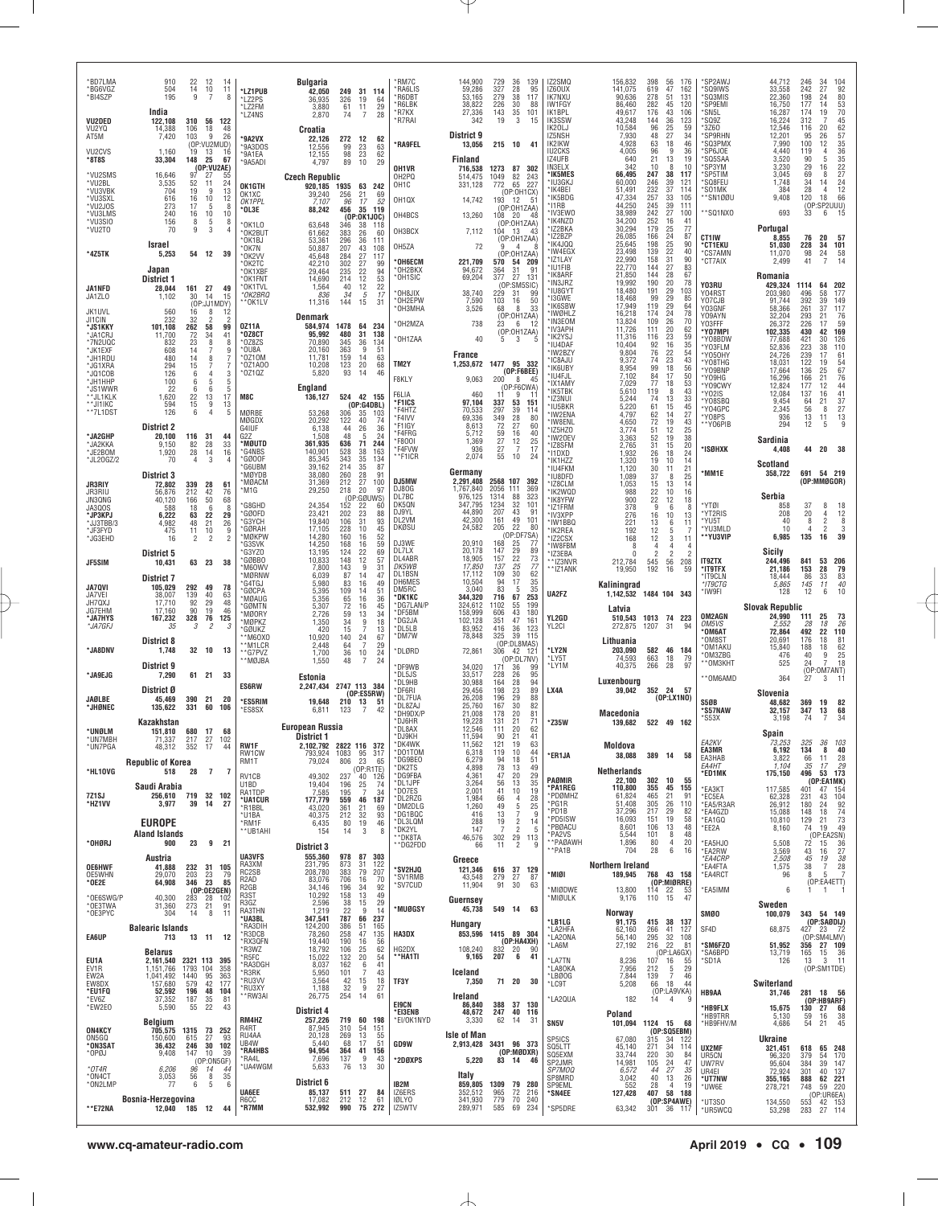*BD7LMA 910 22 12 14
*BG6VGZ 504 14 10 11
*BI4SZP 195 9 7 8

**India**

VU2DED 122,108 310 56 122
VU2YQ 14,388 106 18 48
AT5M 7,420 103 9 26
(OP:VU2MUD)
VU2CVS 1,160 19 13 16
*8T8S 33,304 148 25 67
(OP:VU2AE)
*VU2SMS 16,646 97 27 55
*VU2BL 3,535 52 11 24
*VU2VBK 704 19 9 13
*VU3SXL 616 16 10 12
*VU2JOS 273 17 5 8
*VU3LMS 240 16 10 10
*VU3SIO 156 8 5 8
*VU2UTO 70 9 3 4

**Israel**

*4Z5TK 5,253 54 12 39

**Japan**

**District 1**

JA1NFD 28,044 161 27 49
JA1ZLO 1,102 30 14 15
(OP:JJ1MDY)
JK1UVL 560 16 8 12
JI1CIN 232 32 2 7
*JS1KKY 101,108 262 58 99
*JA1CRJ 11,700 72 34 41
*7N2UQC 832 23 8 8
*JK1EXF 608 14 7 9
*JH1RDU 480 14 8 7
*JG1XRA 294 15 7 7
*JQ1COB 126 6 4 3
*JH1HHP 100 6 5 5
*JS1WWR 22 6 6 5
**JL1KLK 1,620 22 13 17
**JI1IKC 594 15 9 13
**7L1DST 126 6 4 5

**District 2**

*JA2GHP 20,100 116 31 44
*JA2KKA 9,150 82 28 33
*JE2BOM 1,920 28 14 16
*JL2OGZ/2 70 4 3 4

**District 3**

JR3RIY 72,802 339 28 61
JR3RIU 56,876 212 42 76
JN3QNG 40,120 166 50 68
JA3QOS 588 18 6 8
*JP3KPJ 6,222 63 22 29
*JJ3TBB/3 4,982 48 21 26
*JF3FYD 475 11 10 9
*JG3EHD 16 2 2 2

**District 5**

JF5SIM 10,431 63 23 38

**District 7**

JA7QVI 105,029 292 49 78
JA7VEI 38,007 139 40 63
JH7QXJ 17,710 92 29 48
JG7EHM 17,160 90 19 46
*JA7HYS 167,232 328 76 125
*JA7GFJ 35 3 2 3

**District 8**

*JA8DNV 1,748 32 10 13

**District 9**

*JA9EJG 7,290 61 21 33

**District Ø**

JAØLBE 45,469 390 21 20
*JHØNEC 135,622 331 60 106

**Kazakhstan**

*UNØLM 151,810 680 17 68
*UN7MBH 71,337 217 27 102
*UN7PGA 48,312 352 17 44

**Republic of Korea**

*HL1OVG 518 28 7 7

**Saudi Arabia**

7Z1SJ 256,610 719 32 102
*HZ1VV 3,977 39 14 27

**EUROPE**

**Aland Islands**

*OHØRJ 900 23 9 21

**Austria**

OE6HWF 41,888 232 31 105
OE5WHN 29,070 203 23 79
*OE2E 64,908 346 23 85
(OP:OE2GEN)
*OE6SWG/P 40,300 283 28 102
*OE3TWA 31,360 273 21 91
*OE3PYC 304 14 8 11

**Balearic Islands**

EA6UP 713 13 11 12

**Belarus**

EU1A 2,161,540 2321 113 395
EV1R 1,151,766 1793 104 358
EW2A 1,041,492 1440 95 363
EW8DX 157,680 579 42 177
*EU1FQ 52,592 196 48 104
*EV6Z 37,352 187 35 81
*EW2EO 5,590 55 22 43

**Belgium**

ON4KCY 705,575 1315 73 252
ON5GQ 150,600 615 27 93
*ON3SAT 36,432 246 30 102
*OPØJ 9,408 147 10 39
(OP:ON5GF)
*OT4R 6,206 96 14 44
*ON4CT 3,053 56 8 35
*ON2LMP 77 6 5 6

**Bosnia-Herzegovina**

**E7ZNA 12,040 185 12 44

**Bulgaria**

*LZ1PUB 42,050 249 31 114
*LZ2PS 36,935 326 19 64
*LZ2FM 3,880 61 11 29
*LZ4NS 2,870 74 7 28

**Croatia**

*9A2VX 22,126 272 12 62
*9A3DOS 12,556 99 23 63
*9A1EA 12,155 98 23 62
*9A5ADI 4,797 89 10 29

**Czech Republic**

OK1GTH 920,185 1935 63 242
OK1XC 39,240 256 21 69
OK1PPL 7,107 96 17 52
*OL3E 88,242 456 35 119
(OP:OK1JOC)
*OK1LO 63,648 346 38 118
*OK2BUT 61,662 383 26 60
*OK1BJ 53,361 296 36 111
*OK7N 50,887 207 43 108
*OK2VV 45,648 284 27 117
*OK2TC 42,210 302 27 99
*OK1XBF 29,464 235 22 94
*OK1FNT 14,690 214 12 53
*OK1TVL 1,564 40 12 22
*OK2BRO 836 34 5 17
**OK1LV 11,316 144 15 31

**Denmark**

OZ11A 584,974 1478 64 234
*OZ8CT 95,992 480 31 138
*OZ8ZS 70,890 345 36 134
*OU8A 20,160 363 9 51
*OZ1OM 11,781 159 14 63
*OZ1AOO 10,208 123 20 68
*OZ1QZ 5,820 93 14 46

**England**

M8C 136,127 524 42 155
(OP:G4DBL)
MØRBE 53,268 306 35 103
MØGDX 20,292 122 40 74
G4IUF 6,138 44 26 36
G2Z 1,508 48 5 24
*MØUTD 361,935 636 71 244
*G4NBS 140,901 528 38 163
*GØOOF 85,345 343 35 134
*G6UBM 39,162 214 35 87
*MØYDB 38,080 260 28 91
*MØACM 31,369 212 27 100
*M1G 29,250 218 20 97
(OP:GØUWS)
*G8GHD 24,354 152 22 60
*GØOFD 23,421 202 23 88
*G3YCH 19,840 106 31 93
*GØRAH 17,105 228 10 45
*MØKPW 14,280 160 16 52
*G3SVK 14,250 168 16 59
*G3YZO 13,195 124 22 69
*GØBBO 10,833 148 12 57
*M6OWV 7,800 143 9 31
*MØRNW 6,039 87 14 47
*G4TGJ 5,980 83 16 49
*GØCPA 5,395 109 14 51
*MØAUG 5,356 65 16 36
*GØMTN 5,307 72 16 45
*MØORY 2,726 59 13 34
*MØPKZ 1,350 34 9 18
*GØUKZ 420 15 7 13
**M6OXO 10,920 140 24 67
**M1LCR 2,448 64 7 29
**G7PVZ 1,700 36 10 24
**MØJBA 1,550 48 7 24

**Estonia**

ES6RW 2,247,434 2747 113 384
(OP:ES5RW)
*ES5RIM 19,648 210 13 51
*ES8SX 6,811 123 7 42

**European Russia**

**District 1**

RW1F 2,102,792 2822 116 372
RW1CW 793,924 1083 95 317
RM1T 79,024 806 23 65
(OP:R1TE)
RV1CB 49,302 237 40 126
U1BD 19,404 196 25 74
RA1TDP 7,585 195 7 34
*UA1CUR 177,779 559 46 187
*R1BBL 43,020 361 21 69
*U1BA 40,375 212 32 93
*RM1F 6,435 80 19 46
**UB1AHI 154 14 3 8

**District 3**

UA3VFS 555,360 978 87 303
RA3XM 231,795 873 31 122
RC2SB 208,780 383 79 207
R2AD 83,076 706 16 70
R2GB 34,146 196 34 92
R3ST 10,292 158 13 49
R3GZ 2,596 38 15 29
RA3THN 1,219 22 9 14
*UA3BL 347,541 787 66 237
*RA3DIH 124,200 386 51 165
*R3DCB 78,260 258 47 135
*RX3QFN 19,440 190 16 56
*R3WZ 18,792 106 25 62
*R5FC 15,022 132 20 54
*RA3DGH 8,037 162 6 41
*R3RK 5,950 101 7 43
*RU3VV 3,564 42 15 18
*RU3XY 1,188 32 9 27
**RW3AI 26,775 254 14 61

**District 4**

RM4HZ 257,226 719 60 198
R4RT 87,945 310 54 151
RU4AA 20,128 269 13 55
UB4W 5,440 68 17 51
*RA4HBS 94,954 364 41 156
*RA4L 7,696 137 9 43
*UA4WGM 5,633 76 13 30

**District 6**

UA6EE 85,137 511 27 84
R6CC 17,082 212 12 61
*R7MM 532,992 990 75 272

*RM7C 144,900 729 36 139
*RA6LIS 59,286 327 28 95
*R6DBT 53,165 279 38 117
*R6LBK 38,822 226 30 88
*R7KX 27,336 143 35 101
*R7RAI 342 19 3 15

**District 9**

*RA9FEL 13,056 215 10 41

**Finland**

OH1VR 716,538 1273 87 302
OH2PQ 514,475 1049 82 243
OH1C 331,128 772 65 227
(OP:OH1CX)
OH1QX 14,742 193 12 51
(OP:OH1ZAA)
OH4BCS 13,260 108 20 48
(OP:OH1ZAA)
OH3BCX 7,112 104 13 43
(OP:OH1ZAA)
OH5ZA 72 9 4 8
(OP:OH1ZAA)
*OH6ECM 221,709 570 54 209
*OH2BKX 94,672 364 31 91
*OH1SIC 69,204 377 27 131
(OP:SM5SIC)
*OH8JIX 38,740 229 31 99
*OH2EPW 7,590 103 16 50
*OH3MHA 3,526 68 8 33
(OP:OH1ZAA)
*OH2MZA 738 23 6 12
(OP:OH1ZAA)
*OH1ZAA 40 5 3 5

**France**

TM2Y 1,253,672 1477 95 332
(OP:F6BEE)
F8KLY 9,063 200 8 45
(OP:F6CWA)
F6LIA 460 11 9 11
*F1ICS 97,104 337 53 151
*F4HTZ 70,533 297 39 114
*F4IVV 69,336 349 28 80
*F1IGY 8,613 72 27 60
*F4FRG 5,712 59 16 40
*F8OOI 1,369 27 12 25
*F4FVW 936 27 7 17
**F1ICR 2,074 55 10 24

**Germany**

DJ5MW 2,291,408 2568 107 392
DJ8OG 1,767,840 2056 111 369
DL7BC 976,125 1314 88 323
DK5QN 347,795 1234 32 101
DJ9YL 44,890 207 43 91
DL2VM 42,300 161 49 101
DKØSU 24,582 205 22 80
(OP:DF7SA)
DJ3WE 20,910 168 25 77
DL7LX 20,178 147 29 89
DL4ABR 18,905 157 22 73
DK5WB 17,850 137 25 77
DL1BSN 17,112 109 30 62
DH6MES 10,504 94 17 35
DM5RC 3,040 83 5 35
*DK1KC 344,320 716 67 253
*DG7LAN/P 324,612 1102 55 199
*DF5BM 158,999 606 43 180
*DG2JA 102,128 351 47 161
*DL5LB 83,952 416 36 123
*DM7W 78,848 325 39 115
(OP:DL8MAS)
*DLØRD 72,861 306 42 121
(OP:DL7NV)
*DF9WB 34,020 171 36 99
*DL5JS 33,517 228 26 95
*DL9HB 30,988 164 28 94
*DF6RI 29,456 198 23 89
*DL7FUA 26,208 196 29 88
*DL8ZAJ 25,760 167 30 82
*DH9DX/P 21,008 178 20 81
*DJ6HR 19,228 131 21 71
*DL8AX 12,546 111 20 62
*DJ9KH 11,594 90 21 41
*DK4WK 11,562 121 19 63
*DO1TOM 6,318 119 10 44
*DG9BEO 6,279 94 18 51
*DK2TS 4,898 78 13 49
*DG9FBA 4,361 47 20 29
*DL1JPF 3,264 56 13 35
*DO7ES 2,001 41 10 19
*DL2RZG 1,984 66 4 28
*DM2DLG 1,260 49 5 25
*DG1BQC 416 13 7 9
*DL3LQM 288 19 2 14
*DK2YL 147 7 2 5
**DK8TA 46,576 302 29 113
**DG2FDD 66 11 2 9

**Greece**

*SV2HJQ 121,346 616 37 129
*SV1RMB 43,548 279 27 87
*SV7CUD 11,904 91 30 63

**Guernsey**

*MUØGSY 45,738 549 14 63

**Hungary**

HA3DX 853,596 1415 89 304
(OP:HA4XH)
HG2DX 108,240 832 20 90
**HA1TI 9,165 207 6 41

**Iceland**

TF3Y 7,350 71 20 30

**Ireland**

EI9CN 86,840 388 37 130
*EI3ENB 48,672 247 40 116
*EI/OK1NYD 3,330 62 14 31

**Isle of Man**

GD9W 2,913,428 3431 96 373
(OP:MØDXR)
*2DØXPS 5,220 83 14 46

**Italy**

IB2M 859,805 1309 79 280
IZ6ERS 352,512 965 72 216
IØLYO 341,930 779 70 240
IZ5WTV 289,971 585 69 234

IZ2SMQ 156,832 398 56 176
IZ6OUX 141,075 619 47 162
IK7NXU 90,636 278 51 131
IW1FGY 86,460 282 45 120
IK1BPL 49,617 176 43 106
IZ4UFB 43,248 144 36 123
IK3SSW 10,584 96 25 59
IKØOLJ 7,930 48 27 34
IZ5NSH 4,928 63 18 46
IK2IKW 4,005 96 9 36
IU2CKS 640 21 13 19
IZ4UFB 342 10 8 10
IN3ELX 66,495 247 38 117
*IK5MES 60,000 246 39 121
*IU3GKJ 51,491 232 37 114
*IK4BEI 47,334 257 33 105
*IK5BDG 44,250 245 39 111
*I1RB 38,989 242 27 100
*IV3EWO 34,200 252 16 41
*IK4NZD 30,294 179 25 77
*IZ2BKA 26,085 166 24 87
*IZ2BZP 25,645 198 25 90
*IK4JQQ 23,498 139 22 40
*IW4EGX 22,990 158 31 90
*IZ1LAY 22,770 144 27 83
*IU1FIB 21,850 144 28 67
*IK8ARF 19,992 190 20 78
*IN3JRZ 18,480 191 29 103
*IU8GYT 18,468 99 29 85
*I3GWE 17,949 119 29 64
*IK6SBW 16,218 174 24 78
*IWØHLZ 13,824 109 26 70
*IN3EOM 11,726 111 20 62
*IV3APH 11,316 116 23 59
*IK2YSJ 10,404 92 16 35
*IU4DAF 9,804 76 22 54
*IW2BZY 9,372 74 23 43
*IC8AJU 8,954 99 18 56
*IK6UBY 7,102 84 17 50
*IU4FJL 7,029 77 18 53
*IX1AMY 5,610 119 8 43
*IK5TBK 5,244 74 13 33
*IZ3NUI 5,220 61 15 45
*IU5BKR 4,797 62 14 27
*IW2ENA 4,650 72 19 43
*IW8ENL 3,774 51 12 25
*IZ5HZO 3,363 52 19 38
*IW2OEV 2,765 31 15 20
*IZ8SFM 1,932 26 18 24
*I1DXD 1,320 19 10 14
*IK1HZZ 1,120 30 11 21
*IU4FKM 1,089 37 8 25
*IU8DFD 1,053 15 13 14
*IZ8CLM 988 22 10 16
*IK2WQD 900 22 12 18
*IK8YFW 378 9 6 8
*IZ1FRM 276 16 10 13
*IV3XPP 221 13 6 11
*IW1BBQ 192 12 5 7
*IK2REA 168 12 3 11
*IZ2CSX 8 4 4 4
*IW8FBM 0 2 2 2
*IZ3EBA 212,784 545 56 208
**IZ3NVR 19,950 192 16 59
**IZ1ANK

UA2FZ **Kaliningrad** 1,142,532 1484 104 343

**Latvia**

YL2GD 510,543 1013 74 223
YL2CI 272,875 1207 31 94

**Lithuania**

*LY2N 203,090 582 46 184
*LY5T 74,593 663 18 79
*LY1M 40,375 266 28 97

**Luxembourg**

LX4A 39,042 352 24 57
(OP:LX1NO)

**Macedonia**

*Z35W 139,682 522 49 162

**Moldova**

*ER1JA 38,088 389 14 58

**Netherlands**

PAØMIR 22,100 302 10 55
*PA1REG 110,800 355 45 155
*PDØMHZ 61,824 465 21 91
*PG1R 51,408 305 26 110
*PD1B 37,296 217 29 82
*PD0SW 16,093 151 19 58
*PBØACU 8,601 106 13 48
*PA2VS 5,544 101 8 48
**PAØAWH 1,896 80 4 20
**PA1B 704 28 6 16

**Northern Ireland**

*MIØI 189,945 768 43 158
(OP:MIØRRE)
*MIØDWE 13,800 114 22 53
*MIØULK 9,176 110 15 47

**Norway**

*LB1LG 91,175 415 38 137
*LA2HFA 62,160 266 41 127
*LA2ONA 56,140 295 32 108
*LA6M 27,192 216 22 81
(OP:LA6GX)
*LA7TN 8,236 107 16 55
*LA8OKA 7,956 212 5 29
*LBØOG 7,844 139 7 46
*LC9T 5,208 66 18 44
(OP:LA9VKA)
*LA2QUA 182 14 4 9

**Poland**

SN5V 101,094 1124 15 68
(OP:SQ5EBM)
SP5ICS 67,080 315 34 122
SQ5LTT 45,140 271 34 114
SQ5EXM 33,744 220 30 84
SP2JMR 14,981 105 24 47
SP7MOG 6,572 44 27 35
SP8MRD 3,042 40 13 26
SP9EML 552 28 4 19
*SN4EE 127,428 407 58 188
(OP:SP4AWE)
*SP5DRE 63,342 301 36 117

*SP2AWJ 44,712 246 34 104
*SQ9IWS 33,558 242 27 92
*SQ3MIS 22,360 198 24 80
*SP9EMI 16,750 177 14 53
*SN5L 16,287 174 19 70
*SQ9Z 16,224 312 7 45
*3Z6O 12,546 116 20 62
*SP9RHN 12,201 95 26 57
*SQ3PMX 7,990 100 12 35
*SP6JOE 4,440 119 4 36
*SQ5SAA 3,520 90 5 35
*SP3YM 3,230 29 16 22
*SP5TIM 3,045 69 8 27
*SQ8FEU 1,748 34 14 24
*SO1MK 384 28 4 12
**SN1ØØU 9,408 120 18 66
(OP:SP2UUU)
**SQ1NXO 693 33 6 15

**Portugal**

CT1IW 8,855 76 20 57
*CT1EKU 51,030 228 34 101
*CS7AMN 11,070 98 24 58
*CT7AIX 2,499 41 7 14

**Romania**

YO3RU 429,324 1114 64 202
YO4RST 203,980 496 58 177
YO7CJB 91,744 392 39 149
YO3GNF 58,366 261 37 117
YO9AYN 32,204 293 21 76
YO3FFF 26,372 226 17 59
*YO7MPI 102,335 430 42 169
*YO8BDW 77,688 421 30 126
*YO3FLM 52,836 223 38 110
*YO5OHY 24,726 239 17 61
*YO8THG 18,031 122 19 54
*YO9BNP 17,664 136 25 67
*YO9HG 16,296 166 21 76
*YO9CWY 12,824 177 12 44
*YO2IS 12,084 137 16 41
*YO8SBQ 9,454 64 21 37
*YO4GPC 2,345 56 8 27
*YO8PS 936 13 11 13
**YO6PIB 294 12 5 9

**Sardinia**

*ISØHXK 4,408 44 20 38

**Scotland**

*MM1E 358,722 691 54 219
(OP:MMØGOR)

**Serbia**

*YTØI 858 37 8 18
*YT2RIS 208 20 4 12
*YU5T 40 8 2 8
*YU3MLD 10 4 2 3
**YU3VIP 6,985 135 16 39

**Sicily**

IT9ZTX 244,496 841 53 206
*IT9TFX 21,186 153 28 79
*IT9CLN 18,444 86 33 83
*IT9CTG 5,865 145 11 40
*IW9FI 128 12 6 10

**Slovak Republic**

OM2AGN 24,990 111 25 73
OM5VS 2,552 28 18 26
*OM6AT 72,864 492 22 110
*OM8ST 20,691 176 18 81
*OM1AKU 15,840 188 18 62
*OM3ZBG 476 40 9 25
**OM3KHT 525 24 7 18
(OP:OM7ANT)
**OM6AMD 364 27 3 11

**Slovenia**

S5ØB 48,682 369 19 82
*S57NAW 32,157 347 13 68
*S53X 3,198 74 7 34

**Spain**

EA2KV 73,253 325 36 103
EA3MR 6,192 134 8 40
EA3HAB 3,822 66 11 28
EA4HT 1,104 35 17 29
*ED1MK 175,150 496 53 173
(OP:EA1MK)
*EA3KT 117,585 401 47 154
*EC5EA 62,328 231 43 104
*EA5/R3AR 26,912 180 24 92
*EA4GZD 15,088 148 18 74
*EA1GQ 10,810 129 21 73
*EE2A 8,160 74 19 49
(OP:EA2SN)
*EA5HJO 5,508 72 15 36
*EA2RW 3,569 43 16 27
*EA4CRP 2,508 45 19 38
*EA4FTA 1,575 38 7 28
*EA4RCT 96 8 5 7
(OP:EA4ETT)
*EA5IMM 6 1 1 1

**Sweden**

SMØO 100,079 343 54 149
(OP:SAØDLU)
SF4D 68,875 427 23 72
(OP:SM4LMV)
*SM6FZO 51,952 356 27 109
*SA6BPD 13,719 165 15 36
*SD1A 126 13 3 11
(OP:SM1TDE)

**Switzerland**

HB9AA 31,746 281 18 56
(OP:HB9ARF)
*HB9FLX 15,675 130 27 68
*HB9TRR 5,130 59 16 38
*HB9FHV/M 4,686 54 21 45

**Ukraine**

UX2MF 321,451 618 65 248
UR5CN 96,320 379 54 170
UW7RV 95,604 384 39 147
UR4EI 72,924 301 40 137
*UT7NW 355,165 888 62 221
*UW6E 278,721 748 59 220
(OP:UR6EA)
*UT3SO 134,550 553 42 153
*UR5WCQ 53,298 283 27 114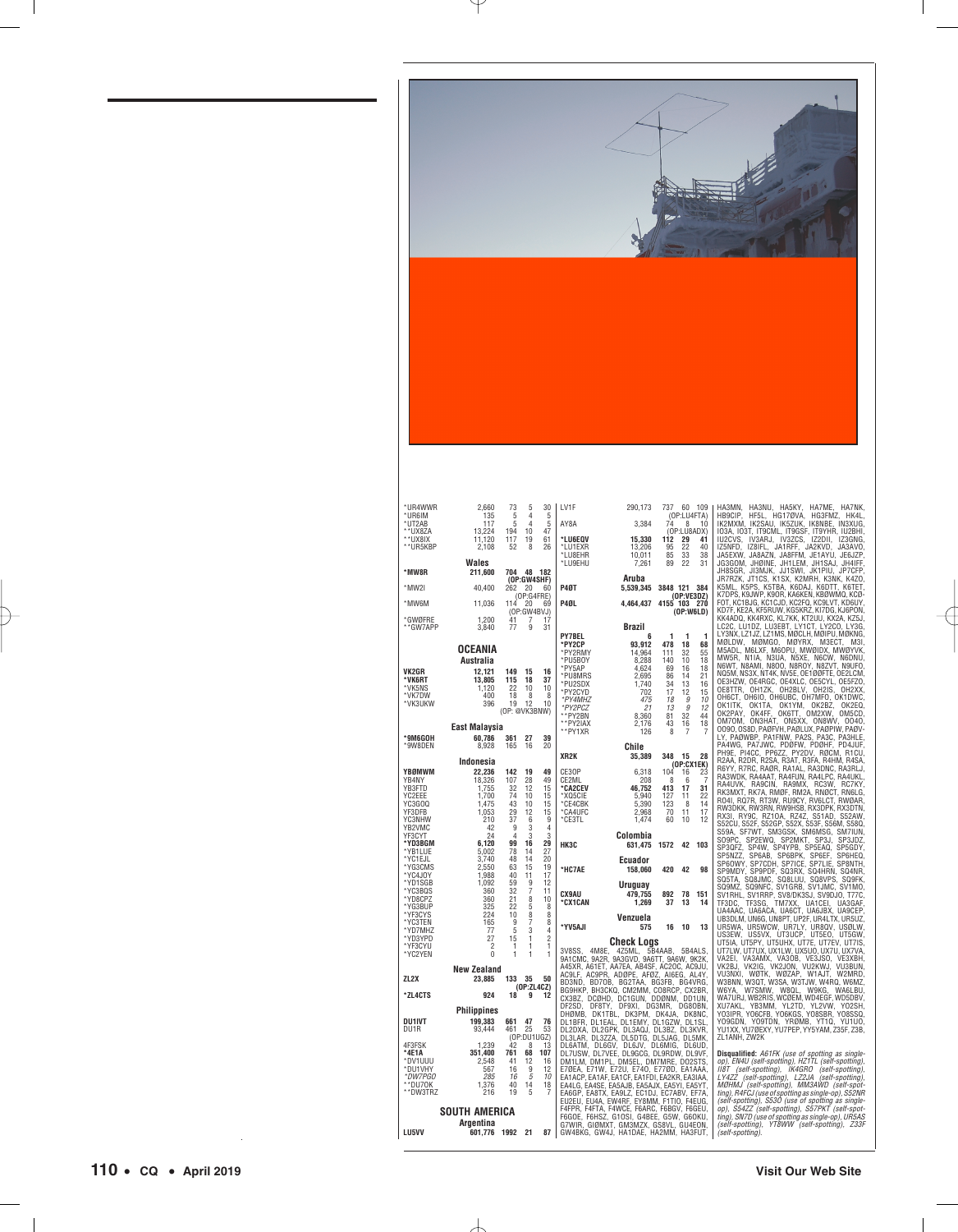| | | | | |
|---|---|---|---|---|
| *UR4WWR | 2,660 | 73 | 5 | 30 |
| *UR6IM | 135 | 5 | 4 | 5 |
| *UT2AB | 117 | 5 | 4 | 5 |
| **UX8ZA | 13,224 | 194 | 10 | 47 |
| **UX8IX | 11,120 | 117 | 19 | 61 |
| **UR5KBP | 2,108 | 52 | 8 | 26 |

**Wales**

| | | | | |
|---|---|---|---|---|
| *MW8R | 211,600 | 704 | 48 | 182 |
| | (OP:GW4SHF) | | | |
| *MW2I | 40,400 | 262 | 20 | 60 |
| | (OP:G4FRE) | | | |
| *MW6M | 11,036 | 114 | 20 | 69 |
| | (OP:GW4BVJ) | | | |
| *GW0FRE | 1,200 | 41 | 7 | 17 |
| **GW7APP | 3,840 | 77 | 9 | 31 |

## OCEANIA

**Australia**

| | | | | |
|---|---|---|---|---|
| VK2GR | 12,121 | 149 | 15 | 16 |
| *VK6RT | 13,805 | 115 | 18 | 37 |
| *VK5NS | 1,120 | 22 | 10 | 10 |
| *VK7DW | 400 | 18 | 8 | 8 |
| *VK3UKW | 396 | 19 | 12 | 10 |
| | (OP: @VK3BNW) | | | |

**East Malaysia**

| | | | | |
|---|---|---|---|---|
| *9M6GOH | 60,786 | 361 | 27 | 39 |
| *9W8DEN | 8,928 | 165 | 16 | 20 |

**Indonesia**

| | | | | |
|---|---|---|---|---|
| YB0MWM | 22,236 | 142 | 19 | 49 |
| YB4NY | 18,326 | 107 | 28 | 49 |
| YB3FTD | 1,755 | 32 | 12 | 15 |
| YC2EEE | 1,700 | 74 | 10 | 15 |
| YC3GOQ | 1,475 | 43 | 10 | 15 |
| YF3DFB | 1,053 | 29 | 12 | 15 |
| YC3NHW | 210 | 37 | 6 | 9 |
| YB2VMC | 42 | 9 | 3 | 4 |
| YF3CYT | 24 | 4 | 3 | 3 |
| *YD3BGM | 6,120 | 99 | 16 | 29 |
| *YB1LUE | 5,002 | 78 | 14 | 27 |
| *YC1EJL | 3,740 | 48 | 14 | 20 |
| *YG3CMS | 2,550 | 63 | 15 | 19 |
| *YC4JOY | 1,988 | 40 | 11 | 17 |
| *YD1SGB | 1,092 | 59 | 9 | 12 |
| *YC3BQS | 360 | 32 | 7 | 11 |
| *YD8CPZ | 360 | 21 | 8 | 10 |
| *YG3BUP | 325 | 22 | 5 | 8 |
| *YF3CYS | 224 | 10 | 8 | 8 |
| *YC3TEN | 165 | 9 | 7 | 8 |
| *YD7MHZ | 77 | 5 | 3 | 4 |
| *YD3YPD | 27 | 15 | 1 | 2 |
| *YF3CYU | 2 | 1 | 1 | 1 |
| *YC2YEN | 0 | 1 | 1 | 1 |

**New Zealand**

| | | | | |
|---|---|---|---|---|
| ZL2X | 23,885 | 133 | 35 | 50 |
| | (OP:ZL4CZ) | | | |
| *ZL4CTS | 924 | 18 | 9 | 12 |

**Philippines**

| | | | | |
|---|---|---|---|---|
| DU1IVT | 199,383 | 661 | 47 | 76 |
| DU1R | 93,444 | 461 | 25 | 53 |
| | (OP:DU1UGZ) | | | |
| 4F3FSK | 1,239 | 42 | 8 | 13 |
| *4E1A | 351,400 | 761 | 68 | 107 |
| *DV1UUU | 2,548 | 41 | 12 | 16 |
| *DU1VHY | 567 | 16 | 9 | 12 |
| *DW7PGO | 285 | 16 | 5 | 10 |
| **DU7OK | 1,376 | 40 | 14 | 18 |
| **DW3TRZ | 216 | 19 | 5 | 7 |

## SOUTH AMERICA

**Argentina**

| | | | | |
|---|---|---|---|---|
| LU5VV | 601,776 | 1992 | 21 | 87 |
| LV1F | 290,173 | 737 | 60 | 109 |
| | (OP:LU4FTA) | | | |
| AY8A | 3,384 | 74 | 8 | 10 |
| | (OP:LU8ADX) | | | |
| *LU6EQV | 15,330 | 112 | 29 | 41 |
| *LU1EXR | 13,206 | 95 | 22 | 40 |
| *LU8EHR | 10,011 | 85 | 33 | 38 |
| *LU9EHU | 7,261 | 89 | 22 | 31 |

**Aruba**

| | | | | |
|---|---|---|---|---|
| P40T | 5,539,345 | 3848 | 121 | 384 |
| | (OP:VE3DZ) | | | |
| P40L | 4,464,437 | 4155 | 103 | 270 |
| | (OP:W6LD) | | | |

**Brazil**

| | | | | |
|---|---|---|---|---|
| PY7BEL | 6 | 1 | 1 | 1 |
| *PY2CP | 93,912 | 478 | 18 | 68 |
| *PY2RMY | 14,964 | 111 | 32 | 55 |
| *PU5BOY | 8,288 | 140 | 10 | 18 |
| *PY5AP | 4,624 | 69 | 16 | 18 |
| *PU8MRS | 2,695 | 86 | 14 | 21 |
| *PU2SDX | 1,740 | 34 | 13 | 16 |
| *PY2CYD | 702 | 17 | 12 | 15 |
| *PY4MHZ | 475 | 18 | 9 | 10 |
| *PY2PCZ | 21 | 13 | 9 | 12 |
| **PY2BN | 8,360 | 81 | 32 | 44 |
| **PY2IAX | 2,176 | 43 | 16 | 18 |
| **PY1XR | 126 | 8 | 7 | 7 |

**Chile**

| | | | | |
|---|---|---|---|---|
| XR2K | 35,389 | 348 | 15 | 28 |
| | (OP:CX1EK) | | | |
| CE3OP | 6,318 | 104 | 16 | 23 |
| CE2ML | 208 | 8 | 6 | 7 |
| *CA2CEV | 46,752 | 413 | 17 | 31 |
| *XQ5CIE | 5,940 | 127 | 11 | 22 |
| *CE4CBK | 5,390 | 123 | 8 | 14 |
| *CA4UFC | 2,968 | 70 | 11 | 17 |
| *CE3TLL | 1,474 | 60 | 10 | 12 |

**Colombia**

| | | | | |
|---|---|---|---|---|
| HK3C | 631,475 | 1572 | 42 | 103 |

**Ecuador**

| | | | | |
|---|---|---|---|---|
| *HC7AE | 158,060 | 420 | 42 | 98 |

**Uruguay**

| | | | | |
|---|---|---|---|---|
| CX9AU | 479,755 | 892 | 78 | 151 |
| *CX1CAN | 1,269 | 37 | 13 | 14 |

**Venzuela**

| | | | | |
|---|---|---|---|---|
| *YV5AJI | 575 | 16 | 10 | 13 |

## Check Logs

3V8SS, 4M8E, 4Z5ML, 5B4AAB, 5B4ALS, 9A1CMC, 9A2R, 9A3GVD, 9A6TT, 9A6W, 9K2K, A45XR, A61ET, AA7EA, AB4SF, AC2OC, AC9JU, AC9LF, AC9PR, AD0PE, AF0Z, AI6EG, AL4Y, BD3ND, BD7OB, BG2TAA, BG3FB, BG4VRG, BG9HKP, BH3CKQ, CM2MM, CO8RCP, CX2BR, CX3BZ, DC0HD, DC1GUN, DD0NM, DD1UN, DF2SD, DF8TY, DF9XI, DG3MR, DG8OBN, DH0MB, DK1TBL, DK3PM, DK4JA, DK8NC, DL1BFR, DL1EAL, DL1EMY, DL1GZW, DL1SL, DL2DXA, DL2GPK, DL3AQJ, DL3BZ, DL3KVR, DL3LAR, DL3ZZA, DL5DTG, DL5JAG, DL5MK, DL6ATM, DL6GV, DL6JV, DL6MIG, DL6UD, DL7USW, DL7VEE, DL9GCG, DL9RDW, DL9VF, DM1LM, DM1PL, DM5EL, DM7MRE, DO2STS, E70EA, E71W, E72U, E74O, E77DD, EA1AAA, EA1ACP, EA1AF, EA1CF, EA1FDI, EA2KR, EA3IAA, EA4LG, EA4SE, EA5AJB, EA5AJX, EA5YI, EA5YT, EA6GP, EA8TX, EA8LZ, EC1DJ, EC7ABV, EF7A, EU2EU, EU4A, EW4RF, EY8MM, F1TIO, F4EUG, F4FPR, F4FTA, F4WCE, F6ARC, F6BGV, F6EQU, F6GOE, F6HSZ, G1OSI, G4BEE, G5W, G6OKU, G7WIR, GI0MXT, GM3MZX, GS8VL, GU4EON, GW4BKG, GW4J, HA1DAE, HA2MM, HA3FUT, HA3MN, HA3NU, HA5KY, HA7ME, HA7NK, HB9CIP, HF5L, HG170VA, HG3FMZ, HK4L, IK2MXM, IK2SAU, IK5ZUK, IK8NBE, IN3XUG, IO3A, IO3T, IT9CML, IT9GSF, IT9YHR, IU2BHI, IU2CVS, IV3ARJ, IV3ZCS, IZ2DII, IZ3GNG, IZ5NFD, IZ8IFL, JA1RFF, JA2KVD, JA3AVO, JA5EXW, JA8AZN, JA8FFM, JE1AYU, JE6JZP, JG3GOM, JH0INE, JH1LEM, JH1SAJ, JH4IFF, JH8SGR, JI3MJK, JJ1SWI, JK1PIU, JP7CFP, JR7RZK, JT1CS, K1SX, K2MRH, K3NK, K4ZO, K5ML, K5PS, K5TBA, K6DAJ, K6DTT, K6TET, K7DPS, K8JWP, K9OR, KA6KEN, KB0WMQ, KC0-FOT, KC1BJG, KC1CJD, KC2FQ, KC9LVT, KD6UY, KD7F, KE2A, KF5RUW, KG5KRZ, KI7DG, KJ6PON, KK4ADQ, KK4RXC, KL7KK, KT2UU, KX2A, KZ5J, LC2C, LU1DZ, LU3EBT, LY1CT, LY2CO, LY3G, LY3NX, LZ1JZ, LZ1MS, M0CLH, M0IPU, M0KNG, M0LDW, M0MGO, M0YRX, M3ECT, M3I, M5ADL, M6LXF, M6OPU, MW0IDX, MW0YVK, MW5R, N1IA, N3UA, N5XE, N6CW, N6DNU, N6WT, N8AMI, N8DO, N8ROY, N8ZVT, N9UFO, NQ5M, NS3X, NT4K, NV5E, OE100FTE, OE2LCM, OE3HZW, OE4RGC, OE4XLC, OE5CYL, OE5FZO, OE8TTR, OH1ZK, OH2BLV, OH2IS, OH2XX, OH6CT, OH6IO, OH6UBC, OH7MFO, OK1DWC, OK1ITK, OK1TA, OK1YM, OK2BZ, OK2EQ, OK2PAY, OK4FF, OK6TT, OM2XW, OM5CD, OM7OM, ON3HAT, ON5XX, ON8WV, OO4O, OO9O, OS8D, PA0FVH, PA0LUX, PA0PIW, PA0V-LY, PA0WBP, PA1FNW, PA2S, PA3C, PA3HLE, PA4WG, PA7JWC, PD0FW, PD0HF, PD4JUF, PH9E, PI4CC, PP6ZZ, PY2DV, R0CM, R1CU, R2AA, R2DR, R2SA, R3AT, R3FA, R4HM, R4SA, R6YY, R7RC, RA0R, RA1AL, RA3DNC, RA3RLJ, RA3WDK, RA4AAT, RA4FUN, RA4LPC, RA4UKL, RA4UVK, RA9CIN, RA9MX, RC3W, RC7KY, RK3MXT, RK7A, RM0F, RM2A, RN0CT, RN6LG, RO4I, RQ7R, RT3W, RU9CY, RV6LCT, RW0AR, RW3DKK, RW3RN, RW9HSB, RX3DPK, RX3DTN, RX3I, RY9C, RZ1OA, RZ4Z, S51AO, S52AW, S52CU, S52F, S52GP, S52X, S53F, S56M, S58Q, S59A, SF7WT, SM3GSK, SM6MSG, SM7IUN, SO9PC, SP2EWQ, SP2MKT, SP3J, SP3JDZ, SP3QFZ, SP4W, SP4YPB, SP5EAQ, SP5GDY, SP5NZZ, SP6AB, SP6BPK, SP6EF, SP6HEQ, SP6OWY, SP7CDH, SP7ICE, SP7LIE, SP8NTH, SP9MDY, SP9PDF, SQ3RX, SQ4HRN, SQ4NR, SQ5TA, SQ8JMC, SQ8LUU, SQ8VPS, SQ9FK, SQ9MZ, SQ9NFC, SV1GRB, SV1JMC, SV1MO, SV1RHL, SV1RRP, SV8/DK3SJ, SV9DJO, T77C, TF3DC, TF3SG, TM7XX, UA1CEI, UA3GAF, UA4AAC, UA6ACA, UA6CT, UA6JBX, UA9CEP, UB3DLM, UN6G, UN8PT, UP2F, UR4LTX, UR5UZ, UR5WA, UR5WCW, UR7LY, UR8QV, US0LW, US3EW, US5VX, UT3UCP, UT5EO, UT5GW, UT5IA, UT5PY, UT5UHX, UT7E, UT7EV, UT7IS, UT7LW, UT7UX, UX1LW, UX5UO, UX7U, UX7VA, VA2EI, VA3AMX, VA3OB, VE3JSO, VE3XBH, VK2BJ, VK2IG, VK2JON, VU2KWJ, VU3BUN, VU3NXI, W0TK, W0ZAP, W1AJT, W2MRD, W3BNN, W3GT, W3SA, W3TJW, W4RQ, W6MZ, W6YA, W7SMW, W8QL, W9KG, WA6LBU, WA7URJ, WB2RIS, WC0EM, WD4EGF, WD5DBV, XU7AKL, YB3MM, YL2TD, YL2VW, YO2SH, YO3IPR, YO6CFB, YO6KGS, YO8SBR, YO8SSQ, YO9GDN, YO9TDN, YR0MB, YT1Q, YU1UO, YU1XX, YU70EXY, YU7PEP, YY5YAM, Z35F, Z3B, ZL1ANH, ZW2K

**Disqualified:** *A61FK (use of spotting as single-op), EN4U (self-spotting), HZ1TL (self-spotting), II8T (self-spotting), IK4GRO (self-spotting), LY4ZZ (self-spotting), LZ2JA (self-spotting), M0HMJ (self-spotting), MM3AWD (self-spotting), R4FCJ (use of spotting as single-op), S52NR (self-spotting), S53O (use of spotting as single-op), S54ZZ (self-spotting), S57PKT (self-spotting), SN7D (use of spotting as single-op), UR5AS (self-spotting), YT8WW (self-spotting), Z33F (self-spotting).*